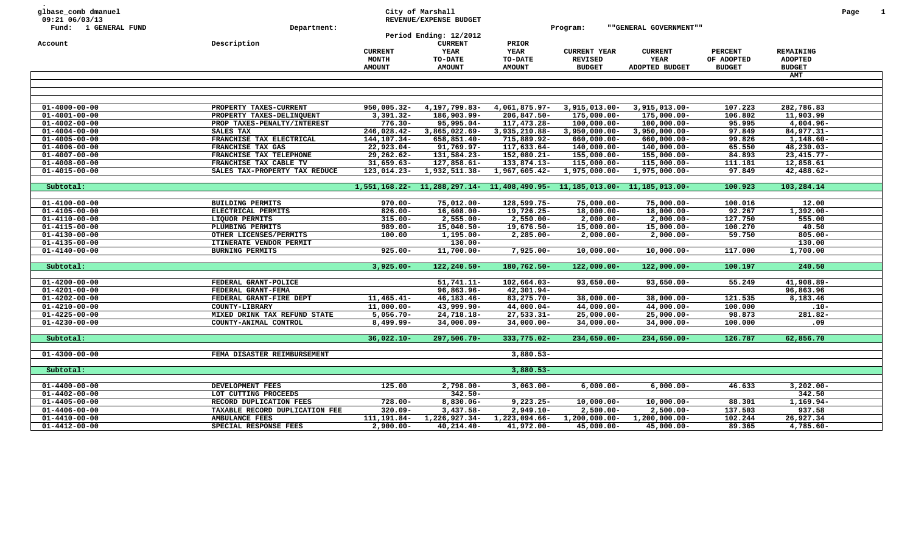glbase_comb dmanuel
09:21 06/03/13
Fund: 1 GENERAL FUND

City of Marshall
REVENUE/EXPENSE BUDGET
Period Ending: 12/2012

Department:
Program: ""GENERAL GOVERNMENT""

| Account | Description | CURRENT MONTH AMOUNT | CURRENT YEAR TO-DATE AMOUNT | PRIOR YEAR TO-DATE AMOUNT | CURRENT YEAR REVISED BUDGET | CURRENT YEAR ADOPTED BUDGET | PERCENT OF ADOPTED BUDGET | REMAINING ADOPTED BUDGET AMT |
|---|---|---|---|---|---|---|---|---|
| 01-4000-00-00 | PROPERTY TAXES-CURRENT | 950,005.32- | 4,197,799.83- | 4,061,875.97- | 3,915,013.00- | 3,915,013.00- | 107.223 | 282,786.83 |
| 01-4001-00-00 | PROPERTY TAXES-DELINQUENT | 3,391.32- | 186,903.99- | 206,847.50- | 175,000.00- | 175,000.00- | 106.802 | 11,903.99 |
| 01-4002-00-00 | PROP TAXES-PENALTY/INTEREST | 776.30- | 95,995.04- | 117,473.28- | 100,000.00- | 100,000.00- | 95.995 | 4,004.96- |
| 01-4004-00-00 | SALES TAX | 246,028.42- | 3,865,022.69- | 3,935,210.88- | 3,950,000.00- | 3,950,000.00- | 97.849 | 84,977.31- |
| 01-4005-00-00 | FRANCHISE TAX ELECTRICAL | 144,107.34- | 658,851.40- | 715,889.92- | 660,000.00- | 660,000.00- | 99.826 | 1,148.60- |
| 01-4006-00-00 | FRANCHISE TAX GAS | 22,923.04- | 91,769.97- | 117,633.64- | 140,000.00- | 140,000.00- | 65.550 | 48,230.03- |
| 01-4007-00-00 | FRANCHISE TAX TELEPHONE | 29,262.62- | 131,584.23- | 152,080.21- | 155,000.00- | 155,000.00- | 84.893 | 23,415.77- |
| 01-4008-00-00 | FRANCHISE TAX CABLE TV | 31,659.63- | 127,858.61- | 133,874.13- | 115,000.00- | 115,000.00- | 111.181 | 12,858.61 |
| 01-4015-00-00 | SALES TAX-PROPERTY TAX REDUCE | 123,014.23- | 1,932,511.38- | 1,967,605.42- | 1,975,000.00- | 1,975,000.00- | 97.849 | 42,488.62- |
| Subtotal: | | 1,551,168.22- | 11,288,297.14- | 11,408,490.95- | 11,185,013.00- | 11,185,013.00- | 100.923 | 103,284.14 |
| 01-4100-00-00 | BUILDING PERMITS | 970.00- | 75,012.00- | 128,599.75- | 75,000.00- | 75,000.00- | 100.016 | 12.00 |
| 01-4105-00-00 | ELECTRICAL PERMITS | 826.00- | 16,608.00- | 19,726.25- | 18,000.00- | 18,000.00- | 92.267 | 1,392.00- |
| 01-4110-00-00 | LIQUOR PERMITS | 315.00- | 2,555.00- | 2,550.00- | 2,000.00- | 2,000.00- | 127.750 | 555.00 |
| 01-4115-00-00 | PLUMBING PERMITS | 989.00- | 15,040.50- | 19,676.50- | 15,000.00- | 15,000.00- | 100.270 | 40.50 |
| 01-4130-00-00 | OTHER LICENSES/PERMITS | 100.00 | 1,195.00- | 2,285.00- | 2,000.00- | 2,000.00- | 59.750 | 805.00- |
| 01-4135-00-00 | ITINERATE VENDOR PERMIT | | 130.00- | | | | | 130.00 |
| 01-4140-00-00 | BURNING PERMITS | 925.00- | 11,700.00- | 7,925.00- | 10,000.00- | 10,000.00- | 117.000 | 1,700.00 |
| Subtotal: | | 3,925.00- | 122,240.50- | 180,762.50- | 122,000.00- | 122,000.00- | 100.197 | 240.50 |
| 01-4200-00-00 | FEDERAL GRANT-POLICE | | 51,741.11- | 102,664.03- | 93,650.00- | 93,650.00- | 55.249 | 41,908.89- |
| 01-4201-00-00 | FEDERAL GRANT-FEMA | | 96,863.96- | 42,301.94- | | | | 96,863.96 |
| 01-4202-00-00 | FEDERAL GRANT-FIRE DEPT | 11,465.41- | 46,183.46- | 83,275.70- | 38,000.00- | 38,000.00- | 121.535 | 8,183.46 |
| 01-4210-00-00 | COUNTY-LIBRARY | 11,000.00- | 43,999.90- | 44,000.04- | 44,000.00- | 44,000.00- | 100.000 | .10- |
| 01-4225-00-00 | MIXED DRINK TAX REFUND STATE | 5,056.70- | 24,718.18- | 27,533.31- | 25,000.00- | 25,000.00- | 98.873 | 281.82- |
| 01-4230-00-00 | COUNTY-ANIMAL CONTROL | 8,499.99- | 34,000.09- | 34,000.00- | 34,000.00- | 34,000.00- | 100.000 | .09 |
| Subtotal: | | 36,022.10- | 297,506.70- | 333,775.02- | 234,650.00- | 234,650.00- | 126.787 | 62,856.70 |
| 01-4300-00-00 | FEMA DISASTER REIMBURSEMENT | | | 3,880.53- | | | | |
| Subtotal: | | | | 3,880.53- | | | | |
| 01-4400-00-00 | DEVELOPMENT FEES | 125.00 | 2,798.00- | 3,063.00- | 6,000.00- | 6,000.00- | 46.633 | 3,202.00- |
| 01-4402-00-00 | LOT CUTTING PROCEEDS | | 342.50- | | | | | 342.50 |
| 01-4405-00-00 | RECORD DUPLICATION FEES | 728.00- | 8,830.06- | 9,223.25- | 10,000.00- | 10,000.00- | 88.301 | 1,169.94- |
| 01-4406-00-00 | TAXABLE RECORD DUPLICATION FEE | 320.09- | 3,437.58- | 2,949.10- | 2,500.00- | 2,500.00- | 137.503 | 937.58 |
| 01-4410-00-00 | AMBULANCE FEES | 111,191.84- | 1,226,927.34- | 1,223,094.66- | 1,200,000.00- | 1,200,000.00- | 102.244 | 26,927.34 |
| 01-4412-00-00 | SPECIAL RESPONSE FEES | 2,900.00- | 40,214.40- | 41,972.00- | 45,000.00- | 45,000.00- | 89.365 | 4,785.60- |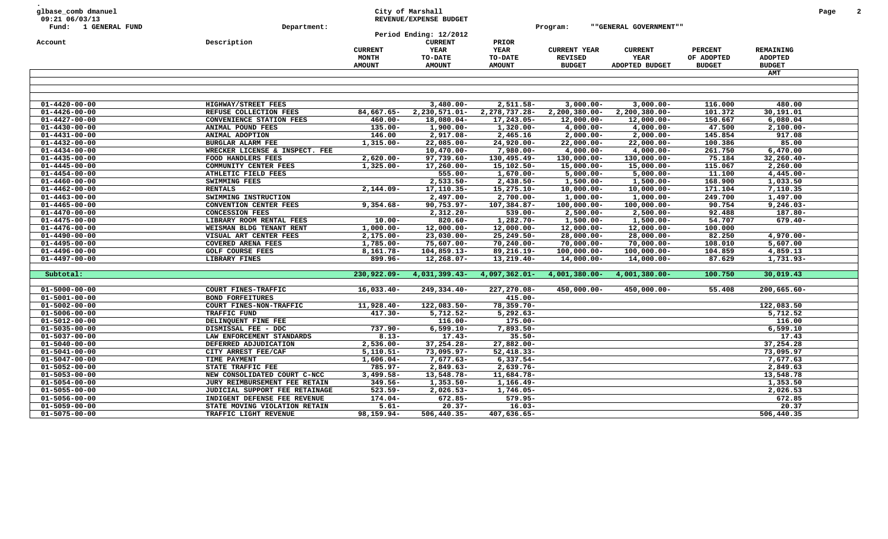glbase_comb dmanuel
09:21 06/03/13

Fund: 1 GENERAL FUND    Department:    Program: ""GENERAL GOVERNMENT""

# City of Marshall
## REVENUE/EXPENSE BUDGET
Period Ending: 12/2012

| Account | Description | CURRENT MONTH AMOUNT | CURRENT YEAR TO-DATE AMOUNT | PRIOR YEAR TO-DATE AMOUNT | CURRENT YEAR REVISED BUDGET | CURRENT YEAR ADOPTED BUDGET | PERCENT OF ADOPTED BUDGET | REMAINING ADOPTED BUDGET AMT |
|---|---|---|---|---|---|---|---|---|
| 01-4420-00-00 | HIGHWAY/STREET FEES | | 3,480.00- | 2,511.58- | 3,000.00- | 3,000.00- | 116.000 | 480.00 |
| 01-4426-00-00 | REFUSE COLLECTION FEES | 84,667.65- | 2,230,571.01- | 2,278,737.28- | 2,200,380.00- | 2,200,380.00- | 101.372 | 30,191.01 |
| 01-4427-00-00 | CONVENIENCE STATION FEES | 460.00- | 18,080.04- | 17,243.05- | 12,000.00- | 12,000.00- | 150.667 | 6,080.04 |
| 01-4430-00-00 | ANIMAL POUND FEES | 135.00- | 1,900.00- | 1,320.00- | 4,000.00- | 4,000.00- | 47.500 | 2,100.00- |
| 01-4431-00-00 | ANIMAL ADOPTION | 146.00 | 2,917.08- | 2,465.16 | 2,000.00- | 2,000.00- | 145.854 | 917.08 |
| 01-4432-00-00 | BURGLAR ALARM FEE | 1,315.00- | 22,085.00- | 24,920.00- | 22,000.00- | 22,000.00- | 100.386 | 85.00 |
| 01-4434-00-00 | WRECKER LICENSE & INSPECT. FEE | | 10,470.00- | 7,980.00- | 4,000.00- | 4,000.00- | 261.750 | 6,470.00 |
| 01-4435-00-00 | FOOD HANDLERS FEES | 2,620.00- | 97,739.60- | 130,495.49- | 130,000.00- | 130,000.00- | 75.184 | 32,260.40- |
| 01-4445-00-00 | COMMUNITY CENTER FEES | 1,325.00- | 17,260.00- | 15,102.50- | 15,000.00- | 15,000.00- | 115.067 | 2,260.00 |
| 01-4454-00-00 | ATHLETIC FIELD FEES | | 555.00- | 1,670.00- | 5,000.00- | 5,000.00- | 11.100 | 4,445.00- |
| 01-4460-00-00 | SWIMMING FEES | | 2,533.50- | 2,438.50- | 1,500.00- | 1,500.00- | 168.900 | 1,033.50 |
| 01-4462-00-00 | RENTALS | 2,144.09- | 17,110.35- | 15,275.10- | 10,000.00- | 10,000.00- | 171.104 | 7,110.35 |
| 01-4463-00-00 | SWIMMING INSTRUCTION | | 2,497.00- | 2,700.00- | 1,000.00- | 1,000.00- | 249.700 | 1,497.00 |
| 01-4465-00-00 | CONVENTION CENTER FEES | 9,354.68- | 90,753.97- | 107,384.87- | 100,000.00- | 100,000.00- | 90.754 | 9,246.03- |
| 01-4470-00-00 | CONCESSION FEES | | 2,312.20- | 539.00- | 2,500.00- | 2,500.00- | 92.488 | 187.80- |
| 01-4475-00-00 | LIBRARY ROOM RENTAL FEES | 10.00- | 820.60- | 1,282.70- | 1,500.00- | 1,500.00- | 54.707 | 679.40- |
| 01-4476-00-00 | WEISMAN BLDG TENANT RENT | 1,000.00- | 12,000.00- | 12,000.00- | 12,000.00- | 12,000.00- | 100.000 | |
| 01-4490-00-00 | VISUAL ART CENTER FEES | 2,175.00- | 23,030.00- | 25,249.50- | 28,000.00- | 28,000.00- | 82.250 | 4,970.00- |
| 01-4495-00-00 | COVERED ARENA FEES | 1,785.00- | 75,607.00- | 70,240.00- | 70,000.00- | 70,000.00- | 108.010 | 5,607.00 |
| 01-4496-00-00 | GOLF COURSE FEES | 8,161.78- | 104,859.13- | 89,216.19- | 100,000.00- | 100,000.00- | 104.859 | 4,859.13 |
| 01-4497-00-00 | LIBRARY FINES | 899.96- | 12,268.07- | 13,219.40- | 14,000.00- | 14,000.00- | 87.629 | 1,731.93- |
| Subtotal: | | 230,922.09- | 4,031,399.43- | 4,097,362.01- | 4,001,380.00- | 4,001,380.00- | 100.750 | 30,019.43 |
| 01-5000-00-00 | COURT FINES-TRAFFIC | 16,033.40- | 249,334.40- | 227,270.08- | 450,000.00- | 450,000.00- | 55.408 | 200,665.60- |
| 01-5001-00-00 | BOND FORFEITURES | | | 415.00- | | | | |
| 01-5002-00-00 | COURT FINES-NON-TRAFFIC | 11,928.40- | 122,083.50- | 78,359.70- | | | | 122,083.50 |
| 01-5006-00-00 | TRAFFIC FUND | 417.30- | 5,712.52- | 5,292.63- | | | | 5,712.52 |
| 01-5012-00-00 | DELINQUENT FINE FEE | | 116.00- | 175.00- | | | | 116.00 |
| 01-5035-00-00 | DISMISSAL FEE - DDC | 737.90- | 6,599.10- | 7,893.50- | | | | 6,599.10 |
| 01-5037-00-00 | LAW ENFORCEMENT STANDARDS | 8.13- | 17.43- | 35.50- | | | | 17.43 |
| 01-5040-00-00 | DEFERRED ADJUDICATION | 2,536.00- | 37,254.28- | 27,882.00- | | | | 37,254.28 |
| 01-5041-00-00 | CITY ARREST FEE/CAF | 5,110.51- | 73,095.97- | 52,418.33- | | | | 73,095.97 |
| 01-5047-00-00 | TIME PAYMENT | 1,606.04- | 7,677.63- | 6,337.54- | | | | 7,677.63 |
| 01-5052-00-00 | STATE TRAFFIC FEE | 785.97- | 2,849.63- | 2,639.76- | | | | 2,849.63 |
| 01-5053-00-00 | NEW CONSOLIDATED COURT C-NCC | 3,499.58- | 13,548.78- | 11,684.78- | | | | 13,548.78 |
| 01-5054-00-00 | JURY REIMBURSEMENT FEE RETAIN | 349.56- | 1,353.50- | 1,166.49- | | | | 1,353.50 |
| 01-5055-00-00 | JUDICIAL SUPPORT FEE RETAINAGE | 523.59- | 2,026.53- | 1,746.05- | | | | 2,026.53 |
| 01-5056-00-00 | INDIGENT DEFENSE FEE REVENUE | 174.04- | 672.85- | 579.95- | | | | 672.85 |
| 01-5059-00-00 | STATE MOVING VIOLATION RETAIN | 5.61- | 20.37- | 16.03- | | | | 20.37 |
| 01-5075-00-00 | TRAFFIC LIGHT REVENUE | 98,159.94- | 506,440.35- | 407,636.65- | | | | 506,440.35 |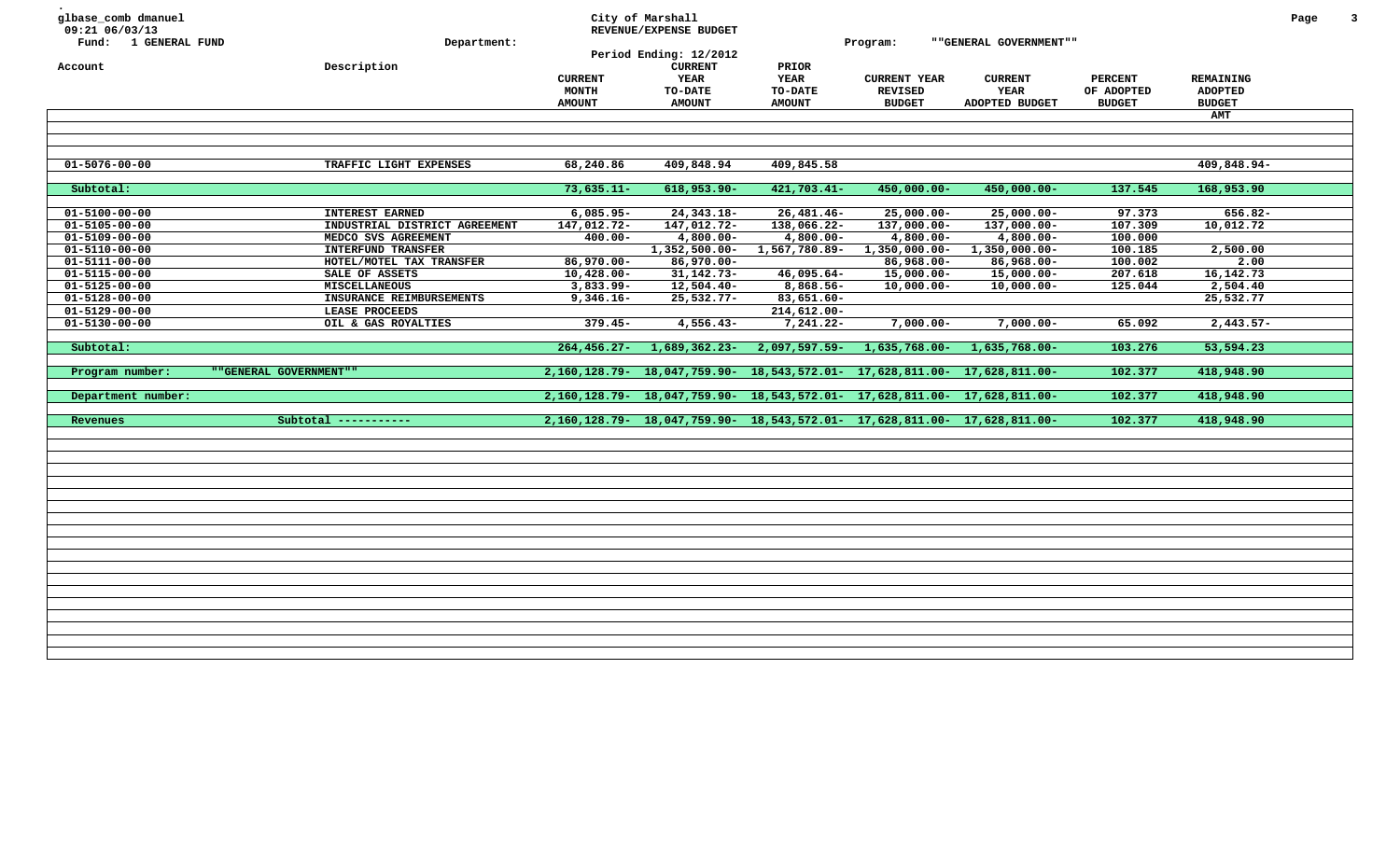glbase_comb dmanuel
09:21 06/03/13
Fund: 1 GENERAL FUND

City of Marshall
REVENUE/EXPENSE BUDGET
Period Ending: 12/2012

Department:
Program: ""GENERAL GOVERNMENT""

| Account | Description | CURRENT MONTH AMOUNT | CURRENT YEAR TO-DATE AMOUNT | PRIOR YEAR TO-DATE AMOUNT | CURRENT YEAR REVISED BUDGET | CURRENT YEAR ADOPTED BUDGET | PERCENT OF ADOPTED BUDGET | REMAINING ADOPTED BUDGET AMT |
|---|---|---|---|---|---|---|---|---|
| 01-5076-00-00 | TRAFFIC LIGHT EXPENSES | 68,240.86 | 409,848.94 | 409,845.58 | | | | 409,848.94- |
| Subtotal: | | 73,635.11- | 618,953.90- | 421,703.41- | 450,000.00- | 450,000.00- | 137.545 | 168,953.90 |
| 01-5100-00-00 | INTEREST EARNED | 6,085.95- | 24,343.18- | 26,481.46- | 25,000.00- | 25,000.00- | 97.373 | 656.82- |
| 01-5105-00-00 | INDUSTRIAL DISTRICT AGREEMENT | 147,012.72- | 147,012.72- | 138,066.22- | 137,000.00- | 137,000.00- | 107.309 | 10,012.72 |
| 01-5109-00-00 | MEDCO SVS AGREEMENT | 400.00- | 4,800.00- | 4,800.00- | 4,800.00- | 4,800.00- | 100.000 | |
| 01-5110-00-00 | INTERFUND TRANSFER | | 1,352,500.00- | 1,567,780.89- | 1,350,000.00- | 1,350,000.00- | 100.185 | 2,500.00 |
| 01-5111-00-00 | HOTEL/MOTEL TAX TRANSFER | 86,970.00- | 86,970.00- | | 86,968.00- | 86,968.00- | 100.002 | 2.00 |
| 01-5115-00-00 | SALE OF ASSETS | 10,428.00- | 31,142.73- | 46,095.64- | 15,000.00- | 15,000.00- | 207.618 | 16,142.73 |
| 01-5125-00-00 | MISCELLANEOUS | 3,833.99- | 12,504.40- | 8,868.56- | 10,000.00- | 10,000.00- | 125.044 | 2,504.40 |
| 01-5128-00-00 | INSURANCE REIMBURSEMENTS | 9,346.16- | 25,532.77- | 83,651.60- | | | | 25,532.77 |
| 01-5129-00-00 | LEASE PROCEEDS | | | 214,612.00- | | | | |
| 01-5130-00-00 | OIL & GAS ROYALTIES | 379.45- | 4,556.43- | 7,241.22- | 7,000.00- | 7,000.00- | 65.092 | 2,443.57- |
| Subtotal: | | 264,456.27- | 1,689,362.23- | 2,097,597.59- | 1,635,768.00- | 1,635,768.00- | 103.276 | 53,594.23 |
| Program number: | ""GENERAL GOVERNMENT"" | 2,160,128.79- | 18,047,759.90- | 18,543,572.01- | 17,628,811.00- | 17,628,811.00- | 102.377 | 418,948.90 |
| Department number: | | 2,160,128.79- | 18,047,759.90- | 18,543,572.01- | 17,628,811.00- | 17,628,811.00- | 102.377 | 418,948.90 |
| Revenues | Subtotal ----------- | 2,160,128.79- | 18,047,759.90- | 18,543,572.01- | 17,628,811.00- | 17,628,811.00- | 102.377 | 418,948.90 |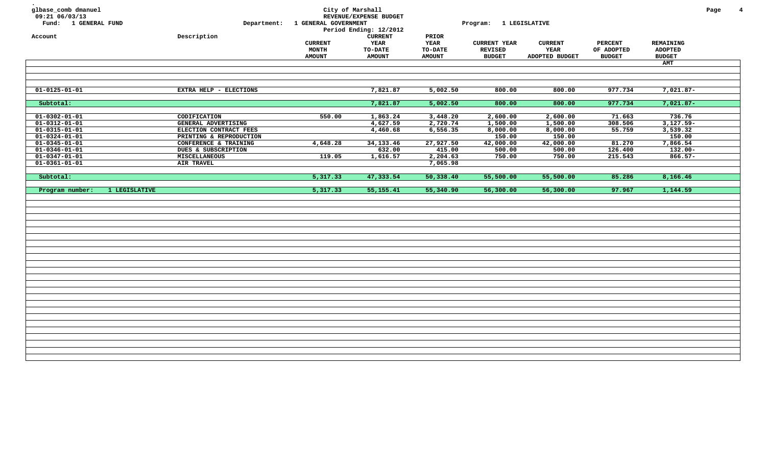glbase_comb dmanuel
09:21 06/03/13

**City of Marshall**
**REVENUE/EXPENSE BUDGET**
Period Ending: 12/2012

Fund: 1 GENERAL FUND
Department: 1 GENERAL GOVERNMENT
Program: 1 LEGISLATIVE

| Account | Description | CURRENT MONTH AMOUNT | CURRENT YEAR TO-DATE AMOUNT | PRIOR YEAR TO-DATE AMOUNT | CURRENT YEAR REVISED BUDGET | CURRENT YEAR ADOPTED BUDGET | PERCENT OF ADOPTED BUDGET | REMAINING ADOPTED BUDGET AMT |
|---|---|---|---|---|---|---|---|---|
| 01-0125-01-01 | EXTRA HELP - ELECTIONS | | 7,821.87 | 5,002.50 | 800.00 | 800.00 | 977.734 | 7,021.87- |
| Subtotal: | | | 7,821.87 | 5,002.50 | 800.00 | 800.00 | 977.734 | 7,021.87- |
| 01-0302-01-01 | CODIFICATION | 550.00 | 1,863.24 | 3,448.20 | 2,600.00 | 2,600.00 | 71.663 | 736.76 |
| 01-0312-01-01 | GENERAL ADVERTISING | | 4,627.59 | 2,720.74 | 1,500.00 | 1,500.00 | 308.506 | 3,127.59- |
| 01-0315-01-01 | ELECTION CONTRACT FEES | | 4,460.68 | 6,556.35 | 8,000.00 | 8,000.00 | 55.759 | 3,539.32 |
| 01-0324-01-01 | PRINTING & REPRODUCTION | | | | 150.00 | 150.00 | | 150.00 |
| 01-0345-01-01 | CONFERENCE & TRAINING | 4,648.28 | 34,133.46 | 27,927.50 | 42,000.00 | 42,000.00 | 81.270 | 7,866.54 |
| 01-0346-01-01 | DUES & SUBSCRIPTION | | 632.00 | 415.00 | 500.00 | 500.00 | 126.400 | 132.00- |
| 01-0347-01-01 | MISCELLANEOUS | 119.05 | 1,616.57 | 2,204.63 | 750.00 | 750.00 | 215.543 | 866.57- |
| 01-0361-01-01 | AIR TRAVEL | | | 7,065.98 | | | | |
| Subtotal: | | 5,317.33 | 47,333.54 | 50,338.40 | 55,500.00 | 55,500.00 | 85.286 | 8,166.46 |
| Program number: 1 LEGISLATIVE | | 5,317.33 | 55,155.41 | 55,340.90 | 56,300.00 | 56,300.00 | 97.967 | 1,144.59 |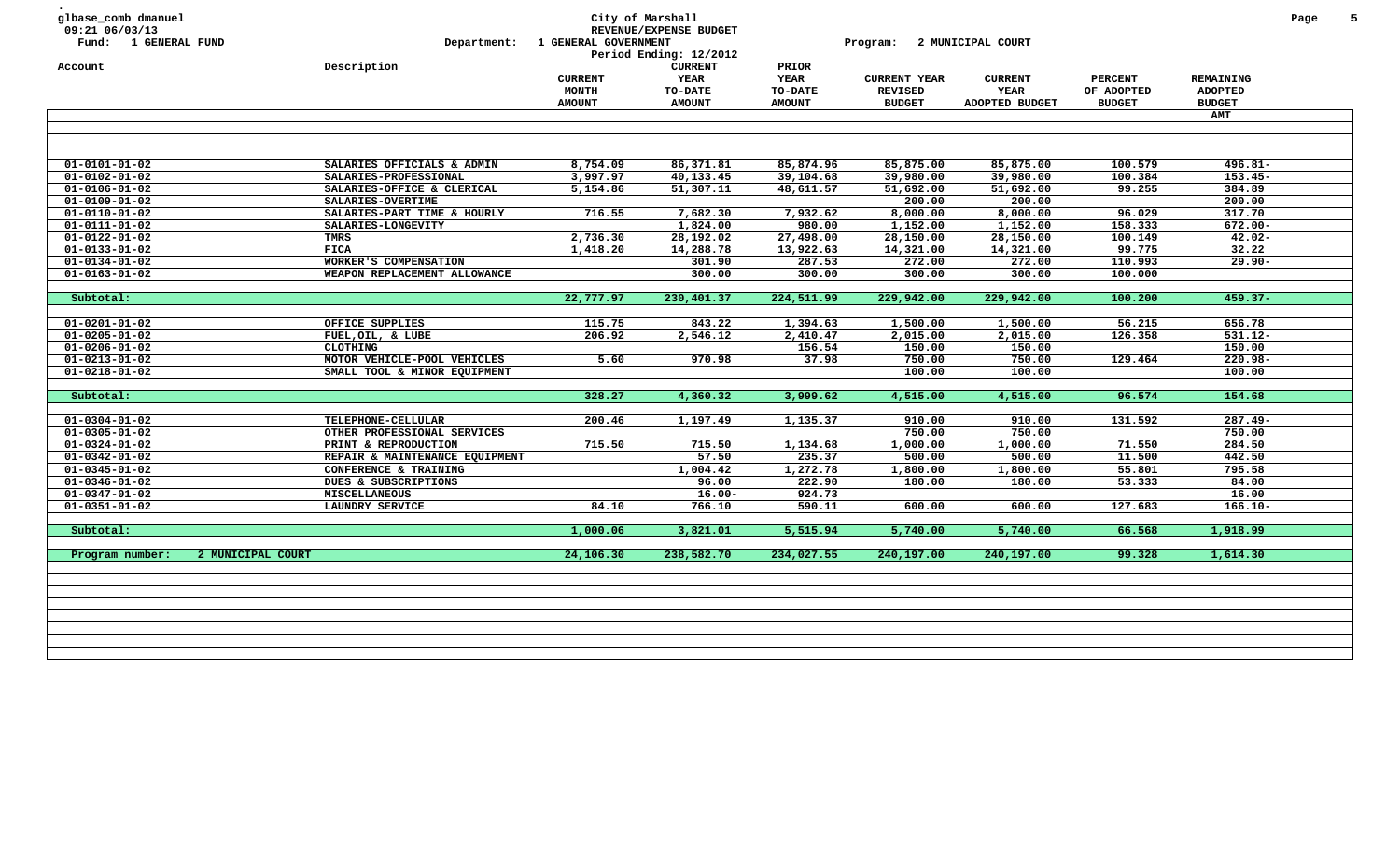glbase_comb dmanuel
09:21 06/03/13
Fund: 1 GENERAL FUND

City of Marshall
REVENUE/EXPENSE BUDGET
Department: 1 GENERAL GOVERNMENT
Period Ending: 12/2012

Program: 2 MUNICIPAL COURT

| Account | Description | CURRENT MONTH AMOUNT | CURRENT YEAR TO-DATE AMOUNT | PRIOR YEAR TO-DATE AMOUNT | CURRENT YEAR REVISED BUDGET | CURRENT YEAR ADOPTED BUDGET | PERCENT OF ADOPTED BUDGET | REMAINING ADOPTED BUDGET AMT |
|---|---|---|---|---|---|---|---|---|
| 01-0101-01-02 | SALARIES OFFICIALS & ADMIN | 8,754.09 | 86,371.81 | 85,874.96 | 85,875.00 | 85,875.00 | 100.579 | 496.81- |
| 01-0102-01-02 | SALARIES-PROFESSIONAL | 3,997.97 | 40,133.45 | 39,104.68 | 39,980.00 | 39,980.00 | 100.384 | 153.45- |
| 01-0106-01-02 | SALARIES-OFFICE & CLERICAL | 5,154.86 | 51,307.11 | 48,611.57 | 51,692.00 | 51,692.00 | 99.255 | 384.89 |
| 01-0109-01-02 | SALARIES-OVERTIME | | | | 200.00 | 200.00 | | 200.00 |
| 01-0110-01-02 | SALARIES-PART TIME & HOURLY | 716.55 | 7,682.30 | 7,932.62 | 8,000.00 | 8,000.00 | 96.029 | 317.70 |
| 01-0111-01-02 | SALARIES-LONGEVITY | | 1,824.00 | 980.00 | 1,152.00 | 1,152.00 | 158.333 | 672.00- |
| 01-0122-01-02 | TMRS | 2,736.30 | 28,192.02 | 27,498.00 | 28,150.00 | 28,150.00 | 100.149 | 42.02- |
| 01-0133-01-02 | FICA | 1,418.20 | 14,288.78 | 13,922.63 | 14,321.00 | 14,321.00 | 99.775 | 32.22 |
| 01-0134-01-02 | WORKER'S COMPENSATION | | 301.90 | 287.53 | 272.00 | 272.00 | 110.993 | 29.90- |
| 01-0163-01-02 | WEAPON REPLACEMENT ALLOWANCE | | 300.00 | 300.00 | 300.00 | 300.00 | 100.000 | |
| Subtotal: | | 22,777.97 | 230,401.37 | 224,511.99 | 229,942.00 | 229,942.00 | 100.200 | 459.37- |
| 01-0201-01-02 | OFFICE SUPPLIES | 115.75 | 843.22 | 1,394.63 | 1,500.00 | 1,500.00 | 56.215 | 656.78 |
| 01-0205-01-02 | FUEL,OIL, & LUBE | 206.92 | 2,546.12 | 2,410.47 | 2,015.00 | 2,015.00 | 126.358 | 531.12- |
| 01-0206-01-02 | CLOTHING | | | 156.54 | 150.00 | 150.00 | | 150.00 |
| 01-0213-01-02 | MOTOR VEHICLE-POOL VEHICLES | 5.60 | 970.98 | 37.98 | 750.00 | 750.00 | 129.464 | 220.98- |
| 01-0218-01-02 | SMALL TOOL & MINOR EQUIPMENT | | | | 100.00 | 100.00 | | 100.00 |
| Subtotal: | | 328.27 | 4,360.32 | 3,999.62 | 4,515.00 | 4,515.00 | 96.574 | 154.68 |
| 01-0304-01-02 | TELEPHONE-CELLULAR | 200.46 | 1,197.49 | 1,135.37 | 910.00 | 910.00 | 131.592 | 287.49- |
| 01-0305-01-02 | OTHER PROFESSIONAL SERVICES | | | | 750.00 | 750.00 | | 750.00 |
| 01-0324-01-02 | PRINT & REPRODUCTION | 715.50 | 715.50 | 1,134.68 | 1,000.00 | 1,000.00 | 71.550 | 284.50 |
| 01-0342-01-02 | REPAIR & MAINTENANCE EQUIPMENT | | 57.50 | 235.37 | 500.00 | 500.00 | 11.500 | 442.50 |
| 01-0345-01-02 | CONFERENCE & TRAINING | | 1,004.42 | 1,272.78 | 1,800.00 | 1,800.00 | 55.801 | 795.58 |
| 01-0346-01-02 | DUES & SUBSCRIPTIONS | | 96.00 | 222.90 | 180.00 | 180.00 | 53.333 | 84.00 |
| 01-0347-01-02 | MISCELLANEOUS | | 16.00- | 924.73 | | | | 16.00 |
| 01-0351-01-02 | LAUNDRY SERVICE | 84.10 | 766.10 | 590.11 | 600.00 | 600.00 | 127.683 | 166.10- |
| Subtotal: | | 1,000.06 | 3,821.01 | 5,515.94 | 5,740.00 | 5,740.00 | 66.568 | 1,918.99 |
| Program number: | 2 MUNICIPAL COURT | 24,106.30 | 238,582.70 | 234,027.55 | 240,197.00 | 240,197.00 | 99.328 | 1,614.30 |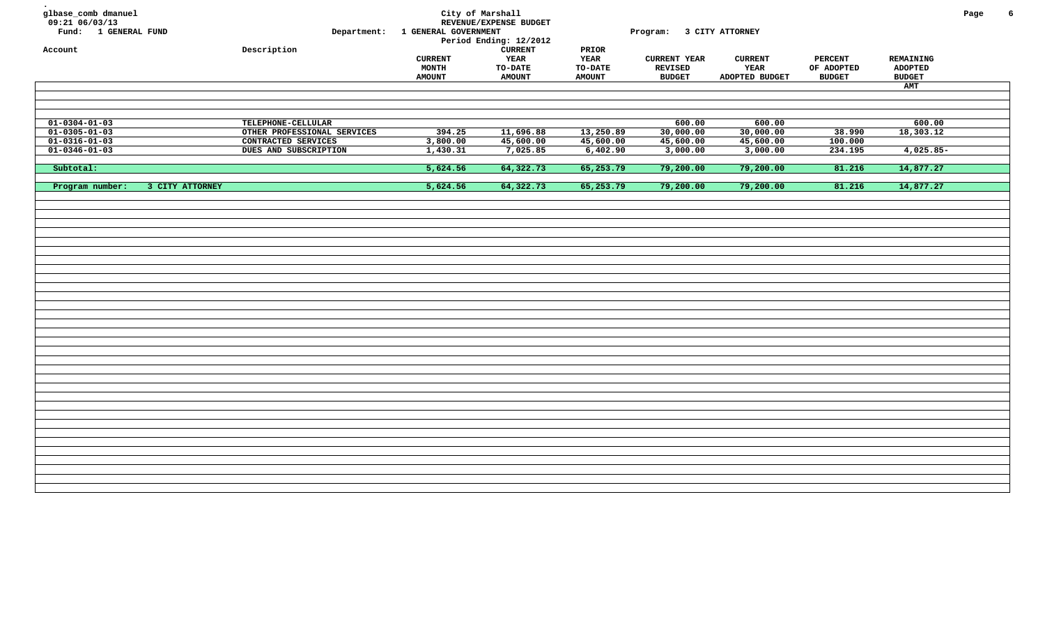glbase_comb dmanuel
09:21 06/03/13

Fund: 1 GENERAL FUND

**City of Marshall**
**REVENUE/EXPENSE BUDGET**

Department: 1 GENERAL GOVERNMENT

Program: 3 CITY ATTORNEY

Period Ending: 12/2012

| Account | Description | CURRENT MONTH AMOUNT | CURRENT YEAR TO-DATE AMOUNT | PRIOR YEAR TO-DATE AMOUNT | CURRENT YEAR REVISED BUDGET | CURRENT YEAR ADOPTED BUDGET | PERCENT OF ADOPTED BUDGET | REMAINING ADOPTED BUDGET AMT |
|---|---|---|---|---|---|---|---|---|
| 01-0304-01-03 | TELEPHONE-CELLULAR | | | | 600.00 | 600.00 | | 600.00 |
| 01-0305-01-03 | OTHER PROFESSIONAL SERVICES | 394.25 | 11,696.88 | 13,250.89 | 30,000.00 | 30,000.00 | 38.990 | 18,303.12 |
| 01-0316-01-03 | CONTRACTED SERVICES | 3,800.00 | 45,600.00 | 45,600.00 | 45,600.00 | 45,600.00 | 100.000 | |
| 01-0346-01-03 | DUES AND SUBSCRIPTION | 1,430.31 | 7,025.85 | 6,402.90 | 3,000.00 | 3,000.00 | 234.195 | 4,025.85- |
| Subtotal: | | 5,624.56 | 64,322.73 | 65,253.79 | 79,200.00 | 79,200.00 | 81.216 | 14,877.27 |
| Program number: 3 CITY ATTORNEY | | 5,624.56 | 64,322.73 | 65,253.79 | 79,200.00 | 79,200.00 | 81.216 | 14,877.27 |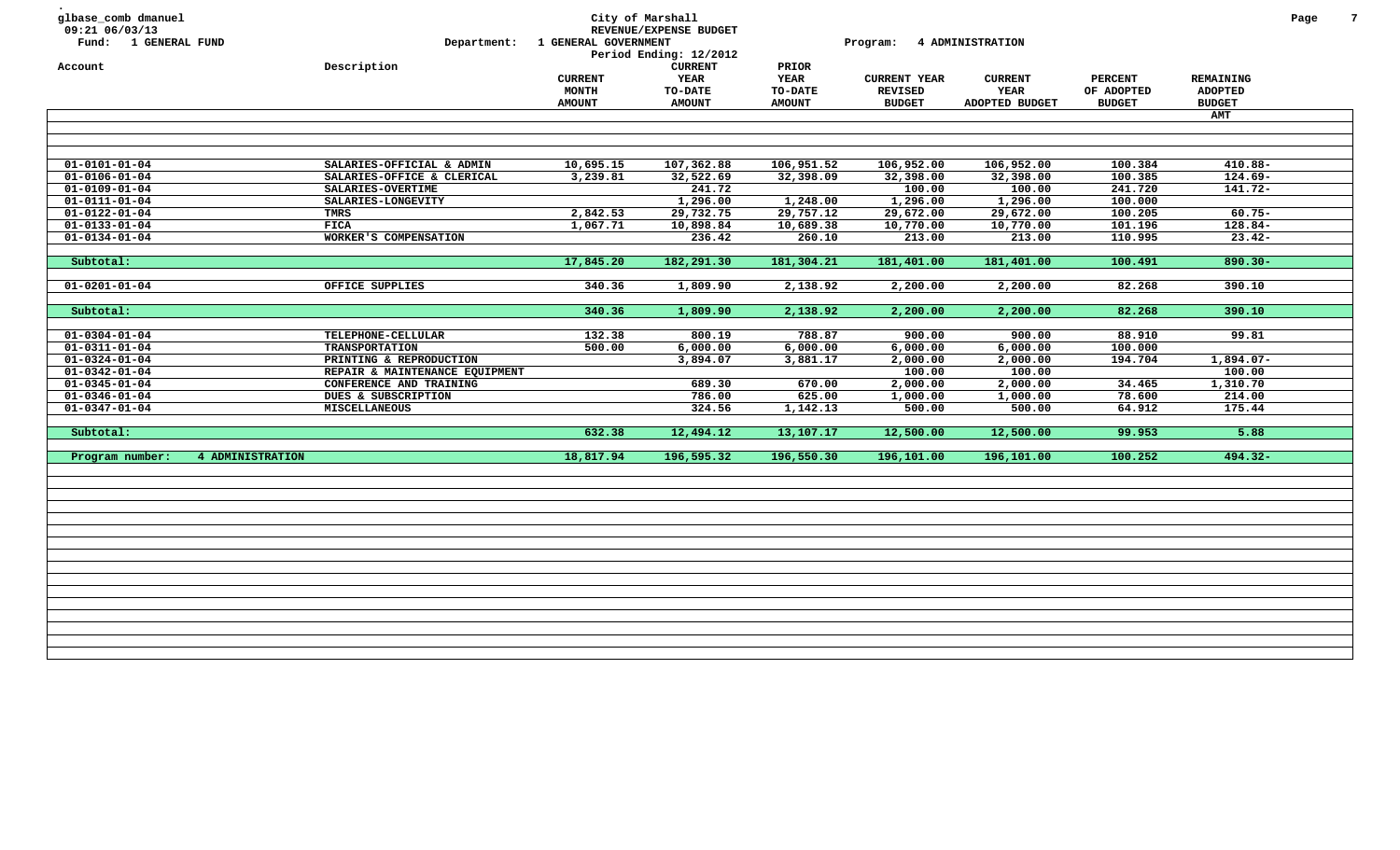glbase_comb dmanuel
09:21 06/03/13
Fund: 1 GENERAL FUND

City of Marshall
REVENUE/EXPENSE BUDGET
Department: 1 GENERAL GOVERNMENT
Period Ending: 12/2012

Program: 4 ADMINISTRATION

| Account | Description | CURRENT MONTH AMOUNT | CURRENT YEAR TO-DATE AMOUNT | PRIOR YEAR TO-DATE AMOUNT | CURRENT YEAR REVISED BUDGET | CURRENT YEAR ADOPTED BUDGET | PERCENT OF ADOPTED BUDGET | REMAINING ADOPTED BUDGET AMT |
|---|---|---|---|---|---|---|---|---|
| 01-0101-01-04 | SALARIES-OFFICIAL & ADMIN | 10,695.15 | 107,362.88 | 106,951.52 | 106,952.00 | 106,952.00 | 100.384 | 410.88- |
| 01-0106-01-04 | SALARIES-OFFICE & CLERICAL | 3,239.81 | 32,522.69 | 32,398.09 | 32,398.00 | 32,398.00 | 100.385 | 124.69- |
| 01-0109-01-04 | SALARIES-OVERTIME | | 241.72 | | 100.00 | 100.00 | 241.720 | 141.72- |
| 01-0111-01-04 | SALARIES-LONGEVITY | | 1,296.00 | 1,248.00 | 1,296.00 | 1,296.00 | 100.000 | |
| 01-0122-01-04 | TMRS | 2,842.53 | 29,732.75 | 29,757.12 | 29,672.00 | 29,672.00 | 100.205 | 60.75- |
| 01-0133-01-04 | FICA | 1,067.71 | 10,898.84 | 10,689.38 | 10,770.00 | 10,770.00 | 101.196 | 128.84- |
| 01-0134-01-04 | WORKER'S COMPENSATION | | 236.42 | 260.10 | 213.00 | 213.00 | 110.995 | 23.42- |
| **Subtotal:** | | **17,845.20** | **182,291.30** | **181,304.21** | **181,401.00** | **181,401.00** | **100.491** | **890.30-** |
| 01-0201-01-04 | OFFICE SUPPLIES | 340.36 | 1,809.90 | 2,138.92 | 2,200.00 | 2,200.00 | 82.268 | 390.10 |
| **Subtotal:** | | **340.36** | **1,809.90** | **2,138.92** | **2,200.00** | **2,200.00** | **82.268** | **390.10** |
| 01-0304-01-04 | TELEPHONE-CELLULAR | 132.38 | 800.19 | 788.87 | 900.00 | 900.00 | 88.910 | 99.81 |
| 01-0311-01-04 | TRANSPORTATION | 500.00 | 6,000.00 | 6,000.00 | 6,000.00 | 6,000.00 | 100.000 | |
| 01-0324-01-04 | PRINTING & REPRODUCTION | | 3,894.07 | 3,881.17 | 2,000.00 | 2,000.00 | 194.704 | 1,894.07- |
| 01-0342-01-04 | REPAIR & MAINTENANCE EQUIPMENT | | | | 100.00 | 100.00 | | 100.00 |
| 01-0345-01-04 | CONFERENCE AND TRAINING | | 689.30 | 670.00 | 2,000.00 | 2,000.00 | 34.465 | 1,310.70 |
| 01-0346-01-04 | DUES & SUBSCRIPTION | | 786.00 | 625.00 | 1,000.00 | 1,000.00 | 78.600 | 214.00 |
| 01-0347-01-04 | MISCELLANEOUS | | 324.56 | 1,142.13 | 500.00 | 500.00 | 64.912 | 175.44 |
| **Subtotal:** | | **632.38** | **12,494.12** | **13,107.17** | **12,500.00** | **12,500.00** | **99.953** | **5.88** |
| **Program number: 4 ADMINISTRATION** | | **18,817.94** | **196,595.32** | **196,550.30** | **196,101.00** | **196,101.00** | **100.252** | **494.32-** |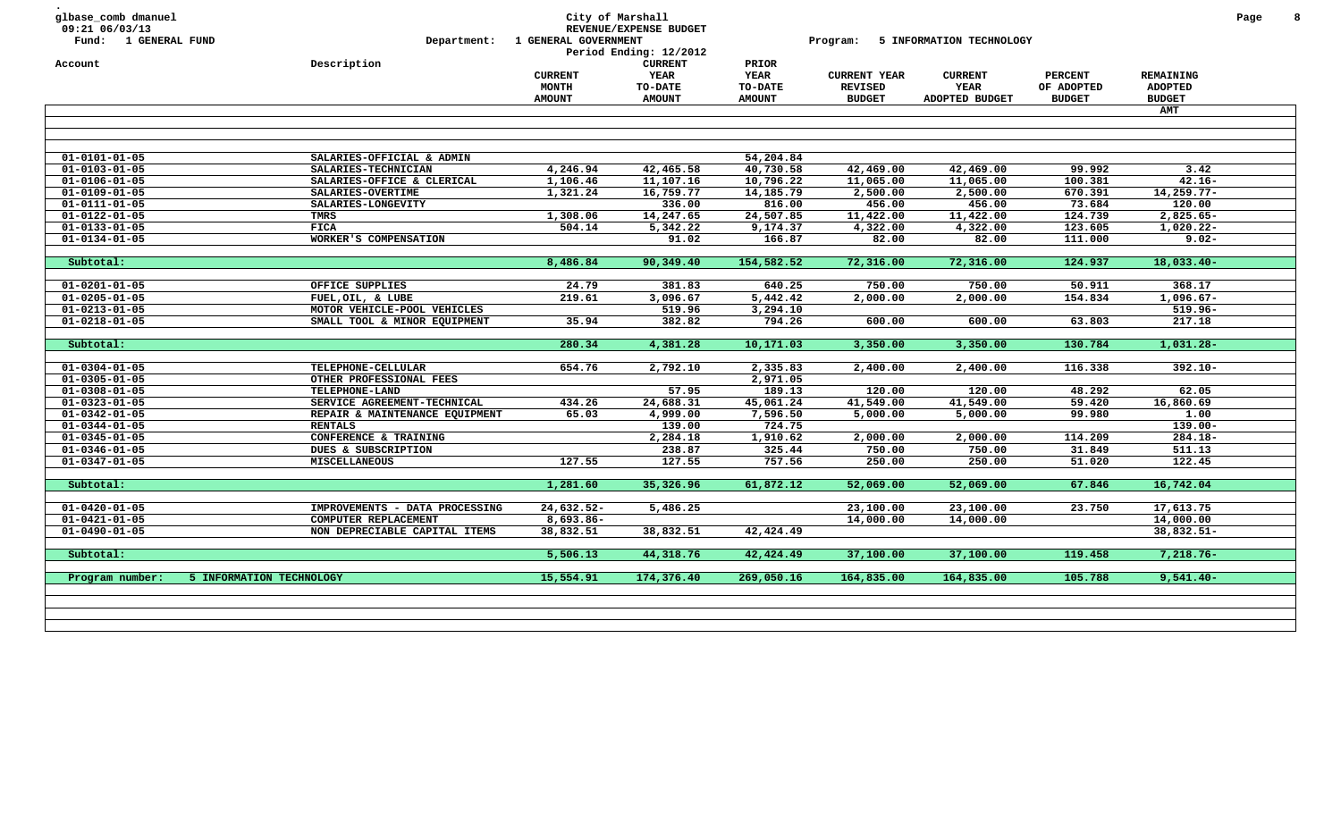glbase_comb dmanuel
09:21 06/03/13
Fund: 1 GENERAL FUND

City of Marshall
REVENUE/EXPENSE BUDGET
Department: 1 GENERAL GOVERNMENT
Period Ending: 12/2012

Program: 5 INFORMATION TECHNOLOGY

| Account | Description | CURRENT MONTH AMOUNT | CURRENT YEAR TO-DATE AMOUNT | PRIOR YEAR TO-DATE AMOUNT | CURRENT YEAR REVISED BUDGET | CURRENT YEAR ADOPTED BUDGET | PERCENT OF ADOPTED BUDGET | REMAINING ADOPTED BUDGET AMT |
|---|---|---|---|---|---|---|---|---|
| 01-0101-01-05 | SALARIES-OFFICIAL & ADMIN | | | 54,204.84 | | | | |
| 01-0103-01-05 | SALARIES-TECHNICIAN | 4,246.94 | 42,465.58 | 40,730.58 | 42,469.00 | 42,469.00 | 99.992 | 3.42 |
| 01-0106-01-05 | SALARIES-OFFICE & CLERICAL | 1,106.46 | 11,107.16 | 10,796.22 | 11,065.00 | 11,065.00 | 100.381 | 42.16- |
| 01-0109-01-05 | SALARIES-OVERTIME | 1,321.24 | 16,759.77 | 14,185.79 | 2,500.00 | 2,500.00 | 670.391 | 14,259.77- |
| 01-0111-01-05 | SALARIES-LONGEVITY | | 336.00 | 816.00 | 456.00 | 456.00 | 73.684 | 120.00 |
| 01-0122-01-05 | TMRS | 1,308.06 | 14,247.65 | 24,507.85 | 11,422.00 | 11,422.00 | 124.739 | 2,825.65- |
| 01-0133-01-05 | FICA | 504.14 | 5,342.22 | 9,174.37 | 4,322.00 | 4,322.00 | 123.605 | 1,020.22- |
| 01-0134-01-05 | WORKER'S COMPENSATION | | 91.02 | 166.87 | 82.00 | 82.00 | 111.000 | 9.02- |
| Subtotal: | | 8,486.84 | 90,349.40 | 154,582.52 | 72,316.00 | 72,316.00 | 124.937 | 18,033.40- |
| 01-0201-01-05 | OFFICE SUPPLIES | 24.79 | 381.83 | 640.25 | 750.00 | 750.00 | 50.911 | 368.17 |
| 01-0205-01-05 | FUEL,OIL, & LUBE | 219.61 | 3,096.67 | 5,442.42 | 2,000.00 | 2,000.00 | 154.834 | 1,096.67- |
| 01-0213-01-05 | MOTOR VEHICLE-POOL VEHICLES | | 519.96 | 3,294.10 | | | | 519.96- |
| 01-0218-01-05 | SMALL TOOL & MINOR EQUIPMENT | 35.94 | 382.82 | 794.26 | 600.00 | 600.00 | 63.803 | 217.18 |
| Subtotal: | | 280.34 | 4,381.28 | 10,171.03 | 3,350.00 | 3,350.00 | 130.784 | 1,031.28- |
| 01-0304-01-05 | TELEPHONE-CELLULAR | 654.76 | 2,792.10 | 2,335.83 | 2,400.00 | 2,400.00 | 116.338 | 392.10- |
| 01-0305-01-05 | OTHER PROFESSIONAL FEES | | | 2,971.05 | | | | |
| 01-0308-01-05 | TELEPHONE-LAND | | 57.95 | 189.13 | 120.00 | 120.00 | 48.292 | 62.05 |
| 01-0323-01-05 | SERVICE AGREEMENT-TECHNICAL | 434.26 | 24,688.31 | 45,061.24 | 41,549.00 | 41,549.00 | 59.420 | 16,860.69 |
| 01-0342-01-05 | REPAIR & MAINTENANCE EQUIPMENT | 65.03 | 4,999.00 | 7,596.50 | 5,000.00 | 5,000.00 | 99.980 | 1.00 |
| 01-0344-01-05 | RENTALS | | 139.00 | 724.75 | | | | 139.00- |
| 01-0345-01-05 | CONFERENCE & TRAINING | | 2,284.18 | 1,910.62 | 2,000.00 | 2,000.00 | 114.209 | 284.18- |
| 01-0346-01-05 | DUES & SUBSCRIPTION | | 238.87 | 325.44 | 750.00 | 750.00 | 31.849 | 511.13 |
| 01-0347-01-05 | MISCELLANEOUS | 127.55 | 127.55 | 757.56 | 250.00 | 250.00 | 51.020 | 122.45 |
| Subtotal: | | 1,281.60 | 35,326.96 | 61,872.12 | 52,069.00 | 52,069.00 | 67.846 | 16,742.04 |
| 01-0420-01-05 | IMPROVEMENTS - DATA PROCESSING | 24,632.52- | 5,486.25 | | 23,100.00 | 23,100.00 | 23.750 | 17,613.75 |
| 01-0421-01-05 | COMPUTER REPLACEMENT | 8,693.86- | | | 14,000.00 | 14,000.00 | | 14,000.00 |
| 01-0490-01-05 | NON DEPRECIABLE CAPITAL ITEMS | 38,832.51 | 38,832.51 | 42,424.49 | | | | 38,832.51- |
| Subtotal: | | 5,506.13 | 44,318.76 | 42,424.49 | 37,100.00 | 37,100.00 | 119.458 | 7,218.76- |
| Program number: | 5 INFORMATION TECHNOLOGY | 15,554.91 | 174,376.40 | 269,050.16 | 164,835.00 | 164,835.00 | 105.788 | 9,541.40- |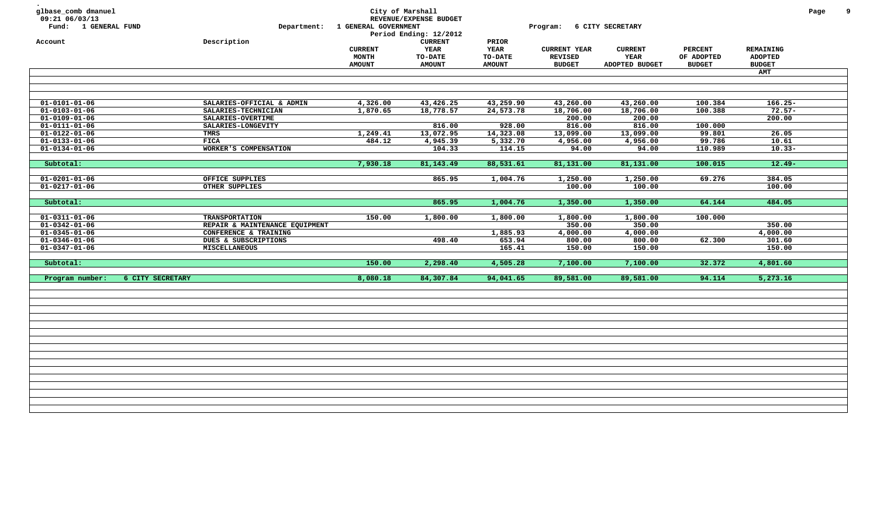glbase_comb dmanuel
09:21 06/03/13
Fund: 1 GENERAL FUND

City of Marshall
REVENUE/EXPENSE BUDGET
Department: 1 GENERAL GOVERNMENT
Period Ending: 12/2012

Program: 6 CITY SECRETARY

| Account | Description | CURRENT MONTH AMOUNT | CURRENT YEAR TO-DATE AMOUNT | PRIOR YEAR TO-DATE AMOUNT | CURRENT YEAR REVISED BUDGET | CURRENT YEAR ADOPTED BUDGET | PERCENT OF ADOPTED BUDGET | REMAINING ADOPTED BUDGET AMT |
|---|---|---|---|---|---|---|---|---|
| 01-0101-01-06 | SALARIES-OFFICIAL & ADMIN | 4,326.00 | 43,426.25 | 43,259.90 | 43,260.00 | 43,260.00 | 100.384 | 166.25- |
| 01-0103-01-06 | SALARIES-TECHNICIAN | 1,870.65 | 18,778.57 | 24,573.78 | 18,706.00 | 18,706.00 | 100.388 | 72.57- |
| 01-0109-01-06 | SALARIES-OVERTIME | | | | 200.00 | 200.00 | | 200.00 |
| 01-0111-01-06 | SALARIES-LONGEVITY | | 816.00 | 928.00 | 816.00 | 816.00 | 100.000 | |
| 01-0122-01-06 | TMRS | 1,249.41 | 13,072.95 | 14,323.08 | 13,099.00 | 13,099.00 | 99.801 | 26.05 |
| 01-0133-01-06 | FICA | 484.12 | 4,945.39 | 5,332.70 | 4,956.00 | 4,956.00 | 99.786 | 10.61 |
| 01-0134-01-06 | WORKER'S COMPENSATION | | 104.33 | 114.15 | 94.00 | 94.00 | 110.989 | 10.33- |
| Subtotal: | | 7,930.18 | 81,143.49 | 88,531.61 | 81,131.00 | 81,131.00 | 100.015 | 12.49- |
| 01-0201-01-06 | OFFICE SUPPLIES | | 865.95 | 1,004.76 | 1,250.00 | 1,250.00 | 69.276 | 384.05 |
| 01-0217-01-06 | OTHER SUPPLIES | | | | 100.00 | 100.00 | | 100.00 |
| Subtotal: | | | 865.95 | 1,004.76 | 1,350.00 | 1,350.00 | 64.144 | 484.05 |
| 01-0311-01-06 | TRANSPORTATION | 150.00 | 1,800.00 | 1,800.00 | 1,800.00 | 1,800.00 | 100.000 | |
| 01-0342-01-06 | REPAIR & MAINTENANCE EQUIPMENT | | | | 350.00 | 350.00 | | 350.00 |
| 01-0345-01-06 | CONFERENCE & TRAINING | | | 1,885.93 | 4,000.00 | 4,000.00 | | 4,000.00 |
| 01-0346-01-06 | DUES & SUBSCRIPTIONS | | 498.40 | 653.94 | 800.00 | 800.00 | 62.300 | 301.60 |
| 01-0347-01-06 | MISCELLANEOUS | | | 165.41 | 150.00 | 150.00 | | 150.00 |
| Subtotal: | | 150.00 | 2,298.40 | 4,505.28 | 7,100.00 | 7,100.00 | 32.372 | 4,801.60 |
| Program number: | 6 CITY SECRETARY | 8,080.18 | 84,307.84 | 94,041.65 | 89,581.00 | 89,581.00 | 94.114 | 5,273.16 |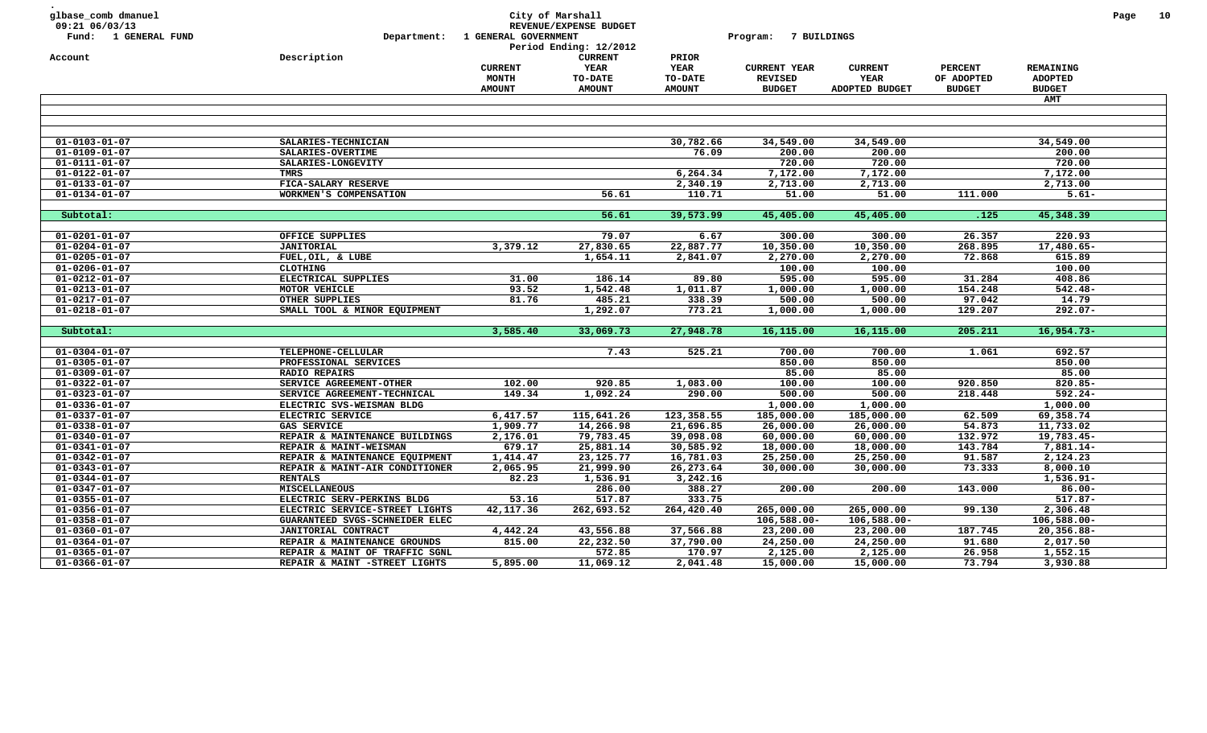glbase_comb dmanuel
09:21 06/03/13
Fund: 1 GENERAL FUND

City of Marshall
REVENUE/EXPENSE BUDGET
Department: 1 GENERAL GOVERNMENT
Program: 7 BUILDINGS
Period Ending: 12/2012

| Account | Description | CURRENT MONTH AMOUNT | CURRENT YEAR TO-DATE AMOUNT | PRIOR YEAR TO-DATE AMOUNT | CURRENT YEAR REVISED BUDGET | CURRENT YEAR ADOPTED BUDGET | PERCENT OF ADOPTED BUDGET | REMAINING ADOPTED BUDGET AMT |
|---|---|---|---|---|---|---|---|---|
| 01-0103-01-07 | SALARIES-TECHNICIAN | | | 30,782.66 | 34,549.00 | 34,549.00 | | 34,549.00 |
| 01-0109-01-07 | SALARIES-OVERTIME | | | 76.09 | 200.00 | 200.00 | | 200.00 |
| 01-0111-01-07 | SALARIES-LONGEVITY | | | | 720.00 | 720.00 | | 720.00 |
| 01-0122-01-07 | TMRS | | | 6,264.34 | 7,172.00 | 7,172.00 | | 7,172.00 |
| 01-0133-01-07 | FICA-SALARY RESERVE | | | 2,340.19 | 2,713.00 | 2,713.00 | | 2,713.00 |
| 01-0134-01-07 | WORKMEN'S COMPENSATION | | 56.61 | 110.71 | 51.00 | 51.00 | 111.000 | 5.61- |
| Subtotal: | | | 56.61 | 39,573.99 | 45,405.00 | 45,405.00 | .125 | 45,348.39 |
| 01-0201-01-07 | OFFICE SUPPLIES | | 79.07 | 6.67 | 300.00 | 300.00 | 26.357 | 220.93 |
| 01-0204-01-07 | JANITORIAL | 3,379.12 | 27,830.65 | 22,887.77 | 10,350.00 | 10,350.00 | 268.895 | 17,480.65- |
| 01-0205-01-07 | FUEL,OIL, & LUBE | | 1,654.11 | 2,841.07 | 2,270.00 | 2,270.00 | 72.868 | 615.89 |
| 01-0206-01-07 | CLOTHING | | | | 100.00 | 100.00 | | 100.00 |
| 01-0212-01-07 | ELECTRICAL SUPPLIES | 31.00 | 186.14 | 89.80 | 595.00 | 595.00 | 31.284 | 408.86 |
| 01-0213-01-07 | MOTOR VEHICLE | 93.52 | 1,542.48 | 1,011.87 | 1,000.00 | 1,000.00 | 154.248 | 542.48- |
| 01-0217-01-07 | OTHER SUPPLIES | 81.76 | 485.21 | 338.39 | 500.00 | 500.00 | 97.042 | 14.79 |
| 01-0218-01-07 | SMALL TOOL & MINOR EQUIPMENT | | 1,292.07 | 773.21 | 1,000.00 | 1,000.00 | 129.207 | 292.07- |
| Subtotal: | | 3,585.40 | 33,069.73 | 27,948.78 | 16,115.00 | 16,115.00 | 205.211 | 16,954.73- |
| 01-0304-01-07 | TELEPHONE-CELLULAR | | 7.43 | 525.21 | 700.00 | 700.00 | 1.061 | 692.57 |
| 01-0305-01-07 | PROFESSIONAL SERVICES | | | | 850.00 | 850.00 | | 850.00 |
| 01-0309-01-07 | RADIO REPAIRS | | | | 85.00 | 85.00 | | 85.00 |
| 01-0322-01-07 | SERVICE AGREEMENT-OTHER | 102.00 | 920.85 | 1,083.00 | 100.00 | 100.00 | 920.850 | 820.85- |
| 01-0323-01-07 | SERVICE AGREEMENT-TECHNICAL | 149.34 | 1,092.24 | 290.00 | 500.00 | 500.00 | 218.448 | 592.24- |
| 01-0336-01-07 | ELECTRIC SVS-WEISMAN BLDG | | | | 1,000.00 | 1,000.00 | | 1,000.00 |
| 01-0337-01-07 | ELECTRIC SERVICE | 6,417.57 | 115,641.26 | 123,358.55 | 185,000.00 | 185,000.00 | 62.509 | 69,358.74 |
| 01-0338-01-07 | GAS SERVICE | 1,909.77 | 14,266.98 | 21,696.85 | 26,000.00 | 26,000.00 | 54.873 | 11,733.02 |
| 01-0340-01-07 | REPAIR & MAINTENANCE BUILDINGS | 2,176.01 | 79,783.45 | 39,098.08 | 60,000.00 | 60,000.00 | 132.972 | 19,783.45- |
| 01-0341-01-07 | REPAIR & MAINT-WEISMAN | 679.17 | 25,881.14 | 30,585.92 | 18,000.00 | 18,000.00 | 143.784 | 7,881.14- |
| 01-0342-01-07 | REPAIR & MAINTENANCE EQUIPMENT | 1,414.47 | 23,125.77 | 16,781.03 | 25,250.00 | 25,250.00 | 91.587 | 2,124.23 |
| 01-0343-01-07 | REPAIR & MAINT-AIR CONDITIONER | 2,065.95 | 21,999.90 | 26,273.64 | 30,000.00 | 30,000.00 | 73.333 | 8,000.10 |
| 01-0344-01-07 | RENTALS | 82.23 | 1,536.91 | 3,242.16 | | | | 1,536.91- |
| 01-0347-01-07 | MISCELLANEOUS | | 286.00 | 388.27 | 200.00 | 200.00 | 143.000 | 86.00- |
| 01-0355-01-07 | ELECTRIC SERV-PERKINS BLDG | 53.16 | 517.87 | 333.75 | | | | 517.87- |
| 01-0356-01-07 | ELECTRIC SERVICE-STREET LIGHTS | 42,117.36 | 262,693.52 | 264,420.40 | 265,000.00 | 265,000.00 | 99.130 | 2,306.48 |
| 01-0358-01-07 | GUARANTEED SVGS-SCHNEIDER ELEC | | | | 106,588.00- | 106,588.00- | | 106,588.00- |
| 01-0360-01-07 | JANITORIAL CONTRACT | 4,442.24 | 43,556.88 | 37,566.88 | 23,200.00 | 23,200.00 | 187.745 | 20,356.88- |
| 01-0364-01-07 | REPAIR & MAINTENANCE GROUNDS | 815.00 | 22,232.50 | 37,790.00 | 24,250.00 | 24,250.00 | 91.680 | 2,017.50 |
| 01-0365-01-07 | REPAIR & MAINT OF TRAFFIC SGNL | | 572.85 | 170.97 | 2,125.00 | 2,125.00 | 26.958 | 1,552.15 |
| 01-0366-01-07 | REPAIR & MAINT -STREET LIGHTS | 5,895.00 | 11,069.12 | 2,041.48 | 15,000.00 | 15,000.00 | 73.794 | 3,930.88 |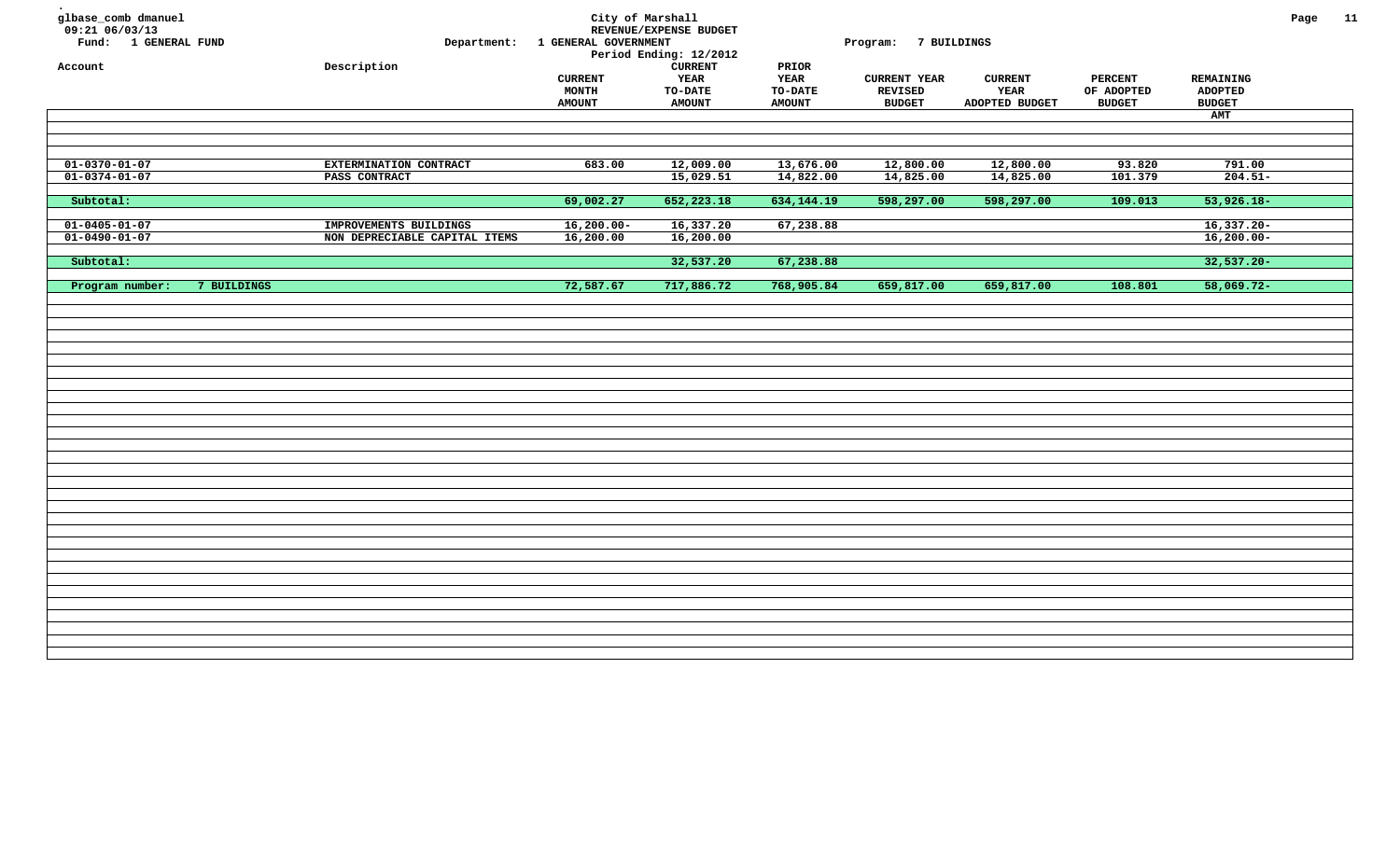glbase_comb dmanuel
09:21 06/03/13
Fund: 1 GENERAL FUND

City of Marshall
REVENUE/EXPENSE BUDGET
Department: 1 GENERAL GOVERNMENT
Period Ending: 12/2012
Program: 7 BUILDINGS

| Account | Description | CURRENT MONTH AMOUNT | CURRENT YEAR TO-DATE AMOUNT | PRIOR YEAR TO-DATE AMOUNT | CURRENT YEAR REVISED BUDGET | CURRENT YEAR ADOPTED BUDGET | PERCENT OF ADOPTED BUDGET | REMAINING ADOPTED BUDGET AMT |
|---|---|---|---|---|---|---|---|---|
| 01-0370-01-07 | EXTERMINATION CONTRACT | 683.00 | 12,009.00 | 13,676.00 | 12,800.00 | 12,800.00 | 93.820 | 791.00 |
| 01-0374-01-07 | PASS CONTRACT | | 15,029.51 | 14,822.00 | 14,825.00 | 14,825.00 | 101.379 | 204.51- |
| Subtotal: | | 69,002.27 | 652,223.18 | 634,144.19 | 598,297.00 | 598,297.00 | 109.013 | 53,926.18- |
| 01-0405-01-07 | IMPROVEMENTS BUILDINGS | 16,200.00- | 16,337.20 | 67,238.88 | | | | 16,337.20- |
| 01-0490-01-07 | NON DEPRECIABLE CAPITAL ITEMS | 16,200.00 | 16,200.00 | | | | | 16,200.00- |
| Subtotal: | | | 32,537.20 | 67,238.88 | | | | 32,537.20- |
| Program number: 7 BUILDINGS | | 72,587.67 | 717,886.72 | 768,905.84 | 659,817.00 | 659,817.00 | 108.801 | 58,069.72- |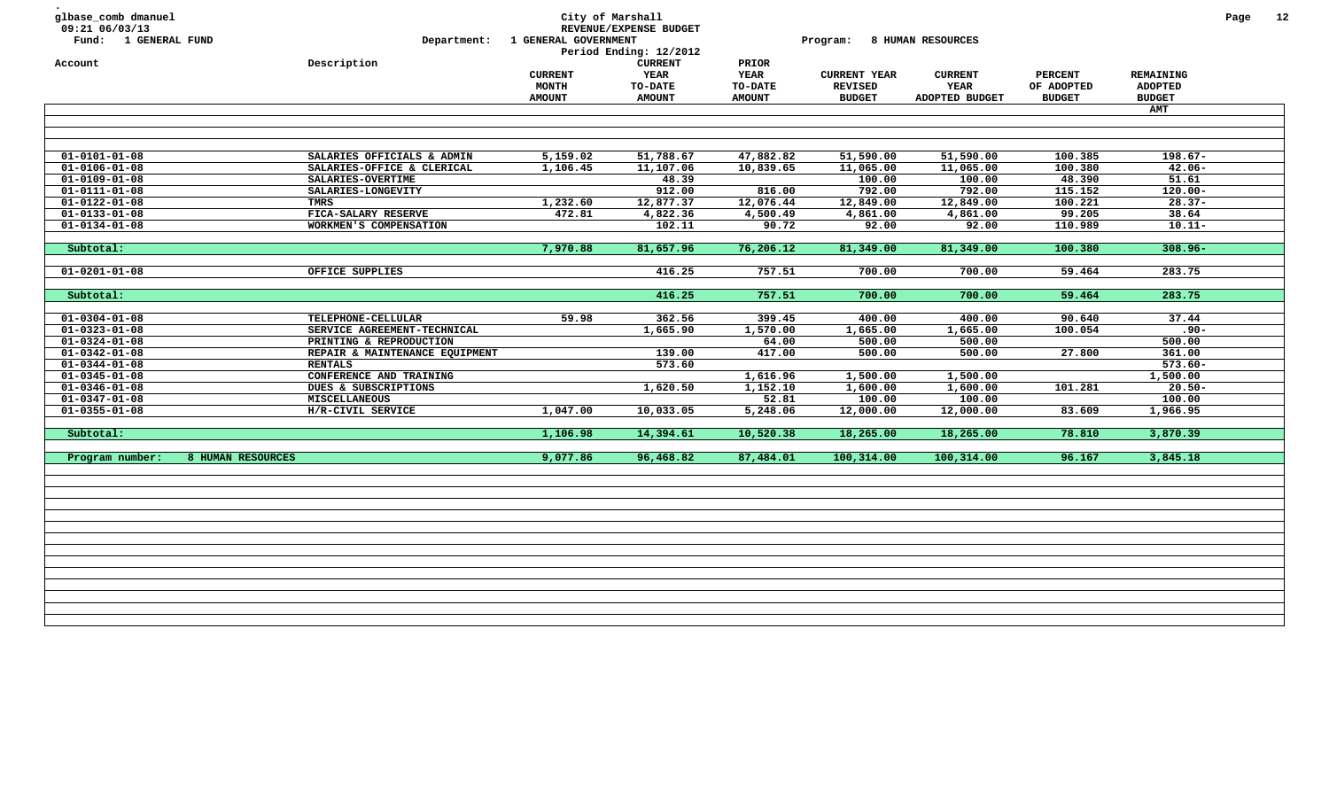glbase_comb dmanuel
09:21 06/03/13
Fund: 1 GENERAL FUND

City of Marshall
REVENUE/EXPENSE BUDGET
Department: 1 GENERAL GOVERNMENT
Period Ending: 12/2012

Program: 8 HUMAN RESOURCES

| Account | Description | CURRENT MONTH AMOUNT | CURRENT YEAR TO-DATE AMOUNT | PRIOR YEAR TO-DATE AMOUNT | CURRENT YEAR REVISED BUDGET | CURRENT YEAR ADOPTED BUDGET | PERCENT OF ADOPTED BUDGET | REMAINING ADOPTED BUDGET AMT |
|---|---|---|---|---|---|---|---|---|
| 01-0101-01-08 | SALARIES OFFICIALS & ADMIN | 5,159.02 | 51,788.67 | 47,882.82 | 51,590.00 | 51,590.00 | 100.385 | 198.67- |
| 01-0106-01-08 | SALARIES-OFFICE & CLERICAL | 1,106.45 | 11,107.06 | 10,839.65 | 11,065.00 | 11,065.00 | 100.380 | 42.06- |
| 01-0109-01-08 | SALARIES-OVERTIME | | 48.39 | | 100.00 | 100.00 | 48.390 | 51.61 |
| 01-0111-01-08 | SALARIES-LONGEVITY | | 912.00 | 816.00 | 792.00 | 792.00 | 115.152 | 120.00- |
| 01-0122-01-08 | TMRS | 1,232.60 | 12,877.37 | 12,076.44 | 12,849.00 | 12,849.00 | 100.221 | 28.37- |
| 01-0133-01-08 | FICA-SALARY RESERVE | 472.81 | 4,822.36 | 4,500.49 | 4,861.00 | 4,861.00 | 99.205 | 38.64 |
| 01-0134-01-08 | WORKMEN'S COMPENSATION | | 102.11 | 90.72 | 92.00 | 92.00 | 110.989 | 10.11- |
| Subtotal: | | 7,970.88 | 81,657.96 | 76,206.12 | 81,349.00 | 81,349.00 | 100.380 | 308.96- |
| 01-0201-01-08 | OFFICE SUPPLIES | | 416.25 | 757.51 | 700.00 | 700.00 | 59.464 | 283.75 |
| Subtotal: | | | 416.25 | 757.51 | 700.00 | 700.00 | 59.464 | 283.75 |
| 01-0304-01-08 | TELEPHONE-CELLULAR | 59.98 | 362.56 | 399.45 | 400.00 | 400.00 | 90.640 | 37.44 |
| 01-0323-01-08 | SERVICE AGREEMENT-TECHNICAL | | 1,665.90 | 1,570.00 | 1,665.00 | 1,665.00 | 100.054 | .90- |
| 01-0324-01-08 | PRINTING & REPRODUCTION | | | 64.00 | 500.00 | 500.00 | | 500.00 |
| 01-0342-01-08 | REPAIR & MAINTENANCE EQUIPMENT | | 139.00 | 417.00 | 500.00 | 500.00 | 27.800 | 361.00 |
| 01-0344-01-08 | RENTALS | | 573.60 | | | | | 573.60- |
| 01-0345-01-08 | CONFERENCE AND TRAINING | | | 1,616.96 | 1,500.00 | 1,500.00 | | 1,500.00 |
| 01-0346-01-08 | DUES & SUBSCRIPTIONS | | 1,620.50 | 1,152.10 | 1,600.00 | 1,600.00 | 101.281 | 20.50- |
| 01-0347-01-08 | MISCELLANEOUS | | | 52.81 | 100.00 | 100.00 | | 100.00 |
| 01-0355-01-08 | H/R-CIVIL SERVICE | 1,047.00 | 10,033.05 | 5,248.06 | 12,000.00 | 12,000.00 | 83.609 | 1,966.95 |
| Subtotal: | | 1,106.98 | 14,394.61 | 10,520.38 | 18,265.00 | 18,265.00 | 78.810 | 3,870.39 |
| Program number: 8 HUMAN RESOURCES | | 9,077.86 | 96,468.82 | 87,484.01 | 100,314.00 | 100,314.00 | 96.167 | 3,845.18 |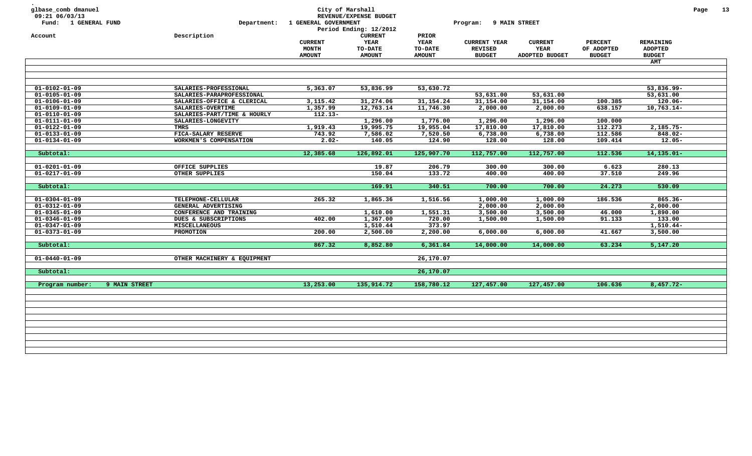glbase_comb dmanuel
09:21 06/03/13

**City of Marshall**
**REVENUE/EXPENSE BUDGET**

Fund: 1 GENERAL FUND — Department: 1 GENERAL GOVERNMENT — Program: 9 MAIN STREET

Period Ending: 12/2012

| Account | Description | CURRENT MONTH AMOUNT | CURRENT YEAR TO-DATE AMOUNT | PRIOR YEAR TO-DATE AMOUNT | CURRENT YEAR REVISED BUDGET | CURRENT YEAR ADOPTED BUDGET | PERCENT OF ADOPTED BUDGET | REMAINING ADOPTED BUDGET AMT |
|---|---|---|---|---|---|---|---|---|
| 01-0102-01-09 | SALARIES-PROFESSIONAL | 5,363.07 | 53,836.99 | 53,630.72 | | | | 53,836.99- |
| 01-0105-01-09 | SALARIES-PARAPROFESSIONAL | | | | 53,631.00 | 53,631.00 | | 53,631.00 |
| 01-0106-01-09 | SALARIES-OFFICE & CLERICAL | 3,115.42 | 31,274.06 | 31,154.24 | 31,154.00 | 31,154.00 | 100.385 | 120.06- |
| 01-0109-01-09 | SALARIES-OVERTIME | 1,357.99 | 12,763.14 | 11,746.30 | 2,000.00 | 2,000.00 | 638.157 | 10,763.14- |
| 01-0110-01-09 | SALARIES-PART/TIME & HOURLY | 112.13- | | | | | | |
| 01-0111-01-09 | SALARIES-LONGEVITY | | 1,296.00 | 1,776.00 | 1,296.00 | 1,296.00 | 100.000 | |
| 01-0122-01-09 | TMRS | 1,919.43 | 19,995.75 | 19,955.04 | 17,810.00 | 17,810.00 | 112.273 | 2,185.75- |
| 01-0133-01-09 | FICA-SALARY RESERVE | 743.92 | 7,586.02 | 7,520.50 | 6,738.00 | 6,738.00 | 112.586 | 848.02- |
| 01-0134-01-09 | WORKMEN'S COMPENSATION | 2.02- | 140.05 | 124.90 | 128.00 | 128.00 | 109.414 | 12.05- |
| Subtotal: | | 12,385.68 | 126,892.01 | 125,907.70 | 112,757.00 | 112,757.00 | 112.536 | 14,135.01- |
| 01-0201-01-09 | OFFICE SUPPLIES | | 19.87 | 206.79 | 300.00 | 300.00 | 6.623 | 280.13 |
| 01-0217-01-09 | OTHER SUPPLIES | | 150.04 | 133.72 | 400.00 | 400.00 | 37.510 | 249.96 |
| Subtotal: | | | 169.91 | 340.51 | 700.00 | 700.00 | 24.273 | 530.09 |
| 01-0304-01-09 | TELEPHONE-CELLULAR | 265.32 | 1,865.36 | 1,516.56 | 1,000.00 | 1,000.00 | 186.536 | 865.36- |
| 01-0312-01-09 | GENERAL ADVERTISING | | | | 2,000.00 | 2,000.00 | | 2,000.00 |
| 01-0345-01-09 | CONFERENCE AND TRAINING | | 1,610.00 | 1,551.31 | 3,500.00 | 3,500.00 | 46.000 | 1,890.00 |
| 01-0346-01-09 | DUES & SUBSCRIPTIONS | 402.00 | 1,367.00 | 720.00 | 1,500.00 | 1,500.00 | 91.133 | 133.00 |
| 01-0347-01-09 | MISCELLANEOUS | | 1,510.44 | 373.97 | | | | 1,510.44- |
| 01-0373-01-09 | PROMOTION | 200.00 | 2,500.00 | 2,200.00 | 6,000.00 | 6,000.00 | 41.667 | 3,500.00 |
| Subtotal: | | 867.32 | 8,852.80 | 6,361.84 | 14,000.00 | 14,000.00 | 63.234 | 5,147.20 |
| 01-0440-01-09 | OTHER MACHINERY & EQUIPMENT | | | 26,170.07 | | | | |
| Subtotal: | | | | 26,170.07 | | | | |
| Program number: 9 MAIN STREET | | 13,253.00 | 135,914.72 | 158,780.12 | 127,457.00 | 127,457.00 | 106.636 | 8,457.72- |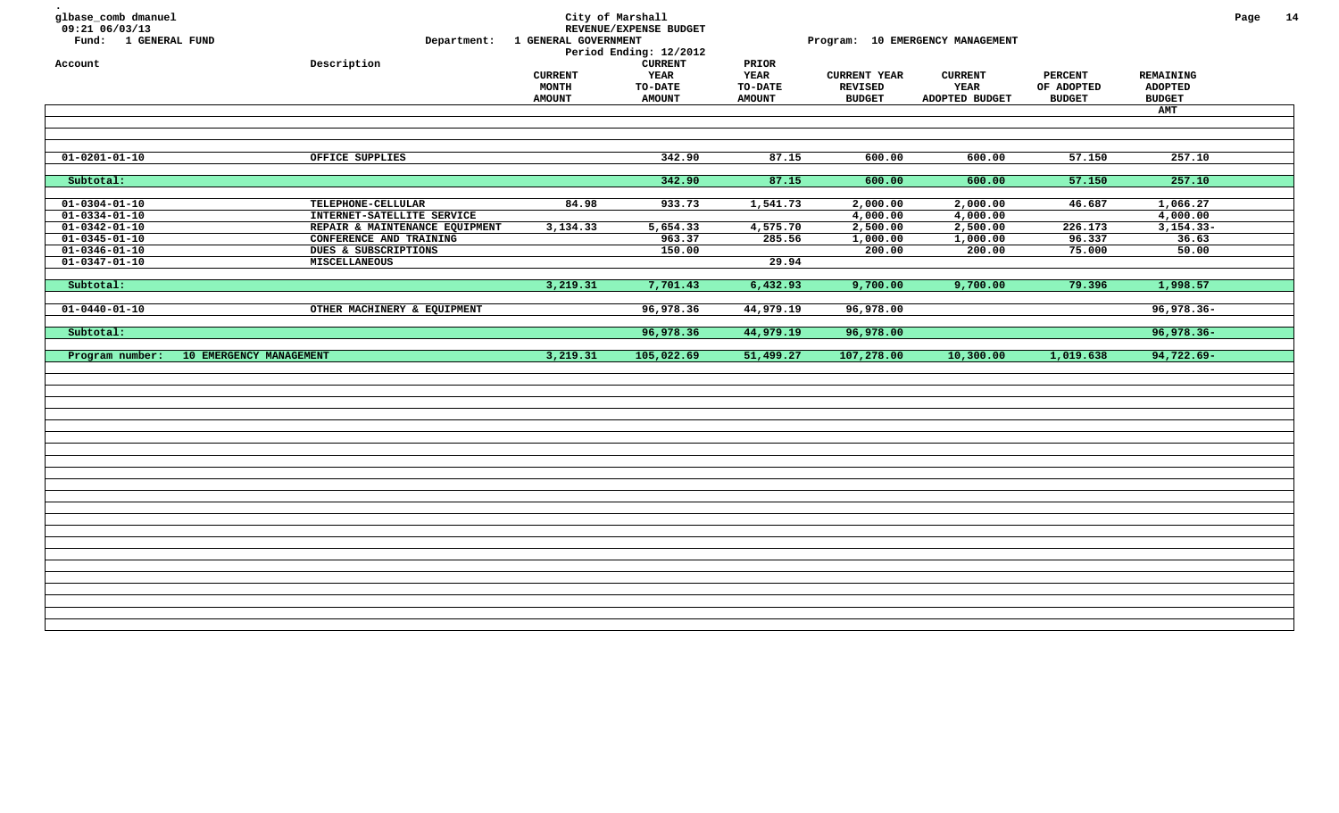glbase_comb dmanuel
09:21 06/03/13
Fund: 1 GENERAL FUND

City of Marshall
REVENUE/EXPENSE BUDGET
Department: 1 GENERAL GOVERNMENT
Period Ending: 12/2012
Program: 10 EMERGENCY MANAGEMENT

| Account | Description | CURRENT MONTH AMOUNT | CURRENT YEAR TO-DATE AMOUNT | PRIOR YEAR TO-DATE AMOUNT | CURRENT YEAR REVISED BUDGET | CURRENT YEAR ADOPTED BUDGET | PERCENT OF ADOPTED BUDGET | REMAINING ADOPTED BUDGET AMT |
|---|---|---|---|---|---|---|---|---|
| 01-0201-01-10 | OFFICE SUPPLIES | | 342.90 | 87.15 | 600.00 | 600.00 | 57.150 | 257.10 |
| Subtotal: | | | 342.90 | 87.15 | 600.00 | 600.00 | 57.150 | 257.10 |
| 01-0304-01-10 | TELEPHONE-CELLULAR | 84.98 | 933.73 | 1,541.73 | 2,000.00 | 2,000.00 | 46.687 | 1,066.27 |
| 01-0334-01-10 | INTERNET-SATELLITE SERVICE | | | | 4,000.00 | 4,000.00 | | 4,000.00 |
| 01-0342-01-10 | REPAIR & MAINTENANCE EQUIPMENT | 3,134.33 | 5,654.33 | 4,575.70 | 2,500.00 | 2,500.00 | 226.173 | 3,154.33- |
| 01-0345-01-10 | CONFERENCE AND TRAINING | | 963.37 | 285.56 | 1,000.00 | 1,000.00 | 96.337 | 36.63 |
| 01-0346-01-10 | DUES & SUBSCRIPTIONS | | 150.00 | | 200.00 | 200.00 | 75.000 | 50.00 |
| 01-0347-01-10 | MISCELLANEOUS | | | 29.94 | | | | |
| Subtotal: | | 3,219.31 | 7,701.43 | 6,432.93 | 9,700.00 | 9,700.00 | 79.396 | 1,998.57 |
| 01-0440-01-10 | OTHER MACHINERY & EQUIPMENT | | 96,978.36 | 44,979.19 | 96,978.00 | | | 96,978.36- |
| Subtotal: | | | 96,978.36 | 44,979.19 | 96,978.00 | | | 96,978.36- |
| Program number: | 10 EMERGENCY MANAGEMENT | 3,219.31 | 105,022.69 | 51,499.27 | 107,278.00 | 10,300.00 | 1,019.638 | 94,722.69- |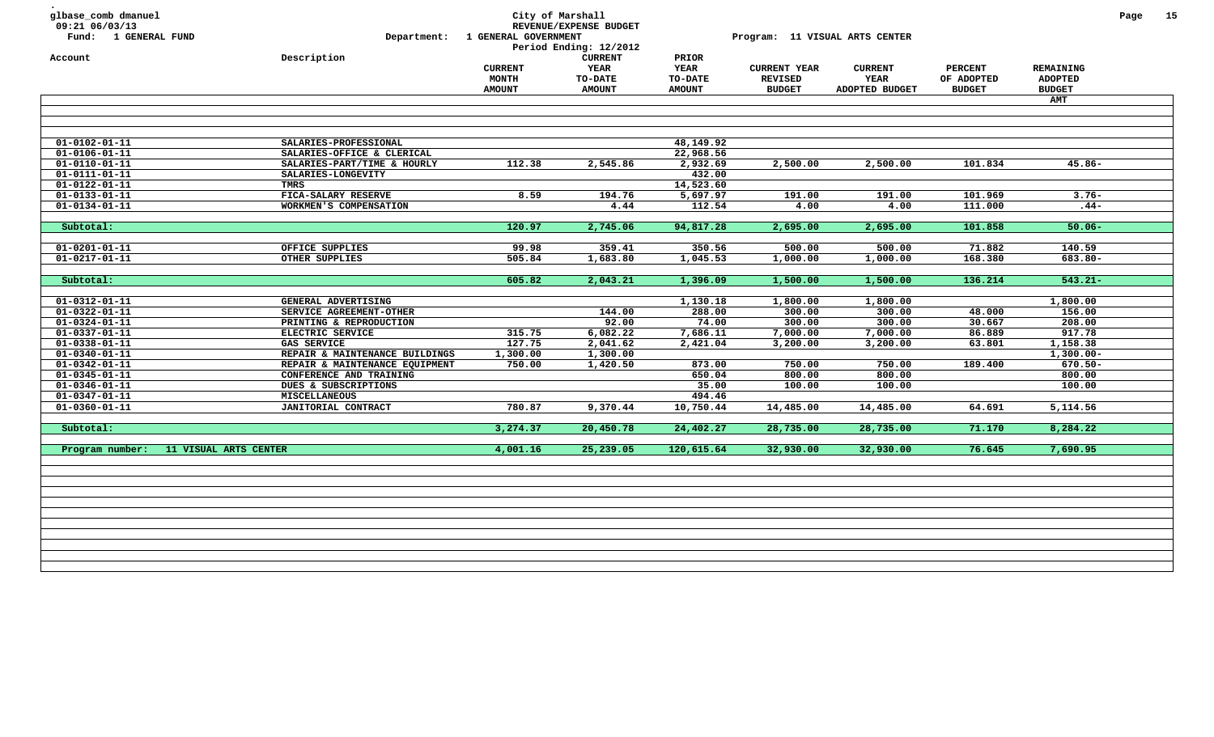glbase_comb dmanuel
09:21 06/03/13
Fund: 1 GENERAL FUND

City of Marshall
REVENUE/EXPENSE BUDGET

Department: 1 GENERAL GOVERNMENT

Period Ending: 12/2012

Program: 11 VISUAL ARTS CENTER

| Account | Description | CURRENT MONTH AMOUNT | CURRENT YEAR TO-DATE AMOUNT | PRIOR YEAR TO-DATE AMOUNT | CURRENT YEAR REVISED BUDGET | CURRENT YEAR ADOPTED BUDGET | PERCENT OF ADOPTED BUDGET | REMAINING ADOPTED BUDGET AMT |
|---|---|---|---|---|---|---|---|---|
| 01-0102-01-11 | SALARIES-PROFESSIONAL | | | 48,149.92 | | | | |
| 01-0106-01-11 | SALARIES-OFFICE & CLERICAL | | | 22,968.56 | | | | |
| 01-0110-01-11 | SALARIES-PART/TIME & HOURLY | 112.38 | 2,545.86 | 2,932.69 | 2,500.00 | 2,500.00 | 101.834 | 45.86- |
| 01-0111-01-11 | SALARIES-LONGEVITY | | | 432.00 | | | | |
| 01-0122-01-11 | TMRS | | | 14,523.60 | | | | |
| 01-0133-01-11 | FICA-SALARY RESERVE | 8.59 | 194.76 | 5,697.97 | 191.00 | 191.00 | 101.969 | 3.76- |
| 01-0134-01-11 | WORKMEN'S COMPENSATION | | 4.44 | 112.54 | 4.00 | 4.00 | 111.000 | .44- |
| Subtotal: | | 120.97 | 2,745.06 | 94,817.28 | 2,695.00 | 2,695.00 | 101.858 | 50.06- |
| 01-0201-01-11 | OFFICE SUPPLIES | 99.98 | 359.41 | 350.56 | 500.00 | 500.00 | 71.882 | 140.59 |
| 01-0217-01-11 | OTHER SUPPLIES | 505.84 | 1,683.80 | 1,045.53 | 1,000.00 | 1,000.00 | 168.380 | 683.80- |
| Subtotal: | | 605.82 | 2,043.21 | 1,396.09 | 1,500.00 | 1,500.00 | 136.214 | 543.21- |
| 01-0312-01-11 | GENERAL ADVERTISING | | | 1,130.18 | 1,800.00 | 1,800.00 | | 1,800.00 |
| 01-0322-01-11 | SERVICE AGREEMENT-OTHER | | 144.00 | 288.00 | 300.00 | 300.00 | 48.000 | 156.00 |
| 01-0324-01-11 | PRINTING & REPRODUCTION | | 92.00 | 74.00 | 300.00 | 300.00 | 30.667 | 208.00 |
| 01-0337-01-11 | ELECTRIC SERVICE | 315.75 | 6,082.22 | 7,686.11 | 7,000.00 | 7,000.00 | 86.889 | 917.78 |
| 01-0338-01-11 | GAS SERVICE | 127.75 | 2,041.62 | 2,421.04 | 3,200.00 | 3,200.00 | 63.801 | 1,158.38 |
| 01-0340-01-11 | REPAIR & MAINTENANCE BUILDINGS | 1,300.00 | 1,300.00 | | | | | 1,300.00- |
| 01-0342-01-11 | REPAIR & MAINTENANCE EQUIPMENT | 750.00 | 1,420.50 | 873.00 | 750.00 | 750.00 | 189.400 | 670.50- |
| 01-0345-01-11 | CONFERENCE AND TRAINING | | | 650.04 | 800.00 | 800.00 | | 800.00 |
| 01-0346-01-11 | DUES & SUBSCRIPTIONS | | | 35.00 | 100.00 | 100.00 | | 100.00 |
| 01-0347-01-11 | MISCELLANEOUS | | | 494.46 | | | | |
| 01-0360-01-11 | JANITORIAL CONTRACT | 780.87 | 9,370.44 | 10,750.44 | 14,485.00 | 14,485.00 | 64.691 | 5,114.56 |
| Subtotal: | | 3,274.37 | 20,450.78 | 24,402.27 | 28,735.00 | 28,735.00 | 71.170 | 8,284.22 |
| Program number: 11 VISUAL ARTS CENTER | | 4,001.16 | 25,239.05 | 120,615.64 | 32,930.00 | 32,930.00 | 76.645 | 7,690.95 |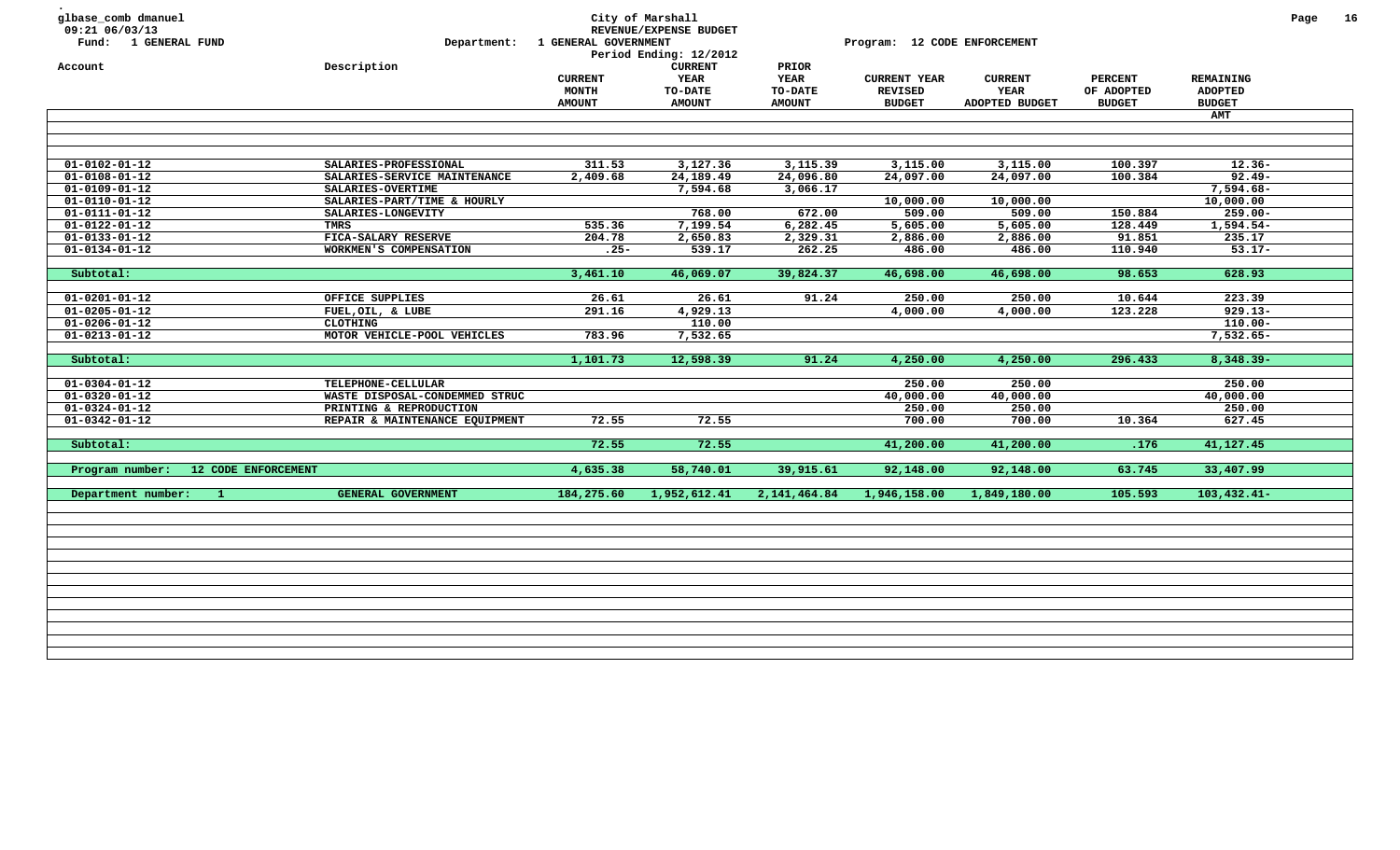glbase_comb dmanuel
09:21 06/03/13
Fund: 1 GENERAL FUND

City of Marshall
REVENUE/EXPENSE BUDGET
Department: 1 GENERAL GOVERNMENT
Period Ending: 12/2012
Program: 12 CODE ENFORCEMENT

| Account | Description | CURRENT MONTH AMOUNT | CURRENT YEAR TO-DATE AMOUNT | PRIOR YEAR TO-DATE AMOUNT | CURRENT YEAR REVISED BUDGET | CURRENT YEAR ADOPTED BUDGET | PERCENT OF ADOPTED BUDGET | REMAINING ADOPTED BUDGET AMT |
|---|---|---|---|---|---|---|---|---|
| 01-0102-01-12 | SALARIES-PROFESSIONAL | 311.53 | 3,127.36 | 3,115.39 | 3,115.00 | 3,115.00 | 100.397 | 12.36- |
| 01-0108-01-12 | SALARIES-SERVICE MAINTENANCE | 2,409.68 | 24,189.49 | 24,096.80 | 24,097.00 | 24,097.00 | 100.384 | 92.49- |
| 01-0109-01-12 | SALARIES-OVERTIME | | 7,594.68 | 3,066.17 | | | | 7,594.68- |
| 01-0110-01-12 | SALARIES-PART/TIME & HOURLY | | | | 10,000.00 | 10,000.00 | | 10,000.00 |
| 01-0111-01-12 | SALARIES-LONGEVITY | | 768.00 | 672.00 | 509.00 | 509.00 | 150.884 | 259.00- |
| 01-0122-01-12 | TMRS | 535.36 | 7,199.54 | 6,282.45 | 5,605.00 | 5,605.00 | 128.449 | 1,594.54- |
| 01-0133-01-12 | FICA-SALARY RESERVE | 204.78 | 2,650.83 | 2,329.31 | 2,886.00 | 2,886.00 | 91.851 | 235.17 |
| 01-0134-01-12 | WORKMEN'S COMPENSATION | .25- | 539.17 | 262.25 | 486.00 | 486.00 | 110.940 | 53.17- |
| Subtotal: | | 3,461.10 | 46,069.07 | 39,824.37 | 46,698.00 | 46,698.00 | 98.653 | 628.93 |
| 01-0201-01-12 | OFFICE SUPPLIES | 26.61 | 26.61 | 91.24 | 250.00 | 250.00 | 10.644 | 223.39 |
| 01-0205-01-12 | FUEL,OIL, & LUBE | 291.16 | 4,929.13 | | 4,000.00 | 4,000.00 | 123.228 | 929.13- |
| 01-0206-01-12 | CLOTHING | | 110.00 | | | | | 110.00- |
| 01-0213-01-12 | MOTOR VEHICLE-POOL VEHICLES | 783.96 | 7,532.65 | | | | | 7,532.65- |
| Subtotal: | | 1,101.73 | 12,598.39 | 91.24 | 4,250.00 | 4,250.00 | 296.433 | 8,348.39- |
| 01-0304-01-12 | TELEPHONE-CELLULAR | | | | 250.00 | 250.00 | | 250.00 |
| 01-0320-01-12 | WASTE DISPOSAL-CONDEMMED STRUC | | | | 40,000.00 | 40,000.00 | | 40,000.00 |
| 01-0324-01-12 | PRINTING & REPRODUCTION | | | | 250.00 | 250.00 | | 250.00 |
| 01-0342-01-12 | REPAIR & MAINTENANCE EQUIPMENT | 72.55 | 72.55 | | 700.00 | 700.00 | 10.364 | 627.45 |
| Subtotal: | | 72.55 | 72.55 | | 41,200.00 | 41,200.00 | .176 | 41,127.45 |
| Program number: 12 CODE ENFORCEMENT | | 4,635.38 | 58,740.01 | 39,915.61 | 92,148.00 | 92,148.00 | 63.745 | 33,407.99 |
| Department number: 1 | GENERAL GOVERNMENT | 184,275.60 | 1,952,612.41 | 2,141,464.84 | 1,946,158.00 | 1,849,180.00 | 105.593 | 103,432.41- |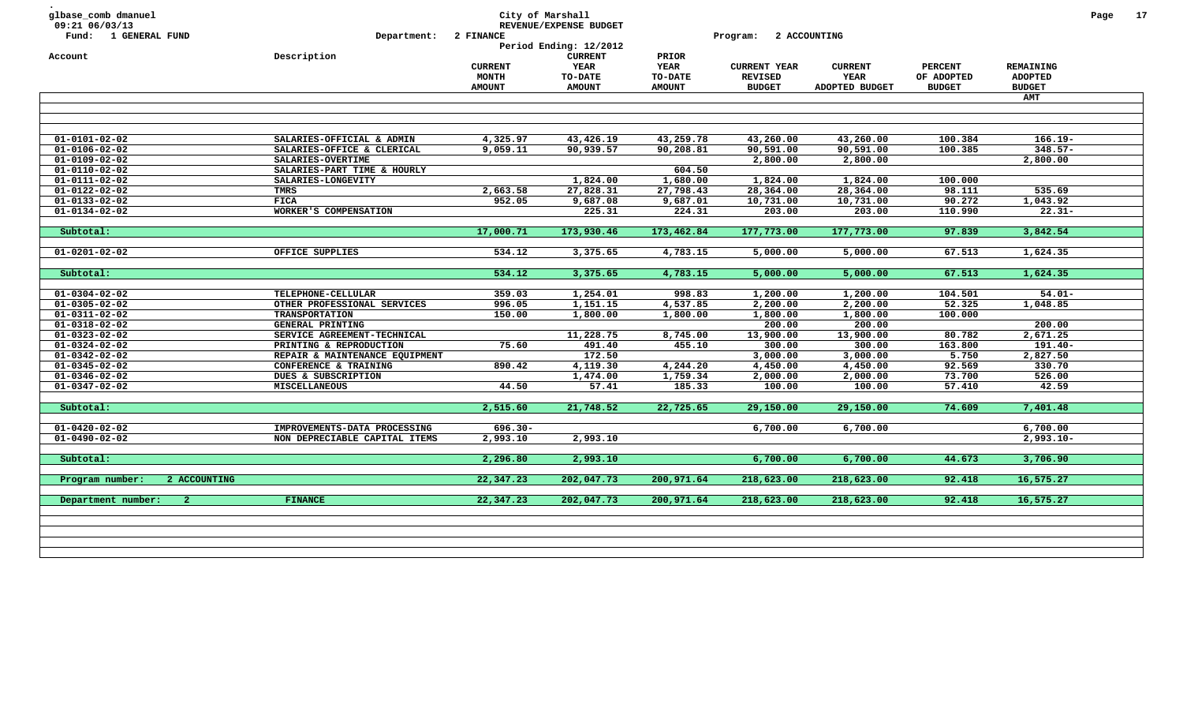glbase_comb dmanuel
09:21 06/03/13
Fund: 1 GENERAL FUND

City of Marshall
REVENUE/EXPENSE BUDGET
Department: 2 FINANCE
Period Ending: 12/2012
Program: 2 ACCOUNTING

| Account | Description | CURRENT MONTH AMOUNT | CURRENT YEAR TO-DATE AMOUNT | PRIOR YEAR TO-DATE AMOUNT | CURRENT YEAR REVISED BUDGET | CURRENT YEAR ADOPTED BUDGET | PERCENT OF ADOPTED BUDGET | REMAINING ADOPTED BUDGET AMT |
|---|---|---|---|---|---|---|---|---|
| 01-0101-02-02 | SALARIES-OFFICIAL & ADMIN | 4,325.97 | 43,426.19 | 43,259.78 | 43,260.00 | 43,260.00 | 100.384 | 166.19- |
| 01-0106-02-02 | SALARIES-OFFICE & CLERICAL | 9,059.11 | 90,939.57 | 90,208.81 | 90,591.00 | 90,591.00 | 100.385 | 348.57- |
| 01-0109-02-02 | SALARIES-OVERTIME | | | | 2,800.00 | 2,800.00 | | 2,800.00 |
| 01-0110-02-02 | SALARIES-PART TIME & HOURLY | | | 604.50 | | | | |
| 01-0111-02-02 | SALARIES-LONGEVITY | | 1,824.00 | 1,680.00 | 1,824.00 | 1,824.00 | 100.000 | |
| 01-0122-02-02 | TMRS | 2,663.58 | 27,828.31 | 27,798.43 | 28,364.00 | 28,364.00 | 98.111 | 535.69 |
| 01-0133-02-02 | FICA | 952.05 | 9,687.08 | 9,687.01 | 10,731.00 | 10,731.00 | 90.272 | 1,043.92 |
| 01-0134-02-02 | WORKER'S COMPENSATION | | 225.31 | 224.31 | 203.00 | 203.00 | 110.990 | 22.31- |
| Subtotal: | | 17,000.71 | 173,930.46 | 173,462.84 | 177,773.00 | 177,773.00 | 97.839 | 3,842.54 |
| 01-0201-02-02 | OFFICE SUPPLIES | 534.12 | 3,375.65 | 4,783.15 | 5,000.00 | 5,000.00 | 67.513 | 1,624.35 |
| Subtotal: | | 534.12 | 3,375.65 | 4,783.15 | 5,000.00 | 5,000.00 | 67.513 | 1,624.35 |
| 01-0304-02-02 | TELEPHONE-CELLULAR | 359.03 | 1,254.01 | 998.83 | 1,200.00 | 1,200.00 | 104.501 | 54.01- |
| 01-0305-02-02 | OTHER PROFESSIONAL SERVICES | 996.05 | 1,151.15 | 4,537.85 | 2,200.00 | 2,200.00 | 52.325 | 1,048.85 |
| 01-0311-02-02 | TRANSPORTATION | 150.00 | 1,800.00 | 1,800.00 | 1,800.00 | 1,800.00 | 100.000 | |
| 01-0318-02-02 | GENERAL PRINTING | | | | 200.00 | 200.00 | | 200.00 |
| 01-0323-02-02 | SERVICE AGREEMENT-TECHNICAL | | 11,228.75 | 8,745.00 | 13,900.00 | 13,900.00 | 80.782 | 2,671.25 |
| 01-0324-02-02 | PRINTING & REPRODUCTION | 75.60 | 491.40 | 455.10 | 300.00 | 300.00 | 163.800 | 191.40- |
| 01-0342-02-02 | REPAIR & MAINTENANCE EQUIPMENT | | 172.50 | | 3,000.00 | 3,000.00 | 5.750 | 2,827.50 |
| 01-0345-02-02 | CONFERENCE & TRAINING | 890.42 | 4,119.30 | 4,244.20 | 4,450.00 | 4,450.00 | 92.569 | 330.70 |
| 01-0346-02-02 | DUES & SUBSCRIPTION | | 1,474.00 | 1,759.34 | 2,000.00 | 2,000.00 | 73.700 | 526.00 |
| 01-0347-02-02 | MISCELLANEOUS | 44.50 | 57.41 | 185.33 | 100.00 | 100.00 | 57.410 | 42.59 |
| Subtotal: | | 2,515.60 | 21,748.52 | 22,725.65 | 29,150.00 | 29,150.00 | 74.609 | 7,401.48 |
| 01-0420-02-02 | IMPROVEMENTS-DATA PROCESSING | 696.30- | | | 6,700.00 | 6,700.00 | | 6,700.00 |
| 01-0490-02-02 | NON DEPRECIABLE CAPITAL ITEMS | 2,993.10 | 2,993.10 | | | | | 2,993.10- |
| Subtotal: | | 2,296.80 | 2,993.10 | | 6,700.00 | 6,700.00 | 44.673 | 3,706.90 |
| Program number: 2 ACCOUNTING | | 22,347.23 | 202,047.73 | 200,971.64 | 218,623.00 | 218,623.00 | 92.418 | 16,575.27 |
| Department number: 2 | FINANCE | 22,347.23 | 202,047.73 | 200,971.64 | 218,623.00 | 218,623.00 | 92.418 | 16,575.27 |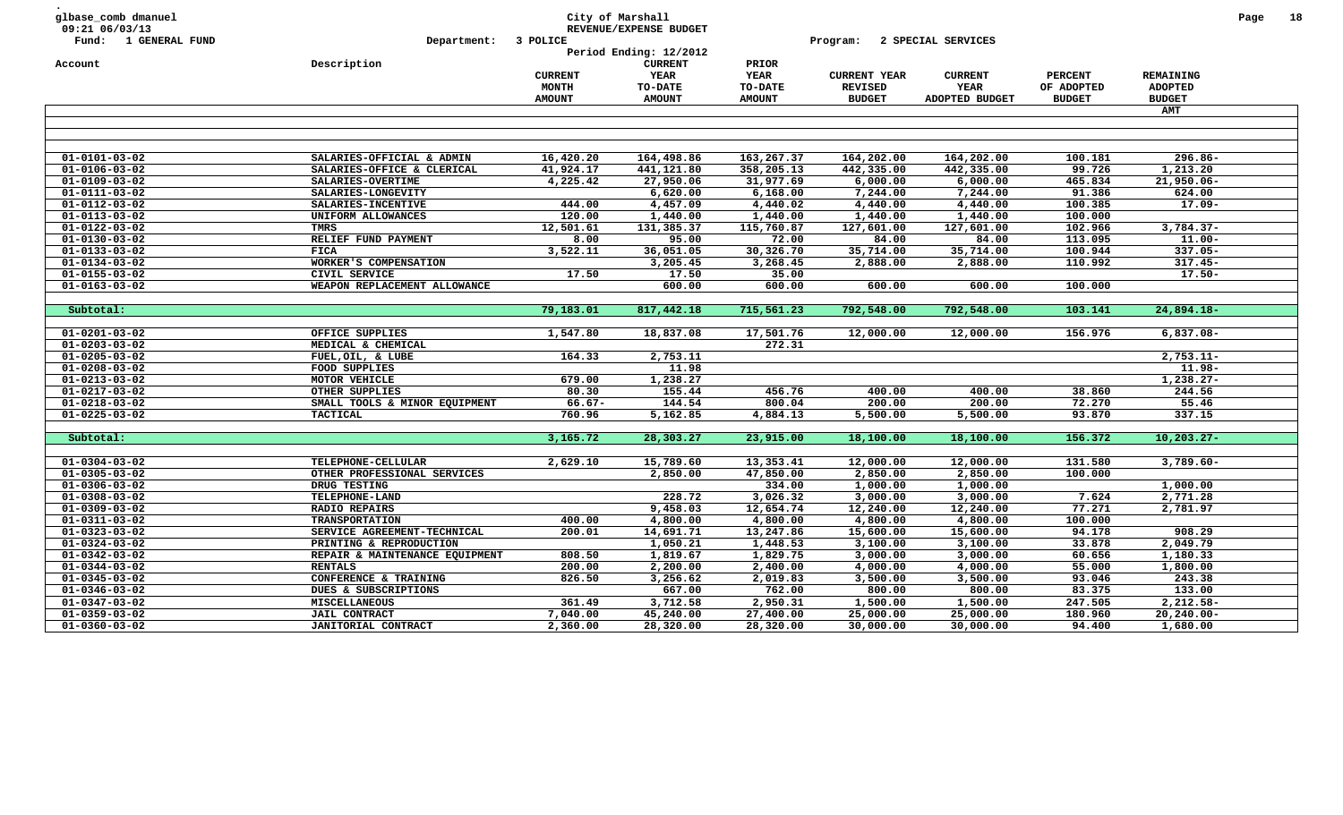glbase_comb dmanuel
09:21 06/03/13
Fund: 1 GENERAL FUND

**City of Marshall**
**REVENUE/EXPENSE BUDGET**

Department: 3 POLICE
Program: 2 SPECIAL SERVICES
Period Ending: 12/2012

| Account | Description | CURRENT MONTH AMOUNT | CURRENT YEAR TO-DATE AMOUNT | PRIOR YEAR TO-DATE AMOUNT | CURRENT YEAR REVISED BUDGET | CURRENT YEAR ADOPTED BUDGET | PERCENT OF ADOPTED BUDGET | REMAINING ADOPTED BUDGET AMT |
|---|---|---|---|---|---|---|---|---|
| 01-0101-03-02 | SALARIES-OFFICIAL & ADMIN | 16,420.20 | 164,498.86 | 163,267.37 | 164,202.00 | 164,202.00 | 100.181 | 296.86- |
| 01-0106-03-02 | SALARIES-OFFICE & CLERICAL | 41,924.17 | 441,121.80 | 358,205.13 | 442,335.00 | 442,335.00 | 99.726 | 1,213.20 |
| 01-0109-03-02 | SALARIES-OVERTIME | 4,225.42 | 27,950.06 | 31,977.69 | 6,000.00 | 6,000.00 | 465.834 | 21,950.06- |
| 01-0111-03-02 | SALARIES-LONGEVITY | | 6,620.00 | 6,168.00 | 7,244.00 | 7,244.00 | 91.386 | 624.00 |
| 01-0112-03-02 | SALARIES-INCENTIVE | 444.00 | 4,457.09 | 4,440.02 | 4,440.00 | 4,440.00 | 100.385 | 17.09- |
| 01-0113-03-02 | UNIFORM ALLOWANCES | 120.00 | 1,440.00 | 1,440.00 | 1,440.00 | 1,440.00 | 100.000 | |
| 01-0122-03-02 | TMRS | 12,501.61 | 131,385.37 | 115,760.87 | 127,601.00 | 127,601.00 | 102.966 | 3,784.37- |
| 01-0130-03-02 | RELIEF FUND PAYMENT | 8.00 | 95.00 | 72.00 | 84.00 | 84.00 | 113.095 | 11.00- |
| 01-0133-03-02 | FICA | 3,522.11 | 36,051.05 | 30,326.70 | 35,714.00 | 35,714.00 | 100.944 | 337.05- |
| 01-0134-03-02 | WORKER'S COMPENSATION | | 3,205.45 | 3,268.45 | 2,888.00 | 2,888.00 | 110.992 | 317.45- |
| 01-0155-03-02 | CIVIL SERVICE | 17.50 | 17.50 | 35.00 | | | | 17.50- |
| 01-0163-03-02 | WEAPON REPLACEMENT ALLOWANCE | | 600.00 | 600.00 | 600.00 | 600.00 | 100.000 | |
| Subtotal: | | 79,183.01 | 817,442.18 | 715,561.23 | 792,548.00 | 792,548.00 | 103.141 | 24,894.18- |
| 01-0201-03-02 | OFFICE SUPPLIES | 1,547.80 | 18,837.08 | 17,501.76 | 12,000.00 | 12,000.00 | 156.976 | 6,837.08- |
| 01-0203-03-02 | MEDICAL & CHEMICAL | | | 272.31 | | | | |
| 01-0205-03-02 | FUEL,OIL, & LUBE | 164.33 | 2,753.11 | | | | | 2,753.11- |
| 01-0208-03-02 | FOOD SUPPLIES | | 11.98 | | | | | 11.98- |
| 01-0213-03-02 | MOTOR VEHICLE | 679.00 | 1,238.27 | | | | | 1,238.27- |
| 01-0217-03-02 | OTHER SUPPLIES | 80.30 | 155.44 | 456.76 | 400.00 | 400.00 | 38.860 | 244.56 |
| 01-0218-03-02 | SMALL TOOLS & MINOR EQUIPMENT | 66.67- | 144.54 | 800.04 | 200.00 | 200.00 | 72.270 | 55.46 |
| 01-0225-03-02 | TACTICAL | 760.96 | 5,162.85 | 4,884.13 | 5,500.00 | 5,500.00 | 93.870 | 337.15 |
| Subtotal: | | 3,165.72 | 28,303.27 | 23,915.00 | 18,100.00 | 18,100.00 | 156.372 | 10,203.27- |
| 01-0304-03-02 | TELEPHONE-CELLULAR | 2,629.10 | 15,789.60 | 13,353.41 | 12,000.00 | 12,000.00 | 131.580 | 3,789.60- |
| 01-0305-03-02 | OTHER PROFESSIONAL SERVICES | | 2,850.00 | 47,850.00 | 2,850.00 | 2,850.00 | 100.000 | |
| 01-0306-03-02 | DRUG TESTING | | | 334.00 | 1,000.00 | 1,000.00 | | 1,000.00 |
| 01-0308-03-02 | TELEPHONE-LAND | | 228.72 | 3,026.32 | 3,000.00 | 3,000.00 | 7.624 | 2,771.28 |
| 01-0309-03-02 | RADIO REPAIRS | | 9,458.03 | 12,654.74 | 12,240.00 | 12,240.00 | 77.271 | 2,781.97 |
| 01-0311-03-02 | TRANSPORTATION | 400.00 | 4,800.00 | 4,800.00 | 4,800.00 | 4,800.00 | 100.000 | |
| 01-0323-03-02 | SERVICE AGREEMENT-TECHNICAL | 200.01 | 14,691.71 | 13,247.86 | 15,600.00 | 15,600.00 | 94.178 | 908.29 |
| 01-0324-03-02 | PRINTING & REPRODUCTION | | 1,050.21 | 1,448.53 | 3,100.00 | 3,100.00 | 33.878 | 2,049.79 |
| 01-0342-03-02 | REPAIR & MAINTENANCE EQUIPMENT | 808.50 | 1,819.67 | 1,829.75 | 3,000.00 | 3,000.00 | 60.656 | 1,180.33 |
| 01-0344-03-02 | RENTALS | 200.00 | 2,200.00 | 2,400.00 | 4,000.00 | 4,000.00 | 55.000 | 1,800.00 |
| 01-0345-03-02 | CONFERENCE & TRAINING | 826.50 | 3,256.62 | 2,019.83 | 3,500.00 | 3,500.00 | 93.046 | 243.38 |
| 01-0346-03-02 | DUES & SUBSCRIPTIONS | | 667.00 | 762.00 | 800.00 | 800.00 | 83.375 | 133.00 |
| 01-0347-03-02 | MISCELLANEOUS | 361.49 | 3,712.58 | 2,950.31 | 1,500.00 | 1,500.00 | 247.505 | 2,212.58- |
| 01-0359-03-02 | JAIL CONTRACT | 7,040.00 | 45,240.00 | 27,400.00 | 25,000.00 | 25,000.00 | 180.960 | 20,240.00- |
| 01-0360-03-02 | JANITORIAL CONTRACT | 2,360.00 | 28,320.00 | 28,320.00 | 30,000.00 | 30,000.00 | 94.400 | 1,680.00 |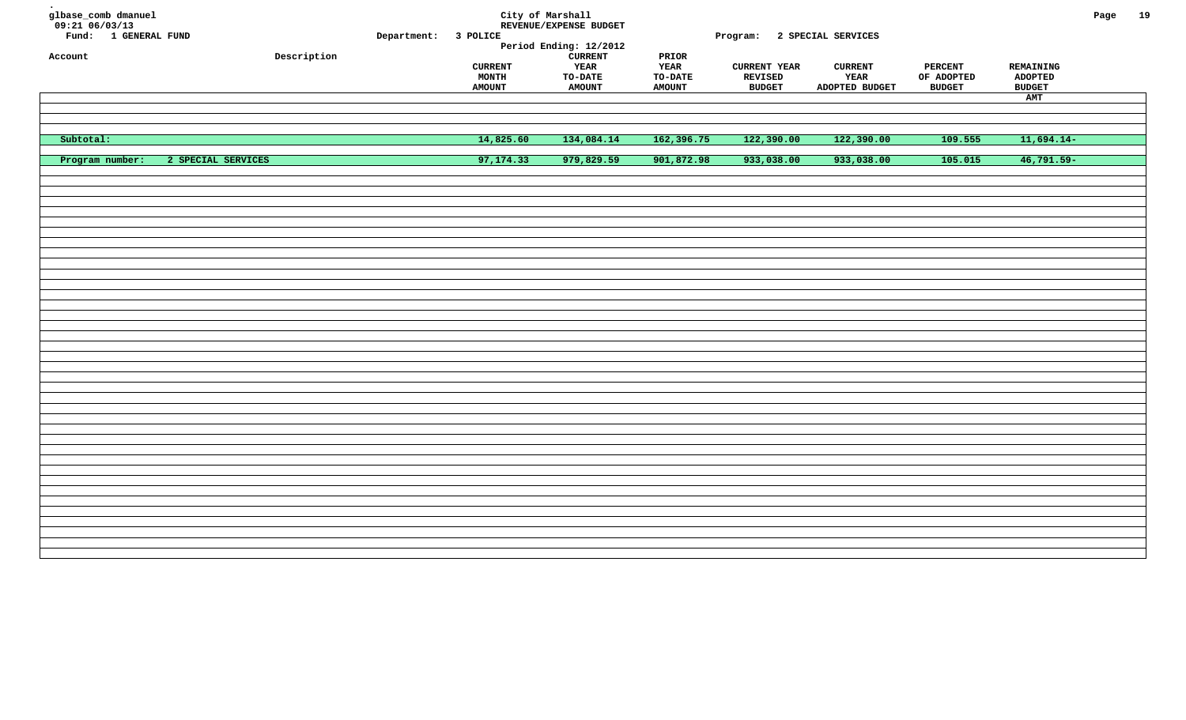City of Marshall
REVENUE/EXPENSE BUDGET
Period Ending: 12/2012

glbase_comb dmanuel
09:21 06/03/13

Fund: 1 GENERAL FUND | Department: 3 POLICE | Program: 2 SPECIAL SERVICES

| Account | Description | CURRENT MONTH AMOUNT | CURRENT YEAR TO-DATE AMOUNT | PRIOR YEAR TO-DATE AMOUNT | CURRENT YEAR REVISED BUDGET | CURRENT YEAR ADOPTED BUDGET | PERCENT OF ADOPTED BUDGET | REMAINING ADOPTED BUDGET AMT |
|---|---|---|---|---|---|---|---|---|
| Subtotal: | | 14,825.60 | 134,084.14 | 162,396.75 | 122,390.00 | 122,390.00 | 109.555 | 11,694.14- |
| Program number: | 2 SPECIAL SERVICES | 97,174.33 | 979,829.59 | 901,872.98 | 933,038.00 | 933,038.00 | 105.015 | 46,791.59- |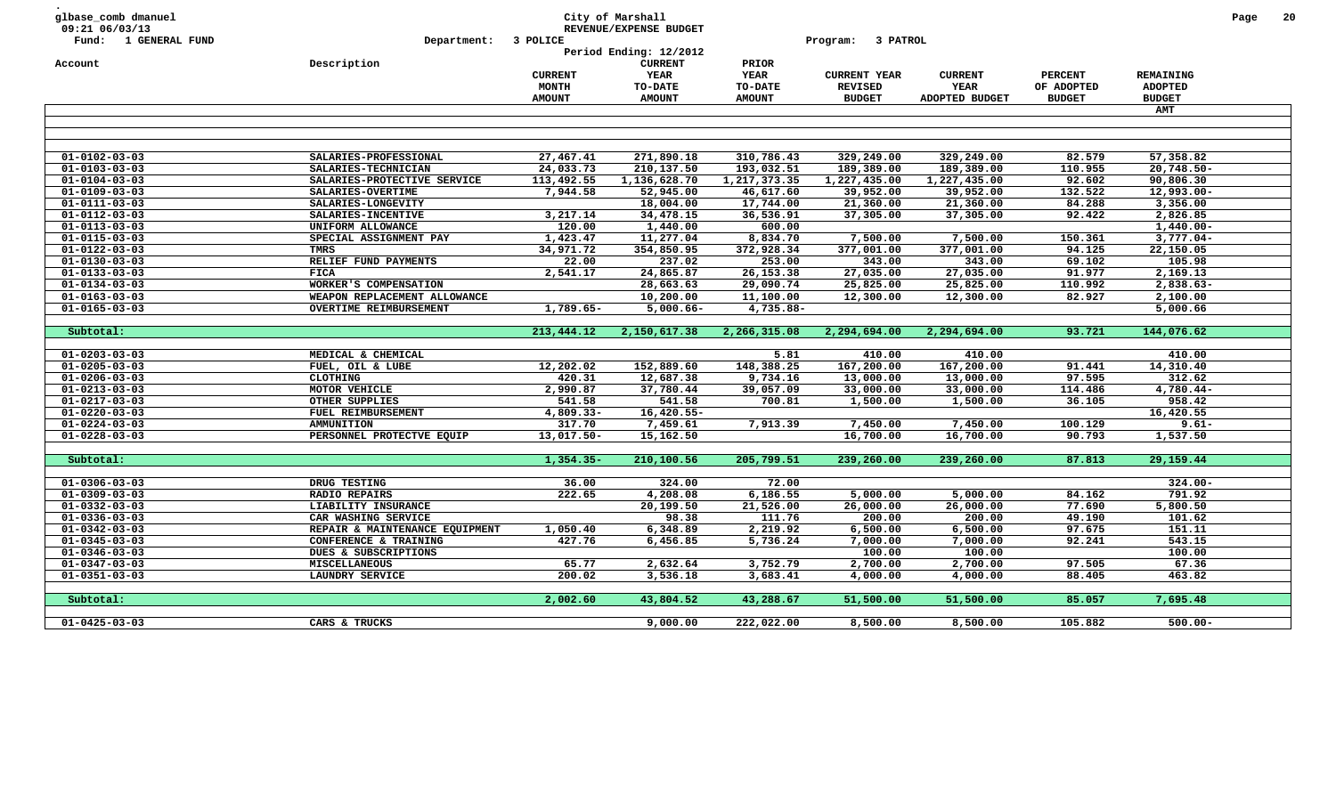glbase_comb dmanuel
09:21 06/03/13
Fund: 1 GENERAL FUND

City of Marshall
REVENUE/EXPENSE BUDGET

Department: 3 POLICE
Program: 3 PATROL
Period Ending: 12/2012

| Account | Description | CURRENT MONTH AMOUNT | CURRENT YEAR TO-DATE AMOUNT | PRIOR YEAR TO-DATE AMOUNT | CURRENT YEAR REVISED BUDGET | CURRENT YEAR ADOPTED BUDGET | PERCENT OF ADOPTED BUDGET | REMAINING ADOPTED BUDGET AMT |
|---|---|---|---|---|---|---|---|---|
| 01-0102-03-03 | SALARIES-PROFESSIONAL | 27,467.41 | 271,890.18 | 310,786.43 | 329,249.00 | 329,249.00 | 82.579 | 57,358.82 |
| 01-0103-03-03 | SALARIES-TECHNICIAN | 24,033.73 | 210,137.50 | 193,032.51 | 189,389.00 | 189,389.00 | 110.955 | 20,748.50- |
| 01-0104-03-03 | SALARIES-PROTECTIVE SERVICE | 113,492.55 | 1,136,628.70 | 1,217,373.35 | 1,227,435.00 | 1,227,435.00 | 92.602 | 90,806.30 |
| 01-0109-03-03 | SALARIES-OVERTIME | 7,944.58 | 52,945.00 | 46,617.60 | 39,952.00 | 39,952.00 | 132.522 | 12,993.00- |
| 01-0111-03-03 | SALARIES-LONGEVITY | | 18,004.00 | 17,744.00 | 21,360.00 | 21,360.00 | 84.288 | 3,356.00 |
| 01-0112-03-03 | SALARIES-INCENTIVE | 3,217.14 | 34,478.15 | 36,536.91 | 37,305.00 | 37,305.00 | 92.422 | 2,826.85 |
| 01-0113-03-03 | UNIFORM ALLOWANCE | 120.00 | 1,440.00 | 600.00 | | | | 1,440.00- |
| 01-0115-03-03 | SPECIAL ASSIGNMENT PAY | 1,423.47 | 11,277.04 | 8,834.70 | 7,500.00 | 7,500.00 | 150.361 | 3,777.04- |
| 01-0122-03-03 | TMRS | 34,971.72 | 354,850.95 | 372,928.34 | 377,001.00 | 377,001.00 | 94.125 | 22,150.05 |
| 01-0130-03-03 | RELIEF FUND PAYMENTS | 22.00 | 237.02 | 253.00 | 343.00 | 343.00 | 69.102 | 105.98 |
| 01-0133-03-03 | FICA | 2,541.17 | 24,865.87 | 26,153.38 | 27,035.00 | 27,035.00 | 91.977 | 2,169.13 |
| 01-0134-03-03 | WORKER'S COMPENSATION | | 28,663.63 | 29,090.74 | 25,825.00 | 25,825.00 | 110.992 | 2,838.63- |
| 01-0163-03-03 | WEAPON REPLACEMENT ALLOWANCE | | 10,200.00 | 11,100.00 | 12,300.00 | 12,300.00 | 82.927 | 2,100.00 |
| 01-0165-03-03 | OVERTIME REIMBURSEMENT | 1,789.65- | 5,000.66- | 4,735.88- | | | | 5,000.66 |
| Subtotal: | | 213,444.12 | 2,150,617.38 | 2,266,315.08 | 2,294,694.00 | 2,294,694.00 | 93.721 | 144,076.62 |
| 01-0203-03-03 | MEDICAL & CHEMICAL | | | 5.81 | 410.00 | 410.00 | | 410.00 |
| 01-0205-03-03 | FUEL, OIL & LUBE | 12,202.02 | 152,889.60 | 148,388.25 | 167,200.00 | 167,200.00 | 91.441 | 14,310.40 |
| 01-0206-03-03 | CLOTHING | 420.31 | 12,687.38 | 9,734.16 | 13,000.00 | 13,000.00 | 97.595 | 312.62 |
| 01-0213-03-03 | MOTOR VEHICLE | 2,990.87 | 37,780.44 | 39,057.09 | 33,000.00 | 33,000.00 | 114.486 | 4,780.44- |
| 01-0217-03-03 | OTHER SUPPLIES | 541.58 | 541.58 | 700.81 | 1,500.00 | 1,500.00 | 36.105 | 958.42 |
| 01-0220-03-03 | FUEL REIMBURSEMENT | 4,809.33- | 16,420.55- | | | | | 16,420.55 |
| 01-0224-03-03 | AMMUNITION | 317.70 | 7,459.61 | 7,913.39 | 7,450.00 | 7,450.00 | 100.129 | 9.61- |
| 01-0228-03-03 | PERSONNEL PROTECTVE EQUIP | 13,017.50- | 15,162.50 | | 16,700.00 | 16,700.00 | 90.793 | 1,537.50 |
| Subtotal: | | 1,354.35- | 210,100.56 | 205,799.51 | 239,260.00 | 239,260.00 | 87.813 | 29,159.44 |
| 01-0306-03-03 | DRUG TESTING | 36.00 | 324.00 | 72.00 | | | | 324.00- |
| 01-0309-03-03 | RADIO REPAIRS | 222.65 | 4,208.08 | 6,186.55 | 5,000.00 | 5,000.00 | 84.162 | 791.92 |
| 01-0332-03-03 | LIABILITY INSURANCE | | 20,199.50 | 21,526.00 | 26,000.00 | 26,000.00 | 77.690 | 5,800.50 |
| 01-0336-03-03 | CAR WASHING SERVICE | | 98.38 | 111.76 | 200.00 | 200.00 | 49.190 | 101.62 |
| 01-0342-03-03 | REPAIR & MAINTENANCE EQUIPMENT | 1,050.40 | 6,348.89 | 2,219.92 | 6,500.00 | 6,500.00 | 97.675 | 151.11 |
| 01-0345-03-03 | CONFERENCE & TRAINING | 427.76 | 6,456.85 | 5,736.24 | 7,000.00 | 7,000.00 | 92.241 | 543.15 |
| 01-0346-03-03 | DUES & SUBSCRIPTIONS | | | | 100.00 | 100.00 | | 100.00 |
| 01-0347-03-03 | MISCELLANEOUS | 65.77 | 2,632.64 | 3,752.79 | 2,700.00 | 2,700.00 | 97.505 | 67.36 |
| 01-0351-03-03 | LAUNDRY SERVICE | 200.02 | 3,536.18 | 3,683.41 | 4,000.00 | 4,000.00 | 88.405 | 463.82 |
| Subtotal: | | 2,002.60 | 43,804.52 | 43,288.67 | 51,500.00 | 51,500.00 | 85.057 | 7,695.48 |
| 01-0425-03-03 | CARS & TRUCKS | | 9,000.00 | 222,022.00 | 8,500.00 | 8,500.00 | 105.882 | 500.00- |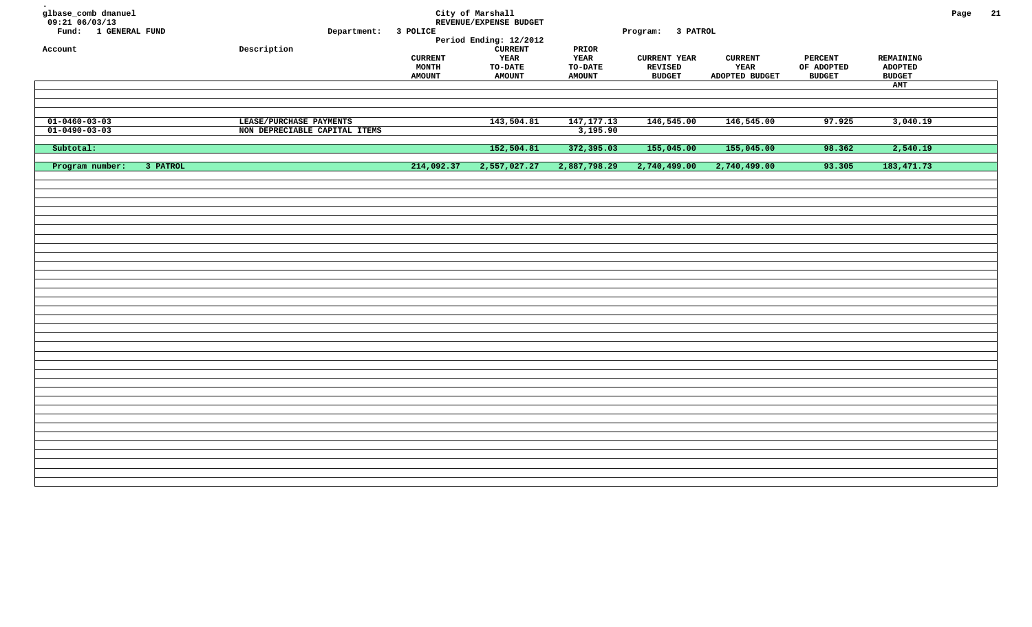glbase_comb dmanuel
09:21 06/03/13

**City of Marshall**
**REVENUE/EXPENSE BUDGET**

Fund: 1 GENERAL FUND    Department: 3 POLICE    Program: 3 PATROL

Period Ending: 12/2012

| Account | Description | CURRENT MONTH AMOUNT | CURRENT YEAR TO-DATE AMOUNT | PRIOR YEAR TO-DATE AMOUNT | CURRENT YEAR REVISED BUDGET | CURRENT YEAR ADOPTED BUDGET | PERCENT OF ADOPTED BUDGET | REMAINING ADOPTED BUDGET AMT |
|---|---|---|---|---|---|---|---|---|
| 01-0460-03-03 | LEASE/PURCHASE PAYMENTS | | 143,504.81 | 147,177.13 | 146,545.00 | 146,545.00 | 97.925 | 3,040.19 |
| 01-0490-03-03 | NON DEPRECIABLE CAPITAL ITEMS | | | 3,195.90 | | | | |
| Subtotal: | | | 152,504.81 | 372,395.03 | 155,045.00 | 155,045.00 | 98.362 | 2,540.19 |
| Program number: 3 PATROL | | 214,092.37 | 2,557,027.27 | 2,887,798.29 | 2,740,499.00 | 2,740,499.00 | 93.305 | 183,471.73 |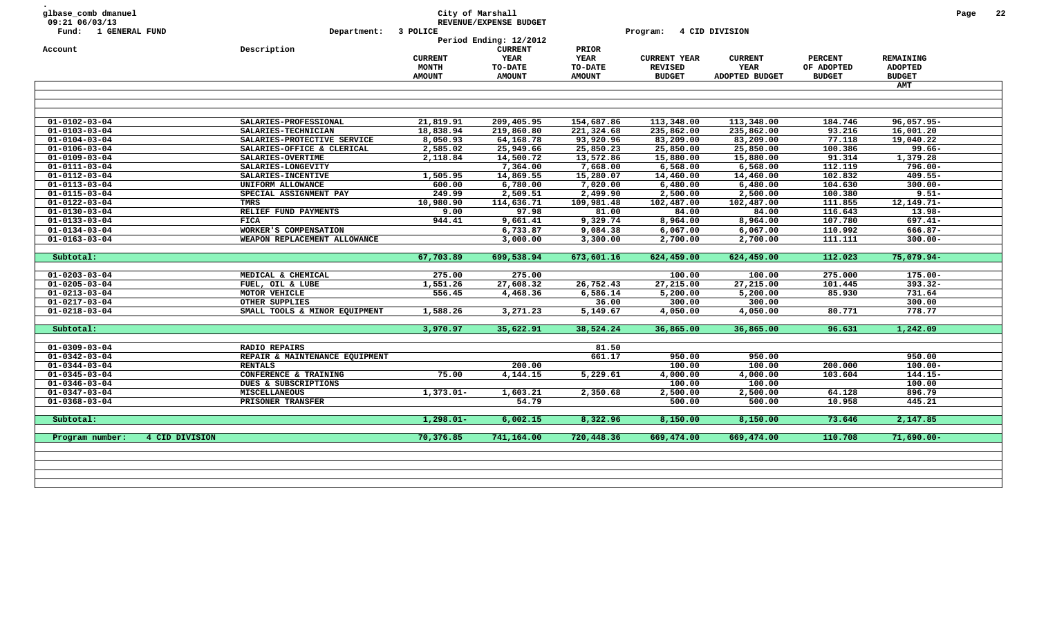glbase_comb dmanuel
09:21 06/03/13
Fund: 1 GENERAL FUND

City of Marshall
REVENUE/EXPENSE BUDGET
Department: 3 POLICE
Period Ending: 12/2012

Program: 4 CID DIVISION

| Account | Description | CURRENT MONTH AMOUNT | CURRENT YEAR TO-DATE AMOUNT | PRIOR YEAR TO-DATE AMOUNT | CURRENT YEAR REVISED BUDGET | CURRENT YEAR ADOPTED BUDGET | PERCENT OF ADOPTED BUDGET | REMAINING ADOPTED BUDGET AMT |
|---|---|---|---|---|---|---|---|---|
| 01-0102-03-04 | SALARIES-PROFESSIONAL | 21,819.91 | 209,405.95 | 154,687.86 | 113,348.00 | 113,348.00 | 184.746 | 96,057.95- |
| 01-0103-03-04 | SALARIES-TECHNICIAN | 18,838.94 | 219,860.80 | 221,324.68 | 235,862.00 | 235,862.00 | 93.216 | 16,001.20 |
| 01-0104-03-04 | SALARIES-PROTECTIVE SERVICE | 8,050.93 | 64,168.78 | 93,920.96 | 83,209.00 | 83,209.00 | 77.118 | 19,040.22 |
| 01-0106-03-04 | SALARIES-OFFICE & CLERICAL | 2,585.02 | 25,949.66 | 25,850.23 | 25,850.00 | 25,850.00 | 100.386 | 99.66- |
| 01-0109-03-04 | SALARIES-OVERTIME | 2,118.84 | 14,500.72 | 13,572.86 | 15,880.00 | 15,880.00 | 91.314 | 1,379.28 |
| 01-0111-03-04 | SALARIES-LONGEVITY | | 7,364.00 | 7,668.00 | 6,568.00 | 6,568.00 | 112.119 | 796.00- |
| 01-0112-03-04 | SALARIES-INCENTIVE | 1,505.95 | 14,869.55 | 15,280.07 | 14,460.00 | 14,460.00 | 102.832 | 409.55- |
| 01-0113-03-04 | UNIFORM ALLOWANCE | 600.00 | 6,780.00 | 7,020.00 | 6,480.00 | 6,480.00 | 104.630 | 300.00- |
| 01-0115-03-04 | SPECIAL ASSIGNMENT PAY | 249.99 | 2,509.51 | 2,499.90 | 2,500.00 | 2,500.00 | 100.380 | 9.51- |
| 01-0122-03-04 | TMRS | 10,980.90 | 114,636.71 | 109,981.48 | 102,487.00 | 102,487.00 | 111.855 | 12,149.71- |
| 01-0130-03-04 | RELIEF FUND PAYMENTS | 9.00 | 97.98 | 81.00 | 84.00 | 84.00 | 116.643 | 13.98- |
| 01-0133-03-04 | FICA | 944.41 | 9,661.41 | 9,329.74 | 8,964.00 | 8,964.00 | 107.780 | 697.41- |
| 01-0134-03-04 | WORKER'S COMPENSATION | | 6,733.87 | 9,084.38 | 6,067.00 | 6,067.00 | 110.992 | 666.87- |
| 01-0163-03-04 | WEAPON REPLACEMENT ALLOWANCE | | 3,000.00 | 3,300.00 | 2,700.00 | 2,700.00 | 111.111 | 300.00- |
| Subtotal: | | 67,703.89 | 699,538.94 | 673,601.16 | 624,459.00 | 624,459.00 | 112.023 | 75,079.94- |
| 01-0203-03-04 | MEDICAL & CHEMICAL | 275.00 | 275.00 | | 100.00 | 100.00 | 275.000 | 175.00- |
| 01-0205-03-04 | FUEL, OIL & LUBE | 1,551.26 | 27,608.32 | 26,752.43 | 27,215.00 | 27,215.00 | 101.445 | 393.32- |
| 01-0213-03-04 | MOTOR VEHICLE | 556.45 | 4,468.36 | 6,586.14 | 5,200.00 | 5,200.00 | 85.930 | 731.64 |
| 01-0217-03-04 | OTHER SUPPLIES | | | 36.00 | 300.00 | 300.00 | | 300.00 |
| 01-0218-03-04 | SMALL TOOLS & MINOR EQUIPMENT | 1,588.26 | 3,271.23 | 5,149.67 | 4,050.00 | 4,050.00 | 80.771 | 778.77 |
| Subtotal: | | 3,970.97 | 35,622.91 | 38,524.24 | 36,865.00 | 36,865.00 | 96.631 | 1,242.09 |
| 01-0309-03-04 | RADIO REPAIRS | | | 81.50 | | | | |
| 01-0342-03-04 | REPAIR & MAINTENANCE EQUIPMENT | | | 661.17 | 950.00 | 950.00 | | 950.00 |
| 01-0344-03-04 | RENTALS | | 200.00 | | 100.00 | 100.00 | 200.000 | 100.00- |
| 01-0345-03-04 | CONFERENCE & TRAINING | 75.00 | 4,144.15 | 5,229.61 | 4,000.00 | 4,000.00 | 103.604 | 144.15- |
| 01-0346-03-04 | DUES & SUBSCRIPTIONS | | | | 100.00 | 100.00 | | 100.00 |
| 01-0347-03-04 | MISCELLANEOUS | 1,373.01- | 1,603.21 | 2,350.68 | 2,500.00 | 2,500.00 | 64.128 | 896.79 |
| 01-0368-03-04 | PRISONER TRANSFER | | 54.79 | | 500.00 | 500.00 | 10.958 | 445.21 |
| Subtotal: | | 1,298.01- | 6,002.15 | 8,322.96 | 8,150.00 | 8,150.00 | 73.646 | 2,147.85 |
| Program number: 4 CID DIVISION | | 70,376.85 | 741,164.00 | 720,448.36 | 669,474.00 | 669,474.00 | 110.708 | 71,690.00- |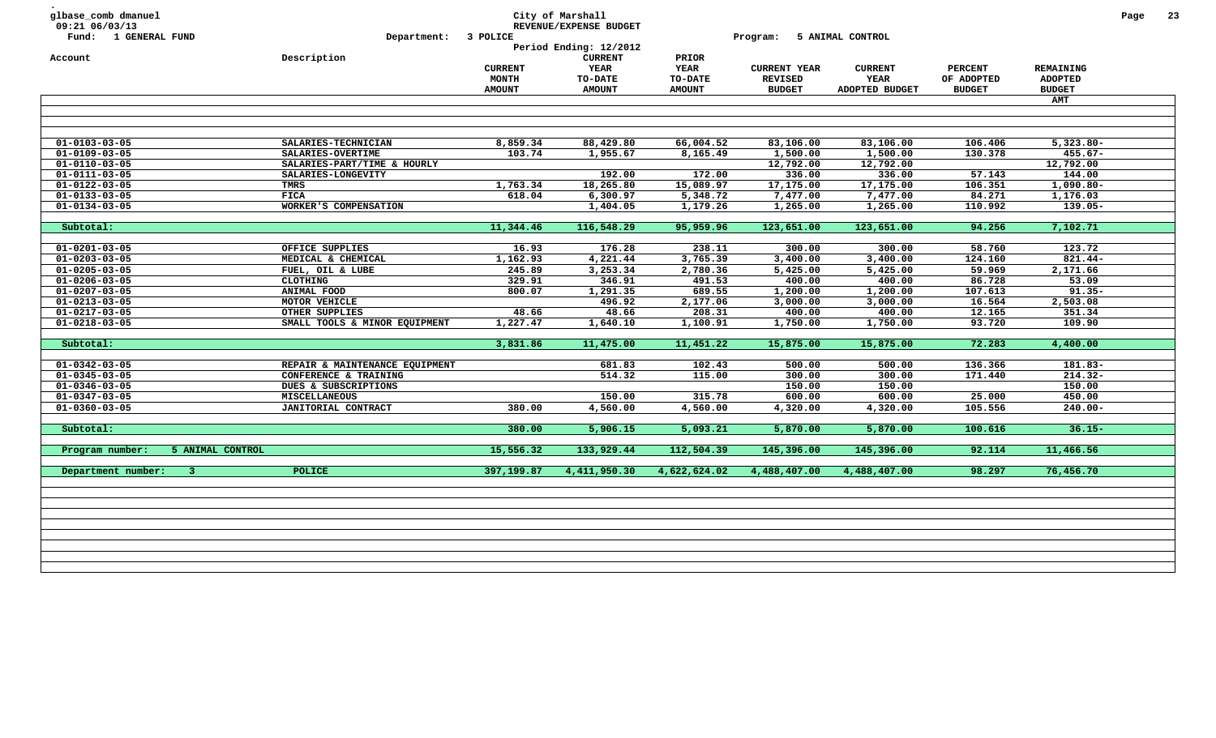glbase_comb dmanuel
09:21 06/03/13

Fund: 1 GENERAL FUND

**City of Marshall**
**REVENUE/EXPENSE BUDGET**

Department: 3 POLICE — Program: 5 ANIMAL CONTROL

Period Ending: 12/2012

| Account | Description | CURRENT MONTH AMOUNT | CURRENT YEAR TO-DATE AMOUNT | PRIOR YEAR TO-DATE AMOUNT | CURRENT YEAR REVISED BUDGET | CURRENT YEAR ADOPTED BUDGET | PERCENT OF ADOPTED BUDGET | REMAINING ADOPTED BUDGET AMT |
|---|---|---|---|---|---|---|---|---|
| 01-0103-03-05 | SALARIES-TECHNICIAN | 8,859.34 | 88,429.80 | 66,004.52 | 83,106.00 | 83,106.00 | 106.406 | 5,323.80- |
| 01-0109-03-05 | SALARIES-OVERTIME | 103.74 | 1,955.67 | 8,165.49 | 1,500.00 | 1,500.00 | 130.378 | 455.67- |
| 01-0110-03-05 | SALARIES-PART/TIME & HOURLY | | | | 12,792.00 | 12,792.00 | | 12,792.00 |
| 01-0111-03-05 | SALARIES-LONGEVITY | | 192.00 | 172.00 | 336.00 | 336.00 | 57.143 | 144.00 |
| 01-0122-03-05 | TMRS | 1,763.34 | 18,265.80 | 15,089.97 | 17,175.00 | 17,175.00 | 106.351 | 1,090.80- |
| 01-0133-03-05 | FICA | 618.04 | 6,300.97 | 5,348.72 | 7,477.00 | 7,477.00 | 84.271 | 1,176.03 |
| 01-0134-03-05 | WORKER'S COMPENSATION | | 1,404.05 | 1,179.26 | 1,265.00 | 1,265.00 | 110.992 | 139.05- |
| Subtotal: | | 11,344.46 | 116,548.29 | 95,959.96 | 123,651.00 | 123,651.00 | 94.256 | 7,102.71 |
| 01-0201-03-05 | OFFICE SUPPLIES | 16.93 | 176.28 | 238.11 | 300.00 | 300.00 | 58.760 | 123.72 |
| 01-0203-03-05 | MEDICAL & CHEMICAL | 1,162.93 | 4,221.44 | 3,765.39 | 3,400.00 | 3,400.00 | 124.160 | 821.44- |
| 01-0205-03-05 | FUEL, OIL & LUBE | 245.89 | 3,253.34 | 2,780.36 | 5,425.00 | 5,425.00 | 59.969 | 2,171.66 |
| 01-0206-03-05 | CLOTHING | 329.91 | 346.91 | 491.53 | 400.00 | 400.00 | 86.728 | 53.09 |
| 01-0207-03-05 | ANIMAL FOOD | 800.07 | 1,291.35 | 689.55 | 1,200.00 | 1,200.00 | 107.613 | 91.35- |
| 01-0213-03-05 | MOTOR VEHICLE | | 496.92 | 2,177.06 | 3,000.00 | 3,000.00 | 16.564 | 2,503.08 |
| 01-0217-03-05 | OTHER SUPPLIES | 48.66 | 48.66 | 208.31 | 400.00 | 400.00 | 12.165 | 351.34 |
| 01-0218-03-05 | SMALL TOOLS & MINOR EQUIPMENT | 1,227.47 | 1,640.10 | 1,100.91 | 1,750.00 | 1,750.00 | 93.720 | 109.90 |
| Subtotal: | | 3,831.86 | 11,475.00 | 11,451.22 | 15,875.00 | 15,875.00 | 72.283 | 4,400.00 |
| 01-0342-03-05 | REPAIR & MAINTENANCE EQUIPMENT | | 681.83 | 102.43 | 500.00 | 500.00 | 136.366 | 181.83- |
| 01-0345-03-05 | CONFERENCE & TRAINING | | 514.32 | 115.00 | 300.00 | 300.00 | 171.440 | 214.32- |
| 01-0346-03-05 | DUES & SUBSCRIPTIONS | | | | 150.00 | 150.00 | | 150.00 |
| 01-0347-03-05 | MISCELLANEOUS | | 150.00 | 315.78 | 600.00 | 600.00 | 25.000 | 450.00 |
| 01-0360-03-05 | JANITORIAL CONTRACT | 380.00 | 4,560.00 | 4,560.00 | 4,320.00 | 4,320.00 | 105.556 | 240.00- |
| Subtotal: | | 380.00 | 5,906.15 | 5,093.21 | 5,870.00 | 5,870.00 | 100.616 | 36.15- |
| Program number: 5 ANIMAL CONTROL | | 15,556.32 | 133,929.44 | 112,504.39 | 145,396.00 | 145,396.00 | 92.114 | 11,466.56 |
| Department number: 3 | POLICE | 397,199.87 | 4,411,950.30 | 4,622,624.02 | 4,488,407.00 | 4,488,407.00 | 98.297 | 76,456.70 |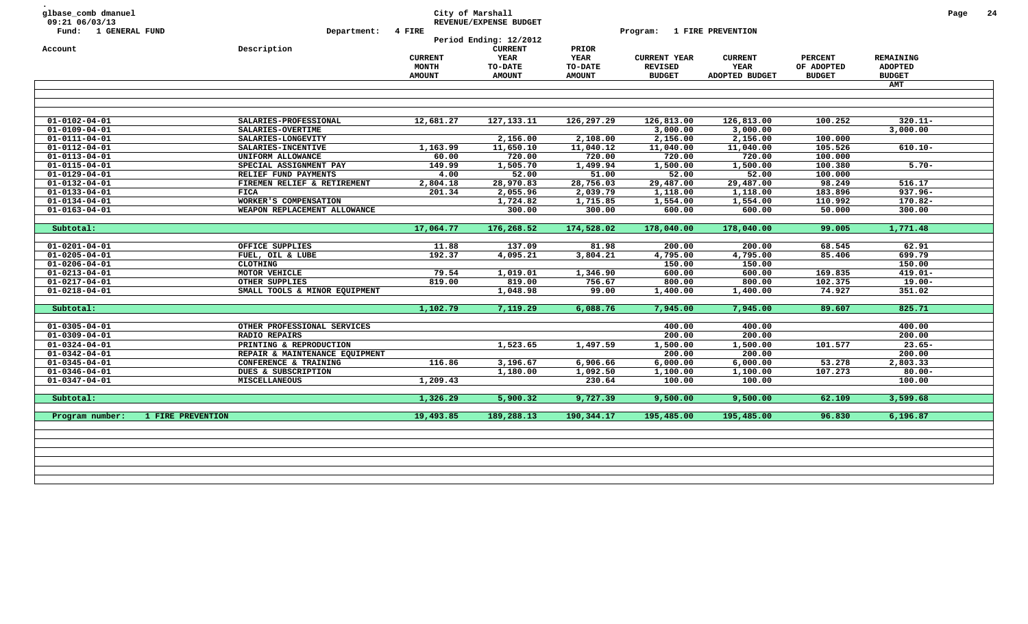glbase_comb dmanuel
09:21 06/03/13
Fund: 1 GENERAL FUND

City of Marshall
REVENUE/EXPENSE BUDGET
Department: 4 FIRE
Program: 1 FIRE PREVENTION
Period Ending: 12/2012

| Account | Description | CURRENT MONTH AMOUNT | CURRENT YEAR TO-DATE AMOUNT | PRIOR YEAR TO-DATE AMOUNT | CURRENT YEAR REVISED BUDGET | CURRENT YEAR ADOPTED BUDGET | PERCENT OF ADOPTED BUDGET | REMAINING ADOPTED BUDGET AMT |
|---|---|---|---|---|---|---|---|---|
| 01-0102-04-01 | SALARIES-PROFESSIONAL | 12,681.27 | 127,133.11 | 126,297.29 | 126,813.00 | 126,813.00 | 100.252 | 320.11- |
| 01-0109-04-01 | SALARIES-OVERTIME | | | | 3,000.00 | 3,000.00 | | 3,000.00 |
| 01-0111-04-01 | SALARIES-LONGEVITY | | 2,156.00 | 2,108.00 | 2,156.00 | 2,156.00 | 100.000 | |
| 01-0112-04-01 | SALARIES-INCENTIVE | 1,163.99 | 11,650.10 | 11,040.12 | 11,040.00 | 11,040.00 | 105.526 | 610.10- |
| 01-0113-04-01 | UNIFORM ALLOWANCE | 60.00 | 720.00 | 720.00 | 720.00 | 720.00 | 100.000 | |
| 01-0115-04-01 | SPECIAL ASSIGNMENT PAY | 149.99 | 1,505.70 | 1,499.94 | 1,500.00 | 1,500.00 | 100.380 | 5.70- |
| 01-0129-04-01 | RELIEF FUND PAYMENTS | 4.00 | 52.00 | 51.00 | 52.00 | 52.00 | 100.000 | |
| 01-0132-04-01 | FIREMEN RELIEF & RETIREMENT | 2,804.18 | 28,970.83 | 28,756.03 | 29,487.00 | 29,487.00 | 98.249 | 516.17 |
| 01-0133-04-01 | FICA | 201.34 | 2,055.96 | 2,039.79 | 1,118.00 | 1,118.00 | 183.896 | 937.96- |
| 01-0134-04-01 | WORKER'S COMPENSATION | | 1,724.82 | 1,715.85 | 1,554.00 | 1,554.00 | 110.992 | 170.82- |
| 01-0163-04-01 | WEAPON REPLACEMENT ALLOWANCE | | 300.00 | 300.00 | 600.00 | 600.00 | 50.000 | 300.00 |
| Subtotal: | | 17,064.77 | 176,268.52 | 174,528.02 | 178,040.00 | 178,040.00 | 99.005 | 1,771.48 |
| 01-0201-04-01 | OFFICE SUPPLIES | 11.88 | 137.09 | 81.98 | 200.00 | 200.00 | 68.545 | 62.91 |
| 01-0205-04-01 | FUEL, OIL & LUBE | 192.37 | 4,095.21 | 3,804.21 | 4,795.00 | 4,795.00 | 85.406 | 699.79 |
| 01-0206-04-01 | CLOTHING | | | | 150.00 | 150.00 | | 150.00 |
| 01-0213-04-01 | MOTOR VEHICLE | 79.54 | 1,019.01 | 1,346.90 | 600.00 | 600.00 | 169.835 | 419.01- |
| 01-0217-04-01 | OTHER SUPPLIES | 819.00 | 819.00 | 756.67 | 800.00 | 800.00 | 102.375 | 19.00- |
| 01-0218-04-01 | SMALL TOOLS & MINOR EQUIPMENT | | 1,048.98 | 99.00 | 1,400.00 | 1,400.00 | 74.927 | 351.02 |
| Subtotal: | | 1,102.79 | 7,119.29 | 6,088.76 | 7,945.00 | 7,945.00 | 89.607 | 825.71 |
| 01-0305-04-01 | OTHER PROFESSIONAL SERVICES | | | | 400.00 | 400.00 | | 400.00 |
| 01-0309-04-01 | RADIO REPAIRS | | | | 200.00 | 200.00 | | 200.00 |
| 01-0324-04-01 | PRINTING & REPRODUCTION | | 1,523.65 | 1,497.59 | 1,500.00 | 1,500.00 | 101.577 | 23.65- |
| 01-0342-04-01 | REPAIR & MAINTENANCE EQUIPMENT | | | | 200.00 | 200.00 | | 200.00 |
| 01-0345-04-01 | CONFERENCE & TRAINING | 116.86 | 3,196.67 | 6,906.66 | 6,000.00 | 6,000.00 | 53.278 | 2,803.33 |
| 01-0346-04-01 | DUES & SUBSCRIPTION | | 1,180.00 | 1,092.50 | 1,100.00 | 1,100.00 | 107.273 | 80.00- |
| 01-0347-04-01 | MISCELLANEOUS | 1,209.43 | | 230.64 | 100.00 | 100.00 | | 100.00 |
| Subtotal: | | 1,326.29 | 5,900.32 | 9,727.39 | 9,500.00 | 9,500.00 | 62.109 | 3,599.68 |
| Program number: | 1 FIRE PREVENTION | 19,493.85 | 189,288.13 | 190,344.17 | 195,485.00 | 195,485.00 | 96.830 | 6,196.87 |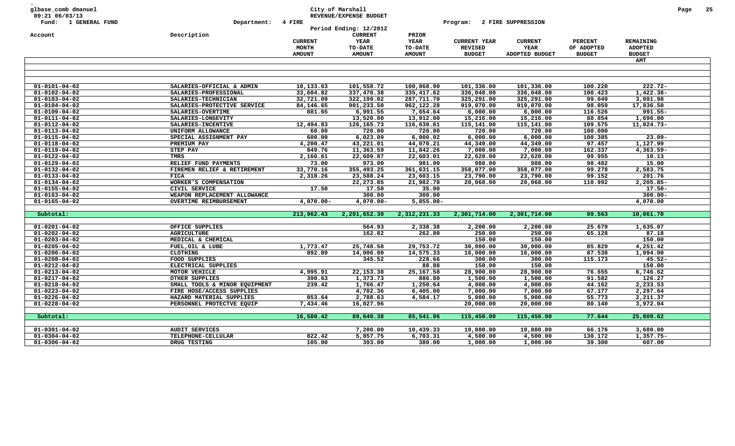glbase_comb dmanuel
09:21 06/03/13
Fund: 1 GENERAL FUND Department: 4 FIRE

City of Marshall
REVENUE/EXPENSE BUDGET
Period Ending: 12/2012

Program: 2 FIRE SUPPRESSION

| Account | Description | CURRENT MONTH AMOUNT | CURRENT YEAR TO-DATE AMOUNT | PRIOR YEAR TO-DATE AMOUNT | CURRENT YEAR REVISED BUDGET | CURRENT YEAR ADOPTED BUDGET | PERCENT OF ADOPTED BUDGET | REMAINING ADOPTED BUDGET AMT |
|---|---|---|---|---|---|---|---|---|
| 01-0101-04-02 | SALARIES-OFFICIAL & ADMIN | 10,133.63 | 101,558.72 | 100,868.90 | 101,336.00 | 101,336.00 | 100.220 | 222.72- |
| 01-0102-04-02 | SALARIES-PROFESSIONAL | 33,604.82 | 337,470.38 | 335,417.62 | 336,048.00 | 336,048.00 | 100.423 | 1,422.38- |
| 01-0103-04-02 | SALARIES-TECHNICIAN | 32,721.09 | 322,199.02 | 287,711.70 | 325,291.00 | 325,291.00 | 99.049 | 3,091.98 |
| 01-0104-04-02 | SALARIES-PROTECTIVE SERVICE | 84,146.65 | 901,233.50 | 962,122.28 | 919,070.00 | 919,070.00 | 98.059 | 17,836.50 |
| 01-0109-04-02 | SALARIES-OVERTIME | 881.65 | 6,991.55 | 7,654.64 | 6,000.00 | 6,000.00 | 116.526 | 991.55- |
| 01-0111-04-02 | SALARIES-LONGEVITY | | 13,520.00 | 13,912.00 | 15,216.00 | 15,216.00 | 88.854 | 1,696.00 |
| 01-0112-04-02 | SALARIES-INCENTIVE | 12,494.83 | 126,165.73 | 116,630.61 | 115,141.00 | 115,141.00 | 109.575 | 11,024.73- |
| 01-0113-04-02 | UNIFORM ALLOWANCE | 60.00 | 720.00 | 720.00 | 720.00 | 720.00 | 100.000 | |
| 01-0115-04-02 | SPECIAL ASSIGNMENT PAY | 600.00 | 6,023.09 | 6,002.02 | 6,000.00 | 6,000.00 | 100.385 | 23.09- |
| 01-0118-04-02 | PREMIUM PAY | 4,200.47 | 43,221.01 | 44,070.21 | 44,349.00 | 44,349.00 | 97.457 | 1,127.99 |
| 01-0119-04-02 | STEP PAY | 849.76 | 11,363.59 | 11,842.26 | 7,000.00 | 7,000.00 | 162.337 | 4,363.59- |
| 01-0122-04-02 | TMRS | 2,160.61 | 22,609.87 | 22,603.01 | 22,620.00 | 22,620.00 | 99.955 | 10.13 |
| 01-0129-04-02 | RELIEF FUND PAYMENTS | 73.00 | 973.00 | 981.00 | 988.00 | 988.00 | 98.482 | 15.00 |
| 01-0132-04-02 | FIREMEN RELIEF & RETIREMENT | 33,770.16 | 355,493.25 | 361,631.15 | 358,077.00 | 358,077.00 | 99.278 | 2,583.75 |
| 01-0133-04-02 | FICA | 2,318.26 | 23,588.24 | 23,603.15 | 23,790.00 | 23,790.00 | 99.152 | 201.76 |
| 01-0134-04-02 | WORKER'S COMPENSATION | | 22,273.85 | 21,982.78 | 20,068.00 | 20,068.00 | 110.992 | 2,205.85- |
| 01-0155-04-02 | CIVIL SERVICE | 17.50 | 17.50 | 35.00 | | | | 17.50- |
| 01-0163-04-02 | WEAPON REPLACEMENT ALLOWANCE | | 300.00 | 300.00 | | | | 300.00- |
| 01-0165-04-02 | OVERTIME REIMBURSEMENT | 4,070.00- | 4,070.00- | 5,855.00- | | | | 4,070.00 |
| Subtotal: | | 213,962.43 | 2,291,652.30 | 2,312,231.33 | 2,301,714.00 | 2,301,714.00 | 99.563 | 10,061.70 |
| 01-0201-04-02 | OFFICE SUPPLIES | | 564.93 | 2,338.38 | 2,200.00 | 2,200.00 | 25.679 | 1,635.07 |
| 01-0202-04-02 | AGRICULTURE | | 162.82 | 262.80 | 250.00 | 250.00 | 65.128 | 87.18 |
| 01-0203-04-02 | MEDICAL & CHEMICAL | | | | 150.00 | 150.00 | | 150.00 |
| 01-0205-04-02 | FUEL,OIL & LUBE | 1,773.47 | 25,748.58 | 29,753.72 | 30,000.00 | 30,000.00 | 85.829 | 4,251.42 |
| 01-0206-04-02 | CLOTHING | 892.89 | 14,006.00 | 14,575.33 | 16,000.00 | 16,000.00 | 87.538 | 1,994.00 |
| 01-0208-04-02 | FOOD SUPPLIES | | 345.52 | 228.66 | 300.00 | 300.00 | 115.173 | 45.52- |
| 01-0212-04-02 | ELECTRICAL SUPPLIES | | | 88.88 | 150.00 | 150.00 | | 150.00 |
| 01-0213-04-02 | MOTOR VEHICLE | 4,995.91 | 22,153.38 | 25,167.58 | 28,900.00 | 28,900.00 | 76.655 | 6,746.62 |
| 01-0217-04-02 | OTHER SUPPLIES | 390.63 | 1,373.73 | 886.80 | 1,500.00 | 1,500.00 | 91.582 | 126.27 |
| 01-0218-04-02 | SMALL TOOLS & MINOR EQUIPMENT | 239.42 | 1,766.47 | 1,250.64 | 4,000.00 | 4,000.00 | 44.162 | 2,233.53 |
| 01-0223-04-02 | FIRE HOSE/ACCESS SUPPLIES | | 4,702.36 | 6,405.00 | 7,000.00 | 7,000.00 | 67.177 | 2,297.64 |
| 01-0226-04-02 | HAZARD MATERIAL SUPPLIES | 853.64 | 2,788.63 | 4,584.17 | 5,000.00 | 5,000.00 | 55.773 | 2,211.37 |
| 01-0228-04-02 | PERSONNEL PROTECTVE EQUIP | 7,434.46 | 16,027.96 | | 20,000.00 | 20,000.00 | 80.140 | 3,972.04 |
| Subtotal: | | 16,580.42 | 89,640.38 | 85,541.96 | 115,450.00 | 115,450.00 | 77.644 | 25,809.62 |
| 01-0301-04-02 | AUDIT SERVICES | | 7,200.00 | 10,439.33 | 10,880.00 | 10,880.00 | 66.176 | 3,680.00 |
| 01-0304-04-02 | TELEPHONE-CELLULAR | 822.42 | 5,857.75 | 6,703.31 | 4,500.00 | 4,500.00 | 130.172 | 1,357.75- |
| 01-0306-04-02 | DRUG TESTING | 105.00 | 393.00 | 380.00 | 1,000.00 | 1,000.00 | 39.300 | 607.00 |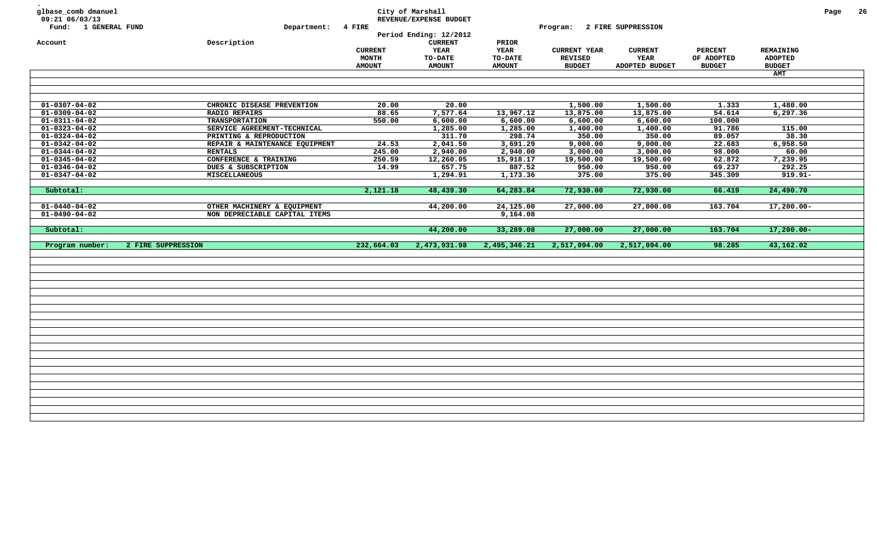glbase_comb dmanuel
09:21 06/03/13
Fund: 1 GENERAL FUND

City of Marshall
REVENUE/EXPENSE BUDGET
Period Ending: 12/2012

Department: 4 FIRE
Program: 2 FIRE SUPPRESSION

| Account | Description | CURRENT MONTH AMOUNT | CURRENT YEAR TO-DATE AMOUNT | PRIOR YEAR TO-DATE AMOUNT | CURRENT YEAR REVISED BUDGET | CURRENT YEAR ADOPTED BUDGET | PERCENT OF ADOPTED BUDGET | REMAINING ADOPTED BUDGET AMT |
|---|---|---|---|---|---|---|---|---|
| 01-0307-04-02 | CHRONIC DISEASE PREVENTION | 20.00 | 20.00 | | 1,500.00 | 1,500.00 | 1.333 | 1,480.00 |
| 01-0309-04-02 | RADIO REPAIRS | 88.65 | 7,577.64 | 13,967.12 | 13,875.00 | 13,875.00 | 54.614 | 6,297.36 |
| 01-0311-04-02 | TRANSPORTATION | 550.00 | 6,600.00 | 6,600.00 | 6,600.00 | 6,600.00 | 100.000 | |
| 01-0323-04-02 | SERVICE AGREEMENT-TECHNICAL | | 1,285.00 | 1,285.00 | 1,400.00 | 1,400.00 | 91.786 | 115.00 |
| 01-0324-04-02 | PRINTING & REPRODUCTION | | 311.70 | 298.74 | 350.00 | 350.00 | 89.057 | 38.30 |
| 01-0342-04-02 | REPAIR & MAINTENANCE EQUIPMENT | 24.53 | 2,041.50 | 3,691.29 | 9,000.00 | 9,000.00 | 22.683 | 6,958.50 |
| 01-0344-04-02 | RENTALS | 245.00 | 2,940.00 | 2,940.00 | 3,000.00 | 3,000.00 | 98.000 | 60.00 |
| 01-0345-04-02 | CONFERENCE & TRAINING | 250.59 | 12,260.05 | 15,918.17 | 19,500.00 | 19,500.00 | 62.872 | 7,239.95 |
| 01-0346-04-02 | DUES & SUBSCRIPTION | 14.99 | 657.75 | 887.52 | 950.00 | 950.00 | 69.237 | 292.25 |
| 01-0347-04-02 | MISCELLANEOUS | | 1,294.91 | 1,173.36 | 375.00 | 375.00 | 345.309 | 919.91- |
| Subtotal: | | 2,121.18 | 48,439.30 | 64,283.84 | 72,930.00 | 72,930.00 | 66.419 | 24,490.70 |
| 01-0440-04-02 | OTHER MACHINERY & EQUIPMENT | | 44,200.00 | 24,125.00 | 27,000.00 | 27,000.00 | 163.704 | 17,200.00- |
| 01-0490-04-02 | NON DEPRECIABLE CAPITAL ITEMS | | | 9,164.08 | | | | |
| Subtotal: | | | 44,200.00 | 33,289.08 | 27,000.00 | 27,000.00 | 163.704 | 17,200.00- |
| Program number: | 2 FIRE SUPPRESSION | 232,664.03 | 2,473,931.98 | 2,495,346.21 | 2,517,094.00 | 2,517,094.00 | 98.285 | 43,162.02 |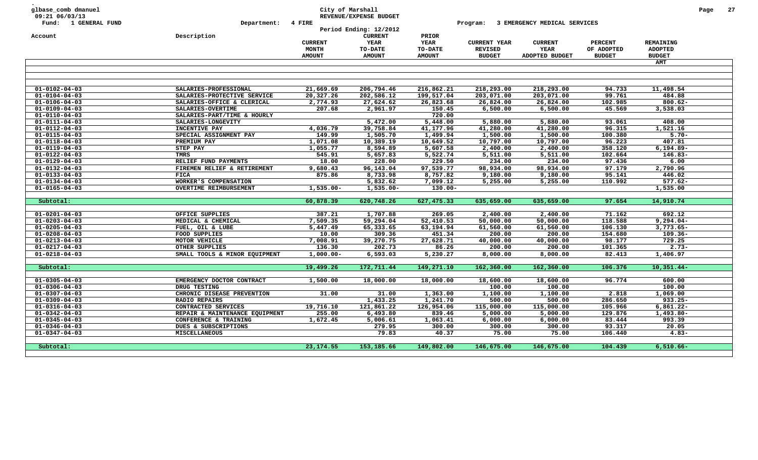glbase_comb dmanuel
09:21 06/03/13
Fund: 1 GENERAL FUND    Department: 4 FIRE    Program: 3 EMERGENCY MEDICAL SERVICES

City of Marshall
REVENUE/EXPENSE BUDGET
Period Ending: 12/2012

| Account | Description | CURRENT MONTH AMOUNT | CURRENT YEAR TO-DATE AMOUNT | PRIOR YEAR TO-DATE AMOUNT | CURRENT YEAR REVISED BUDGET | CURRENT YEAR ADOPTED BUDGET | PERCENT OF ADOPTED BUDGET | REMAINING ADOPTED BUDGET AMT |
|---|---|---|---|---|---|---|---|---|
| 01-0102-04-03 | SALARIES-PROFESSIONAL | 21,669.69 | 206,794.46 | 216,862.21 | 218,293.00 | 218,293.00 | 94.733 | 11,498.54 |
| 01-0104-04-03 | SALARIES-PROTECTIVE SERVICE | 20,327.26 | 202,586.12 | 199,517.04 | 203,071.00 | 203,071.00 | 99.761 | 484.88 |
| 01-0106-04-03 | SALARIES-OFFICE & CLERICAL | 2,774.93 | 27,624.62 | 26,823.68 | 26,824.00 | 26,824.00 | 102.985 | 800.62- |
| 01-0109-04-03 | SALARIES-OVERTIME | 207.68 | 2,961.97 | 150.45 | 6,500.00 | 6,500.00 | 45.569 | 3,538.03 |
| 01-0110-04-03 | SALARIES-PART/TIME & HOURLY | | | 720.00 | | | | |
| 01-0111-04-03 | SALARIES-LONGEVITY | | 5,472.00 | 5,448.00 | 5,880.00 | 5,880.00 | 93.061 | 408.00 |
| 01-0112-04-03 | INCENTIVE PAY | 4,036.79 | 39,758.84 | 41,177.96 | 41,280.00 | 41,280.00 | 96.315 | 1,521.16 |
| 01-0115-04-03 | SPECIAL ASSIGNMENT PAY | 149.99 | 1,505.70 | 1,499.94 | 1,500.00 | 1,500.00 | 100.380 | 5.70- |
| 01-0118-04-03 | PREMIUM PAY | 1,071.08 | 10,389.19 | 10,649.52 | 10,797.00 | 10,797.00 | 96.223 | 407.81 |
| 01-0119-04-03 | STEP PAY | 1,055.77 | 8,594.89 | 5,607.58 | 2,400.00 | 2,400.00 | 358.120 | 6,194.89- |
| 01-0122-04-03 | TMRS | 545.91 | 5,657.83 | 5,522.74 | 5,511.00 | 5,511.00 | 102.664 | 146.83- |
| 01-0129-04-03 | RELIEF FUND PAYMENTS | 18.00 | 228.00 | 229.50 | 234.00 | 234.00 | 97.436 | 6.00 |
| 01-0132-04-03 | FIREMEN RELIEF & RETIREMENT | 9,680.43 | 96,143.04 | 97,539.77 | 98,934.00 | 98,934.00 | 97.179 | 2,790.96 |
| 01-0133-04-03 | FICA | 875.86 | 8,733.98 | 8,757.82 | 9,180.00 | 9,180.00 | 95.141 | 446.02 |
| 01-0134-04-03 | WORKER'S COMPENSATION | | 5,832.62 | 7,099.12 | 5,255.00 | 5,255.00 | 110.992 | 577.62- |
| 01-0165-04-03 | OVERTIME REIMBURSEMENT | 1,535.00- | 1,535.00- | 130.00- | | | | 1,535.00 |
| Subtotal: | | 60,878.39 | 620,748.26 | 627,475.33 | 635,659.00 | 635,659.00 | 97.654 | 14,910.74 |
| 01-0201-04-03 | OFFICE SUPPLIES | 387.21 | 1,707.88 | 269.05 | 2,400.00 | 2,400.00 | 71.162 | 692.12 |
| 01-0203-04-03 | MEDICAL & CHEMICAL | 7,509.35 | 59,294.04 | 52,410.53 | 50,000.00 | 50,000.00 | 118.588 | 9,294.04- |
| 01-0205-04-03 | FUEL, OIL & LUBE | 5,447.49 | 65,333.65 | 63,194.94 | 61,560.00 | 61,560.00 | 106.130 | 3,773.65- |
| 01-0208-04-03 | FOOD SUPPLIES | 10.00 | 309.36 | 451.34 | 200.00 | 200.00 | 154.680 | 109.36- |
| 01-0213-04-03 | MOTOR VEHICLE | 7,008.91 | 39,270.75 | 27,628.71 | 40,000.00 | 40,000.00 | 98.177 | 729.25 |
| 01-0217-04-03 | OTHER SUPPLIES | 136.30 | 202.73 | 86.26 | 200.00 | 200.00 | 101.365 | 2.73- |
| 01-0218-04-03 | SMALL TOOLS & MINOR EQUIPMENT | 1,000.00- | 6,593.03 | 5,230.27 | 8,000.00 | 8,000.00 | 82.413 | 1,406.97 |
| Subtotal: | | 19,499.26 | 172,711.44 | 149,271.10 | 162,360.00 | 162,360.00 | 106.376 | 10,351.44- |
| 01-0305-04-03 | EMERGENCY DOCTOR CONTRACT | 1,500.00 | 18,000.00 | 18,000.00 | 18,600.00 | 18,600.00 | 96.774 | 600.00 |
| 01-0306-04-03 | DRUG TESTING | | | | 100.00 | 100.00 | | 100.00 |
| 01-0307-04-03 | CHRONIC DISEASE PREVENTION | 31.00 | 31.00 | 1,363.00 | 1,100.00 | 1,100.00 | 2.818 | 1,069.00 |
| 01-0309-04-03 | RADIO REPAIRS | | 1,433.25 | 1,241.70 | 500.00 | 500.00 | 286.650 | 933.25- |
| 01-0316-04-03 | CONTRACTED SERVICES | 19,716.10 | 121,861.22 | 126,954.06 | 115,000.00 | 115,000.00 | 105.966 | 6,861.22- |
| 01-0342-04-03 | REPAIR & MAINTENANCE EQUIPMENT | 255.00 | 6,493.80 | 839.46 | 5,000.00 | 5,000.00 | 129.876 | 1,493.80- |
| 01-0345-04-03 | CONFERENCE & TRAINING | 1,672.45 | 5,006.61 | 1,063.41 | 6,000.00 | 6,000.00 | 83.444 | 993.39 |
| 01-0346-04-03 | DUES & SUBSCRIPTIONS | | 279.95 | 300.00 | 300.00 | 300.00 | 93.317 | 20.05 |
| 01-0347-04-03 | MISCELLANEOUS | | 79.83 | 40.37 | 75.00 | 75.00 | 106.440 | 4.83- |
| Subtotal: | | 23,174.55 | 153,185.66 | 149,802.00 | 146,675.00 | 146,675.00 | 104.439 | 6,510.66- |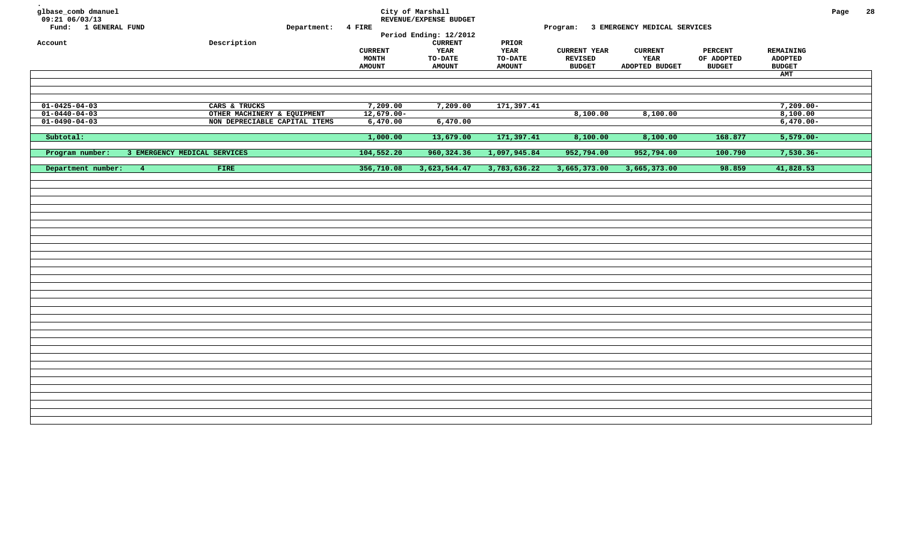glbase_comb dmanuel
09:21 06/03/13
Fund: 1 GENERAL FUND

City of Marshall
REVENUE/EXPENSE BUDGET
Department: 4 FIRE
Period Ending: 12/2012
Program: 3 EMERGENCY MEDICAL SERVICES

| Account | Description | CURRENT MONTH AMOUNT | CURRENT YEAR TO-DATE AMOUNT | PRIOR YEAR TO-DATE AMOUNT | CURRENT YEAR REVISED BUDGET | CURRENT YEAR ADOPTED BUDGET | PERCENT OF ADOPTED BUDGET | REMAINING ADOPTED BUDGET AMT |
|---|---|---|---|---|---|---|---|---|
| 01-0425-04-03 | CARS & TRUCKS | 7,209.00 | 7,209.00 | 171,397.41 | | | | 7,209.00- |
| 01-0440-04-03 | OTHER MACHINERY & EQUIPMENT | 12,679.00- | | | 8,100.00 | 8,100.00 | | 8,100.00 |
| 01-0490-04-03 | NON DEPRECIABLE CAPITAL ITEMS | 6,470.00 | 6,470.00 | | | | | 6,470.00- |
| Subtotal: | | 1,000.00 | 13,679.00 | 171,397.41 | 8,100.00 | 8,100.00 | 168.877 | 5,579.00- |
| Program number: | 3 EMERGENCY MEDICAL SERVICES | 104,552.20 | 960,324.36 | 1,097,945.84 | 952,794.00 | 952,794.00 | 100.790 | 7,530.36- |
| Department number: 4 | FIRE | 356,710.08 | 3,623,544.47 | 3,783,636.22 | 3,665,373.00 | 3,665,373.00 | 98.859 | 41,828.53 |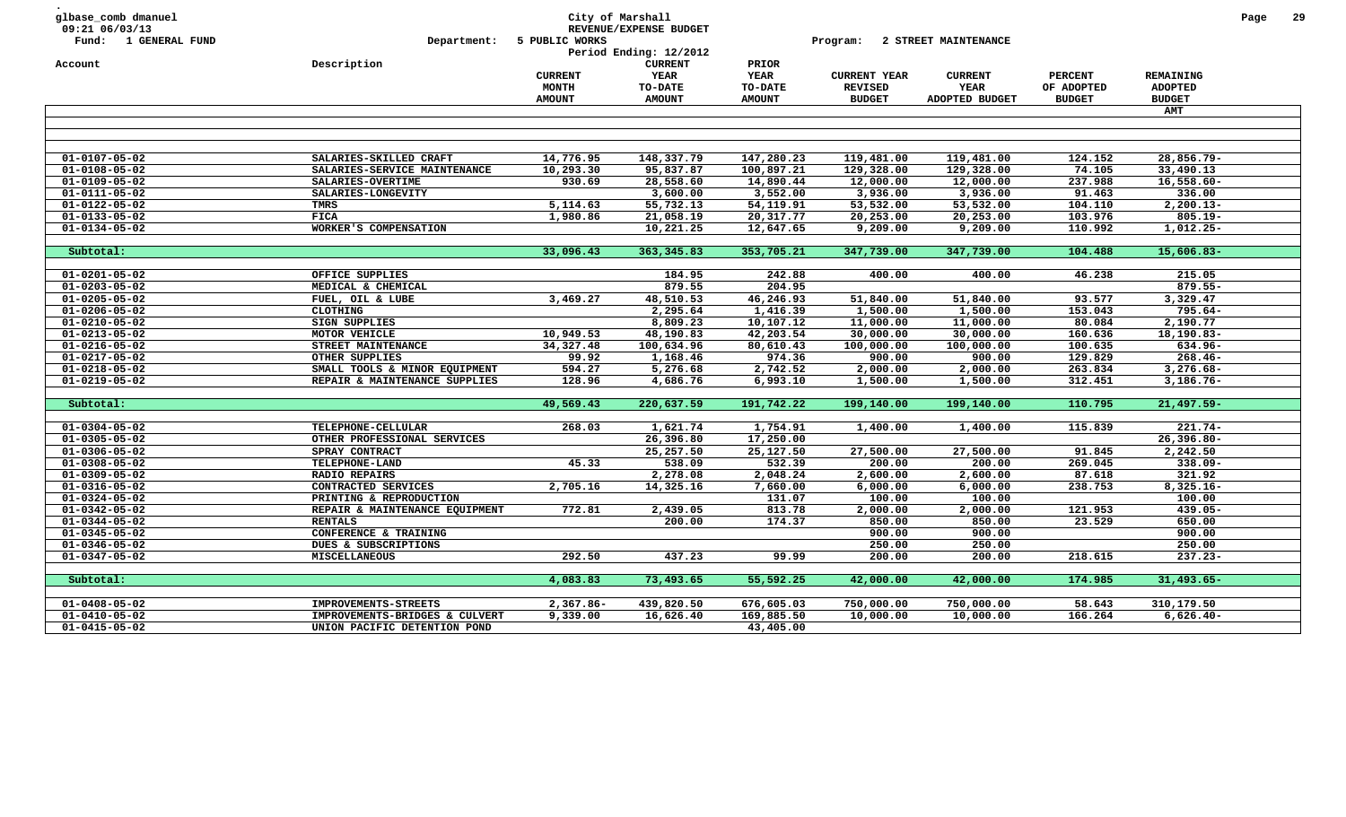glbase_comb dmanuel
09:21 06/03/13

Fund: 1 GENERAL FUND

**City of Marshall**
**REVENUE/EXPENSE BUDGET**

Department: 5 PUBLIC WORKS
Period Ending: 12/2012
Program: 2 STREET MAINTENANCE

| Account | Description | CURRENT MONTH AMOUNT | CURRENT YEAR TO-DATE AMOUNT | PRIOR YEAR TO-DATE AMOUNT | CURRENT YEAR REVISED BUDGET | CURRENT YEAR ADOPTED BUDGET | PERCENT OF ADOPTED BUDGET | REMAINING ADOPTED BUDGET AMT |
|---|---|---|---|---|---|---|---|---|
| 01-0107-05-02 | SALARIES-SKILLED CRAFT | 14,776.95 | 148,337.79 | 147,280.23 | 119,481.00 | 119,481.00 | 124.152 | 28,856.79- |
| 01-0108-05-02 | SALARIES-SERVICE MAINTENANCE | 10,293.30 | 95,837.87 | 100,897.21 | 129,328.00 | 129,328.00 | 74.105 | 33,490.13 |
| 01-0109-05-02 | SALARIES-OVERTIME | 930.69 | 28,558.60 | 14,890.44 | 12,000.00 | 12,000.00 | 237.988 | 16,558.60- |
| 01-0111-05-02 | SALARIES-LONGEVITY | | 3,600.00 | 3,552.00 | 3,936.00 | 3,936.00 | 91.463 | 336.00 |
| 01-0122-05-02 | TMRS | 5,114.63 | 55,732.13 | 54,119.91 | 53,532.00 | 53,532.00 | 104.110 | 2,200.13- |
| 01-0133-05-02 | FICA | 1,980.86 | 21,058.19 | 20,317.77 | 20,253.00 | 20,253.00 | 103.976 | 805.19- |
| 01-0134-05-02 | WORKER'S COMPENSATION | | 10,221.25 | 12,647.65 | 9,209.00 | 9,209.00 | 110.992 | 1,012.25- |
| Subtotal: | | 33,096.43 | 363,345.83 | 353,705.21 | 347,739.00 | 347,739.00 | 104.488 | 15,606.83- |
| 01-0201-05-02 | OFFICE SUPPLIES | | 184.95 | 242.88 | 400.00 | 400.00 | 46.238 | 215.05 |
| 01-0203-05-02 | MEDICAL & CHEMICAL | | 879.55 | 204.95 | | | | 879.55- |
| 01-0205-05-02 | FUEL, OIL & LUBE | 3,469.27 | 48,510.53 | 46,246.93 | 51,840.00 | 51,840.00 | 93.577 | 3,329.47 |
| 01-0206-05-02 | CLOTHING | | 2,295.64 | 1,416.39 | 1,500.00 | 1,500.00 | 153.043 | 795.64- |
| 01-0210-05-02 | SIGN SUPPLIES | | 8,809.23 | 10,107.12 | 11,000.00 | 11,000.00 | 80.084 | 2,190.77 |
| 01-0213-05-02 | MOTOR VEHICLE | 10,949.53 | 48,190.83 | 42,203.54 | 30,000.00 | 30,000.00 | 160.636 | 18,190.83- |
| 01-0216-05-02 | STREET MAINTENANCE | 34,327.48 | 100,634.96 | 80,610.43 | 100,000.00 | 100,000.00 | 100.635 | 634.96- |
| 01-0217-05-02 | OTHER SUPPLIES | 99.92 | 1,168.46 | 974.36 | 900.00 | 900.00 | 129.829 | 268.46- |
| 01-0218-05-02 | SMALL TOOLS & MINOR EQUIPMENT | 594.27 | 5,276.68 | 2,742.52 | 2,000.00 | 2,000.00 | 263.834 | 3,276.68- |
| 01-0219-05-02 | REPAIR & MAINTENANCE SUPPLIES | 128.96 | 4,686.76 | 6,993.10 | 1,500.00 | 1,500.00 | 312.451 | 3,186.76- |
| Subtotal: | | 49,569.43 | 220,637.59 | 191,742.22 | 199,140.00 | 199,140.00 | 110.795 | 21,497.59- |
| 01-0304-05-02 | TELEPHONE-CELLULAR | 268.03 | 1,621.74 | 1,754.91 | 1,400.00 | 1,400.00 | 115.839 | 221.74- |
| 01-0305-05-02 | OTHER PROFESSIONAL SERVICES | | 26,396.80 | 17,250.00 | | | | 26,396.80- |
| 01-0306-05-02 | SPRAY CONTRACT | | 25,257.50 | 25,127.50 | 27,500.00 | 27,500.00 | 91.845 | 2,242.50 |
| 01-0308-05-02 | TELEPHONE-LAND | 45.33 | 538.09 | 532.39 | 200.00 | 200.00 | 269.045 | 338.09- |
| 01-0309-05-02 | RADIO REPAIRS | | 2,278.08 | 2,048.24 | 2,600.00 | 2,600.00 | 87.618 | 321.92 |
| 01-0316-05-02 | CONTRACTED SERVICES | 2,705.16 | 14,325.16 | 7,660.00 | 6,000.00 | 6,000.00 | 238.753 | 8,325.16- |
| 01-0324-05-02 | PRINTING & REPRODUCTION | | | 131.07 | 100.00 | 100.00 | | 100.00 |
| 01-0342-05-02 | REPAIR & MAINTENANCE EQUIPMENT | 772.81 | 2,439.05 | 813.78 | 2,000.00 | 2,000.00 | 121.953 | 439.05- |
| 01-0344-05-02 | RENTALS | | 200.00 | 174.37 | 850.00 | 850.00 | 23.529 | 650.00 |
| 01-0345-05-02 | CONFERENCE & TRAINING | | | | 900.00 | 900.00 | | 900.00 |
| 01-0346-05-02 | DUES & SUBSCRIPTIONS | | | | 250.00 | 250.00 | | 250.00 |
| 01-0347-05-02 | MISCELLANEOUS | 292.50 | 437.23 | 99.99 | 200.00 | 200.00 | 218.615 | 237.23- |
| Subtotal: | | 4,083.83 | 73,493.65 | 55,592.25 | 42,000.00 | 42,000.00 | 174.985 | 31,493.65- |
| 01-0408-05-02 | IMPROVEMENTS-STREETS | 2,367.86- | 439,820.50 | 676,605.03 | 750,000.00 | 750,000.00 | 58.643 | 310,179.50 |
| 01-0410-05-02 | IMPROVEMENTS-BRIDGES & CULVERT | 9,339.00 | 16,626.40 | 169,885.50 | 10,000.00 | 10,000.00 | 166.264 | 6,626.40- |
| 01-0415-05-02 | UNION PACIFIC DETENTION POND | | | 43,405.00 | | | | |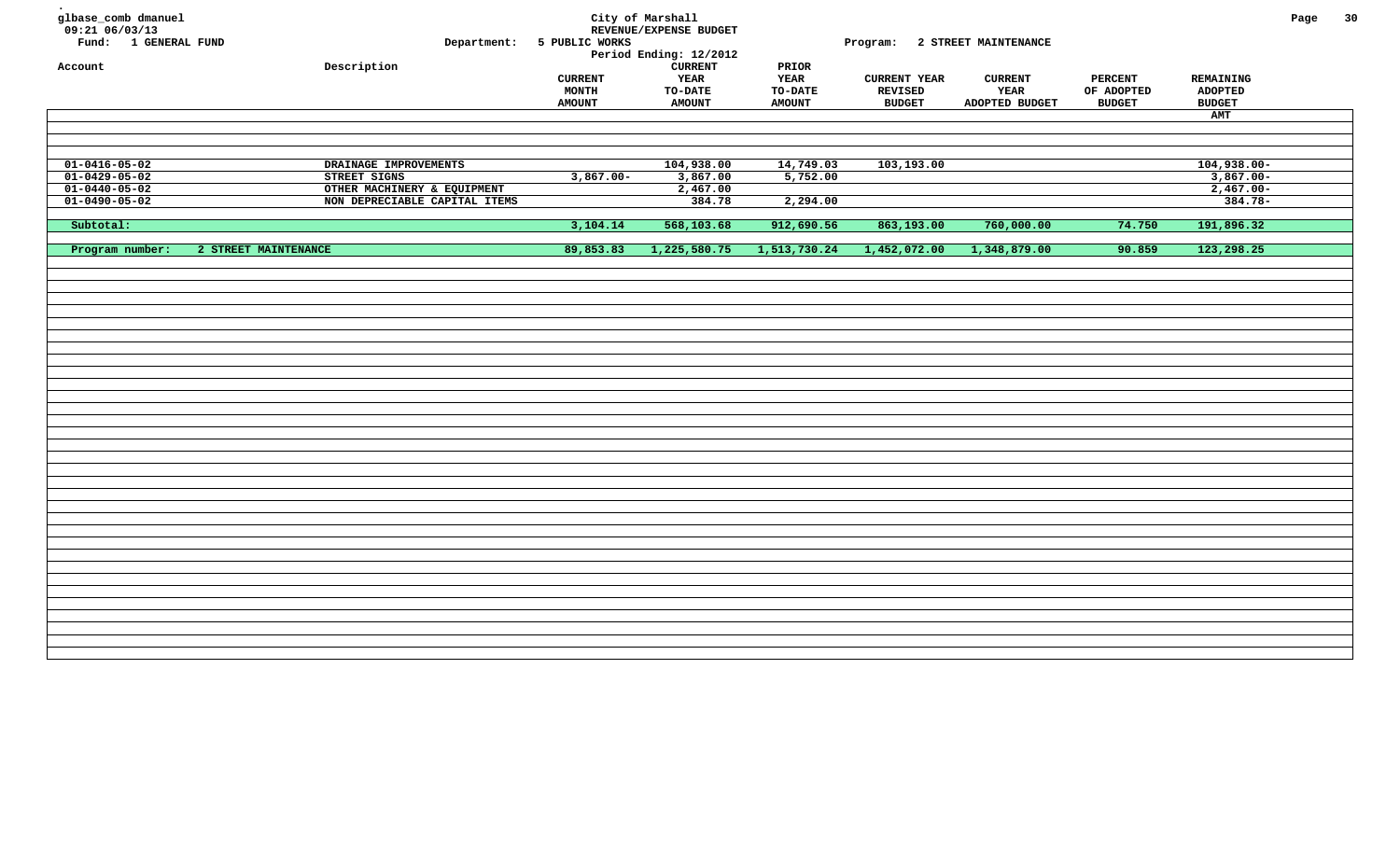glbase_comb dmanuel
09:21 06/03/13
Fund: 1 GENERAL FUND

City of Marshall
REVENUE/EXPENSE BUDGET
Department: 5 PUBLIC WORKS
Period Ending: 12/2012

Program: 2 STREET MAINTENANCE

| Account | Description | CURRENT MONTH AMOUNT | CURRENT YEAR TO-DATE AMOUNT | PRIOR YEAR TO-DATE AMOUNT | CURRENT YEAR REVISED BUDGET | CURRENT YEAR ADOPTED BUDGET | PERCENT OF ADOPTED BUDGET | REMAINING ADOPTED BUDGET AMT |
|---|---|---|---|---|---|---|---|---|
| 01-0416-05-02 | DRAINAGE IMPROVEMENTS | | 104,938.00 | 14,749.03 | 103,193.00 | | | 104,938.00- |
| 01-0429-05-02 | STREET SIGNS | 3,867.00- | 3,867.00 | 5,752.00 | | | | 3,867.00- |
| 01-0440-05-02 | OTHER MACHINERY & EQUIPMENT | | 2,467.00 | | | | | 2,467.00- |
| 01-0490-05-02 | NON DEPRECIABLE CAPITAL ITEMS | | 384.78 | 2,294.00 | | | | 384.78- |
| Subtotal: | | 3,104.14 | 568,103.68 | 912,690.56 | 863,193.00 | 760,000.00 | 74.750 | 191,896.32 |
| Program number: | 2 STREET MAINTENANCE | 89,853.83 | 1,225,580.75 | 1,513,730.24 | 1,452,072.00 | 1,348,879.00 | 90.859 | 123,298.25 |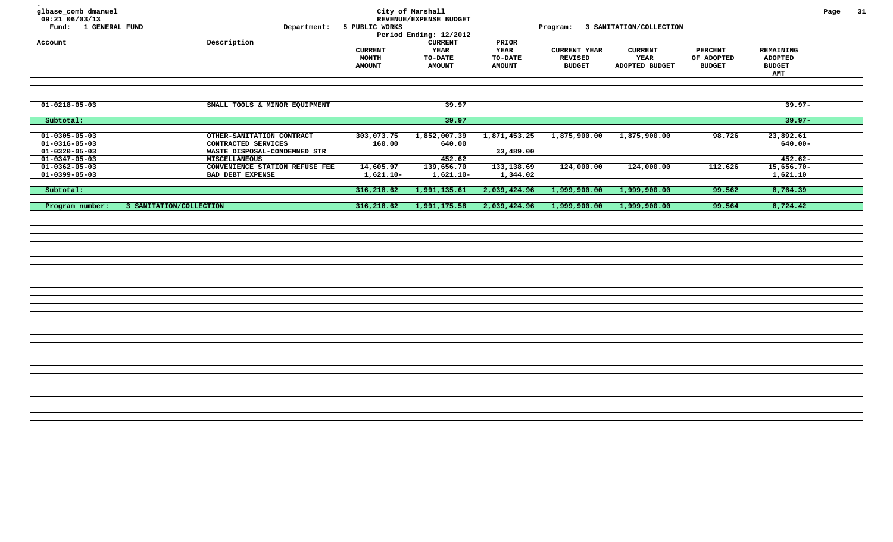glbase_comb dmanuel
09:21 06/03/13

City of Marshall
REVENUE/EXPENSE BUDGET
Period Ending: 12/2012

Fund: 1 GENERAL FUND — Department: 5 PUBLIC WORKS — Program: 3 SANITATION/COLLECTION

| Account | Description | CURRENT MONTH AMOUNT | CURRENT YEAR TO-DATE AMOUNT | PRIOR YEAR TO-DATE AMOUNT | CURRENT YEAR REVISED BUDGET | CURRENT YEAR ADOPTED BUDGET | PERCENT OF ADOPTED BUDGET | REMAINING ADOPTED BUDGET AMT |
|---|---|---|---|---|---|---|---|---|
| 01-0218-05-03 | SMALL TOOLS & MINOR EQUIPMENT | | 39.97 | | | | | 39.97- |
| Subtotal: | | | 39.97 | | | | | 39.97- |
| 01-0305-05-03 | OTHER-SANITATION CONTRACT | 303,073.75 | 1,852,007.39 | 1,871,453.25 | 1,875,900.00 | 1,875,900.00 | 98.726 | 23,892.61 |
| 01-0316-05-03 | CONTRACTED SERVICES | 160.00 | 640.00 | | | | | 640.00- |
| 01-0320-05-03 | WASTE DISPOSAL-CONDEMNED STR | | | 33,489.00 | | | | |
| 01-0347-05-03 | MISCELLANEOUS | | 452.62 | | | | | 452.62- |
| 01-0362-05-03 | CONVENIENCE STATION REFUSE FEE | 14,605.97 | 139,656.70 | 133,138.69 | 124,000.00 | 124,000.00 | 112.626 | 15,656.70- |
| 01-0399-05-03 | BAD DEBT EXPENSE | 1,621.10- | 1,621.10- | 1,344.02 | | | | 1,621.10 |
| Subtotal: | | 316,218.62 | 1,991,135.61 | 2,039,424.96 | 1,999,900.00 | 1,999,900.00 | 99.562 | 8,764.39 |
| Program number: | 3 SANITATION/COLLECTION | 316,218.62 | 1,991,175.58 | 2,039,424.96 | 1,999,900.00 | 1,999,900.00 | 99.564 | 8,724.42 |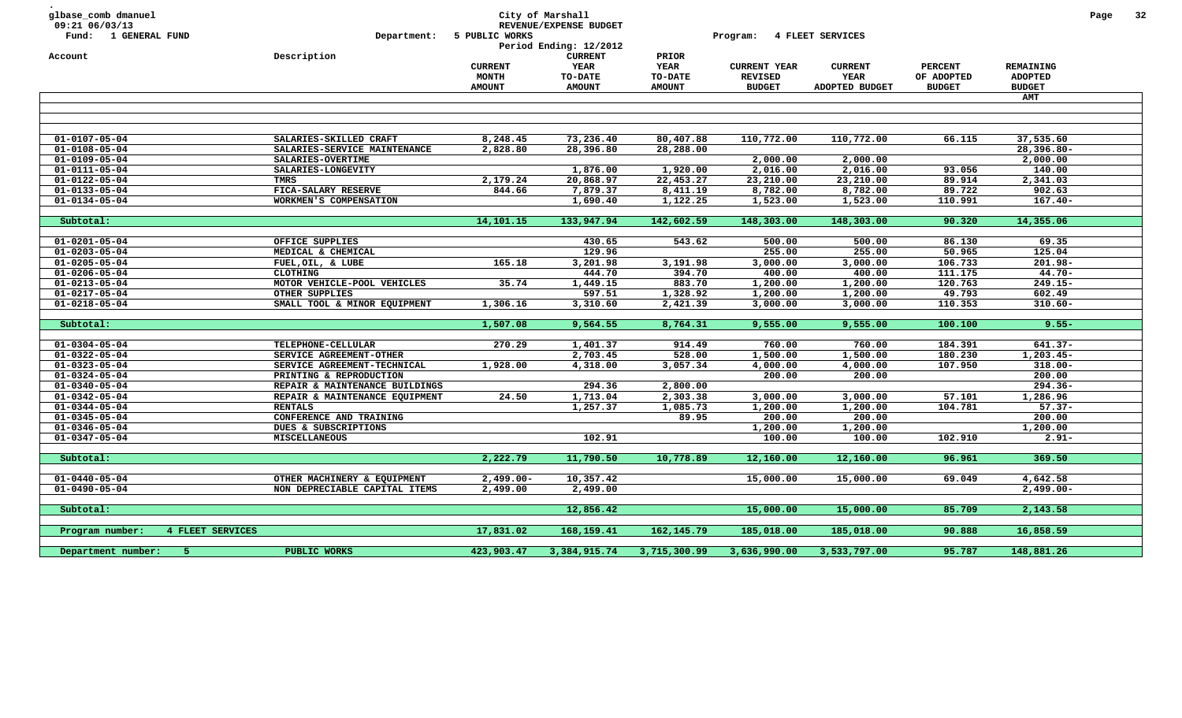glbase_comb dmanuel
09:21 06/03/13

**City of Marshall**
**REVENUE/EXPENSE BUDGET**
Period Ending: 12/2012

Fund: 1 GENERAL FUND    Department: 5 PUBLIC WORKS    Program: 4 FLEET SERVICES

| Account | Description | CURRENT MONTH AMOUNT | CURRENT YEAR TO-DATE AMOUNT | PRIOR YEAR TO-DATE AMOUNT | CURRENT YEAR REVISED BUDGET | CURRENT YEAR ADOPTED BUDGET | PERCENT OF ADOPTED BUDGET | REMAINING ADOPTED BUDGET AMT |
|---|---|---|---|---|---|---|---|---|
| 01-0107-05-04 | SALARIES-SKILLED CRAFT | 8,248.45 | 73,236.40 | 80,407.88 | 110,772.00 | 110,772.00 | 66.115 | 37,535.60 |
| 01-0108-05-04 | SALARIES-SERVICE MAINTENANCE | 2,828.80 | 28,396.80 | 28,288.00 | | | | 28,396.80- |
| 01-0109-05-04 | SALARIES-OVERTIME | | | | 2,000.00 | 2,000.00 | | 2,000.00 |
| 01-0111-05-04 | SALARIES-LONGEVITY | | 1,876.00 | 1,920.00 | 2,016.00 | 2,016.00 | 93.056 | 140.00 |
| 01-0122-05-04 | TMRS | 2,179.24 | 20,868.97 | 22,453.27 | 23,210.00 | 23,210.00 | 89.914 | 2,341.03 |
| 01-0133-05-04 | FICA-SALARY RESERVE | 844.66 | 7,879.37 | 8,411.19 | 8,782.00 | 8,782.00 | 89.722 | 902.63 |
| 01-0134-05-04 | WORKMEN'S COMPENSATION | | 1,690.40 | 1,122.25 | 1,523.00 | 1,523.00 | 110.991 | 167.40- |
| Subtotal: | | 14,101.15 | 133,947.94 | 142,602.59 | 148,303.00 | 148,303.00 | 90.320 | 14,355.06 |
| 01-0201-05-04 | OFFICE SUPPLIES | | 430.65 | 543.62 | 500.00 | 500.00 | 86.130 | 69.35 |
| 01-0203-05-04 | MEDICAL & CHEMICAL | | 129.96 | | 255.00 | 255.00 | 50.965 | 125.04 |
| 01-0205-05-04 | FUEL,OIL, & LUBE | 165.18 | 3,201.98 | 3,191.98 | 3,000.00 | 3,000.00 | 106.733 | 201.98- |
| 01-0206-05-04 | CLOTHING | | 444.70 | 394.70 | 400.00 | 400.00 | 111.175 | 44.70- |
| 01-0213-05-04 | MOTOR VEHICLE-POOL VEHICLES | 35.74 | 1,449.15 | 883.70 | 1,200.00 | 1,200.00 | 120.763 | 249.15- |
| 01-0217-05-04 | OTHER SUPPLIES | | 597.51 | 1,328.92 | 1,200.00 | 1,200.00 | 49.793 | 602.49 |
| 01-0218-05-04 | SMALL TOOL & MINOR EQUIPMENT | 1,306.16 | 3,310.60 | 2,421.39 | 3,000.00 | 3,000.00 | 110.353 | 310.60- |
| Subtotal: | | 1,507.08 | 9,564.55 | 8,764.31 | 9,555.00 | 9,555.00 | 100.100 | 9.55- |
| 01-0304-05-04 | TELEPHONE-CELLULAR | 270.29 | 1,401.37 | 914.49 | 760.00 | 760.00 | 184.391 | 641.37- |
| 01-0322-05-04 | SERVICE AGREEMENT-OTHER | | 2,703.45 | 528.00 | 1,500.00 | 1,500.00 | 180.230 | 1,203.45- |
| 01-0323-05-04 | SERVICE AGREEMENT-TECHNICAL | 1,928.00 | 4,318.00 | 3,057.34 | 4,000.00 | 4,000.00 | 107.950 | 318.00- |
| 01-0324-05-04 | PRINTING & REPRODUCTION | | | | 200.00 | 200.00 | | 200.00 |
| 01-0340-05-04 | REPAIR & MAINTENANCE BUILDINGS | | 294.36 | 2,800.00 | | | | 294.36- |
| 01-0342-05-04 | REPAIR & MAINTENANCE EQUIPMENT | 24.50 | 1,713.04 | 2,303.38 | 3,000.00 | 3,000.00 | 57.101 | 1,286.96 |
| 01-0344-05-04 | RENTALS | | 1,257.37 | 1,085.73 | 1,200.00 | 1,200.00 | 104.781 | 57.37- |
| 01-0345-05-04 | CONFERENCE AND TRAINING | | | 89.95 | 200.00 | 200.00 | | 200.00 |
| 01-0346-05-04 | DUES & SUBSCRIPTIONS | | | | 1,200.00 | 1,200.00 | | 1,200.00 |
| 01-0347-05-04 | MISCELLANEOUS | | 102.91 | | 100.00 | 100.00 | 102.910 | 2.91- |
| Subtotal: | | 2,222.79 | 11,790.50 | 10,778.89 | 12,160.00 | 12,160.00 | 96.961 | 369.50 |
| 01-0440-05-04 | OTHER MACHINERY & EQUIPMENT | 2,499.00- | 10,357.42 | | 15,000.00 | 15,000.00 | 69.049 | 4,642.58 |
| 01-0490-05-04 | NON DEPRECIABLE CAPITAL ITEMS | 2,499.00 | 2,499.00 | | | | | 2,499.00- |
| Subtotal: | | | 12,856.42 | | 15,000.00 | 15,000.00 | 85.709 | 2,143.58 |
| Program number: 4 FLEET SERVICES | | 17,831.02 | 168,159.41 | 162,145.79 | 185,018.00 | 185,018.00 | 90.888 | 16,858.59 |
| Department number: 5 | PUBLIC WORKS | 423,903.47 | 3,384,915.74 | 3,715,300.99 | 3,636,990.00 | 3,533,797.00 | 95.787 | 148,881.26 |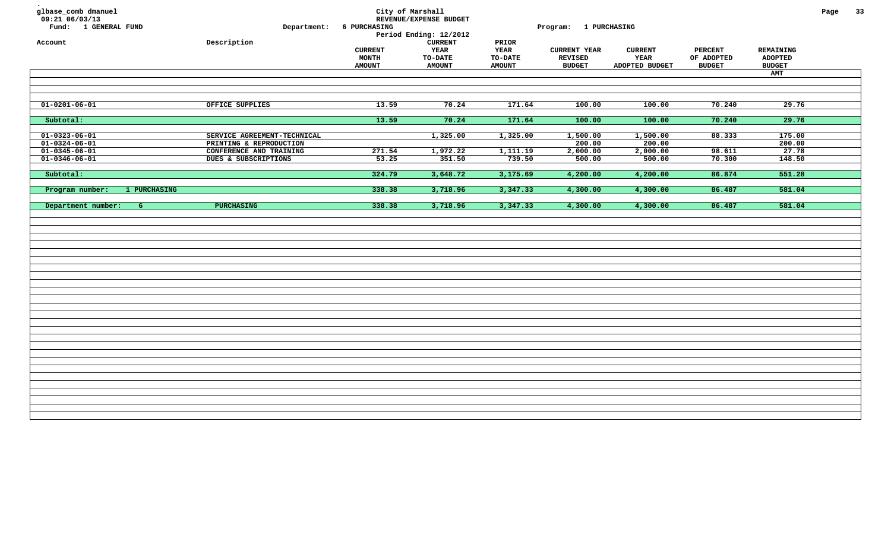glbase_comb dmanuel
09:21 06/03/13

**City of Marshall**
**REVENUE/EXPENSE BUDGET**

Fund: 1 GENERAL FUND — Department: 6 PURCHASING — Program: 1 PURCHASING

Period Ending: 12/2012

| Account | Description | CURRENT MONTH AMOUNT | CURRENT YEAR TO-DATE AMOUNT | PRIOR YEAR TO-DATE AMOUNT | CURRENT YEAR REVISED BUDGET | CURRENT YEAR ADOPTED BUDGET | PERCENT OF ADOPTED BUDGET | REMAINING ADOPTED BUDGET AMT |
|---|---|---|---|---|---|---|---|---|
| 01-0201-06-01 | OFFICE SUPPLIES | 13.59 | 70.24 | 171.64 | 100.00 | 100.00 | 70.240 | 29.76 |
| Subtotal: | | 13.59 | 70.24 | 171.64 | 100.00 | 100.00 | 70.240 | 29.76 |
| 01-0323-06-01 | SERVICE AGREEMENT-TECHNICAL | | 1,325.00 | 1,325.00 | 1,500.00 | 1,500.00 | 88.333 | 175.00 |
| 01-0324-06-01 | PRINTING & REPRODUCTION | | | | 200.00 | 200.00 | | 200.00 |
| 01-0345-06-01 | CONFERENCE AND TRAINING | 271.54 | 1,972.22 | 1,111.19 | 2,000.00 | 2,000.00 | 98.611 | 27.78 |
| 01-0346-06-01 | DUES & SUBSCRIPTIONS | 53.25 | 351.50 | 739.50 | 500.00 | 500.00 | 70.300 | 148.50 |
| Subtotal: | | 324.79 | 3,648.72 | 3,175.69 | 4,200.00 | 4,200.00 | 86.874 | 551.28 |
| Program number: 1 PURCHASING | | 338.38 | 3,718.96 | 3,347.33 | 4,300.00 | 4,300.00 | 86.487 | 581.04 |
| Department number: 6 | PURCHASING | 338.38 | 3,718.96 | 3,347.33 | 4,300.00 | 4,300.00 | 86.487 | 581.04 |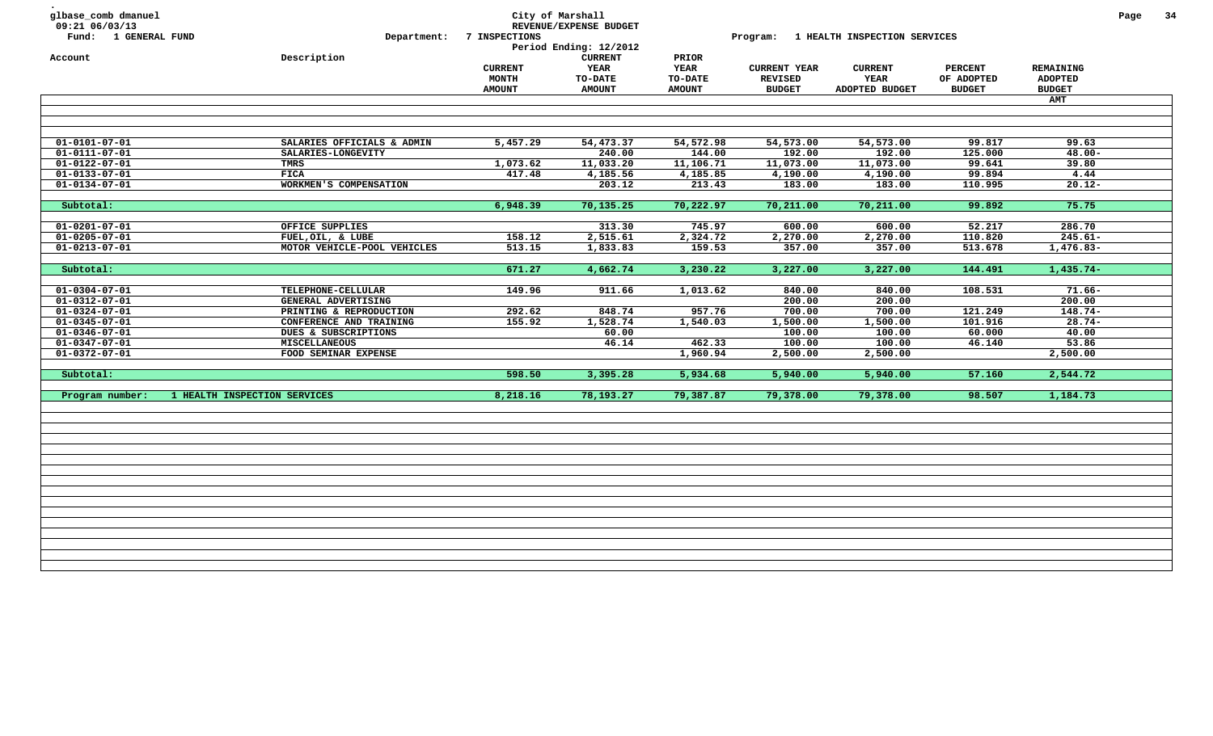glbase_comb dmanuel
09:21 06/03/13

City of Marshall
REVENUE/EXPENSE BUDGET

Fund: 1 GENERAL FUND | Department: 7 INSPECTIONS | Program: 1 HEALTH INSPECTION SERVICES

Period Ending: 12/2012

| Account | Description | CURRENT MONTH AMOUNT | CURRENT YEAR TO-DATE AMOUNT | PRIOR YEAR TO-DATE AMOUNT | CURRENT YEAR REVISED BUDGET | CURRENT YEAR ADOPTED BUDGET | PERCENT OF ADOPTED BUDGET | REMAINING ADOPTED BUDGET AMT |
|---|---|---|---|---|---|---|---|---|
| 01-0101-07-01 | SALARIES OFFICIALS & ADMIN | 5,457.29 | 54,473.37 | 54,572.98 | 54,573.00 | 54,573.00 | 99.817 | 99.63 |
| 01-0111-07-01 | SALARIES-LONGEVITY | | 240.00 | 144.00 | 192.00 | 192.00 | 125.000 | 48.00- |
| 01-0122-07-01 | TMRS | 1,073.62 | 11,033.20 | 11,106.71 | 11,073.00 | 11,073.00 | 99.641 | 39.80 |
| 01-0133-07-01 | FICA | 417.48 | 4,185.56 | 4,185.85 | 4,190.00 | 4,190.00 | 99.894 | 4.44 |
| 01-0134-07-01 | WORKMEN'S COMPENSATION | | 203.12 | 213.43 | 183.00 | 183.00 | 110.995 | 20.12- |
| Subtotal: | | 6,948.39 | 70,135.25 | 70,222.97 | 70,211.00 | 70,211.00 | 99.892 | 75.75 |
| 01-0201-07-01 | OFFICE SUPPLIES | | 313.30 | 745.97 | 600.00 | 600.00 | 52.217 | 286.70 |
| 01-0205-07-01 | FUEL,OIL, & LUBE | 158.12 | 2,515.61 | 2,324.72 | 2,270.00 | 2,270.00 | 110.820 | 245.61- |
| 01-0213-07-01 | MOTOR VEHICLE-POOL VEHICLES | 513.15 | 1,833.83 | 159.53 | 357.00 | 357.00 | 513.678 | 1,476.83- |
| Subtotal: | | 671.27 | 4,662.74 | 3,230.22 | 3,227.00 | 3,227.00 | 144.491 | 1,435.74- |
| 01-0304-07-01 | TELEPHONE-CELLULAR | 149.96 | 911.66 | 1,013.62 | 840.00 | 840.00 | 108.531 | 71.66- |
| 01-0312-07-01 | GENERAL ADVERTISING | | | | 200.00 | 200.00 | | 200.00 |
| 01-0324-07-01 | PRINTING & REPRODUCTION | 292.62 | 848.74 | 957.76 | 700.00 | 700.00 | 121.249 | 148.74- |
| 01-0345-07-01 | CONFERENCE AND TRAINING | 155.92 | 1,528.74 | 1,540.03 | 1,500.00 | 1,500.00 | 101.916 | 28.74- |
| 01-0346-07-01 | DUES & SUBSCRIPTIONS | | 60.00 | | 100.00 | 100.00 | 60.000 | 40.00 |
| 01-0347-07-01 | MISCELLANEOUS | | 46.14 | 462.33 | 100.00 | 100.00 | 46.140 | 53.86 |
| 01-0372-07-01 | FOOD SEMINAR EXPENSE | | | 1,960.94 | 2,500.00 | 2,500.00 | | 2,500.00 |
| Subtotal: | | 598.50 | 3,395.28 | 5,934.68 | 5,940.00 | 5,940.00 | 57.160 | 2,544.72 |
| Program number: | 1 HEALTH INSPECTION SERVICES | 8,218.16 | 78,193.27 | 79,387.87 | 79,378.00 | 79,378.00 | 98.507 | 1,184.73 |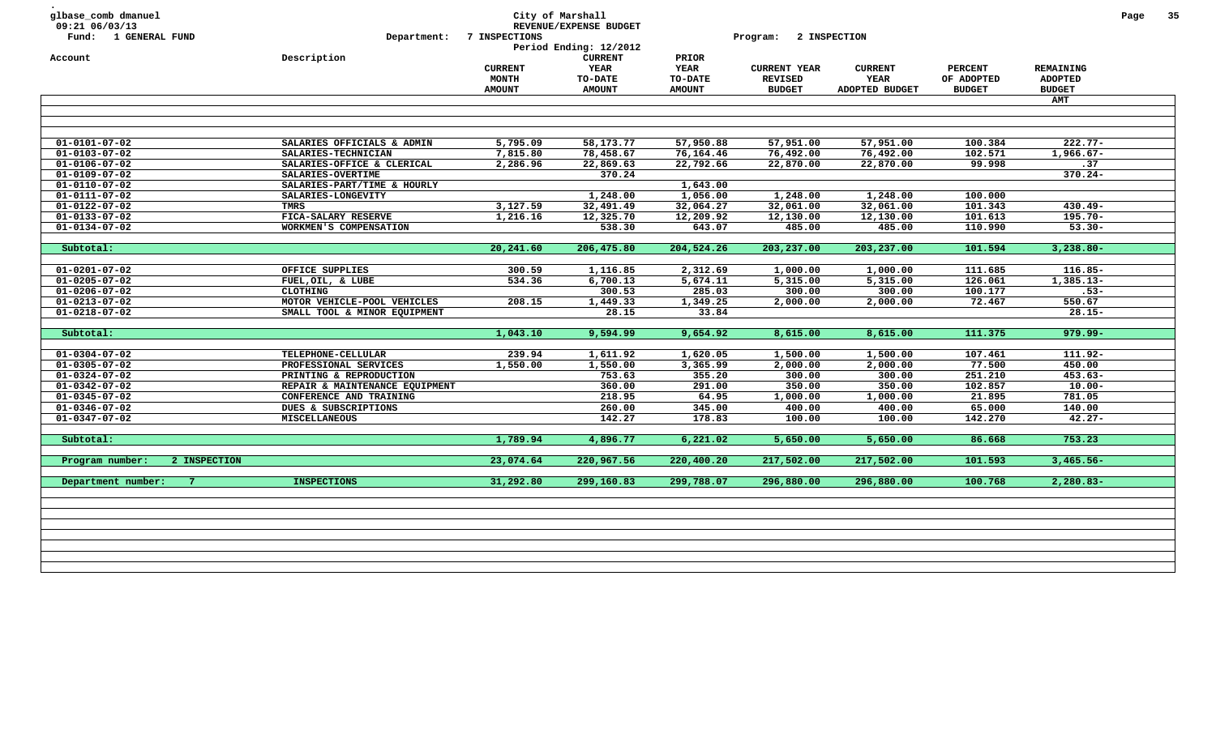glbase_comb dmanuel
09:21 06/03/13

City of Marshall
REVENUE/EXPENSE BUDGET

Fund: 1 GENERAL FUND

Department: 7 INSPECTIONS

Program: 2 INSPECTION

Period Ending: 12/2012

| Account | Description | CURRENT MONTH AMOUNT | CURRENT YEAR TO-DATE AMOUNT | PRIOR YEAR TO-DATE AMOUNT | CURRENT YEAR REVISED BUDGET | CURRENT YEAR ADOPTED BUDGET | PERCENT OF ADOPTED BUDGET | REMAINING ADOPTED BUDGET AMT |
|---|---|---|---|---|---|---|---|---|
| 01-0101-07-02 | SALARIES OFFICIALS & ADMIN | 5,795.09 | 58,173.77 | 57,950.88 | 57,951.00 | 57,951.00 | 100.384 | 222.77- |
| 01-0103-07-02 | SALARIES-TECHNICIAN | 7,815.80 | 78,458.67 | 76,164.46 | 76,492.00 | 76,492.00 | 102.571 | 1,966.67- |
| 01-0106-07-02 | SALARIES-OFFICE & CLERICAL | 2,286.96 | 22,869.63 | 22,792.66 | 22,870.00 | 22,870.00 | 99.998 | .37 |
| 01-0109-07-02 | SALARIES-OVERTIME | | 370.24 | | | | | 370.24- |
| 01-0110-07-02 | SALARIES-PART/TIME & HOURLY | | | 1,643.00 | | | | |
| 01-0111-07-02 | SALARIES-LONGEVITY | | 1,248.00 | 1,056.00 | 1,248.00 | 1,248.00 | 100.000 | |
| 01-0122-07-02 | TMRS | 3,127.59 | 32,491.49 | 32,064.27 | 32,061.00 | 32,061.00 | 101.343 | 430.49- |
| 01-0133-07-02 | FICA-SALARY RESERVE | 1,216.16 | 12,325.70 | 12,209.92 | 12,130.00 | 12,130.00 | 101.613 | 195.70- |
| 01-0134-07-02 | WORKMEN'S COMPENSATION | | 538.30 | 643.07 | 485.00 | 485.00 | 110.990 | 53.30- |
| Subtotal: | | 20,241.60 | 206,475.80 | 204,524.26 | 203,237.00 | 203,237.00 | 101.594 | 3,238.80- |
| 01-0201-07-02 | OFFICE SUPPLIES | 300.59 | 1,116.85 | 2,312.69 | 1,000.00 | 1,000.00 | 111.685 | 116.85- |
| 01-0205-07-02 | FUEL,OIL, & LUBE | 534.36 | 6,700.13 | 5,674.11 | 5,315.00 | 5,315.00 | 126.061 | 1,385.13- |
| 01-0206-07-02 | CLOTHING | | 300.53 | 285.03 | 300.00 | 300.00 | 100.177 | .53- |
| 01-0213-07-02 | MOTOR VEHICLE-POOL VEHICLES | 208.15 | 1,449.33 | 1,349.25 | 2,000.00 | 2,000.00 | 72.467 | 550.67 |
| 01-0218-07-02 | SMALL TOOL & MINOR EQUIPMENT | | 28.15 | 33.84 | | | | 28.15- |
| Subtotal: | | 1,043.10 | 9,594.99 | 9,654.92 | 8,615.00 | 8,615.00 | 111.375 | 979.99- |
| 01-0304-07-02 | TELEPHONE-CELLULAR | 239.94 | 1,611.92 | 1,620.05 | 1,500.00 | 1,500.00 | 107.461 | 111.92- |
| 01-0305-07-02 | PROFESSIONAL SERVICES | 1,550.00 | 1,550.00 | 3,365.99 | 2,000.00 | 2,000.00 | 77.500 | 450.00 |
| 01-0324-07-02 | PRINTING & REPRODUCTION | | 753.63 | 355.20 | 300.00 | 300.00 | 251.210 | 453.63- |
| 01-0342-07-02 | REPAIR & MAINTENANCE EQUIPMENT | | 360.00 | 291.00 | 350.00 | 350.00 | 102.857 | 10.00- |
| 01-0345-07-02 | CONFERENCE AND TRAINING | | 218.95 | 64.95 | 1,000.00 | 1,000.00 | 21.895 | 781.05 |
| 01-0346-07-02 | DUES & SUBSCRIPTIONS | | 260.00 | 345.00 | 400.00 | 400.00 | 65.000 | 140.00 |
| 01-0347-07-02 | MISCELLANEOUS | | 142.27 | 178.83 | 100.00 | 100.00 | 142.270 | 42.27- |
| Subtotal: | | 1,789.94 | 4,896.77 | 6,221.02 | 5,650.00 | 5,650.00 | 86.668 | 753.23 |
| Program number: 2 INSPECTION | | 23,074.64 | 220,967.56 | 220,400.20 | 217,502.00 | 217,502.00 | 101.593 | 3,465.56- |
| Department number: 7 | INSPECTIONS | 31,292.80 | 299,160.83 | 299,788.07 | 296,880.00 | 296,880.00 | 100.768 | 2,280.83- |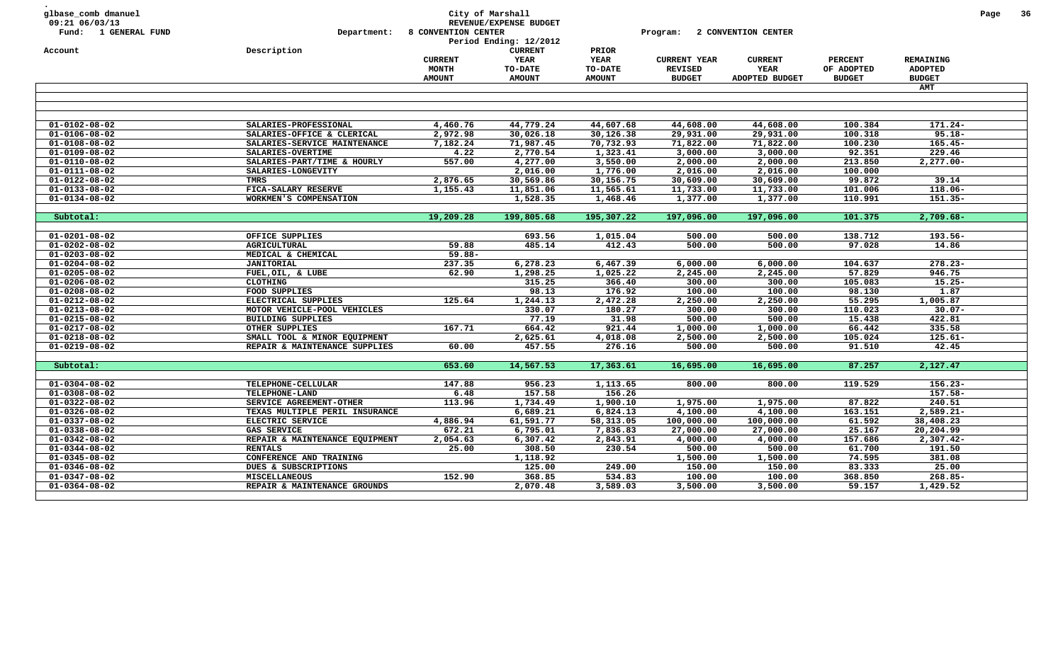glbase_comb dmanuel
09:21 06/03/13
Fund: 1 GENERAL FUND

City of Marshall
REVENUE/EXPENSE BUDGET
Department: 8 CONVENTION CENTER    Program: 2 CONVENTION CENTER
Period Ending: 12/2012

| Account | Description | CURRENT MONTH AMOUNT | CURRENT YEAR TO-DATE AMOUNT | PRIOR YEAR TO-DATE AMOUNT | CURRENT YEAR REVISED BUDGET | CURRENT YEAR ADOPTED BUDGET | PERCENT OF ADOPTED BUDGET | REMAINING ADOPTED BUDGET AMT |
|---|---|---|---|---|---|---|---|---|
| 01-0102-08-02 | SALARIES-PROFESSIONAL | 4,460.76 | 44,779.24 | 44,607.68 | 44,608.00 | 44,608.00 | 100.384 | 171.24- |
| 01-0106-08-02 | SALARIES-OFFICE & CLERICAL | 2,972.98 | 30,026.18 | 30,126.38 | 29,931.00 | 29,931.00 | 100.318 | 95.18- |
| 01-0108-08-02 | SALARIES-SERVICE MAINTENANCE | 7,182.24 | 71,987.45 | 70,732.93 | 71,822.00 | 71,822.00 | 100.230 | 165.45- |
| 01-0109-08-02 | SALARIES-OVERTIME | 4.22 | 2,770.54 | 1,323.41 | 3,000.00 | 3,000.00 | 92.351 | 229.46 |
| 01-0110-08-02 | SALARIES-PART/TIME & HOURLY | 557.00 | 4,277.00 | 3,550.00 | 2,000.00 | 2,000.00 | 213.850 | 2,277.00- |
| 01-0111-08-02 | SALARIES-LONGEVITY | | 2,016.00 | 1,776.00 | 2,016.00 | 2,016.00 | 100.000 | |
| 01-0122-08-02 | TMRS | 2,876.65 | 30,569.86 | 30,156.75 | 30,609.00 | 30,609.00 | 99.872 | 39.14 |
| 01-0133-08-02 | FICA-SALARY RESERVE | 1,155.43 | 11,851.06 | 11,565.61 | 11,733.00 | 11,733.00 | 101.006 | 118.06- |
| 01-0134-08-02 | WORKMEN'S COMPENSATION | | 1,528.35 | 1,468.46 | 1,377.00 | 1,377.00 | 110.991 | 151.35- |
| Subtotal: | | 19,209.28 | 199,805.68 | 195,307.22 | 197,096.00 | 197,096.00 | 101.375 | 2,709.68- |
| 01-0201-08-02 | OFFICE SUPPLIES | | 693.56 | 1,015.04 | 500.00 | 500.00 | 138.712 | 193.56- |
| 01-0202-08-02 | AGRICULTURAL | 59.88 | 485.14 | 412.43 | 500.00 | 500.00 | 97.028 | 14.86 |
| 01-0203-08-02 | MEDICAL & CHEMICAL | 59.88- | | | | | | |
| 01-0204-08-02 | JANITORIAL | 237.35 | 6,278.23 | 6,467.39 | 6,000.00 | 6,000.00 | 104.637 | 278.23- |
| 01-0205-08-02 | FUEL,OIL, & LUBE | 62.90 | 1,298.25 | 1,025.22 | 2,245.00 | 2,245.00 | 57.829 | 946.75 |
| 01-0206-08-02 | CLOTHING | | 315.25 | 366.40 | 300.00 | 300.00 | 105.083 | 15.25- |
| 01-0208-08-02 | FOOD SUPPLIES | | 98.13 | 176.92 | 100.00 | 100.00 | 98.130 | 1.87 |
| 01-0212-08-02 | ELECTRICAL SUPPLIES | 125.64 | 1,244.13 | 2,472.28 | 2,250.00 | 2,250.00 | 55.295 | 1,005.87 |
| 01-0213-08-02 | MOTOR VEHICLE-POOL VEHICLES | | 330.07 | 180.27 | 300.00 | 300.00 | 110.023 | 30.07- |
| 01-0215-08-02 | BUILDING SUPPLIES | | 77.19 | 31.98 | 500.00 | 500.00 | 15.438 | 422.81 |
| 01-0217-08-02 | OTHER SUPPLIES | 167.71 | 664.42 | 921.44 | 1,000.00 | 1,000.00 | 66.442 | 335.58 |
| 01-0218-08-02 | SMALL TOOL & MINOR EQUIPMENT | | 2,625.61 | 4,018.08 | 2,500.00 | 2,500.00 | 105.024 | 125.61- |
| 01-0219-08-02 | REPAIR & MAINTENANCE SUPPLIES | 60.00 | 457.55 | 276.16 | 500.00 | 500.00 | 91.510 | 42.45 |
| Subtotal: | | 653.60 | 14,567.53 | 17,363.61 | 16,695.00 | 16,695.00 | 87.257 | 2,127.47 |
| 01-0304-08-02 | TELEPHONE-CELLULAR | 147.88 | 956.23 | 1,113.65 | 800.00 | 800.00 | 119.529 | 156.23- |
| 01-0308-08-02 | TELEPHONE-LAND | 6.48 | 157.58 | 156.26 | | | | 157.58- |
| 01-0322-08-02 | SERVICE AGREEMENT-OTHER | 113.96 | 1,734.49 | 1,900.10 | 1,975.00 | 1,975.00 | 87.822 | 240.51 |
| 01-0326-08-02 | TEXAS MULTIPLE PERIL INSURANCE | | 6,689.21 | 6,824.13 | 4,100.00 | 4,100.00 | 163.151 | 2,589.21- |
| 01-0337-08-02 | ELECTRIC SERVICE | 4,886.94 | 61,591.77 | 58,313.05 | 100,000.00 | 100,000.00 | 61.592 | 38,408.23 |
| 01-0338-08-02 | GAS SERVICE | 672.21 | 6,795.01 | 7,836.83 | 27,000.00 | 27,000.00 | 25.167 | 20,204.99 |
| 01-0342-08-02 | REPAIR & MAINTENANCE EQUIPMENT | 2,054.63 | 6,307.42 | 2,843.91 | 4,000.00 | 4,000.00 | 157.686 | 2,307.42- |
| 01-0344-08-02 | RENTALS | 25.00 | 308.50 | 230.54 | 500.00 | 500.00 | 61.700 | 191.50 |
| 01-0345-08-02 | CONFERENCE AND TRAINING | | 1,118.92 | | 1,500.00 | 1,500.00 | 74.595 | 381.08 |
| 01-0346-08-02 | DUES & SUBSCRIPTIONS | | 125.00 | 249.00 | 150.00 | 150.00 | 83.333 | 25.00 |
| 01-0347-08-02 | MISCELLANEOUS | 152.90 | 368.85 | 534.83 | 100.00 | 100.00 | 368.850 | 268.85- |
| 01-0364-08-02 | REPAIR & MAINTENANCE GROUNDS | | 2,070.48 | 3,589.03 | 3,500.00 | 3,500.00 | 59.157 | 1,429.52 |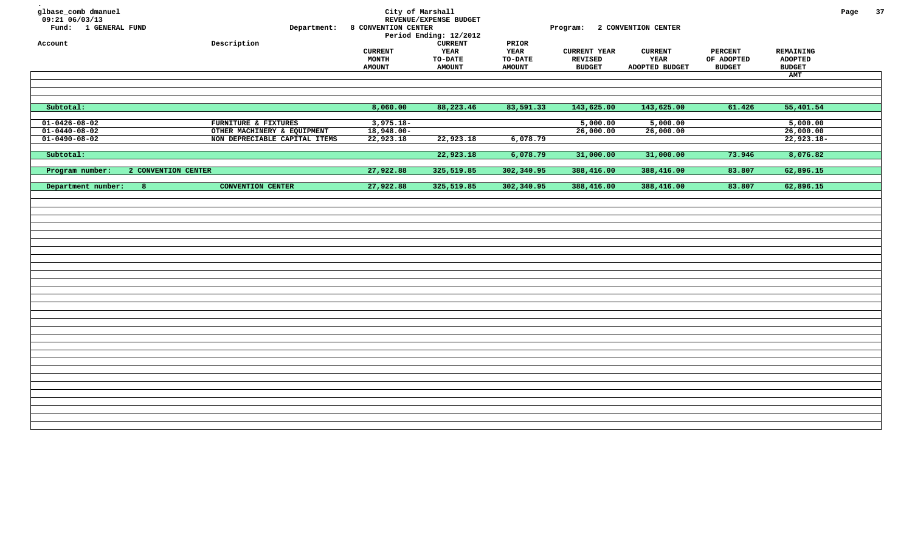glbase_comb dmanuel
09:21 06/03/13
Fund: 1 GENERAL FUND

City of Marshall
REVENUE/EXPENSE BUDGET
Department: 8 CONVENTION CENTER
Period Ending: 12/2012
Program: 2 CONVENTION CENTER

| Account | Description | CURRENT MONTH AMOUNT | CURRENT YEAR TO-DATE AMOUNT | PRIOR YEAR TO-DATE AMOUNT | CURRENT YEAR REVISED BUDGET | CURRENT YEAR ADOPTED BUDGET | PERCENT OF ADOPTED BUDGET | REMAINING ADOPTED BUDGET AMT |
|---|---|---|---|---|---|---|---|---|
| Subtotal: | | 8,060.00 | 88,223.46 | 83,591.33 | 143,625.00 | 143,625.00 | 61.426 | 55,401.54 |
| 01-0426-08-02 | FURNITURE & FIXTURES | 3,975.18- | | | 5,000.00 | 5,000.00 | | 5,000.00 |
| 01-0440-08-02 | OTHER MACHINERY & EQUIPMENT | 18,948.00- | | | 26,000.00 | 26,000.00 | | 26,000.00 |
| 01-0490-08-02 | NON DEPRECIABLE CAPITAL ITEMS | 22,923.18 | 22,923.18 | 6,078.79 | | | | 22,923.18- |
| Subtotal: | | | 22,923.18 | 6,078.79 | 31,000.00 | 31,000.00 | 73.946 | 8,076.82 |
| Program number: | 2 CONVENTION CENTER | 27,922.88 | 325,519.85 | 302,340.95 | 388,416.00 | 388,416.00 | 83.807 | 62,896.15 |
| Department number: 8 | CONVENTION CENTER | 27,922.88 | 325,519.85 | 302,340.95 | 388,416.00 | 388,416.00 | 83.807 | 62,896.15 |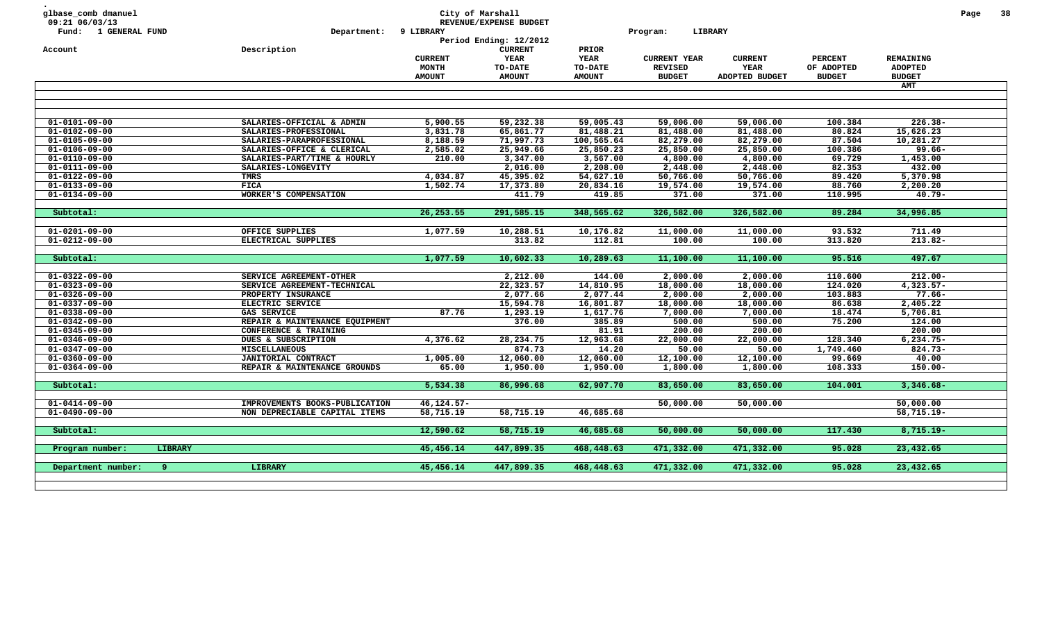glbase_comb dmanuel
09:21 06/03/13
Fund: 1 GENERAL FUND

City of Marshall
REVENUE/EXPENSE BUDGET
Department: 9 LIBRARY
Period Ending: 12/2012
Program: LIBRARY

| Account | Description | CURRENT MONTH AMOUNT | CURRENT YEAR TO-DATE AMOUNT | PRIOR YEAR TO-DATE AMOUNT | CURRENT YEAR REVISED BUDGET | CURRENT YEAR ADOPTED BUDGET | PERCENT OF ADOPTED BUDGET | REMAINING ADOPTED BUDGET AMT |
|---|---|---|---|---|---|---|---|---|
| 01-0101-09-00 | SALARIES-OFFICIAL & ADMIN | 5,900.55 | 59,232.38 | 59,005.43 | 59,006.00 | 59,006.00 | 100.384 | 226.38- |
| 01-0102-09-00 | SALARIES-PROFESSIONAL | 3,831.78 | 65,861.77 | 81,488.21 | 81,488.00 | 81,488.00 | 80.824 | 15,626.23 |
| 01-0105-09-00 | SALARIES-PARAPROFESSIONAL | 8,188.59 | 71,997.73 | 100,565.64 | 82,279.00 | 82,279.00 | 87.504 | 10,281.27 |
| 01-0106-09-00 | SALARIES-OFFICE & CLERICAL | 2,585.02 | 25,949.66 | 25,850.23 | 25,850.00 | 25,850.00 | 100.386 | 99.66- |
| 01-0110-09-00 | SALARIES-PART/TIME & HOURLY | 210.00 | 3,347.00 | 3,567.00 | 4,800.00 | 4,800.00 | 69.729 | 1,453.00 |
| 01-0111-09-00 | SALARIES-LONGEVITY | | 2,016.00 | 2,208.00 | 2,448.00 | 2,448.00 | 82.353 | 432.00 |
| 01-0122-09-00 | TMRS | 4,034.87 | 45,395.02 | 54,627.10 | 50,766.00 | 50,766.00 | 89.420 | 5,370.98 |
| 01-0133-09-00 | FICA | 1,502.74 | 17,373.80 | 20,834.16 | 19,574.00 | 19,574.00 | 88.760 | 2,200.20 |
| 01-0134-09-00 | WORKER'S COMPENSATION | | 411.79 | 419.85 | 371.00 | 371.00 | 110.995 | 40.79- |
| Subtotal: | | 26,253.55 | 291,585.15 | 348,565.62 | 326,582.00 | 326,582.00 | 89.284 | 34,996.85 |
| 01-0201-09-00 | OFFICE SUPPLIES | 1,077.59 | 10,288.51 | 10,176.82 | 11,000.00 | 11,000.00 | 93.532 | 711.49 |
| 01-0212-09-00 | ELECTRICAL SUPPLIES | | 313.82 | 112.81 | 100.00 | 100.00 | 313.820 | 213.82- |
| Subtotal: | | 1,077.59 | 10,602.33 | 10,289.63 | 11,100.00 | 11,100.00 | 95.516 | 497.67 |
| 01-0322-09-00 | SERVICE AGREEMENT-OTHER | | 2,212.00 | 144.00 | 2,000.00 | 2,000.00 | 110.600 | 212.00- |
| 01-0323-09-00 | SERVICE AGREEMENT-TECHNICAL | | 22,323.57 | 14,810.95 | 18,000.00 | 18,000.00 | 124.020 | 4,323.57- |
| 01-0326-09-00 | PROPERTY INSURANCE | | 2,077.66 | 2,077.44 | 2,000.00 | 2,000.00 | 103.883 | 77.66- |
| 01-0337-09-00 | ELECTRIC SERVICE | | 15,594.78 | 16,801.87 | 18,000.00 | 18,000.00 | 86.638 | 2,405.22 |
| 01-0338-09-00 | GAS SERVICE | 87.76 | 1,293.19 | 1,617.76 | 7,000.00 | 7,000.00 | 18.474 | 5,706.81 |
| 01-0342-09-00 | REPAIR & MAINTENANCE EQUIPMENT | | 376.00 | 385.89 | 500.00 | 500.00 | 75.200 | 124.00 |
| 01-0345-09-00 | CONFERENCE & TRAINING | | | 81.91 | 200.00 | 200.00 | | 200.00 |
| 01-0346-09-00 | DUES & SUBSCRIPTION | 4,376.62 | 28,234.75 | 12,963.68 | 22,000.00 | 22,000.00 | 128.340 | 6,234.75- |
| 01-0347-09-00 | MISCELLANEOUS | | 874.73 | 14.20 | 50.00 | 50.00 | 1,749.460 | 824.73- |
| 01-0360-09-00 | JANITORIAL CONTRACT | 1,005.00 | 12,060.00 | 12,060.00 | 12,100.00 | 12,100.00 | 99.669 | 40.00 |
| 01-0364-09-00 | REPAIR & MAINTENANCE GROUNDS | 65.00 | 1,950.00 | 1,950.00 | 1,800.00 | 1,800.00 | 108.333 | 150.00- |
| Subtotal: | | 5,534.38 | 86,996.68 | 62,907.70 | 83,650.00 | 83,650.00 | 104.001 | 3,346.68- |
| 01-0414-09-00 | IMPROVEMENTS BOOKS-PUBLICATION | 46,124.57- | | | 50,000.00 | 50,000.00 | | 50,000.00 |
| 01-0490-09-00 | NON DEPRECIABLE CAPITAL ITEMS | 58,715.19 | 58,715.19 | 46,685.68 | | | | 58,715.19- |
| Subtotal: | | 12,590.62 | 58,715.19 | 46,685.68 | 50,000.00 | 50,000.00 | 117.430 | 8,715.19- |
| Program number: LIBRARY | | 45,456.14 | 447,899.35 | 468,448.63 | 471,332.00 | 471,332.00 | 95.028 | 23,432.65 |
| Department number: 9 | LIBRARY | 45,456.14 | 447,899.35 | 468,448.63 | 471,332.00 | 471,332.00 | 95.028 | 23,432.65 |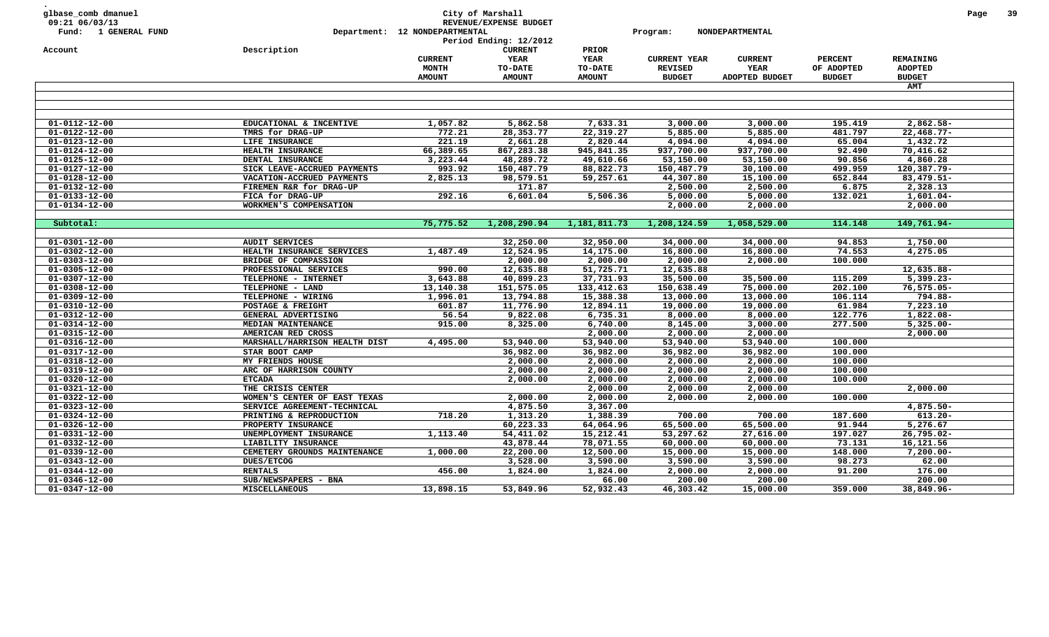glbase_comb dmanuel
09:21 06/03/13
Fund: 1 GENERAL FUND

City of Marshall
REVENUE/EXPENSE BUDGET
Department: 12 NONDEPARTMENTAL
Period Ending: 12/2012

Program: NONDEPARTMENTAL

| Account | Description | CURRENT MONTH AMOUNT | CURRENT YEAR TO-DATE AMOUNT | PRIOR YEAR TO-DATE AMOUNT | CURRENT YEAR REVISED BUDGET | CURRENT YEAR ADOPTED BUDGET | PERCENT OF ADOPTED BUDGET | REMAINING ADOPTED BUDGET AMT |
|---|---|---|---|---|---|---|---|---|
| 01-0112-12-00 | EDUCATIONAL & INCENTIVE | 1,057.82 | 5,862.58 | 7,633.31 | 3,000.00 | 3,000.00 | 195.419 | 2,862.58- |
| 01-0122-12-00 | TMRS for DRAG-UP | 772.21 | 28,353.77 | 22,319.27 | 5,885.00 | 5,885.00 | 481.797 | 22,468.77- |
| 01-0123-12-00 | LIFE INSURANCE | 221.19 | 2,661.28 | 2,820.44 | 4,094.00 | 4,094.00 | 65.004 | 1,432.72 |
| 01-0124-12-00 | HEALTH INSURANCE | 66,389.65 | 867,283.38 | 945,841.35 | 937,700.00 | 937,700.00 | 92.490 | 70,416.62 |
| 01-0125-12-00 | DENTAL INSURANCE | 3,223.44 | 48,289.72 | 49,610.66 | 53,150.00 | 53,150.00 | 90.856 | 4,860.28 |
| 01-0127-12-00 | SICK LEAVE-ACCRUED PAYMENTS | 993.92 | 150,487.79 | 88,822.73 | 150,487.79 | 30,100.00 | 499.959 | 120,387.79- |
| 01-0128-12-00 | VACATION-ACCRUED PAYMENTS | 2,825.13 | 98,579.51 | 59,257.61 | 44,307.80 | 15,100.00 | 652.844 | 83,479.51- |
| 01-0132-12-00 | FIREMEN R&R for DRAG-UP | | 171.87 | | 2,500.00 | 2,500.00 | 6.875 | 2,328.13 |
| 01-0133-12-00 | FICA for DRAG-UP | 292.16 | 6,601.04 | 5,506.36 | 5,000.00 | 5,000.00 | 132.021 | 1,601.04- |
| 01-0134-12-00 | WORKMEN'S COMPENSATION | | | | 2,000.00 | 2,000.00 | | 2,000.00 |
| **Subtotal:** | | **75,775.52** | **1,208,290.94** | **1,181,811.73** | **1,208,124.59** | **1,058,529.00** | **114.148** | **149,761.94-** |
| 01-0301-12-00 | AUDIT SERVICES | | 32,250.00 | 32,950.00 | 34,000.00 | 34,000.00 | 94.853 | 1,750.00 |
| 01-0302-12-00 | HEALTH INSURANCE SERVICES | 1,487.49 | 12,524.95 | 14,175.00 | 16,800.00 | 16,800.00 | 74.553 | 4,275.05 |
| 01-0303-12-00 | BRIDGE OF COMPASSION | | 2,000.00 | 2,000.00 | 2,000.00 | 2,000.00 | 100.000 | |
| 01-0305-12-00 | PROFESSIONAL SERVICES | 990.00 | 12,635.88 | 51,725.71 | 12,635.88 | | | 12,635.88- |
| 01-0307-12-00 | TELEPHONE - INTERNET | 3,643.88 | 40,899.23 | 37,731.93 | 35,500.00 | 35,500.00 | 115.209 | 5,399.23- |
| 01-0308-12-00 | TELEPHONE - LAND | 13,140.38 | 151,575.05 | 133,412.63 | 150,638.49 | 75,000.00 | 202.100 | 76,575.05- |
| 01-0309-12-00 | TELEPHONE - WIRING | 1,996.01 | 13,794.88 | 15,388.38 | 13,000.00 | 13,000.00 | 106.114 | 794.88- |
| 01-0310-12-00 | POSTAGE & FREIGHT | 601.87 | 11,776.90 | 12,894.11 | 19,000.00 | 19,000.00 | 61.984 | 7,223.10 |
| 01-0312-12-00 | GENERAL ADVERTISING | 56.54 | 9,822.08 | 6,735.31 | 8,000.00 | 8,000.00 | 122.776 | 1,822.08- |
| 01-0314-12-00 | MEDIAN MAINTENANCE | 915.00 | 8,325.00 | 6,740.00 | 8,145.00 | 3,000.00 | 277.500 | 5,325.00- |
| 01-0315-12-00 | AMERICAN RED CROSS | | | 2,000.00 | 2,000.00 | 2,000.00 | | 2,000.00 |
| 01-0316-12-00 | MARSHALL/HARRISON HEALTH DIST | 4,495.00 | 53,940.00 | 53,940.00 | 53,940.00 | 53,940.00 | 100.000 | |
| 01-0317-12-00 | STAR BOOT CAMP | | 36,982.00 | 36,982.00 | 36,982.00 | 36,982.00 | 100.000 | |
| 01-0318-12-00 | MY FRIENDS HOUSE | | 2,000.00 | 2,000.00 | 2,000.00 | 2,000.00 | 100.000 | |
| 01-0319-12-00 | ARC OF HARRISON COUNTY | | 2,000.00 | 2,000.00 | 2,000.00 | 2,000.00 | 100.000 | |
| 01-0320-12-00 | ETCADA | | 2,000.00 | 2,000.00 | 2,000.00 | 2,000.00 | 100.000 | |
| 01-0321-12-00 | THE CRISIS CENTER | | | 2,000.00 | 2,000.00 | 2,000.00 | | 2,000.00 |
| 01-0322-12-00 | WOMEN'S CENTER OF EAST TEXAS | | 2,000.00 | 2,000.00 | 2,000.00 | 2,000.00 | 100.000 | |
| 01-0323-12-00 | SERVICE AGREEMENT-TECHNICAL | | 4,875.50 | 3,367.00 | | | | 4,875.50- |
| 01-0324-12-00 | PRINTING & REPRODUCTION | 718.20 | 1,313.20 | 1,388.39 | 700.00 | 700.00 | 187.600 | 613.20- |
| 01-0326-12-00 | PROPERTY INSURANCE | | 60,223.33 | 64,064.96 | 65,500.00 | 65,500.00 | 91.944 | 5,276.67 |
| 01-0331-12-00 | UNEMPLOYMENT INSURANCE | 1,113.40 | 54,411.02 | 15,212.41 | 53,297.62 | 27,616.00 | 197.027 | 26,795.02- |
| 01-0332-12-00 | LIABILITY INSURANCE | | 43,878.44 | 78,071.55 | 60,000.00 | 60,000.00 | 73.131 | 16,121.56 |
| 01-0339-12-00 | CEMETERY GROUNDS MAINTENANCE | 1,000.00 | 22,200.00 | 12,500.00 | 15,000.00 | 15,000.00 | 148.000 | 7,200.00- |
| 01-0343-12-00 | DUES/ETCOG | | 3,528.00 | 3,590.00 | 3,590.00 | 3,590.00 | 98.273 | 62.00 |
| 01-0344-12-00 | RENTALS | 456.00 | 1,824.00 | 1,824.00 | 2,000.00 | 2,000.00 | 91.200 | 176.00 |
| 01-0346-12-00 | SUB/NEWSPAPERS - BNA | | | 66.00 | 200.00 | 200.00 | | 200.00 |
| 01-0347-12-00 | MISCELLANEOUS | 13,898.15 | 53,849.96 | 52,932.43 | 46,303.42 | 15,000.00 | 359.000 | 38,849.96- |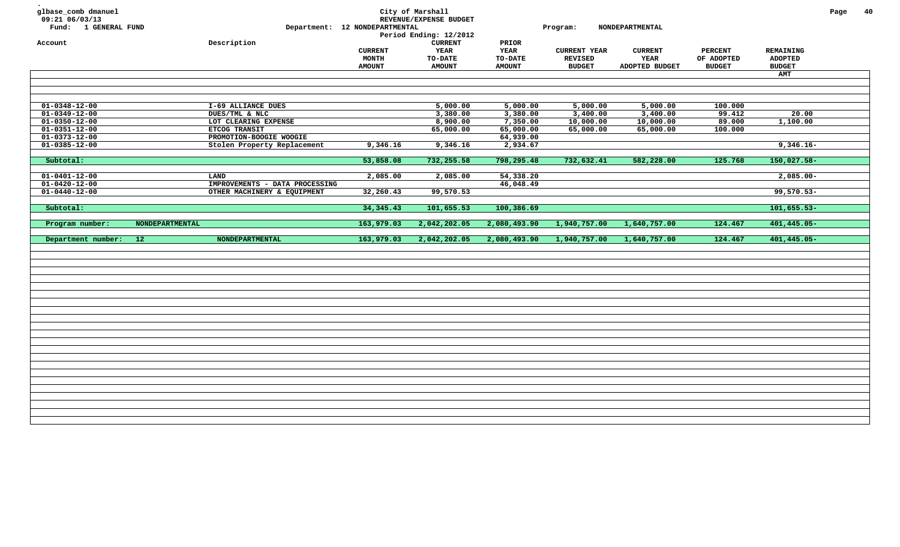glbase_comb dmanuel
09:21 06/03/13
Fund: 1 GENERAL FUND

City of Marshall
REVENUE/EXPENSE BUDGET
Department: 12 NONDEPARTMENTAL
Period Ending: 12/2012

Program: NONDEPARTMENTAL

| Account | Description | CURRENT MONTH AMOUNT | CURRENT YEAR TO-DATE AMOUNT | PRIOR YEAR TO-DATE AMOUNT | CURRENT YEAR REVISED BUDGET | CURRENT YEAR ADOPTED BUDGET | PERCENT OF ADOPTED BUDGET | REMAINING ADOPTED BUDGET AMT |
|---|---|---|---|---|---|---|---|---|
| 01-0348-12-00 | I-69 ALLIANCE DUES | | 5,000.00 | 5,000.00 | 5,000.00 | 5,000.00 | 100.000 | |
| 01-0349-12-00 | DUES/TML & NLC | | 3,380.00 | 3,380.00 | 3,400.00 | 3,400.00 | 99.412 | 20.00 |
| 01-0350-12-00 | LOT CLEARING EXPENSE | | 8,900.00 | 7,350.00 | 10,000.00 | 10,000.00 | 89.000 | 1,100.00 |
| 01-0351-12-00 | ETCOG TRANSIT | | 65,000.00 | 65,000.00 | 65,000.00 | 65,000.00 | 100.000 | |
| 01-0373-12-00 | PROMOTION-BOOGIE WOOGIE | | | 64,939.00 | | | | |
| 01-0385-12-00 | Stolen Property Replacement | 9,346.16 | 9,346.16 | 2,934.67 | | | | 9,346.16- |
| Subtotal: | | 53,858.08 | 732,255.58 | 798,295.48 | 732,632.41 | 582,228.00 | 125.768 | 150,027.58- |
| 01-0401-12-00 | LAND | 2,085.00 | 2,085.00 | 54,338.20 | | | | 2,085.00- |
| 01-0420-12-00 | IMPROVEMENTS - DATA PROCESSING | | | 46,048.49 | | | | |
| 01-0440-12-00 | OTHER MACHINERY & EQUIPMENT | 32,260.43 | 99,570.53 | | | | | 99,570.53- |
| Subtotal: | | 34,345.43 | 101,655.53 | 100,386.69 | | | | 101,655.53- |
| Program number: NONDEPARTMENTAL | | 163,979.03 | 2,042,202.05 | 2,080,493.90 | 1,940,757.00 | 1,640,757.00 | 124.467 | 401,445.05- |
| Department number: 12 | NONDEPARTMENTAL | 163,979.03 | 2,042,202.05 | 2,080,493.90 | 1,940,757.00 | 1,640,757.00 | 124.467 | 401,445.05- |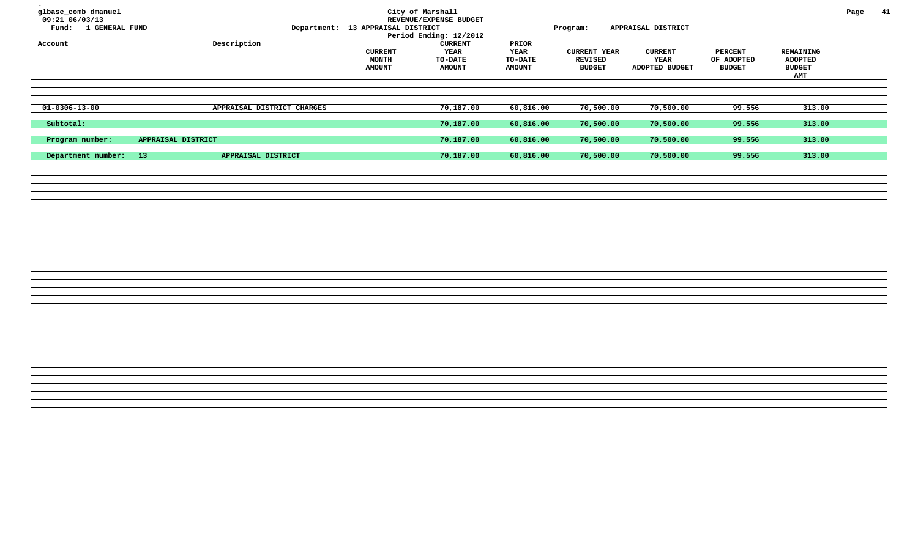glbase_comb dmanuel
09:21 06/03/13
Fund: 1 GENERAL FUND

City of Marshall
REVENUE/EXPENSE BUDGET
Department: 13 APPRAISAL DISTRICT
Period Ending: 12/2012

Program: APPRAISAL DISTRICT

| Account | Description | CURRENT MONTH AMOUNT | CURRENT YEAR TO-DATE AMOUNT | PRIOR YEAR TO-DATE AMOUNT | CURRENT YEAR REVISED BUDGET | CURRENT YEAR ADOPTED BUDGET | PERCENT OF ADOPTED BUDGET | REMAINING ADOPTED BUDGET AMT |
|---|---|---|---|---|---|---|---|---|
| 01-0306-13-00 | APPRAISAL DISTRICT CHARGES | | 70,187.00 | 60,816.00 | 70,500.00 | 70,500.00 | 99.556 | 313.00 |
| Subtotal: | | | 70,187.00 | 60,816.00 | 70,500.00 | 70,500.00 | 99.556 | 313.00 |
| Program number: APPRAISAL DISTRICT | | | 70,187.00 | 60,816.00 | 70,500.00 | 70,500.00 | 99.556 | 313.00 |
| Department number: 13 | APPRAISAL DISTRICT | | 70,187.00 | 60,816.00 | 70,500.00 | 70,500.00 | 99.556 | 313.00 |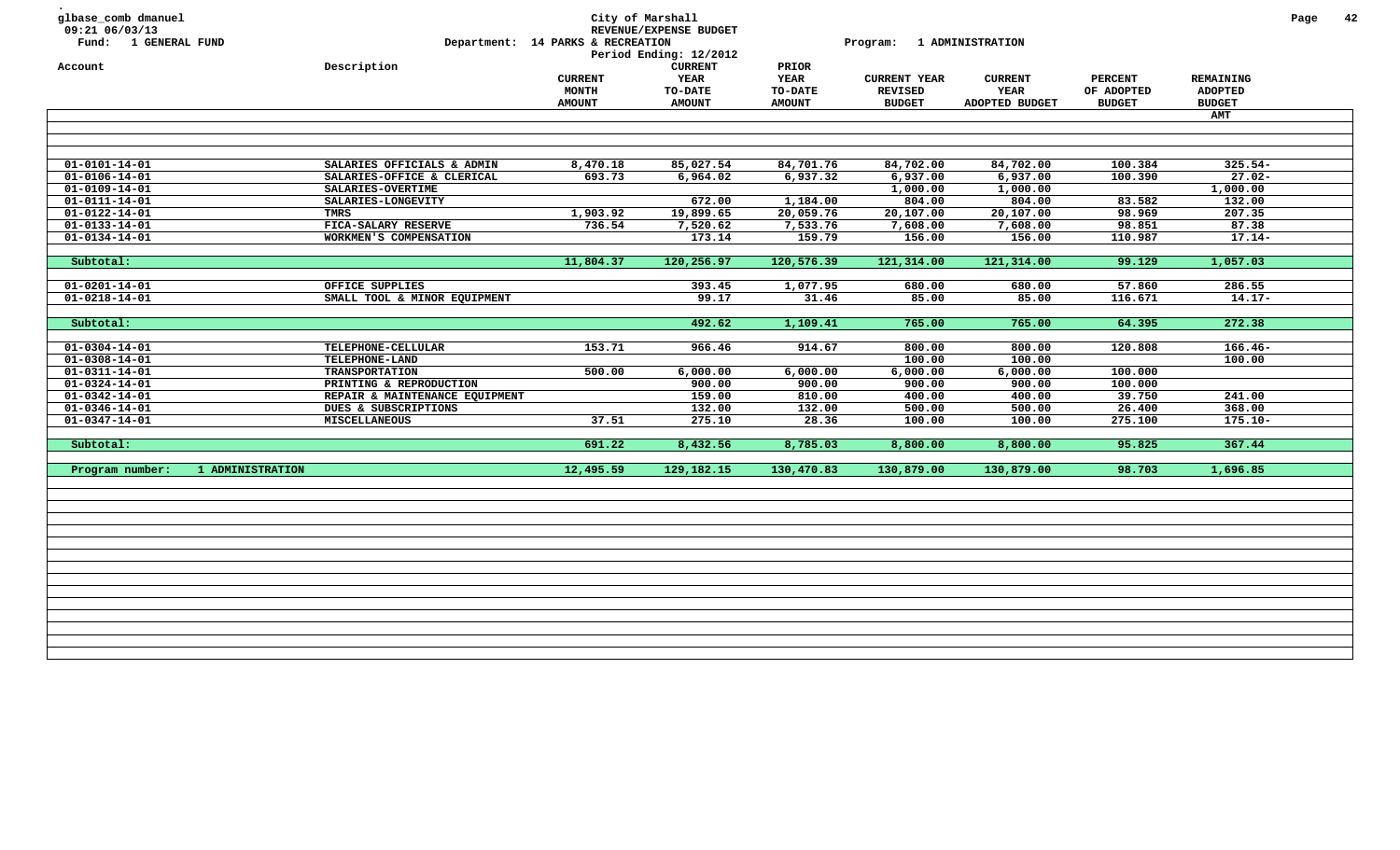glbase_comb dmanuel
09:21 06/03/13
Fund: 1 GENERAL FUND

City of Marshall
REVENUE/EXPENSE BUDGET
Department: 14 PARKS & RECREATION
Period Ending: 12/2012

Program: 1 ADMINISTRATION

| Account | Description | CURRENT MONTH AMOUNT | CURRENT YEAR TO-DATE AMOUNT | PRIOR YEAR TO-DATE AMOUNT | CURRENT YEAR REVISED BUDGET | CURRENT YEAR ADOPTED BUDGET | PERCENT OF ADOPTED BUDGET | REMAINING ADOPTED BUDGET AMT |
|---|---|---|---|---|---|---|---|---|
| 01-0101-14-01 | SALARIES OFFICIALS & ADMIN | 8,470.18 | 85,027.54 | 84,701.76 | 84,702.00 | 84,702.00 | 100.384 | 325.54- |
| 01-0106-14-01 | SALARIES-OFFICE & CLERICAL | 693.73 | 6,964.02 | 6,937.32 | 6,937.00 | 6,937.00 | 100.390 | 27.02- |
| 01-0109-14-01 | SALARIES-OVERTIME | | | | 1,000.00 | 1,000.00 | | 1,000.00 |
| 01-0111-14-01 | SALARIES-LONGEVITY | | 672.00 | 1,184.00 | 804.00 | 804.00 | 83.582 | 132.00 |
| 01-0122-14-01 | TMRS | 1,903.92 | 19,899.65 | 20,059.76 | 20,107.00 | 20,107.00 | 98.969 | 207.35 |
| 01-0133-14-01 | FICA-SALARY RESERVE | 736.54 | 7,520.62 | 7,533.76 | 7,608.00 | 7,608.00 | 98.851 | 87.38 |
| 01-0134-14-01 | WORKMEN'S COMPENSATION | | 173.14 | 159.79 | 156.00 | 156.00 | 110.987 | 17.14- |
| Subtotal: | | 11,804.37 | 120,256.97 | 120,576.39 | 121,314.00 | 121,314.00 | 99.129 | 1,057.03 |
| 01-0201-14-01 | OFFICE SUPPLIES | | 393.45 | 1,077.95 | 680.00 | 680.00 | 57.860 | 286.55 |
| 01-0218-14-01 | SMALL TOOL & MINOR EQUIPMENT | | 99.17 | 31.46 | 85.00 | 85.00 | 116.671 | 14.17- |
| Subtotal: | | | 492.62 | 1,109.41 | 765.00 | 765.00 | 64.395 | 272.38 |
| 01-0304-14-01 | TELEPHONE-CELLULAR | 153.71 | 966.46 | 914.67 | 800.00 | 800.00 | 120.808 | 166.46- |
| 01-0308-14-01 | TELEPHONE-LAND | | | | 100.00 | 100.00 | | 100.00 |
| 01-0311-14-01 | TRANSPORTATION | 500.00 | 6,000.00 | 6,000.00 | 6,000.00 | 6,000.00 | 100.000 | |
| 01-0324-14-01 | PRINTING & REPRODUCTION | | 900.00 | 900.00 | 900.00 | 900.00 | 100.000 | |
| 01-0342-14-01 | REPAIR & MAINTENANCE EQUIPMENT | | 159.00 | 810.00 | 400.00 | 400.00 | 39.750 | 241.00 |
| 01-0346-14-01 | DUES & SUBSCRIPTIONS | | 132.00 | 132.00 | 500.00 | 500.00 | 26.400 | 368.00 |
| 01-0347-14-01 | MISCELLANEOUS | 37.51 | 275.10 | 28.36 | 100.00 | 100.00 | 275.100 | 175.10- |
| Subtotal: | | 691.22 | 8,432.56 | 8,785.03 | 8,800.00 | 8,800.00 | 95.825 | 367.44 |
| Program number: | 1 ADMINISTRATION | 12,495.59 | 129,182.15 | 130,470.83 | 130,879.00 | 130,879.00 | 98.703 | 1,696.85 |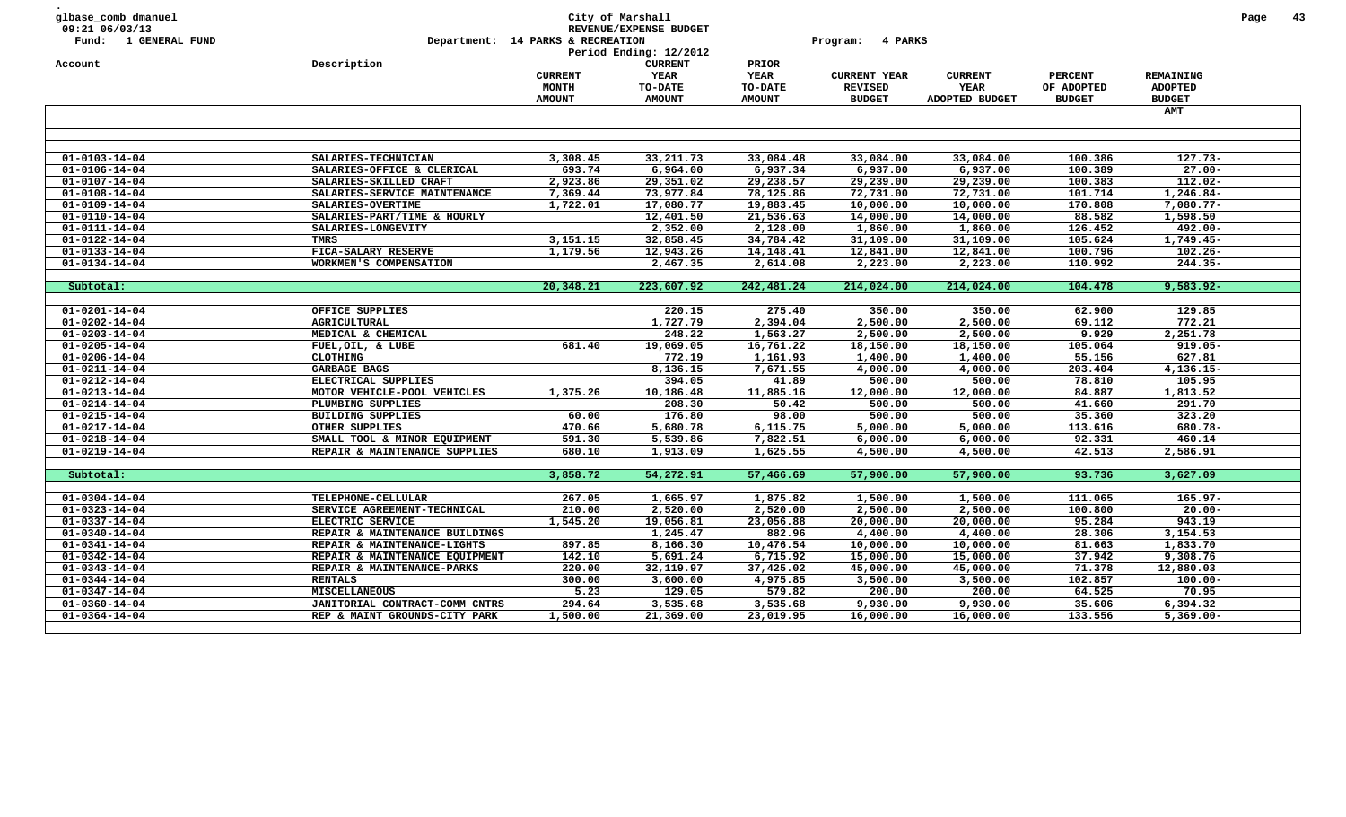glbase_comb dmanuel
09:21 06/03/13
Fund: 1 GENERAL FUND

City of Marshall
REVENUE/EXPENSE BUDGET
Department: 14 PARKS & RECREATION
Period Ending: 12/2012

Program: 4 PARKS

| Account | Description | CURRENT MONTH AMOUNT | CURRENT YEAR TO-DATE AMOUNT | PRIOR YEAR TO-DATE AMOUNT | CURRENT YEAR REVISED BUDGET | CURRENT YEAR ADOPTED BUDGET | PERCENT OF ADOPTED BUDGET | REMAINING ADOPTED BUDGET AMT |
|---|---|---|---|---|---|---|---|---|
| 01-0103-14-04 | SALARIES-TECHNICIAN | 3,308.45 | 33,211.73 | 33,084.48 | 33,084.00 | 33,084.00 | 100.386 | 127.73- |
| 01-0106-14-04 | SALARIES-OFFICE & CLERICAL | 693.74 | 6,964.00 | 6,937.34 | 6,937.00 | 6,937.00 | 100.389 | 27.00- |
| 01-0107-14-04 | SALARIES-SKILLED CRAFT | 2,923.86 | 29,351.02 | 29,238.57 | 29,239.00 | 29,239.00 | 100.383 | 112.02- |
| 01-0108-14-04 | SALARIES-SERVICE MAINTENANCE | 7,369.44 | 73,977.84 | 78,125.86 | 72,731.00 | 72,731.00 | 101.714 | 1,246.84- |
| 01-0109-14-04 | SALARIES-OVERTIME | 1,722.01 | 17,080.77 | 19,883.45 | 10,000.00 | 10,000.00 | 170.808 | 7,080.77- |
| 01-0110-14-04 | SALARIES-PART/TIME & HOURLY | | 12,401.50 | 21,536.63 | 14,000.00 | 14,000.00 | 88.582 | 1,598.50 |
| 01-0111-14-04 | SALARIES-LONGEVITY | | 2,352.00 | 2,128.00 | 1,860.00 | 1,860.00 | 126.452 | 492.00- |
| 01-0122-14-04 | TMRS | 3,151.15 | 32,858.45 | 34,784.42 | 31,109.00 | 31,109.00 | 105.624 | 1,749.45- |
| 01-0133-14-04 | FICA-SALARY RESERVE | 1,179.56 | 12,943.26 | 14,148.41 | 12,841.00 | 12,841.00 | 100.796 | 102.26- |
| 01-0134-14-04 | WORKMEN'S COMPENSATION | | 2,467.35 | 2,614.08 | 2,223.00 | 2,223.00 | 110.992 | 244.35- |
| Subtotal: | | 20,348.21 | 223,607.92 | 242,481.24 | 214,024.00 | 214,024.00 | 104.478 | 9,583.92- |
| 01-0201-14-04 | OFFICE SUPPLIES | | 220.15 | 275.40 | 350.00 | 350.00 | 62.900 | 129.85 |
| 01-0202-14-04 | AGRICULTURAL | | 1,727.79 | 2,394.04 | 2,500.00 | 2,500.00 | 69.112 | 772.21 |
| 01-0203-14-04 | MEDICAL & CHEMICAL | | 248.22 | 1,563.27 | 2,500.00 | 2,500.00 | 9.929 | 2,251.78 |
| 01-0205-14-04 | FUEL,OIL, & LUBE | 681.40 | 19,069.05 | 16,761.22 | 18,150.00 | 18,150.00 | 105.064 | 919.05- |
| 01-0206-14-04 | CLOTHING | | 772.19 | 1,161.93 | 1,400.00 | 1,400.00 | 55.156 | 627.81 |
| 01-0211-14-04 | GARBAGE BAGS | | 8,136.15 | 7,671.55 | 4,000.00 | 4,000.00 | 203.404 | 4,136.15- |
| 01-0212-14-04 | ELECTRICAL SUPPLIES | | 394.05 | 41.89 | 500.00 | 500.00 | 78.810 | 105.95 |
| 01-0213-14-04 | MOTOR VEHICLE-POOL VEHICLES | 1,375.26 | 10,186.48 | 11,885.16 | 12,000.00 | 12,000.00 | 84.887 | 1,813.52 |
| 01-0214-14-04 | PLUMBING SUPPLIES | | 208.30 | 50.42 | 500.00 | 500.00 | 41.660 | 291.70 |
| 01-0215-14-04 | BUILDING SUPPLIES | 60.00 | 176.80 | 98.00 | 500.00 | 500.00 | 35.360 | 323.20 |
| 01-0217-14-04 | OTHER SUPPLIES | 470.66 | 5,680.78 | 6,115.75 | 5,000.00 | 5,000.00 | 113.616 | 680.78- |
| 01-0218-14-04 | SMALL TOOL & MINOR EQUIPMENT | 591.30 | 5,539.86 | 7,822.51 | 6,000.00 | 6,000.00 | 92.331 | 460.14 |
| 01-0219-14-04 | REPAIR & MAINTENANCE SUPPLIES | 680.10 | 1,913.09 | 1,625.55 | 4,500.00 | 4,500.00 | 42.513 | 2,586.91 |
| Subtotal: | | 3,858.72 | 54,272.91 | 57,466.69 | 57,900.00 | 57,900.00 | 93.736 | 3,627.09 |
| 01-0304-14-04 | TELEPHONE-CELLULAR | 267.05 | 1,665.97 | 1,875.82 | 1,500.00 | 1,500.00 | 111.065 | 165.97- |
| 01-0323-14-04 | SERVICE AGREEMENT-TECHNICAL | 210.00 | 2,520.00 | 2,520.00 | 2,500.00 | 2,500.00 | 100.800 | 20.00- |
| 01-0337-14-04 | ELECTRIC SERVICE | 1,545.20 | 19,056.81 | 23,056.88 | 20,000.00 | 20,000.00 | 95.284 | 943.19 |
| 01-0340-14-04 | REPAIR & MAINTENANCE BUILDINGS | | 1,245.47 | 882.96 | 4,400.00 | 4,400.00 | 28.306 | 3,154.53 |
| 01-0341-14-04 | REPAIR & MAINTENANCE-LIGHTS | 897.85 | 8,166.30 | 10,476.54 | 10,000.00 | 10,000.00 | 81.663 | 1,833.70 |
| 01-0342-14-04 | REPAIR & MAINTENANCE EQUIPMENT | 142.10 | 5,691.24 | 6,715.92 | 15,000.00 | 15,000.00 | 37.942 | 9,308.76 |
| 01-0343-14-04 | REPAIR & MAINTENANCE-PARKS | 220.00 | 32,119.97 | 37,425.02 | 45,000.00 | 45,000.00 | 71.378 | 12,880.03 |
| 01-0344-14-04 | RENTALS | 300.00 | 3,600.00 | 4,975.85 | 3,500.00 | 3,500.00 | 102.857 | 100.00- |
| 01-0347-14-04 | MISCELLANEOUS | 5.23 | 129.05 | 579.82 | 200.00 | 200.00 | 64.525 | 70.95 |
| 01-0360-14-04 | JANITORIAL CONTRACT-COMM CNTRS | 294.64 | 3,535.68 | 3,535.68 | 9,930.00 | 9,930.00 | 35.606 | 6,394.32 |
| 01-0364-14-04 | REP & MAINT GROUNDS-CITY PARK | 1,500.00 | 21,369.00 | 23,019.95 | 16,000.00 | 16,000.00 | 133.556 | 5,369.00- |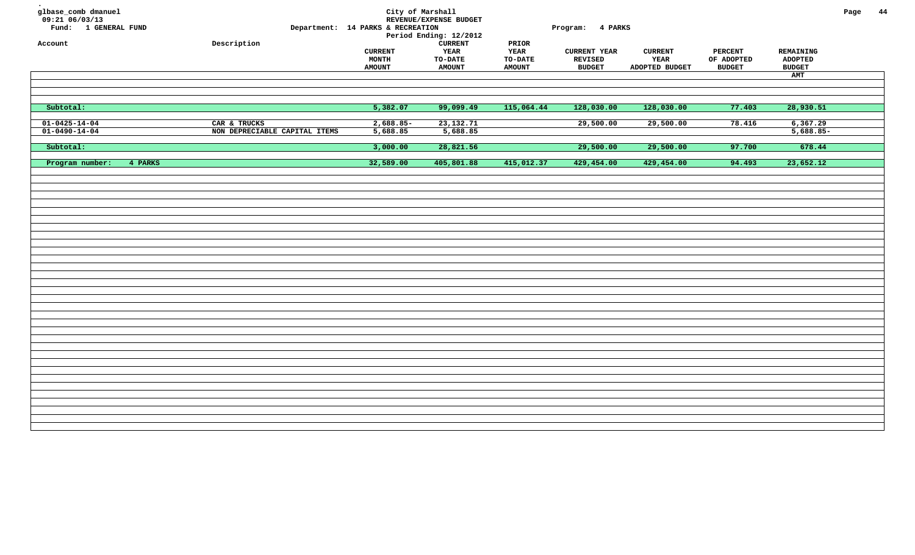glbase_comb dmanuel
09:21 06/03/13
Fund: 1 GENERAL FUND

City of Marshall
REVENUE/EXPENSE BUDGET
Department: 14 PARKS & RECREATION
Period Ending: 12/2012

Program: 4 PARKS

| Account | Description | CURRENT MONTH AMOUNT | CURRENT YEAR TO-DATE AMOUNT | PRIOR YEAR TO-DATE AMOUNT | CURRENT YEAR REVISED BUDGET | CURRENT YEAR ADOPTED BUDGET | PERCENT OF ADOPTED BUDGET | REMAINING ADOPTED BUDGET AMT |
|---|---|---|---|---|---|---|---|---|
| Subtotal: | | 5,382.07 | 99,099.49 | 115,064.44 | 128,030.00 | 128,030.00 | 77.403 | 28,930.51 |
| 01-0425-14-04 | CAR & TRUCKS | 2,688.85- | 23,132.71 | | 29,500.00 | 29,500.00 | 78.416 | 6,367.29 |
| 01-0490-14-04 | NON DEPRECIABLE CAPITAL ITEMS | 5,688.85 | 5,688.85 | | | | | 5,688.85- |
| Subtotal: | | 3,000.00 | 28,821.56 | | 29,500.00 | 29,500.00 | 97.700 | 678.44 |
| Program number: 4 PARKS | | 32,589.00 | 405,801.88 | 415,012.37 | 429,454.00 | 429,454.00 | 94.493 | 23,652.12 |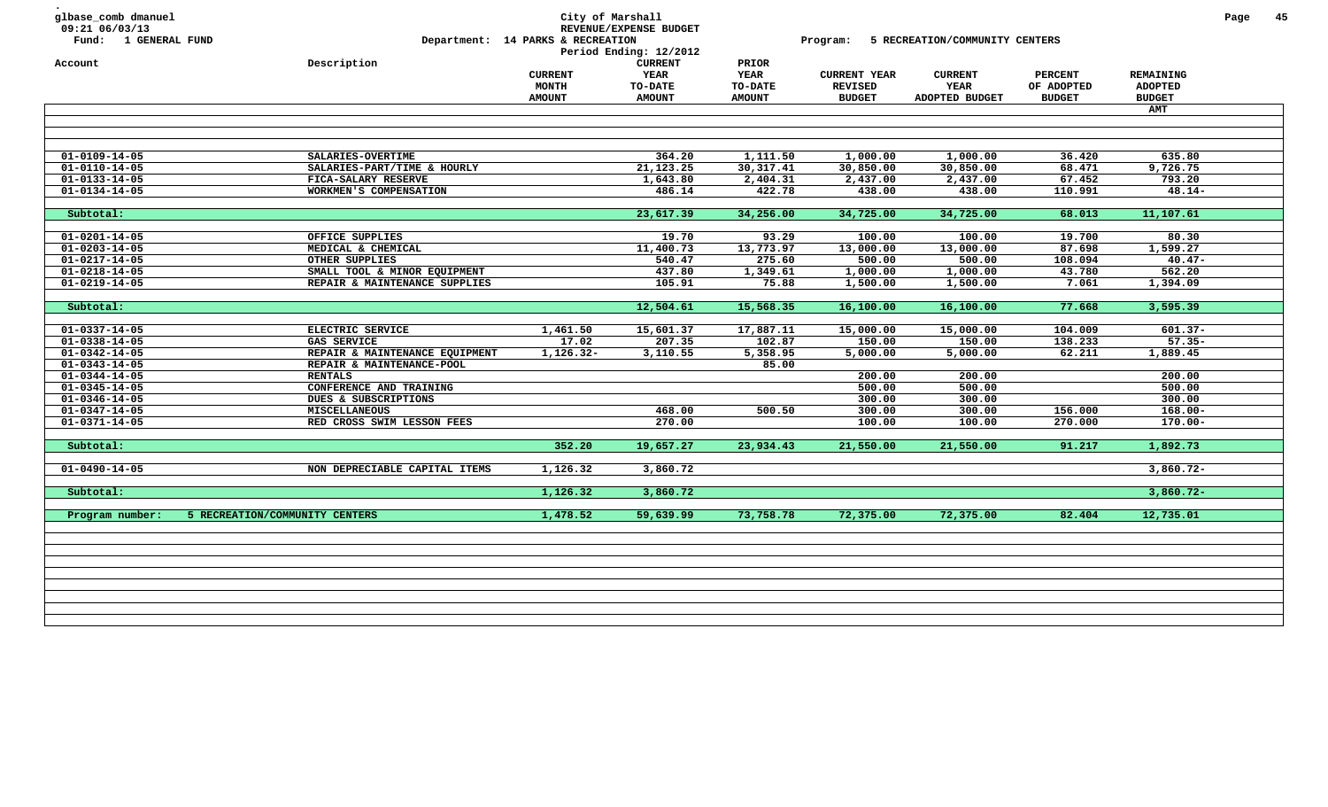glbase_comb dmanuel
09:21 06/03/13
Fund: 1 GENERAL FUND

City of Marshall
REVENUE/EXPENSE BUDGET
Department: 14 PARKS & RECREATION
Period Ending: 12/2012

Program: 5 RECREATION/COMMUNITY CENTERS

| Account | Description | CURRENT MONTH AMOUNT | CURRENT YEAR TO-DATE AMOUNT | PRIOR YEAR TO-DATE AMOUNT | CURRENT YEAR REVISED BUDGET | CURRENT YEAR ADOPTED BUDGET | PERCENT OF ADOPTED BUDGET | REMAINING ADOPTED BUDGET AMT |
|---|---|---|---|---|---|---|---|---|
| 01-0109-14-05 | SALARIES-OVERTIME | | 364.20 | 1,111.50 | 1,000.00 | 1,000.00 | 36.420 | 635.80 |
| 01-0110-14-05 | SALARIES-PART/TIME & HOURLY | | 21,123.25 | 30,317.41 | 30,850.00 | 30,850.00 | 68.471 | 9,726.75 |
| 01-0133-14-05 | FICA-SALARY RESERVE | | 1,643.80 | 2,404.31 | 2,437.00 | 2,437.00 | 67.452 | 793.20 |
| 01-0134-14-05 | WORKMEN'S COMPENSATION | | 486.14 | 422.78 | 438.00 | 438.00 | 110.991 | 48.14- |
| Subtotal: | | | 23,617.39 | 34,256.00 | 34,725.00 | 34,725.00 | 68.013 | 11,107.61 |
| 01-0201-14-05 | OFFICE SUPPLIES | | 19.70 | 93.29 | 100.00 | 100.00 | 19.700 | 80.30 |
| 01-0203-14-05 | MEDICAL & CHEMICAL | | 11,400.73 | 13,773.97 | 13,000.00 | 13,000.00 | 87.698 | 1,599.27 |
| 01-0217-14-05 | OTHER SUPPLIES | | 540.47 | 275.60 | 500.00 | 500.00 | 108.094 | 40.47- |
| 01-0218-14-05 | SMALL TOOL & MINOR EQUIPMENT | | 437.80 | 1,349.61 | 1,000.00 | 1,000.00 | 43.780 | 562.20 |
| 01-0219-14-05 | REPAIR & MAINTENANCE SUPPLIES | | 105.91 | 75.88 | 1,500.00 | 1,500.00 | 7.061 | 1,394.09 |
| Subtotal: | | | 12,504.61 | 15,568.35 | 16,100.00 | 16,100.00 | 77.668 | 3,595.39 |
| 01-0337-14-05 | ELECTRIC SERVICE | 1,461.50 | 15,601.37 | 17,887.11 | 15,000.00 | 15,000.00 | 104.009 | 601.37- |
| 01-0338-14-05 | GAS SERVICE | 17.02 | 207.35 | 102.87 | 150.00 | 150.00 | 138.233 | 57.35- |
| 01-0342-14-05 | REPAIR & MAINTENANCE EQUIPMENT | 1,126.32- | 3,110.55 | 5,358.95 | 5,000.00 | 5,000.00 | 62.211 | 1,889.45 |
| 01-0343-14-05 | REPAIR & MAINTENANCE-POOL | | | 85.00 | | | | |
| 01-0344-14-05 | RENTALS | | | | 200.00 | 200.00 | | 200.00 |
| 01-0345-14-05 | CONFERENCE AND TRAINING | | | | 500.00 | 500.00 | | 500.00 |
| 01-0346-14-05 | DUES & SUBSCRIPTIONS | | | | 300.00 | 300.00 | | 300.00 |
| 01-0347-14-05 | MISCELLANEOUS | | 468.00 | 500.50 | 300.00 | 300.00 | 156.000 | 168.00- |
| 01-0371-14-05 | RED CROSS SWIM LESSON FEES | | 270.00 | | 100.00 | 100.00 | 270.000 | 170.00- |
| Subtotal: | | 352.20 | 19,657.27 | 23,934.43 | 21,550.00 | 21,550.00 | 91.217 | 1,892.73 |
| 01-0490-14-05 | NON DEPRECIABLE CAPITAL ITEMS | 1,126.32 | 3,860.72 | | | | | 3,860.72- |
| Subtotal: | | 1,126.32 | 3,860.72 | | | | | 3,860.72- |
| Program number: | 5 RECREATION/COMMUNITY CENTERS | 1,478.52 | 59,639.99 | 73,758.78 | 72,375.00 | 72,375.00 | 82.404 | 12,735.01 |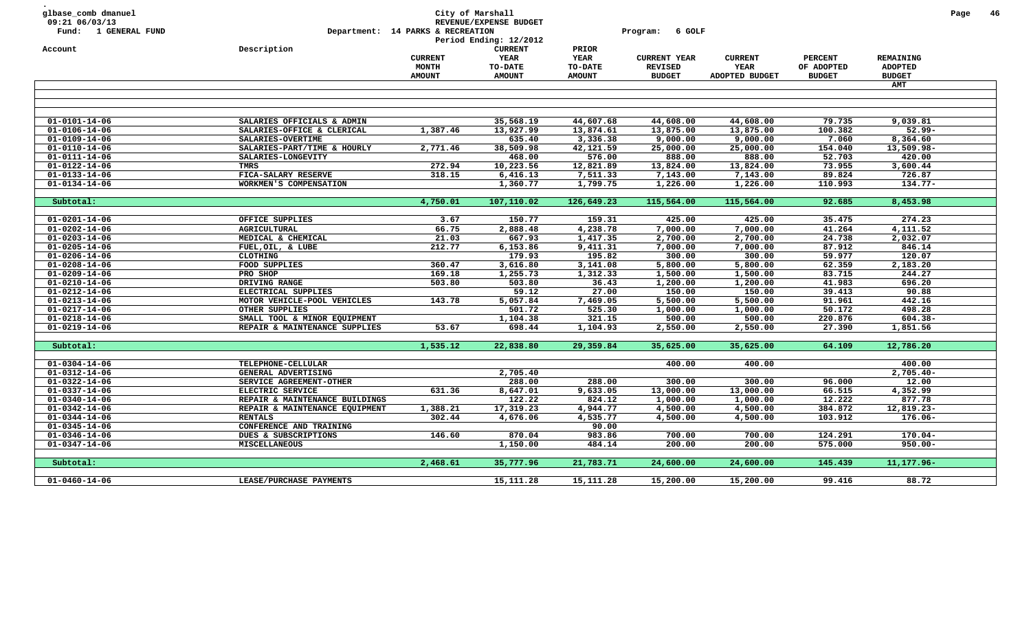glbase_comb dmanuel
09:21 06/03/13
Fund: 1 GENERAL FUND

City of Marshall
REVENUE/EXPENSE BUDGET
Department: 14 PARKS & RECREATION
Period Ending: 12/2012

Program: 6 GOLF

| Account | Description | CURRENT MONTH AMOUNT | CURRENT YEAR TO-DATE AMOUNT | PRIOR YEAR TO-DATE AMOUNT | CURRENT YEAR REVISED BUDGET | CURRENT YEAR ADOPTED BUDGET | PERCENT OF ADOPTED BUDGET | REMAINING ADOPTED BUDGET AMT |
|---|---|---|---|---|---|---|---|---|
| 01-0101-14-06 | SALARIES OFFICIALS & ADMIN | | 35,568.19 | 44,607.68 | 44,608.00 | 44,608.00 | 79.735 | 9,039.81 |
| 01-0106-14-06 | SALARIES-OFFICE & CLERICAL | 1,387.46 | 13,927.99 | 13,874.61 | 13,875.00 | 13,875.00 | 100.382 | 52.99- |
| 01-0109-14-06 | SALARIES-OVERTIME | | 635.40 | 3,336.38 | 9,000.00 | 9,000.00 | 7.060 | 8,364.60 |
| 01-0110-14-06 | SALARIES-PART/TIME & HOURLY | 2,771.46 | 38,509.98 | 42,121.59 | 25,000.00 | 25,000.00 | 154.040 | 13,509.98- |
| 01-0111-14-06 | SALARIES-LONGEVITY | | 468.00 | 576.00 | 888.00 | 888.00 | 52.703 | 420.00 |
| 01-0122-14-06 | TMRS | 272.94 | 10,223.56 | 12,821.89 | 13,824.00 | 13,824.00 | 73.955 | 3,600.44 |
| 01-0133-14-06 | FICA-SALARY RESERVE | 318.15 | 6,416.13 | 7,511.33 | 7,143.00 | 7,143.00 | 89.824 | 726.87 |
| 01-0134-14-06 | WORKMEN'S COMPENSATION | | 1,360.77 | 1,799.75 | 1,226.00 | 1,226.00 | 110.993 | 134.77- |
| Subtotal: | | 4,750.01 | 107,110.02 | 126,649.23 | 115,564.00 | 115,564.00 | 92.685 | 8,453.98 |
| 01-0201-14-06 | OFFICE SUPPLIES | 3.67 | 150.77 | 159.31 | 425.00 | 425.00 | 35.475 | 274.23 |
| 01-0202-14-06 | AGRICULTURAL | 66.75 | 2,888.48 | 4,238.78 | 7,000.00 | 7,000.00 | 41.264 | 4,111.52 |
| 01-0203-14-06 | MEDICAL & CHEMICAL | 21.03 | 667.93 | 1,417.35 | 2,700.00 | 2,700.00 | 24.738 | 2,032.07 |
| 01-0205-14-06 | FUEL,OIL, & LUBE | 212.77 | 6,153.86 | 9,411.31 | 7,000.00 | 7,000.00 | 87.912 | 846.14 |
| 01-0206-14-06 | CLOTHING | | 179.93 | 195.82 | 300.00 | 300.00 | 59.977 | 120.07 |
| 01-0208-14-06 | FOOD SUPPLIES | 360.47 | 3,616.80 | 3,141.08 | 5,800.00 | 5,800.00 | 62.359 | 2,183.20 |
| 01-0209-14-06 | PRO SHOP | 169.18 | 1,255.73 | 1,312.33 | 1,500.00 | 1,500.00 | 83.715 | 244.27 |
| 01-0210-14-06 | DRIVING RANGE | 503.80 | 503.80 | 36.43 | 1,200.00 | 1,200.00 | 41.983 | 696.20 |
| 01-0212-14-06 | ELECTRICAL SUPPLIES | | 59.12 | 27.00 | 150.00 | 150.00 | 39.413 | 90.88 |
| 01-0213-14-06 | MOTOR VEHICLE-POOL VEHICLES | 143.78 | 5,057.84 | 7,469.05 | 5,500.00 | 5,500.00 | 91.961 | 442.16 |
| 01-0217-14-06 | OTHER SUPPLIES | | 501.72 | 525.30 | 1,000.00 | 1,000.00 | 50.172 | 498.28 |
| 01-0218-14-06 | SMALL TOOL & MINOR EQUIPMENT | | 1,104.38 | 321.15 | 500.00 | 500.00 | 220.876 | 604.38- |
| 01-0219-14-06 | REPAIR & MAINTENANCE SUPPLIES | 53.67 | 698.44 | 1,104.93 | 2,550.00 | 2,550.00 | 27.390 | 1,851.56 |
| Subtotal: | | 1,535.12 | 22,838.80 | 29,359.84 | 35,625.00 | 35,625.00 | 64.109 | 12,786.20 |
| 01-0304-14-06 | TELEPHONE-CELLULAR | | | | 400.00 | 400.00 | | 400.00 |
| 01-0312-14-06 | GENERAL ADVERTISING | | 2,705.40 | | | | | 2,705.40- |
| 01-0322-14-06 | SERVICE AGREEMENT-OTHER | | 288.00 | 288.00 | 300.00 | 300.00 | 96.000 | 12.00 |
| 01-0337-14-06 | ELECTRIC SERVICE | 631.36 | 8,647.01 | 9,633.05 | 13,000.00 | 13,000.00 | 66.515 | 4,352.99 |
| 01-0340-14-06 | REPAIR & MAINTENANCE BUILDINGS | | 122.22 | 824.12 | 1,000.00 | 1,000.00 | 12.222 | 877.78 |
| 01-0342-14-06 | REPAIR & MAINTENANCE EQUIPMENT | 1,388.21 | 17,319.23 | 4,944.77 | 4,500.00 | 4,500.00 | 384.872 | 12,819.23- |
| 01-0344-14-06 | RENTALS | 302.44 | 4,676.06 | 4,535.77 | 4,500.00 | 4,500.00 | 103.912 | 176.06- |
| 01-0345-14-06 | CONFERENCE AND TRAINING | | | 90.00 | | | | |
| 01-0346-14-06 | DUES & SUBSCRIPTIONS | 146.60 | 870.04 | 983.86 | 700.00 | 700.00 | 124.291 | 170.04- |
| 01-0347-14-06 | MISCELLANEOUS | | 1,150.00 | 484.14 | 200.00 | 200.00 | 575.000 | 950.00- |
| Subtotal: | | 2,468.61 | 35,777.96 | 21,783.71 | 24,600.00 | 24,600.00 | 145.439 | 11,177.96- |
| 01-0460-14-06 | LEASE/PURCHASE PAYMENTS | | 15,111.28 | 15,111.28 | 15,200.00 | 15,200.00 | 99.416 | 88.72 |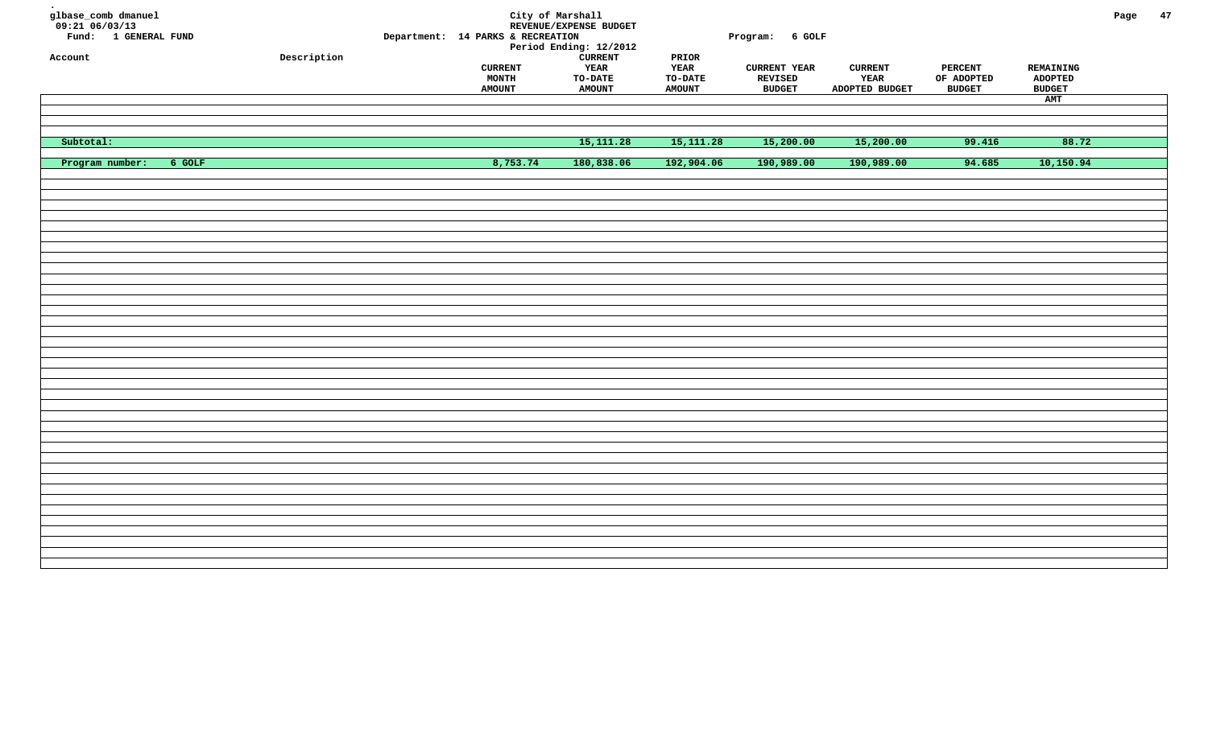glbase_comb dmanuel
09:21 06/03/13
Fund: 1 GENERAL FUND

City of Marshall
REVENUE/EXPENSE BUDGET
Department: 14 PARKS & RECREATION
Period Ending: 12/2012

Program: 6 GOLF

| Account | Description | CURRENT MONTH AMOUNT | CURRENT YEAR TO-DATE AMOUNT | PRIOR YEAR TO-DATE AMOUNT | CURRENT YEAR REVISED BUDGET | CURRENT YEAR ADOPTED BUDGET | PERCENT OF ADOPTED BUDGET | REMAINING ADOPTED BUDGET AMT |
|---|---|---|---|---|---|---|---|---|
| Subtotal: | | | 15,111.28 | 15,111.28 | 15,200.00 | 15,200.00 | 99.416 | 88.72 |
| Program number: 6 GOLF | | 8,753.74 | 180,838.06 | 192,904.06 | 190,989.00 | 190,989.00 | 94.685 | 10,150.94 |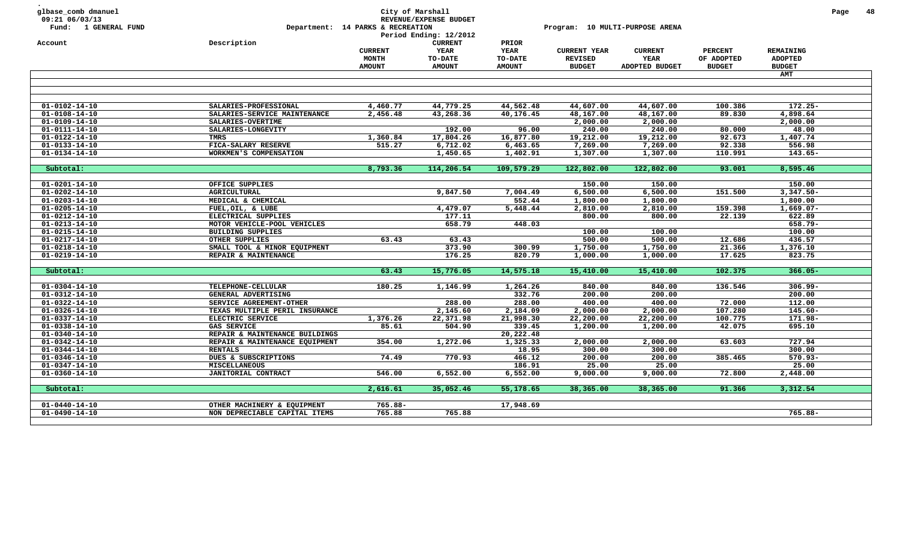glbase_comb dmanuel
09:21 06/03/13
Fund: 1 GENERAL FUND

City of Marshall
REVENUE/EXPENSE BUDGET
Department: 14 PARKS & RECREATION
Period Ending: 12/2012

Program: 10 MULTI-PURPOSE ARENA

| Account | Description | CURRENT MONTH AMOUNT | CURRENT YEAR TO-DATE AMOUNT | PRIOR YEAR TO-DATE AMOUNT | CURRENT YEAR REVISED BUDGET | CURRENT YEAR ADOPTED BUDGET | PERCENT OF ADOPTED BUDGET | REMAINING ADOPTED BUDGET AMT |
|---|---|---|---|---|---|---|---|---|
| 01-0102-14-10 | SALARIES-PROFESSIONAL | 4,460.77 | 44,779.25 | 44,562.48 | 44,607.00 | 44,607.00 | 100.386 | 172.25- |
| 01-0108-14-10 | SALARIES-SERVICE MAINTENANCE | 2,456.48 | 43,268.36 | 40,176.45 | 48,167.00 | 48,167.00 | 89.830 | 4,898.64 |
| 01-0109-14-10 | SALARIES-OVERTIME | | | | 2,000.00 | 2,000.00 | | 2,000.00 |
| 01-0111-14-10 | SALARIES-LONGEVITY | | 192.00 | 96.00 | 240.00 | 240.00 | 80.000 | 48.00 |
| 01-0122-14-10 | TMRS | 1,360.84 | 17,804.26 | 16,877.80 | 19,212.00 | 19,212.00 | 92.673 | 1,407.74 |
| 01-0133-14-10 | FICA-SALARY RESERVE | 515.27 | 6,712.02 | 6,463.65 | 7,269.00 | 7,269.00 | 92.338 | 556.98 |
| 01-0134-14-10 | WORKMEN'S COMPENSATION | | 1,450.65 | 1,402.91 | 1,307.00 | 1,307.00 | 110.991 | 143.65- |
| Subtotal: | | 8,793.36 | 114,206.54 | 109,579.29 | 122,802.00 | 122,802.00 | 93.001 | 8,595.46 |
| 01-0201-14-10 | OFFICE SUPPLIES | | | | 150.00 | 150.00 | | 150.00 |
| 01-0202-14-10 | AGRICULTURAL | | 9,847.50 | 7,004.49 | 6,500.00 | 6,500.00 | 151.500 | 3,347.50- |
| 01-0203-14-10 | MEDICAL & CHEMICAL | | | 552.44 | 1,800.00 | 1,800.00 | | 1,800.00 |
| 01-0205-14-10 | FUEL,OIL, & LUBE | | 4,479.07 | 5,448.44 | 2,810.00 | 2,810.00 | 159.398 | 1,669.07- |
| 01-0212-14-10 | ELECTRICAL SUPPLIES | | 177.11 | | 800.00 | 800.00 | 22.139 | 622.89 |
| 01-0213-14-10 | MOTOR VEHICLE-POOL VEHICLES | | 658.79 | 448.03 | | | | 658.79- |
| 01-0215-14-10 | BUILDING SUPPLIES | | | | 100.00 | 100.00 | | 100.00 |
| 01-0217-14-10 | OTHER SUPPLIES | 63.43 | 63.43 | | 500.00 | 500.00 | 12.686 | 436.57 |
| 01-0218-14-10 | SMALL TOOL & MINOR EQUIPMENT | | 373.90 | 300.99 | 1,750.00 | 1,750.00 | 21.366 | 1,376.10 |
| 01-0219-14-10 | REPAIR & MAINTENANCE | | 176.25 | 820.79 | 1,000.00 | 1,000.00 | 17.625 | 823.75 |
| Subtotal: | | 63.43 | 15,776.05 | 14,575.18 | 15,410.00 | 15,410.00 | 102.375 | 366.05- |
| 01-0304-14-10 | TELEPHONE-CELLULAR | 180.25 | 1,146.99 | 1,264.26 | 840.00 | 840.00 | 136.546 | 306.99- |
| 01-0312-14-10 | GENERAL ADVERTISING | | | 332.76 | 200.00 | 200.00 | | 200.00 |
| 01-0322-14-10 | SERVICE AGREEMENT-OTHER | | 288.00 | 288.00 | 400.00 | 400.00 | 72.000 | 112.00 |
| 01-0326-14-10 | TEXAS MULTIPLE PERIL INSURANCE | | 2,145.60 | 2,184.09 | 2,000.00 | 2,000.00 | 107.280 | 145.60- |
| 01-0337-14-10 | ELECTRIC SERVICE | 1,376.26 | 22,371.98 | 21,998.30 | 22,200.00 | 22,200.00 | 100.775 | 171.98- |
| 01-0338-14-10 | GAS SERVICE | 85.61 | 504.90 | 339.45 | 1,200.00 | 1,200.00 | 42.075 | 695.10 |
| 01-0340-14-10 | REPAIR & MAINTENANCE BUILDINGS | | | 20,222.48 | | | | |
| 01-0342-14-10 | REPAIR & MAINTENANCE EQUIPMENT | 354.00 | 1,272.06 | 1,325.33 | 2,000.00 | 2,000.00 | 63.603 | 727.94 |
| 01-0344-14-10 | RENTALS | | | 18.95 | 300.00 | 300.00 | | 300.00 |
| 01-0346-14-10 | DUES & SUBSCRIPTIONS | 74.49 | 770.93 | 466.12 | 200.00 | 200.00 | 385.465 | 570.93- |
| 01-0347-14-10 | MISCELLANEOUS | | | 186.91 | 25.00 | 25.00 | | 25.00 |
| 01-0360-14-10 | JANITORIAL CONTRACT | 546.00 | 6,552.00 | 6,552.00 | 9,000.00 | 9,000.00 | 72.800 | 2,448.00 |
| Subtotal: | | 2,616.61 | 35,052.46 | 55,178.65 | 38,365.00 | 38,365.00 | 91.366 | 3,312.54 |
| 01-0440-14-10 | OTHER MACHINERY & EQUIPMENT | 765.88- | | 17,948.69 | | | | |
| 01-0490-14-10 | NON DEPRECIABLE CAPITAL ITEMS | 765.88 | 765.88 | | | | | 765.88- |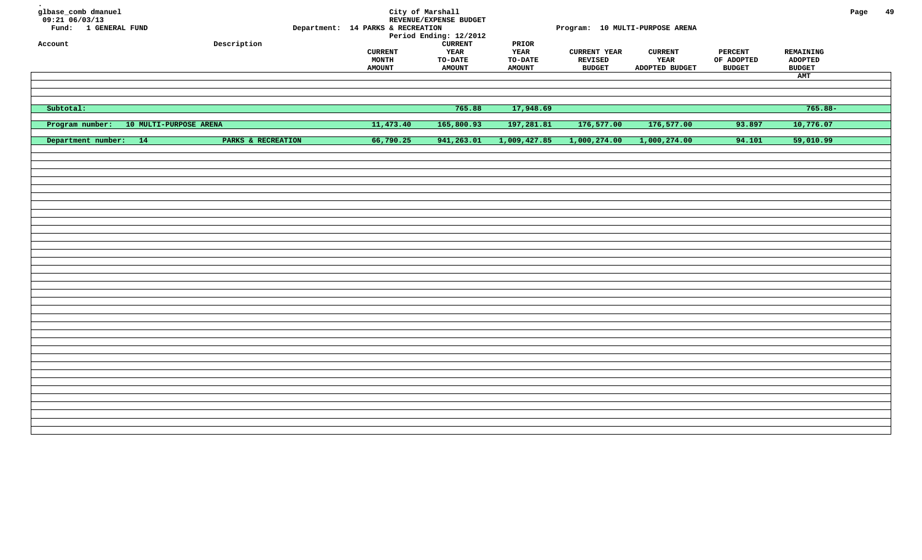City of Marshall
REVENUE/EXPENSE BUDGET
Period Ending: 12/2012

Fund: 1 GENERAL FUND

Department: 14 PARKS & RECREATION

Program: 10 MULTI-PURPOSE ARENA

| Account | Description | CURRENT MONTH AMOUNT | CURRENT YEAR TO-DATE AMOUNT | PRIOR YEAR TO-DATE AMOUNT | CURRENT YEAR REVISED BUDGET | CURRENT YEAR ADOPTED BUDGET | PERCENT OF ADOPTED BUDGET | REMAINING ADOPTED BUDGET AMT |
|---|---|---|---|---|---|---|---|---|
| Subtotal: | | | 765.88 | 17,948.69 | | | | 765.88- |
| Program number: 10 MULTI-PURPOSE ARENA | | 11,473.40 | 165,800.93 | 197,281.81 | 176,577.00 | 176,577.00 | 93.897 | 10,776.07 |
| Department number: 14 | PARKS & RECREATION | 66,790.25 | 941,263.01 | 1,009,427.85 | 1,000,274.00 | 1,000,274.00 | 94.101 | 59,010.99 |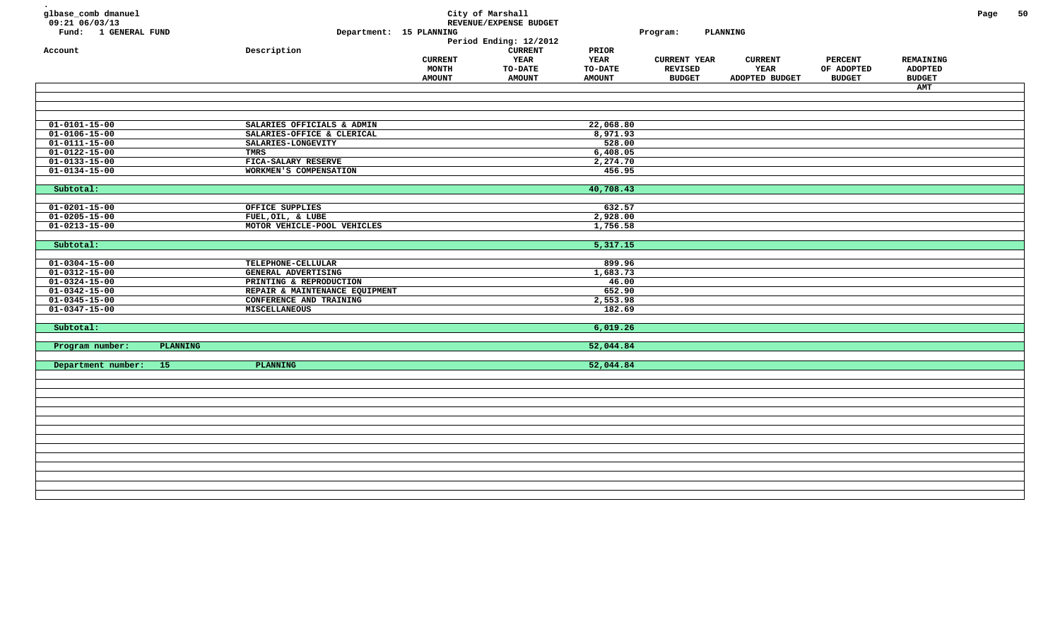City of Marshall
REVENUE/EXPENSE BUDGET
Period Ending: 12/2012

glbase_comb dmanuel
09:21 06/03/13

Fund: 1 GENERAL FUND | Department: 15 PLANNING | Program: PLANNING

| Account | Description | CURRENT MONTH AMOUNT | CURRENT YEAR TO-DATE AMOUNT | PRIOR YEAR TO-DATE AMOUNT | CURRENT YEAR REVISED BUDGET | CURRENT YEAR ADOPTED BUDGET | PERCENT OF ADOPTED BUDGET | REMAINING ADOPTED BUDGET AMT |
|---|---|---|---|---|---|---|---|---|
| 01-0101-15-00 | SALARIES OFFICIALS & ADMIN | | | 22,068.80 | | | | |
| 01-0106-15-00 | SALARIES-OFFICE & CLERICAL | | | 8,971.93 | | | | |
| 01-0111-15-00 | SALARIES-LONGEVITY | | | 528.00 | | | | |
| 01-0122-15-00 | TMRS | | | 6,408.05 | | | | |
| 01-0133-15-00 | FICA-SALARY RESERVE | | | 2,274.70 | | | | |
| 01-0134-15-00 | WORKMEN'S COMPENSATION | | | 456.95 | | | | |
| Subtotal: | | | | 40,708.43 | | | | |
| 01-0201-15-00 | OFFICE SUPPLIES | | | 632.57 | | | | |
| 01-0205-15-00 | FUEL,OIL, & LUBE | | | 2,928.00 | | | | |
| 01-0213-15-00 | MOTOR VEHICLE-POOL VEHICLES | | | 1,756.58 | | | | |
| Subtotal: | | | | 5,317.15 | | | | |
| 01-0304-15-00 | TELEPHONE-CELLULAR | | | 899.96 | | | | |
| 01-0312-15-00 | GENERAL ADVERTISING | | | 1,683.73 | | | | |
| 01-0324-15-00 | PRINTING & REPRODUCTION | | | 46.00 | | | | |
| 01-0342-15-00 | REPAIR & MAINTENANCE EQUIPMENT | | | 652.90 | | | | |
| 01-0345-15-00 | CONFERENCE AND TRAINING | | | 2,553.98 | | | | |
| 01-0347-15-00 | MISCELLANEOUS | | | 182.69 | | | | |
| Subtotal: | | | | 6,019.26 | | | | |
| Program number: PLANNING | | | | 52,044.84 | | | | |
| Department number: 15 | PLANNING | | | 52,044.84 | | | | |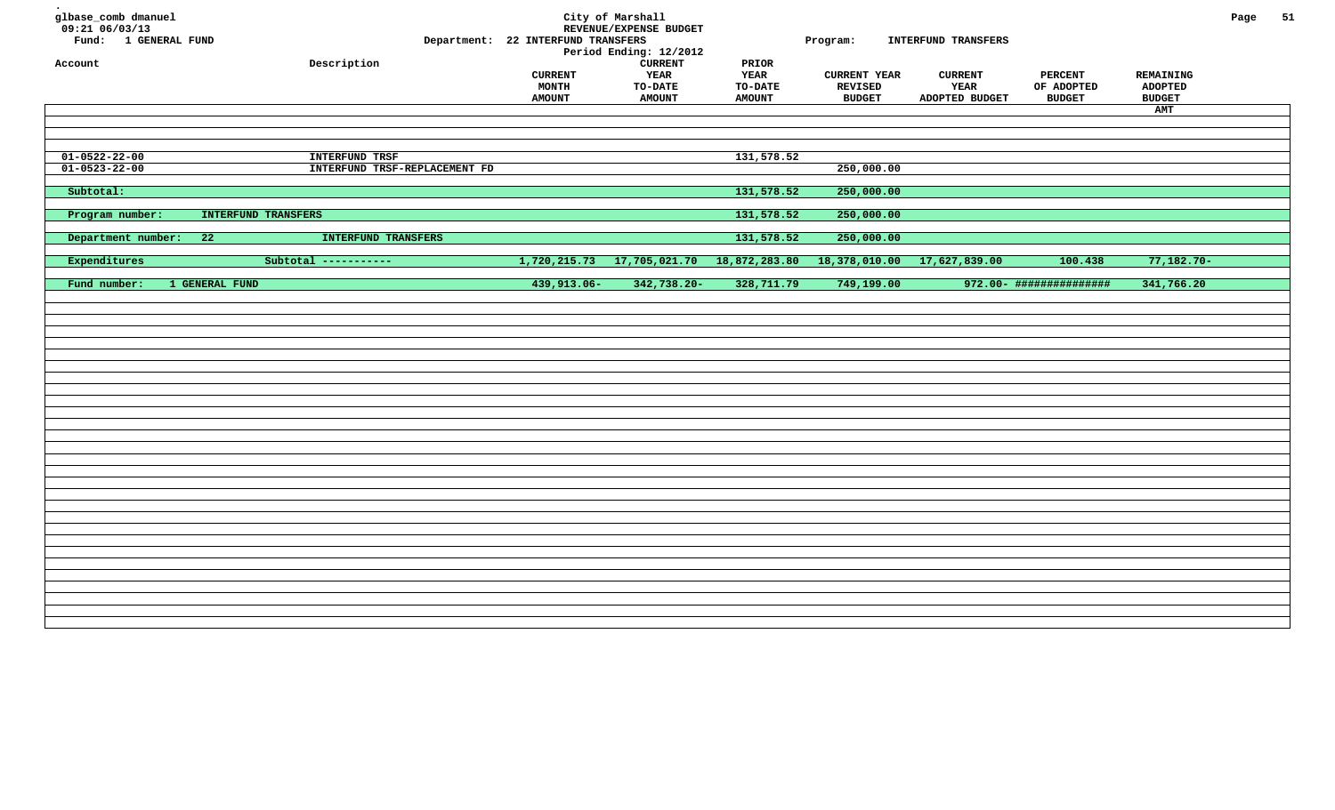glbase_comb dmanuel
09:21 06/03/13
Fund: 1 GENERAL FUND

City of Marshall
REVENUE/EXPENSE BUDGET
Department: 22 INTERFUND TRANSFERS
Period Ending: 12/2012

Program: INTERFUND TRANSFERS

| Account | Description | CURRENT MONTH AMOUNT | CURRENT YEAR TO-DATE AMOUNT | PRIOR YEAR TO-DATE AMOUNT | CURRENT YEAR REVISED BUDGET | CURRENT YEAR ADOPTED BUDGET | PERCENT OF ADOPTED BUDGET | REMAINING ADOPTED BUDGET AMT |
|---|---|---|---|---|---|---|---|---|
| 01-0522-22-00 | INTERFUND TRSF | | | 131,578.52 | | | | |
| 01-0523-22-00 | INTERFUND TRSF-REPLACEMENT FD | | | | 250,000.00 | | | |
| Subtotal: | | | | 131,578.52 | 250,000.00 | | | |
| Program number: INTERFUND TRANSFERS | | | | 131,578.52 | 250,000.00 | | | |
| Department number: 22 | INTERFUND TRANSFERS | | | 131,578.52 | 250,000.00 | | | |
| Expenditures | Subtotal ----------- | 1,720,215.73 | 17,705,021.70 | 18,872,283.80 | 18,378,010.00 | 17,627,839.00 | 100.438 | 77,182.70- |
| Fund number: 1 GENERAL FUND | | 439,913.06- | 342,738.20- | 328,711.79 | 749,199.00 | 972.00- | ############### | 341,766.20 |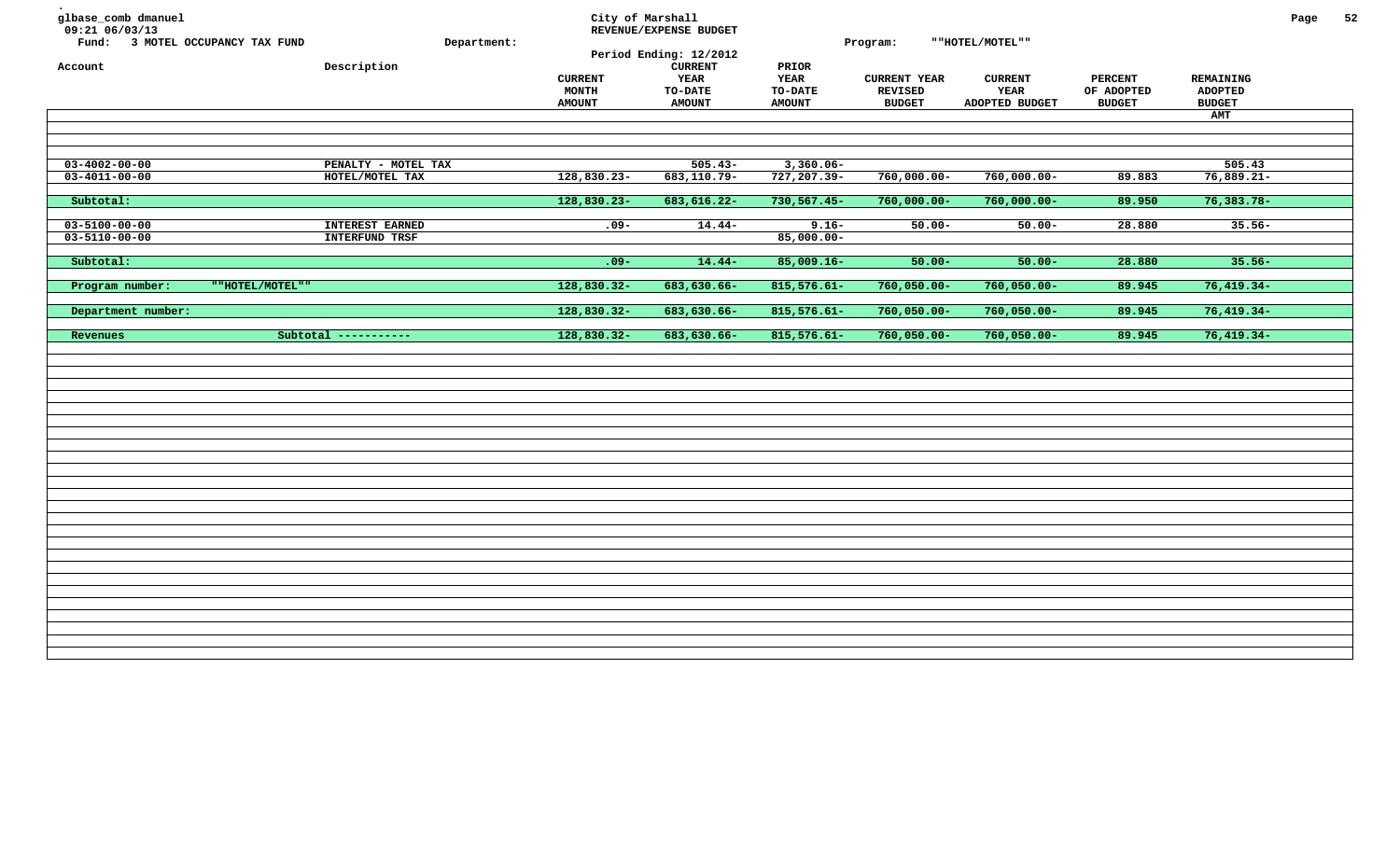glbase_comb dmanuel
09:21 06/03/13

City of Marshall
REVENUE/EXPENSE BUDGET
Period Ending: 12/2012

Fund: 3 MOTEL OCCUPANCY TAX FUND Department: Program: ""HOTEL/MOTEL""

| Account | Description | CURRENT MONTH AMOUNT | CURRENT YEAR TO-DATE AMOUNT | PRIOR YEAR TO-DATE AMOUNT | CURRENT YEAR REVISED BUDGET | CURRENT YEAR ADOPTED BUDGET | PERCENT OF ADOPTED BUDGET | REMAINING ADOPTED BUDGET AMT |
|---|---|---|---|---|---|---|---|---|
| 03-4002-00-00 | PENALTY - MOTEL TAX | | 505.43- | 3,360.06- | | | | 505.43 |
| 03-4011-00-00 | HOTEL/MOTEL TAX | 128,830.23- | 683,110.79- | 727,207.39- | 760,000.00- | 760,000.00- | 89.883 | 76,889.21- |
| Subtotal: | | 128,830.23- | 683,616.22- | 730,567.45- | 760,000.00- | 760,000.00- | 89.950 | 76,383.78- |
| 03-5100-00-00 | INTEREST EARNED | .09- | 14.44- | 9.16- | 50.00- | 50.00- | 28.880 | 35.56- |
| 03-5110-00-00 | INTERFUND TRSF | | | 85,000.00- | | | | |
| Subtotal: | | .09- | 14.44- | 85,009.16- | 50.00- | 50.00- | 28.880 | 35.56- |
| Program number: | ""HOTEL/MOTEL"" | 128,830.32- | 683,630.66- | 815,576.61- | 760,050.00- | 760,050.00- | 89.945 | 76,419.34- |
| Department number: | | 128,830.32- | 683,630.66- | 815,576.61- | 760,050.00- | 760,050.00- | 89.945 | 76,419.34- |
| Revenues | Subtotal ----------- | 128,830.32- | 683,630.66- | 815,576.61- | 760,050.00- | 760,050.00- | 89.945 | 76,419.34- |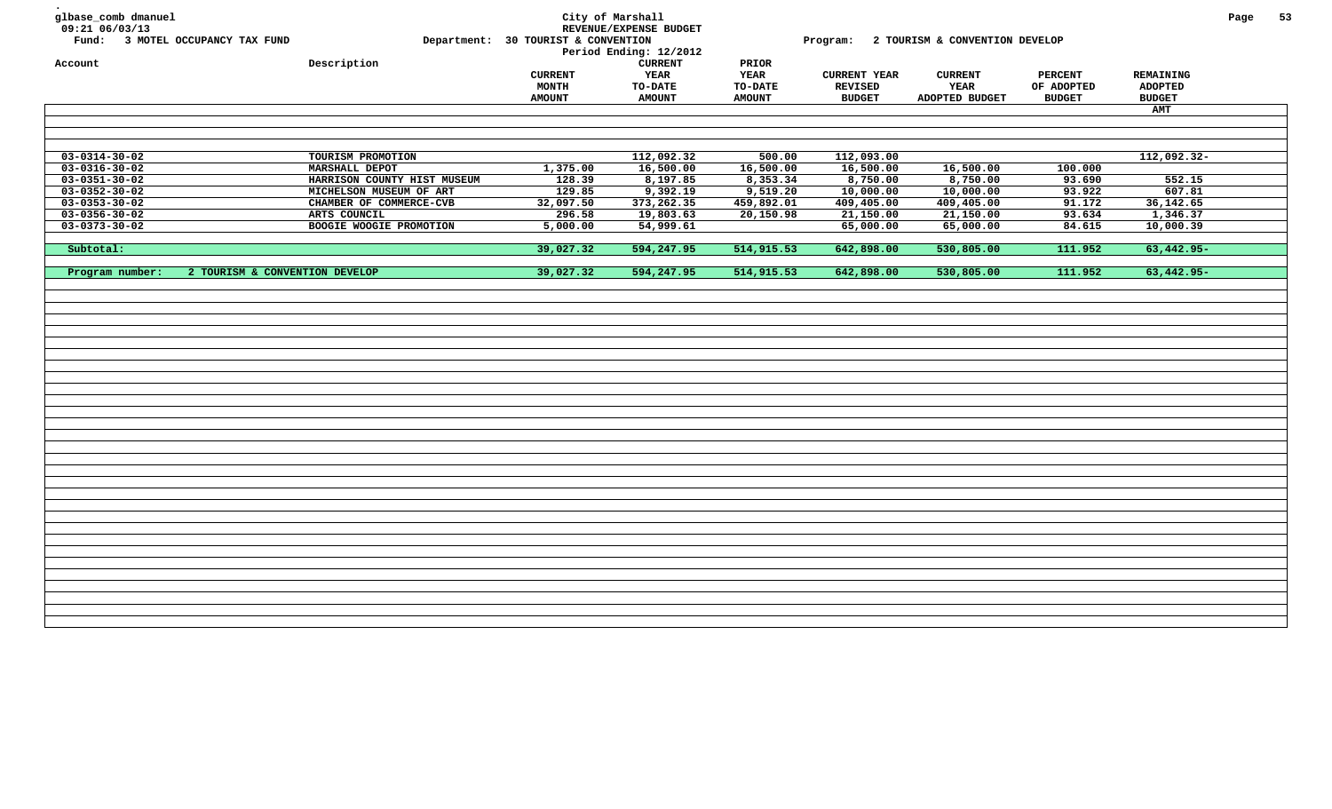glbase_comb dmanuel
09:21 06/03/13

City of Marshall
REVENUE/EXPENSE BUDGET
Period Ending: 12/2012

Fund: 3 MOTEL OCCUPANCY TAX FUND
Department: 30 TOURIST & CONVENTION
Program: 2 TOURISM & CONVENTION DEVELOP

| Account | Description | CURRENT MONTH AMOUNT | CURRENT YEAR TO-DATE AMOUNT | PRIOR YEAR TO-DATE AMOUNT | CURRENT YEAR REVISED BUDGET | CURRENT YEAR ADOPTED BUDGET | PERCENT OF ADOPTED BUDGET | REMAINING ADOPTED BUDGET AMT |
|---|---|---|---|---|---|---|---|---|
| 03-0314-30-02 | TOURISM PROMOTION | | 112,092.32 | 500.00 | 112,093.00 | | | 112,092.32- |
| 03-0316-30-02 | MARSHALL DEPOT | 1,375.00 | 16,500.00 | 16,500.00 | 16,500.00 | 16,500.00 | 100.000 | |
| 03-0351-30-02 | HARRISON COUNTY HIST MUSEUM | 128.39 | 8,197.85 | 8,353.34 | 8,750.00 | 8,750.00 | 93.690 | 552.15 |
| 03-0352-30-02 | MICHELSON MUSEUM OF ART | 129.85 | 9,392.19 | 9,519.20 | 10,000.00 | 10,000.00 | 93.922 | 607.81 |
| 03-0353-30-02 | CHAMBER OF COMMERCE-CVB | 32,097.50 | 373,262.35 | 459,892.01 | 409,405.00 | 409,405.00 | 91.172 | 36,142.65 |
| 03-0356-30-02 | ARTS COUNCIL | 296.58 | 19,803.63 | 20,150.98 | 21,150.00 | 21,150.00 | 93.634 | 1,346.37 |
| 03-0373-30-02 | BOOGIE WOOGIE PROMOTION | 5,000.00 | 54,999.61 | | 65,000.00 | 65,000.00 | 84.615 | 10,000.39 |
| Subtotal: | | 39,027.32 | 594,247.95 | 514,915.53 | 642,898.00 | 530,805.00 | 111.952 | 63,442.95- |
| Program number: | 2 TOURISM & CONVENTION DEVELOP | 39,027.32 | 594,247.95 | 514,915.53 | 642,898.00 | 530,805.00 | 111.952 | 63,442.95- |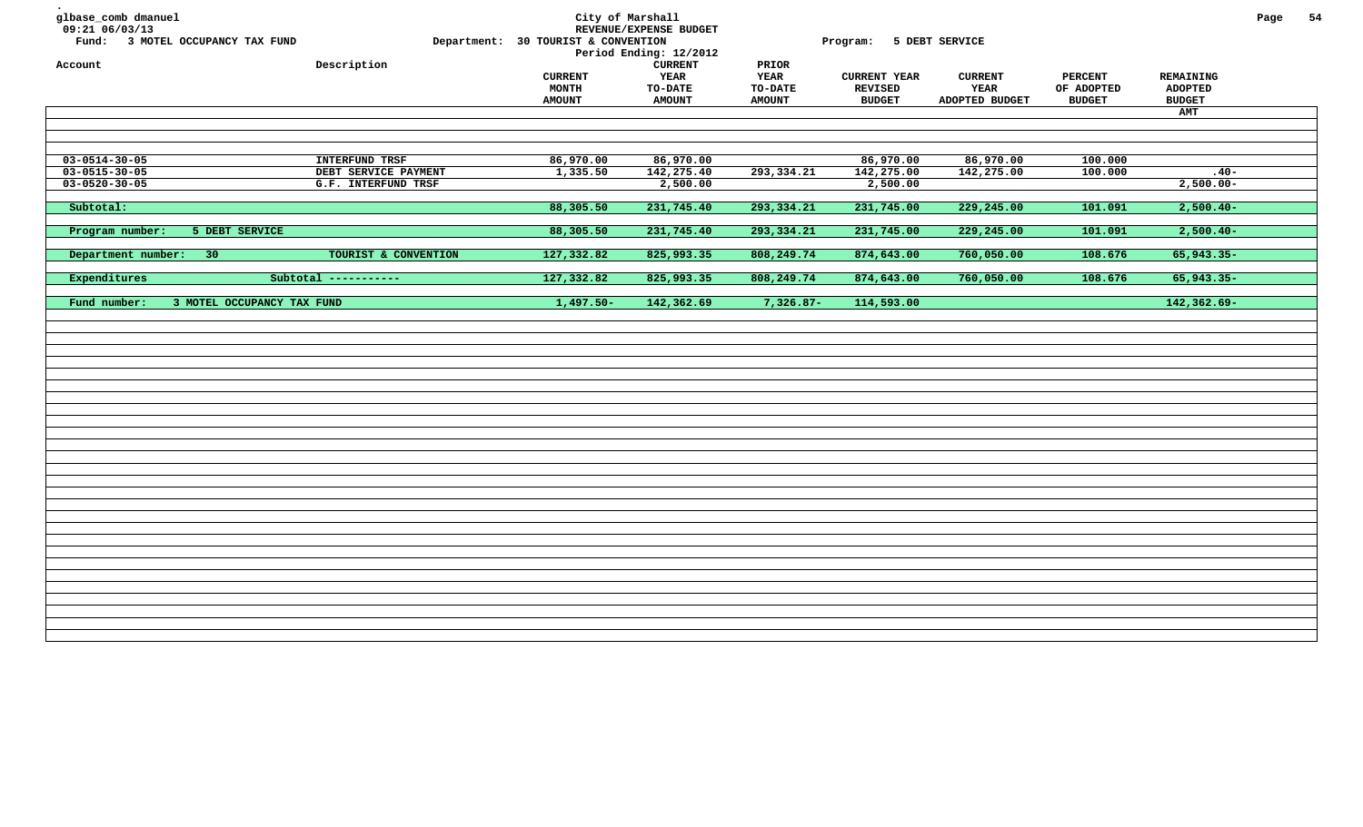glbase_comb dmanuel
09:21 06/03/13

City of Marshall
REVENUE/EXPENSE BUDGET
Period Ending: 12/2012

Fund: 3 MOTEL OCCUPANCY TAX FUND    Department: 30 TOURIST & CONVENTION    Program: 5 DEBT SERVICE

| Account | Description | CURRENT MONTH AMOUNT | CURRENT YEAR TO-DATE AMOUNT | PRIOR YEAR TO-DATE AMOUNT | CURRENT YEAR REVISED BUDGET | CURRENT YEAR ADOPTED BUDGET | PERCENT OF ADOPTED BUDGET | REMAINING ADOPTED BUDGET AMT |
|---|---|---|---|---|---|---|---|---|
| 03-0514-30-05 | INTERFUND TRSF | 86,970.00 | 86,970.00 | | 86,970.00 | 86,970.00 | 100.000 | |
| 03-0515-30-05 | DEBT SERVICE PAYMENT | 1,335.50 | 142,275.40 | 293,334.21 | 142,275.00 | 142,275.00 | 100.000 | .40- |
| 03-0520-30-05 | G.F. INTERFUND TRSF | | 2,500.00 | | 2,500.00 | | | 2,500.00- |
| Subtotal: | | 88,305.50 | 231,745.40 | 293,334.21 | 231,745.00 | 229,245.00 | 101.091 | 2,500.40- |
| Program number: 5 DEBT SERVICE | | 88,305.50 | 231,745.40 | 293,334.21 | 231,745.00 | 229,245.00 | 101.091 | 2,500.40- |
| Department number: 30 | TOURIST & CONVENTION | 127,332.82 | 825,993.35 | 808,249.74 | 874,643.00 | 760,050.00 | 108.676 | 65,943.35- |
| Expenditures | Subtotal ----------- | 127,332.82 | 825,993.35 | 808,249.74 | 874,643.00 | 760,050.00 | 108.676 | 65,943.35- |
| Fund number: 3 MOTEL OCCUPANCY TAX FUND | | 1,497.50- | 142,362.69 | 7,326.87- | 114,593.00 | | | 142,362.69- |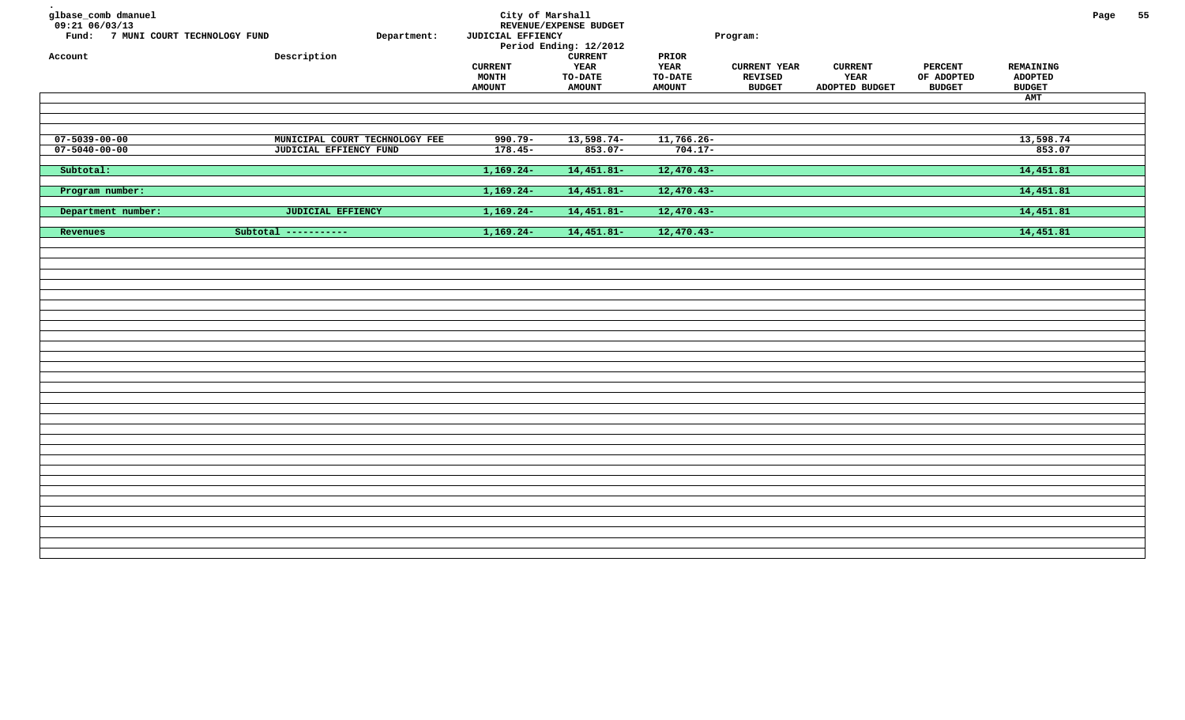glbase_comb dmanuel
09:21 06/03/13

City of Marshall
REVENUE/EXPENSE BUDGET

Fund: 7 MUNI COURT TECHNOLOGY FUND  Department: JUDICIAL EFFIENCY  Program:

Period Ending: 12/2012

| Account | Description | CURRENT MONTH AMOUNT | CURRENT YEAR TO-DATE AMOUNT | PRIOR YEAR TO-DATE AMOUNT | CURRENT YEAR REVISED BUDGET | CURRENT YEAR ADOPTED BUDGET | PERCENT OF ADOPTED BUDGET | REMAINING ADOPTED BUDGET AMT |
|---|---|---|---|---|---|---|---|---|
| 07-5039-00-00 | MUNICIPAL COURT TECHNOLOGY FEE | 990.79- | 13,598.74- | 11,766.26- | | | | 13,598.74 |
| 07-5040-00-00 | JUDICIAL EFFIENCY FUND | 178.45- | 853.07- | 704.17- | | | | 853.07 |
| Subtotal: | | 1,169.24- | 14,451.81- | 12,470.43- | | | | 14,451.81 |
| Program number: | | 1,169.24- | 14,451.81- | 12,470.43- | | | | 14,451.81 |
| Department number: | JUDICIAL EFFIENCY | 1,169.24- | 14,451.81- | 12,470.43- | | | | 14,451.81 |
| Revenues | Subtotal ----------- | 1,169.24- | 14,451.81- | 12,470.43- | | | | 14,451.81 |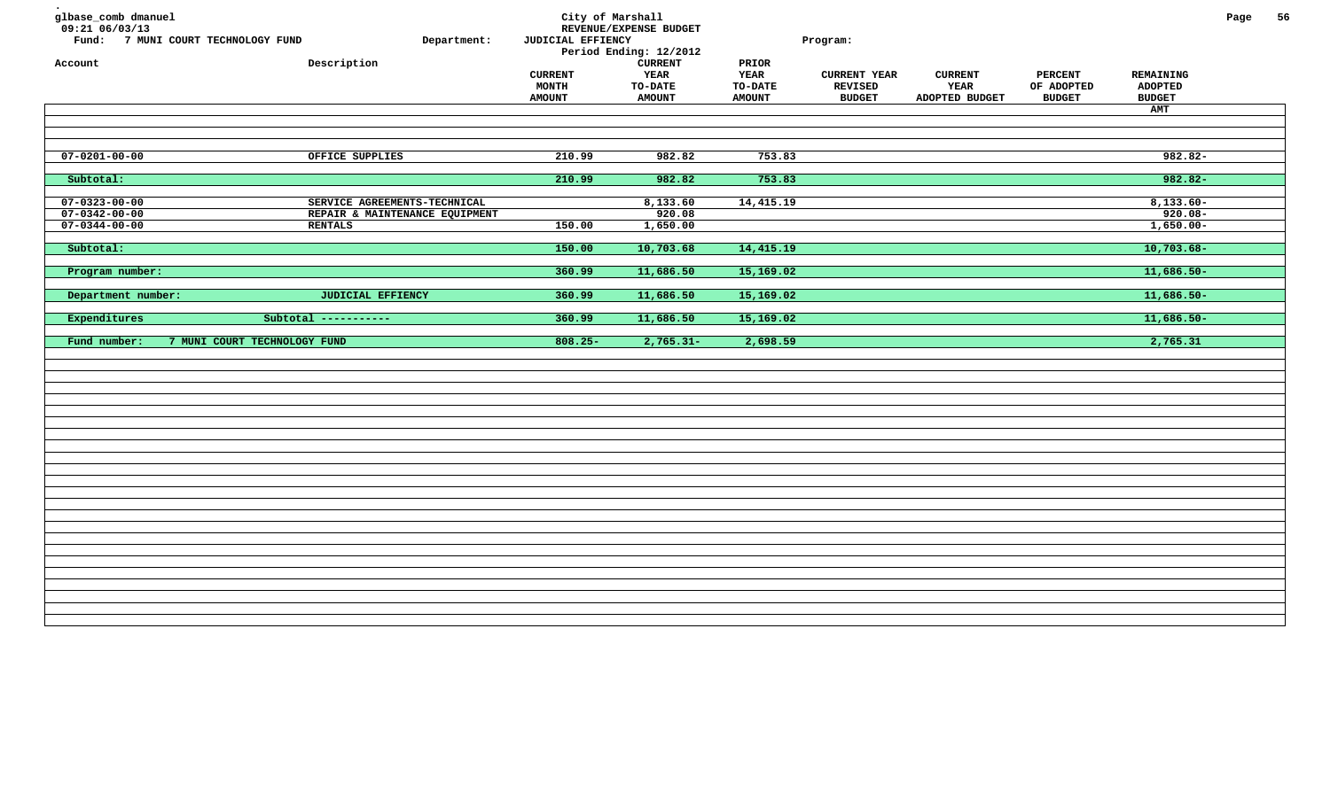glbase_comb dmanuel
09:21 06/03/13

City of Marshall
REVENUE/EXPENSE BUDGET
Period Ending: 12/2012

Fund: 7 MUNI COURT TECHNOLOGY FUND    Department: JUDICIAL EFFIENCY    Program:

| Account | Description | CURRENT MONTH AMOUNT | CURRENT YEAR TO-DATE AMOUNT | PRIOR YEAR TO-DATE AMOUNT | CURRENT YEAR REVISED BUDGET | CURRENT YEAR ADOPTED BUDGET | PERCENT OF ADOPTED BUDGET | REMAINING ADOPTED BUDGET AMT |
|---|---|---|---|---|---|---|---|---|
| 07-0201-00-00 | OFFICE SUPPLIES | 210.99 | 982.82 | 753.83 | | | | 982.82- |
| Subtotal: | | 210.99 | 982.82 | 753.83 | | | | 982.82- |
| 07-0323-00-00 | SERVICE AGREEMENTS-TECHNICAL | | 8,133.60 | 14,415.19 | | | | 8,133.60- |
| 07-0342-00-00 | REPAIR & MAINTENANCE EQUIPMENT | | 920.08 | | | | | 920.08- |
| 07-0344-00-00 | RENTALS | 150.00 | 1,650.00 | | | | | 1,650.00- |
| Subtotal: | | 150.00 | 10,703.68 | 14,415.19 | | | | 10,703.68- |
| Program number: | | 360.99 | 11,686.50 | 15,169.02 | | | | 11,686.50- |
| Department number: | JUDICIAL EFFIENCY | 360.99 | 11,686.50 | 15,169.02 | | | | 11,686.50- |
| Expenditures | Subtotal ----------- | 360.99 | 11,686.50 | 15,169.02 | | | | 11,686.50- |
| Fund number: | 7 MUNI COURT TECHNOLOGY FUND | 808.25- | 2,765.31- | 2,698.59 | | | | 2,765.31 |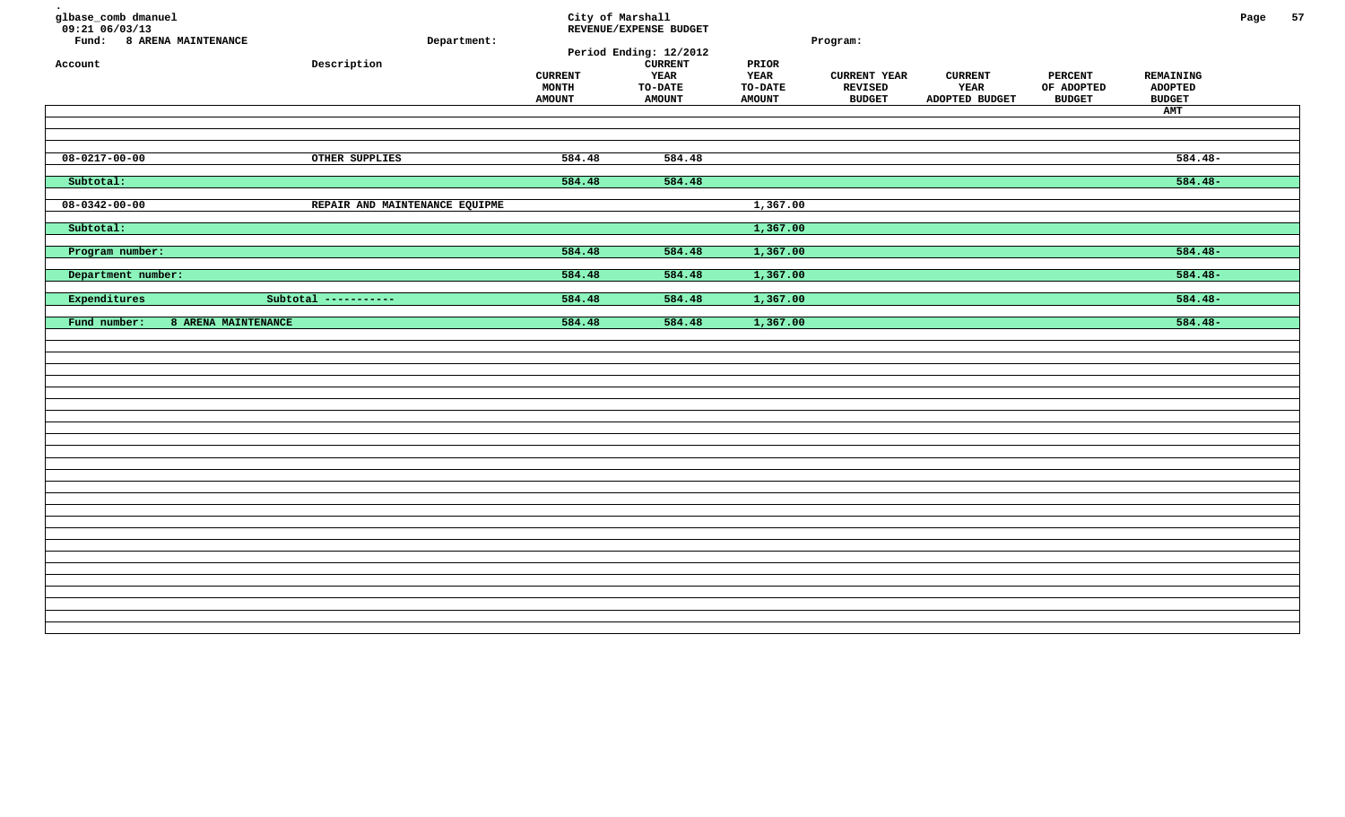glbase_comb dmanuel
09:21 06/03/13
Fund: 8 ARENA MAINTENANCE

Department:

City of Marshall
REVENUE/EXPENSE BUDGET
Period Ending: 12/2012

Program:

| Account | Description | CURRENT MONTH AMOUNT | CURRENT YEAR TO-DATE AMOUNT | PRIOR YEAR TO-DATE AMOUNT | CURRENT YEAR REVISED BUDGET | CURRENT YEAR ADOPTED BUDGET | PERCENT OF ADOPTED BUDGET | REMAINING ADOPTED BUDGET AMT |
|---|---|---|---|---|---|---|---|---|
| 08-0217-00-00 | OTHER SUPPLIES | 584.48 | 584.48 | | | | | 584.48- |
| Subtotal: | | 584.48 | 584.48 | | | | | 584.48- |
| 08-0342-00-00 | REPAIR AND MAINTENANCE EQUIPME | | | 1,367.00 | | | | |
| Subtotal: | | | | 1,367.00 | | | | |
| Program number: | | 584.48 | 584.48 | 1,367.00 | | | | 584.48- |
| Department number: | | 584.48 | 584.48 | 1,367.00 | | | | 584.48- |
| Expenditures | Subtotal ----------- | 584.48 | 584.48 | 1,367.00 | | | | 584.48- |
| Fund number: 8 ARENA MAINTENANCE | | 584.48 | 584.48 | 1,367.00 | | | | 584.48- |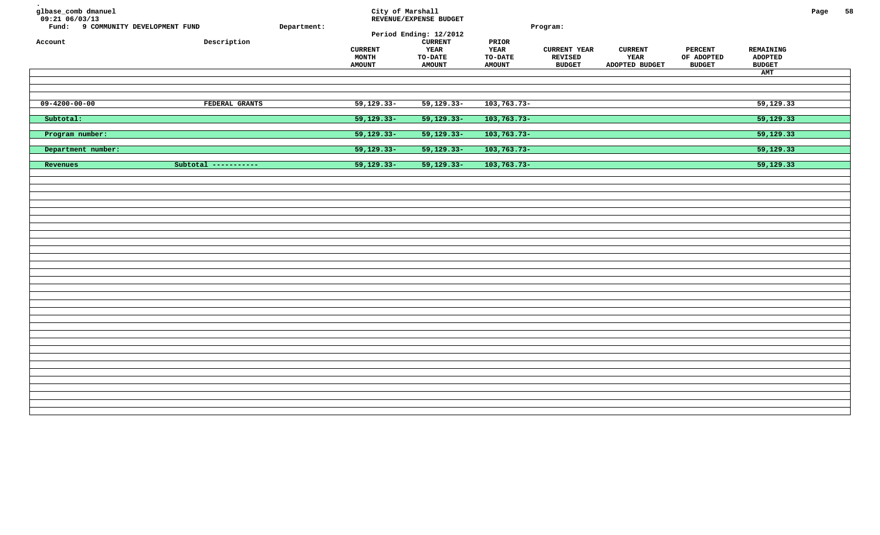glbase_comb dmanuel
09:21 06/03/13

City of Marshall
REVENUE/EXPENSE BUDGET
Period Ending: 12/2012

Fund: 9 COMMUNITY DEVELOPMENT FUND    Department:    Program:

| Account | Description | CURRENT MONTH AMOUNT | CURRENT YEAR TO-DATE AMOUNT | PRIOR YEAR TO-DATE AMOUNT | CURRENT YEAR REVISED BUDGET | CURRENT YEAR ADOPTED BUDGET | PERCENT OF ADOPTED BUDGET | REMAINING ADOPTED BUDGET AMT |
|---|---|---|---|---|---|---|---|---|
| 09-4200-00-00 | FEDERAL GRANTS | 59,129.33- | 59,129.33- | 103,763.73- | | | | 59,129.33 |
| Subtotal: | | 59,129.33- | 59,129.33- | 103,763.73- | | | | 59,129.33 |
| Program number: | | 59,129.33- | 59,129.33- | 103,763.73- | | | | 59,129.33 |
| Department number: | | 59,129.33- | 59,129.33- | 103,763.73- | | | | 59,129.33 |
| Revenues | Subtotal ----------- | 59,129.33- | 59,129.33- | 103,763.73- | | | | 59,129.33 |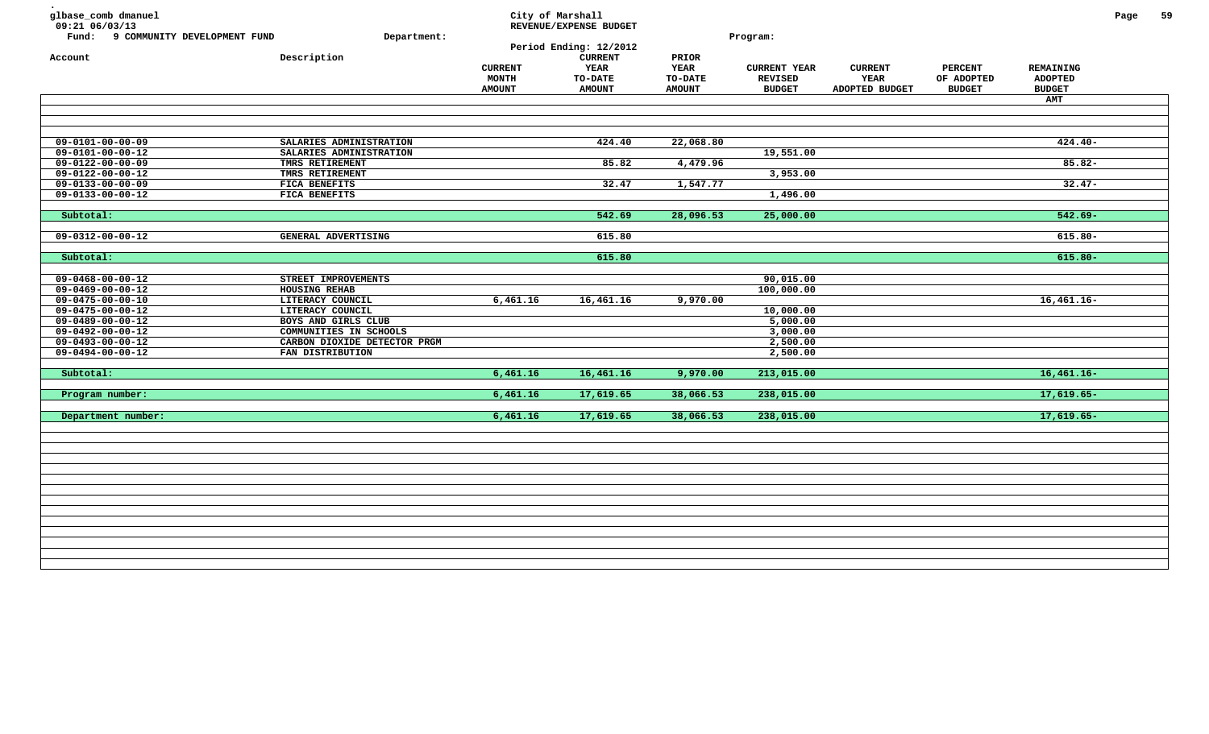glbase_comb dmanuel
09:21 06/03/13

**City of Marshall**
**REVENUE/EXPENSE BUDGET**
Period Ending: 12/2012

Fund: 9 COMMUNITY DEVELOPMENT FUND    Department:    Program:

| Account | Description | CURRENT MONTH AMOUNT | CURRENT YEAR TO-DATE AMOUNT | PRIOR YEAR TO-DATE AMOUNT | CURRENT YEAR REVISED BUDGET | CURRENT YEAR ADOPTED BUDGET | PERCENT OF ADOPTED BUDGET | REMAINING ADOPTED BUDGET AMT |
|---|---|---|---|---|---|---|---|---|
| 09-0101-00-00-09 | SALARIES ADMINISTRATION | | 424.40 | 22,068.80 | | | | 424.40- |
| 09-0101-00-00-12 | SALARIES ADMINISTRATION | | | | 19,551.00 | | | |
| 09-0122-00-00-09 | TMRS RETIREMENT | | 85.82 | 4,479.96 | | | | 85.82- |
| 09-0122-00-00-12 | TMRS RETIREMENT | | | | 3,953.00 | | | |
| 09-0133-00-00-09 | FICA BENEFITS | | 32.47 | 1,547.77 | | | | 32.47- |
| 09-0133-00-00-12 | FICA BENEFITS | | | | 1,496.00 | | | |
| Subtotal: | | | 542.69 | 28,096.53 | 25,000.00 | | | 542.69- |
| 09-0312-00-00-12 | GENERAL ADVERTISING | | 615.80 | | | | | 615.80- |
| Subtotal: | | | 615.80 | | | | | 615.80- |
| 09-0468-00-00-12 | STREET IMPROVEMENTS | | | | 90,015.00 | | | |
| 09-0469-00-00-12 | HOUSING REHAB | | | | 100,000.00 | | | |
| 09-0475-00-00-10 | LITERACY COUNCIL | 6,461.16 | 16,461.16 | 9,970.00 | | | | 16,461.16- |
| 09-0475-00-00-12 | LITERACY COUNCIL | | | | 10,000.00 | | | |
| 09-0489-00-00-12 | BOYS AND GIRLS CLUB | | | | 5,000.00 | | | |
| 09-0492-00-00-12 | COMMUNITIES IN SCHOOLS | | | | 3,000.00 | | | |
| 09-0493-00-00-12 | CARBON DIOXIDE DETECTOR PRGM | | | | 2,500.00 | | | |
| 09-0494-00-00-12 | FAN DISTRIBUTION | | | | 2,500.00 | | | |
| Subtotal: | | 6,461.16 | 16,461.16 | 9,970.00 | 213,015.00 | | | 16,461.16- |
| Program number: | | 6,461.16 | 17,619.65 | 38,066.53 | 238,015.00 | | | 17,619.65- |
| Department number: | | 6,461.16 | 17,619.65 | 38,066.53 | 238,015.00 | | | 17,619.65- |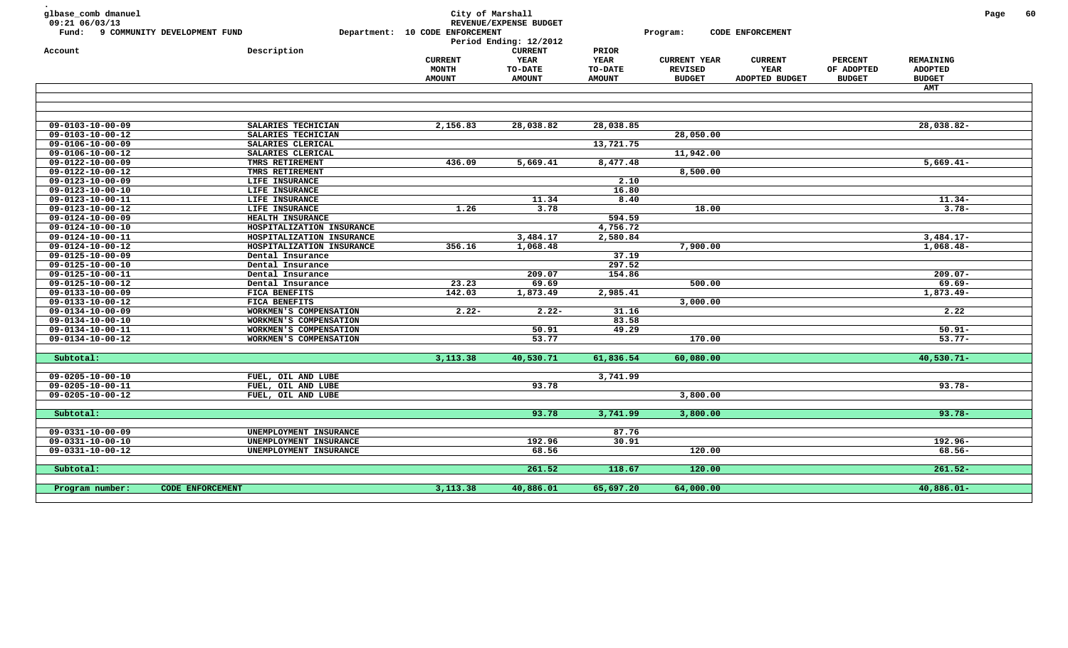glbase_comb dmanuel
09:21 06/03/13

Fund: 9 COMMUNITY DEVELOPMENT FUND

City of Marshall
REVENUE/EXPENSE BUDGET
Department: 10 CODE ENFORCEMENT
Period Ending: 12/2012

Program: CODE ENFORCEMENT

| Account | Description | CURRENT MONTH AMOUNT | CURRENT YEAR TO-DATE AMOUNT | PRIOR YEAR TO-DATE AMOUNT | CURRENT YEAR REVISED BUDGET | CURRENT YEAR ADOPTED BUDGET | PERCENT OF ADOPTED BUDGET | REMAINING ADOPTED BUDGET AMT |
|---|---|---|---|---|---|---|---|---|
| 09-0103-10-00-09 | SALARIES TECHICIAN | 2,156.83 | 28,038.82 | 28,038.85 | | | | 28,038.82- |
| 09-0103-10-00-12 | SALARIES TECHICIAN | | | | 28,050.00 | | | |
| 09-0106-10-00-09 | SALARIES CLERICAL | | | 13,721.75 | | | | |
| 09-0106-10-00-12 | SALARIES CLERICAL | | | | 11,942.00 | | | |
| 09-0122-10-00-09 | TMRS RETIREMENT | 436.09 | 5,669.41 | 8,477.48 | | | | 5,669.41- |
| 09-0122-10-00-12 | TMRS RETIREMENT | | | | 8,500.00 | | | |
| 09-0123-10-00-09 | LIFE INSURANCE | | | 2.10 | | | | |
| 09-0123-10-00-10 | LIFE INSURANCE | | | 16.80 | | | | |
| 09-0123-10-00-11 | LIFE INSURANCE | | 11.34 | 8.40 | | | | 11.34- |
| 09-0123-10-00-12 | LIFE INSURANCE | 1.26 | 3.78 | | 18.00 | | | 3.78- |
| 09-0124-10-00-09 | HEALTH INSURANCE | | | 594.59 | | | | |
| 09-0124-10-00-10 | HOSPITALIZATION INSURANCE | | | 4,756.72 | | | | |
| 09-0124-10-00-11 | HOSPITALIZATION INSURANCE | | 3,484.17 | 2,580.84 | | | | 3,484.17- |
| 09-0124-10-00-12 | HOSPITALIZATION INSURANCE | 356.16 | 1,068.48 | | 7,900.00 | | | 1,068.48- |
| 09-0125-10-00-09 | Dental Insurance | | | 37.19 | | | | |
| 09-0125-10-00-10 | Dental Insurance | | | 297.52 | | | | |
| 09-0125-10-00-11 | Dental Insurance | | 209.07 | 154.86 | | | | 209.07- |
| 09-0125-10-00-12 | Dental Insurance | 23.23 | 69.69 | | 500.00 | | | 69.69- |
| 09-0133-10-00-09 | FICA BENEFITS | 142.03 | 1,873.49 | 2,985.41 | | | | 1,873.49- |
| 09-0133-10-00-12 | FICA BENEFITS | | | | 3,000.00 | | | |
| 09-0134-10-00-09 | WORKMEN'S COMPENSATION | 2.22- | 2.22- | 31.16 | | | | 2.22 |
| 09-0134-10-00-10 | WORKMEN'S COMPENSATION | | | 83.58 | | | | |
| 09-0134-10-00-11 | WORKMEN'S COMPENSATION | | 50.91 | 49.29 | | | | 50.91- |
| 09-0134-10-00-12 | WORKMEN'S COMPENSATION | | 53.77 | | 170.00 | | | 53.77- |
| **Subtotal:** | | **3,113.38** | **40,530.71** | **61,836.54** | **60,080.00** | | | **40,530.71-** |
| 09-0205-10-00-10 | FUEL, OIL AND LUBE | | | 3,741.99 | | | | |
| 09-0205-10-00-11 | FUEL, OIL AND LUBE | | 93.78 | | | | | 93.78- |
| 09-0205-10-00-12 | FUEL, OIL AND LUBE | | | | 3,800.00 | | | |
| **Subtotal:** | | | **93.78** | **3,741.99** | **3,800.00** | | | **93.78-** |
| 09-0331-10-00-09 | UNEMPLOYMENT INSURANCE | | | 87.76 | | | | |
| 09-0331-10-00-10 | UNEMPLOYMENT INSURANCE | | 192.96 | 30.91 | | | | 192.96- |
| 09-0331-10-00-12 | UNEMPLOYMENT INSURANCE | | 68.56 | | 120.00 | | | 68.56- |
| **Subtotal:** | | | **261.52** | **118.67** | **120.00** | | | **261.52-** |
| **Program number:** | **CODE ENFORCEMENT** | **3,113.38** | **40,886.01** | **65,697.20** | **64,000.00** | | | **40,886.01-** |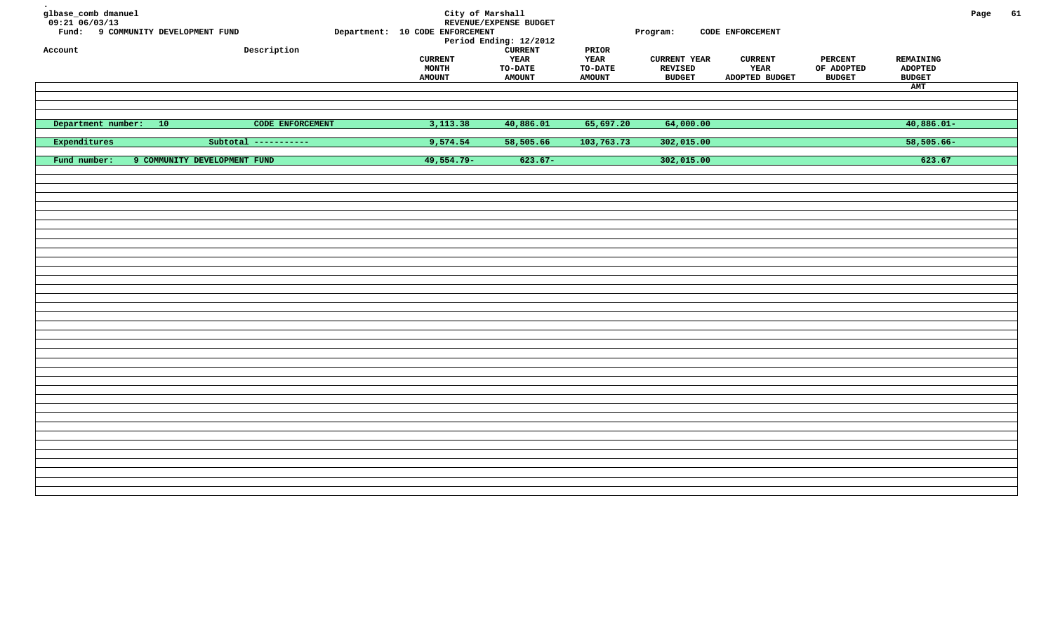glbase_comb dmanuel
09:21 06/03/13

City of Marshall
REVENUE/EXPENSE BUDGET
Period Ending: 12/2012

Fund: 9 COMMUNITY DEVELOPMENT FUND    Department: 10 CODE ENFORCEMENT    Program: CODE ENFORCEMENT

| Account | Description | CURRENT MONTH AMOUNT | CURRENT YEAR TO-DATE AMOUNT | PRIOR YEAR TO-DATE AMOUNT | CURRENT YEAR REVISED BUDGET | CURRENT YEAR ADOPTED BUDGET | PERCENT OF ADOPTED BUDGET | REMAINING ADOPTED BUDGET AMT |
|---|---|---|---|---|---|---|---|---|
| Department number: 10 | CODE ENFORCEMENT | 3,113.38 | 40,886.01 | 65,697.20 | 64,000.00 | | | 40,886.01- |
| Expenditures | Subtotal ----------- | 9,574.54 | 58,505.66 | 103,763.73 | 302,015.00 | | | 58,505.66- |
| Fund number: 9 COMMUNITY DEVELOPMENT FUND | | 49,554.79- | 623.67- | | 302,015.00 | | | 623.67 |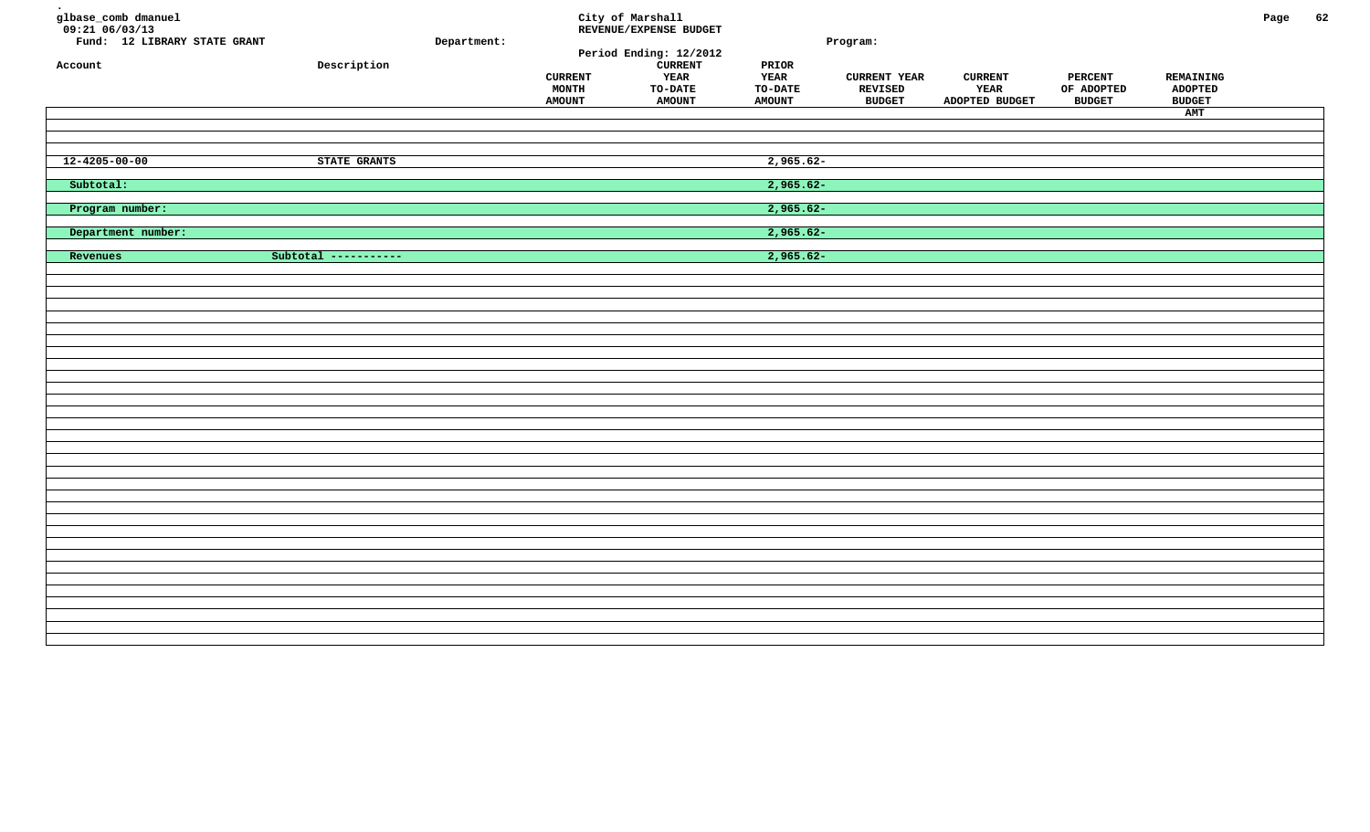glbase_comb dmanuel
09:21 06/03/13

**City of Marshall**
**REVENUE/EXPENSE BUDGET**

Fund: 12 LIBRARY STATE GRANT

Department:

Period Ending: 12/2012

Program:

| Account | Description | CURRENT MONTH AMOUNT | CURRENT YEAR TO-DATE AMOUNT | PRIOR YEAR TO-DATE AMOUNT | CURRENT YEAR REVISED BUDGET | CURRENT YEAR ADOPTED BUDGET | PERCENT OF ADOPTED BUDGET | REMAINING ADOPTED BUDGET AMT |
|---|---|---|---|---|---|---|---|---|
| 12-4205-00-00 | STATE GRANTS | | | 2,965.62- | | | | |
| Subtotal: | | | | 2,965.62- | | | | |
| Program number: | | | | 2,965.62- | | | | |
| Department number: | | | | 2,965.62- | | | | |
| Revenues | Subtotal ----------- | | | 2,965.62- | | | | |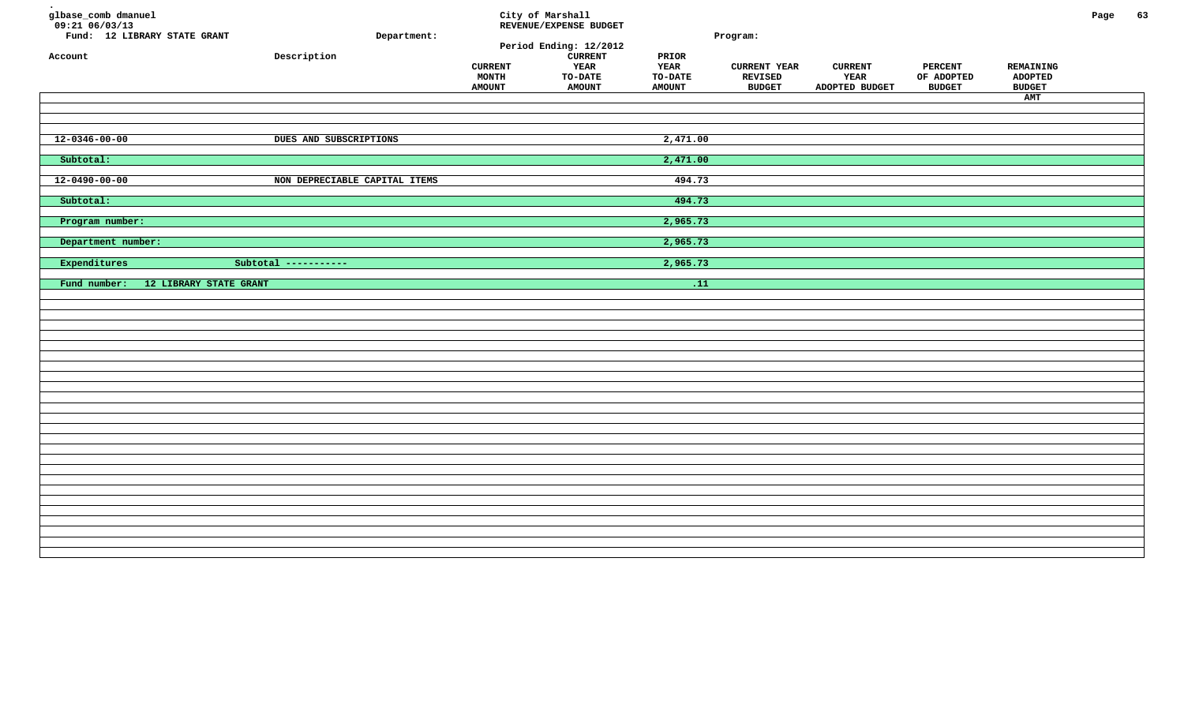glbase_comb dmanuel
09:21 06/03/13

City of Marshall
REVENUE/EXPENSE BUDGET
Period Ending: 12/2012

Fund: 12 LIBRARY STATE GRANT | Department: | Program:

| Account | Description | CURRENT MONTH AMOUNT | CURRENT YEAR TO-DATE AMOUNT | PRIOR YEAR TO-DATE AMOUNT | CURRENT YEAR REVISED BUDGET | CURRENT YEAR ADOPTED BUDGET | PERCENT OF ADOPTED BUDGET | REMAINING ADOPTED BUDGET AMT |
|---|---|---|---|---|---|---|---|---|
| 12-0346-00-00 | DUES AND SUBSCRIPTIONS | | | 2,471.00 | | | | |
| Subtotal: | | | | 2,471.00 | | | | |
| 12-0490-00-00 | NON DEPRECIABLE CAPITAL ITEMS | | | 494.73 | | | | |
| Subtotal: | | | | 494.73 | | | | |
| Program number: | | | | 2,965.73 | | | | |
| Department number: | | | | 2,965.73 | | | | |
| Expenditures | Subtotal ----------- | | | 2,965.73 | | | | |
| Fund number: 12 LIBRARY STATE GRANT | | | | .11 | | | | |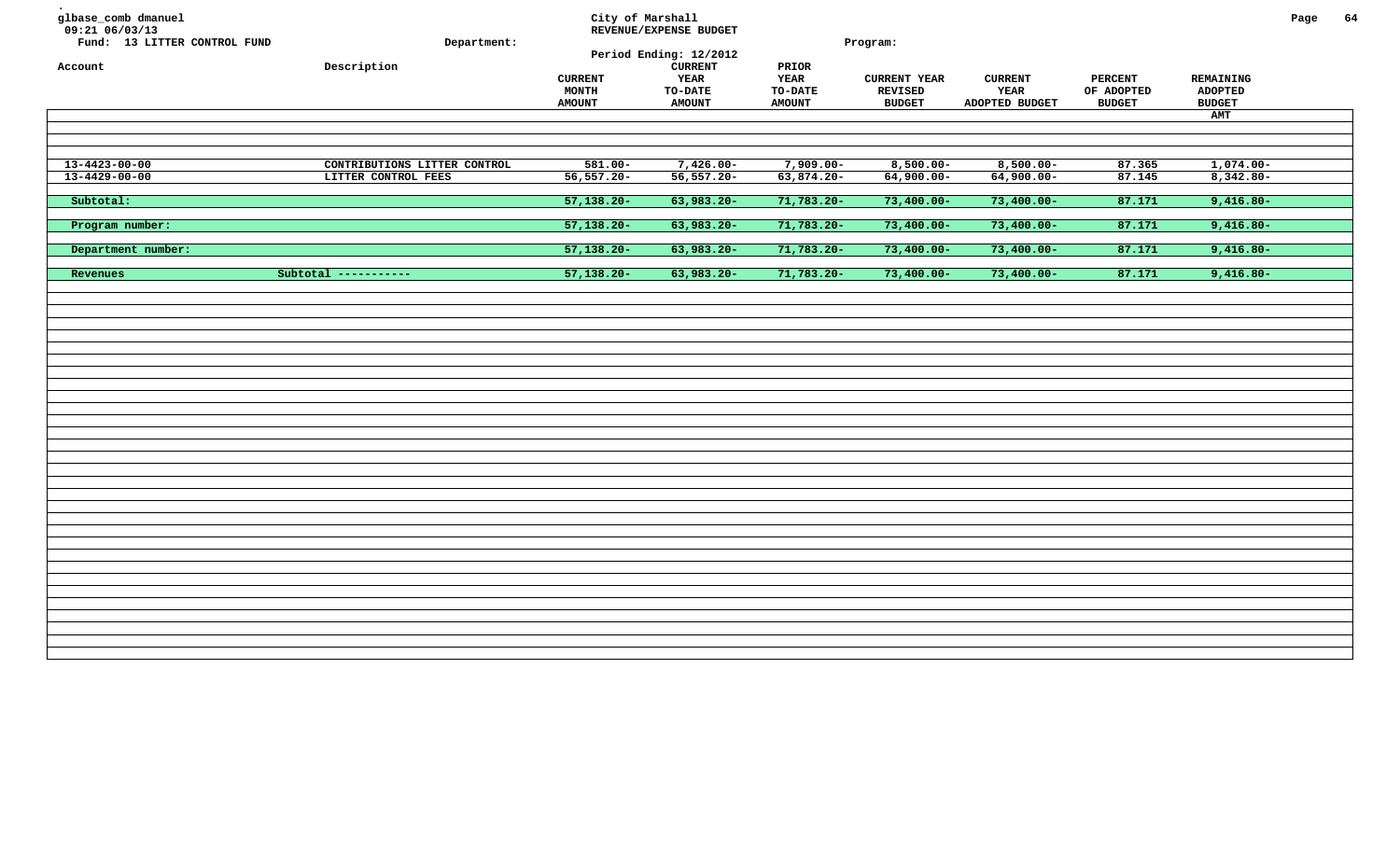glbase_comb dmanuel
09:21 06/03/13

City of Marshall
REVENUE/EXPENSE BUDGET
Period Ending: 12/2012

Fund: 13 LITTER CONTROL FUND    Department:    Program:

| Account | Description | CURRENT MONTH AMOUNT | CURRENT YEAR TO-DATE AMOUNT | PRIOR YEAR TO-DATE AMOUNT | CURRENT YEAR REVISED BUDGET | CURRENT YEAR ADOPTED BUDGET | PERCENT OF ADOPTED BUDGET | REMAINING ADOPTED BUDGET AMT |
|---|---|---|---|---|---|---|---|---|
| 13-4423-00-00 | CONTRIBUTIONS LITTER CONTROL | 581.00- | 7,426.00- | 7,909.00- | 8,500.00- | 8,500.00- | 87.365 | 1,074.00- |
| 13-4429-00-00 | LITTER CONTROL FEES | 56,557.20- | 56,557.20- | 63,874.20- | 64,900.00- | 64,900.00- | 87.145 | 8,342.80- |
| Subtotal: | | 57,138.20- | 63,983.20- | 71,783.20- | 73,400.00- | 73,400.00- | 87.171 | 9,416.80- |
| Program number: | | 57,138.20- | 63,983.20- | 71,783.20- | 73,400.00- | 73,400.00- | 87.171 | 9,416.80- |
| Department number: | | 57,138.20- | 63,983.20- | 71,783.20- | 73,400.00- | 73,400.00- | 87.171 | 9,416.80- |
| Revenues | Subtotal ----------- | 57,138.20- | 63,983.20- | 71,783.20- | 73,400.00- | 73,400.00- | 87.171 | 9,416.80- |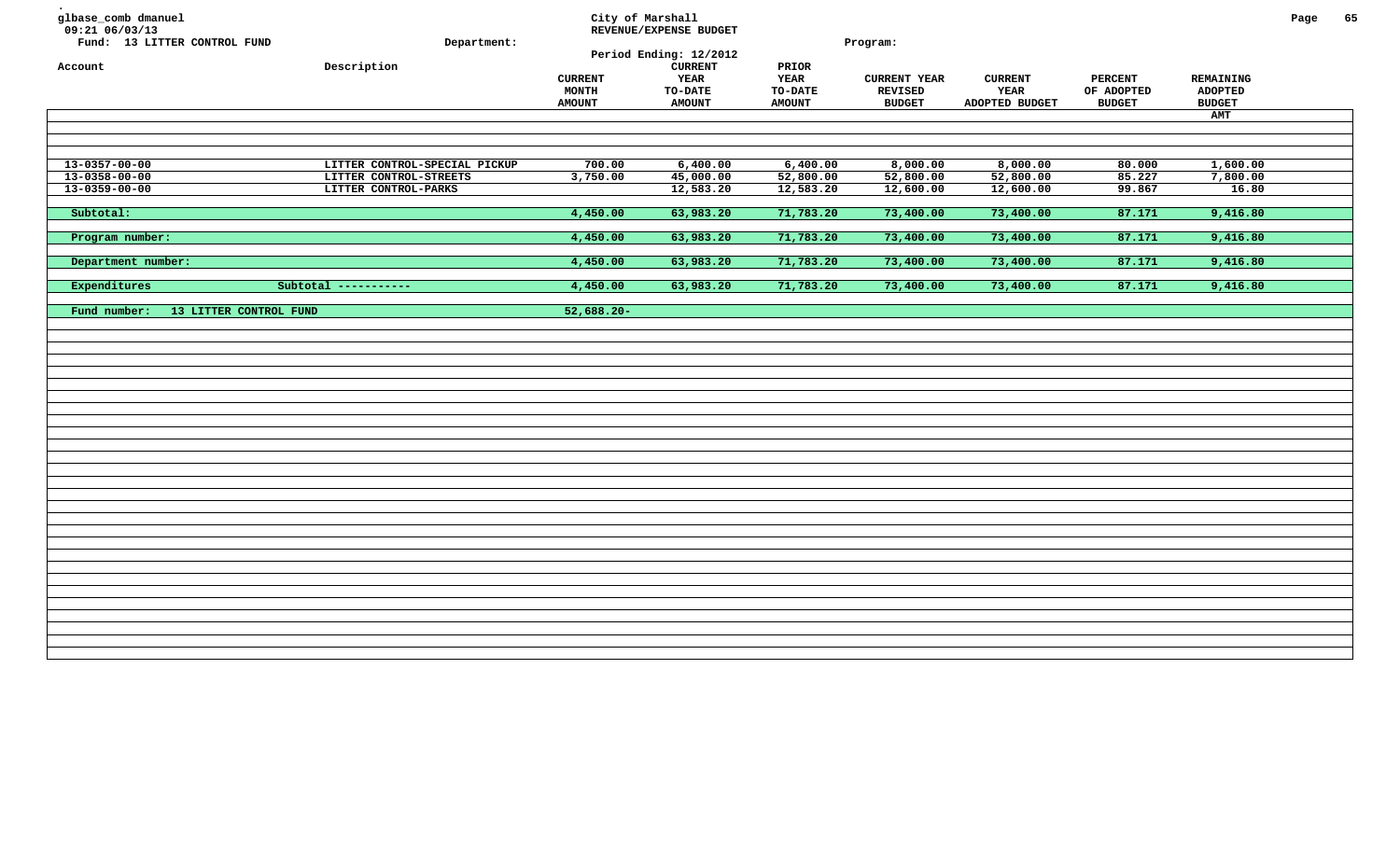glbase_comb dmanuel
09:21 06/03/13

City of Marshall
REVENUE/EXPENSE BUDGET
Period Ending: 12/2012

Fund: 13 LITTER CONTROL FUND    Department:    Program:

| Account | Description | CURRENT MONTH AMOUNT | CURRENT YEAR TO-DATE AMOUNT | PRIOR YEAR TO-DATE AMOUNT | CURRENT YEAR REVISED BUDGET | CURRENT YEAR ADOPTED BUDGET | PERCENT OF ADOPTED BUDGET | REMAINING ADOPTED BUDGET AMT |
|---|---|---|---|---|---|---|---|---|
| 13-0357-00-00 | LITTER CONTROL-SPECIAL PICKUP | 700.00 | 6,400.00 | 6,400.00 | 8,000.00 | 8,000.00 | 80.000 | 1,600.00 |
| 13-0358-00-00 | LITTER CONTROL-STREETS | 3,750.00 | 45,000.00 | 52,800.00 | 52,800.00 | 52,800.00 | 85.227 | 7,800.00 |
| 13-0359-00-00 | LITTER CONTROL-PARKS | | 12,583.20 | 12,583.20 | 12,600.00 | 12,600.00 | 99.867 | 16.80 |
| Subtotal: | | 4,450.00 | 63,983.20 | 71,783.20 | 73,400.00 | 73,400.00 | 87.171 | 9,416.80 |
| Program number: | | 4,450.00 | 63,983.20 | 71,783.20 | 73,400.00 | 73,400.00 | 87.171 | 9,416.80 |
| Department number: | | 4,450.00 | 63,983.20 | 71,783.20 | 73,400.00 | 73,400.00 | 87.171 | 9,416.80 |
| Expenditures | Subtotal ----------- | 4,450.00 | 63,983.20 | 71,783.20 | 73,400.00 | 73,400.00 | 87.171 | 9,416.80 |
| Fund number: 13 LITTER CONTROL FUND | | 52,688.20- | | | | | | |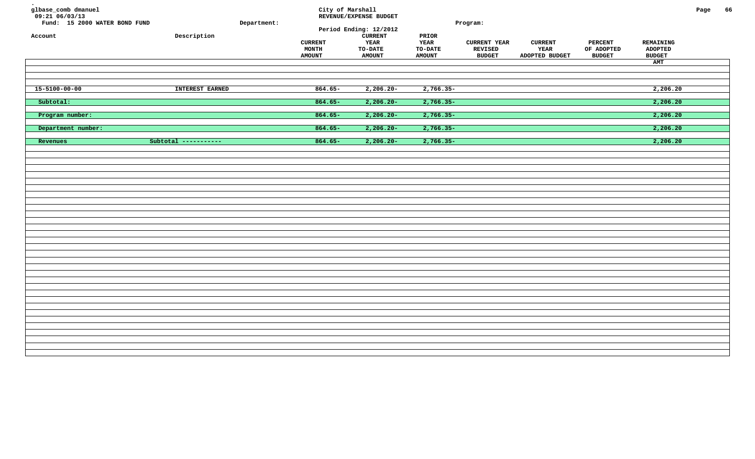glbase_comb dmanuel
09:21 06/03/13

**City of Marshall**
**REVENUE/EXPENSE BUDGET**
**Period Ending: 12/2012**

Fund: 15 2000 WATER BOND FUND | Department: | Program:

| Account | Description | CURRENT MONTH AMOUNT | CURRENT YEAR TO-DATE AMOUNT | PRIOR YEAR TO-DATE AMOUNT | CURRENT YEAR REVISED BUDGET | CURRENT YEAR ADOPTED BUDGET | PERCENT OF ADOPTED BUDGET | REMAINING ADOPTED BUDGET AMT |
|---|---|---|---|---|---|---|---|---|
| 15-5100-00-00 | INTEREST EARNED | 864.65- | 2,206.20- | 2,766.35- | | | | 2,206.20 |
| Subtotal: | | 864.65- | 2,206.20- | 2,766.35- | | | | 2,206.20 |
| Program number: | | 864.65- | 2,206.20- | 2,766.35- | | | | 2,206.20 |
| Department number: | | 864.65- | 2,206.20- | 2,766.35- | | | | 2,206.20 |
| Revenues | Subtotal ----------- | 864.65- | 2,206.20- | 2,766.35- | | | | 2,206.20 |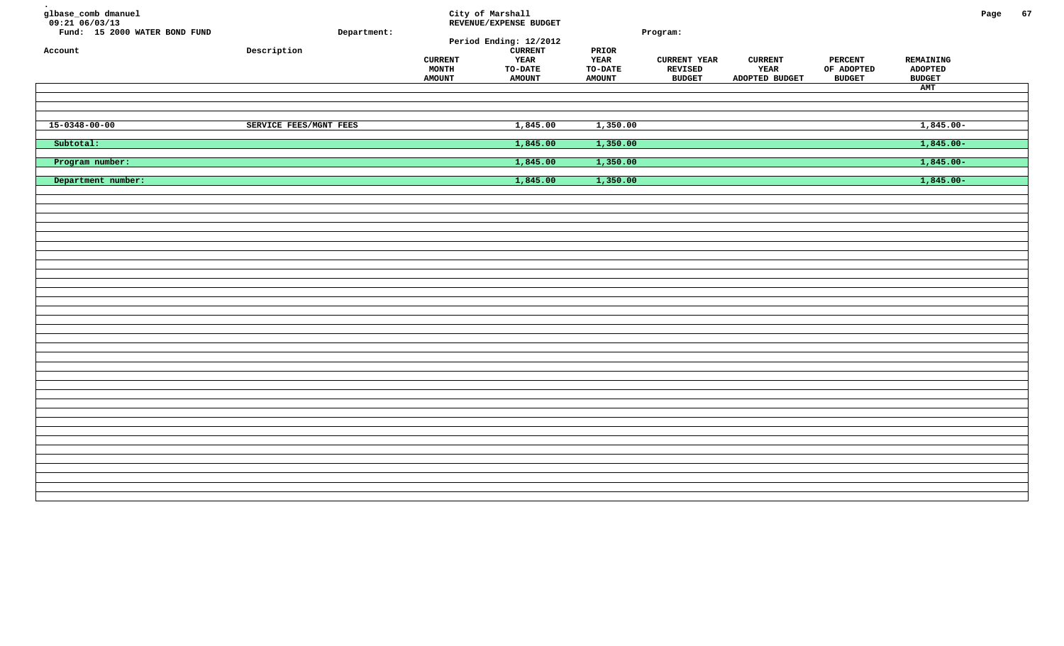glbase_comb dmanuel
09:21 06/03/13

Fund: 15 2000 WATER BOND FUND

Department:

City of Marshall

REVENUE/EXPENSE BUDGET

Period Ending: 12/2012

Program:

| Account | Description | CURRENT MONTH AMOUNT | CURRENT YEAR TO-DATE AMOUNT | PRIOR YEAR TO-DATE AMOUNT | CURRENT YEAR REVISED BUDGET | CURRENT YEAR ADOPTED BUDGET | PERCENT OF ADOPTED BUDGET | REMAINING ADOPTED BUDGET AMT |
|---|---|---|---|---|---|---|---|---|
| 15-0348-00-00 | SERVICE FEES/MGNT FEES | | 1,845.00 | 1,350.00 | | | | 1,845.00- |
| Subtotal: | | | 1,845.00 | 1,350.00 | | | | 1,845.00- |
| Program number: | | | 1,845.00 | 1,350.00 | | | | 1,845.00- |
| Department number: | | | 1,845.00 | 1,350.00 | | | | 1,845.00- |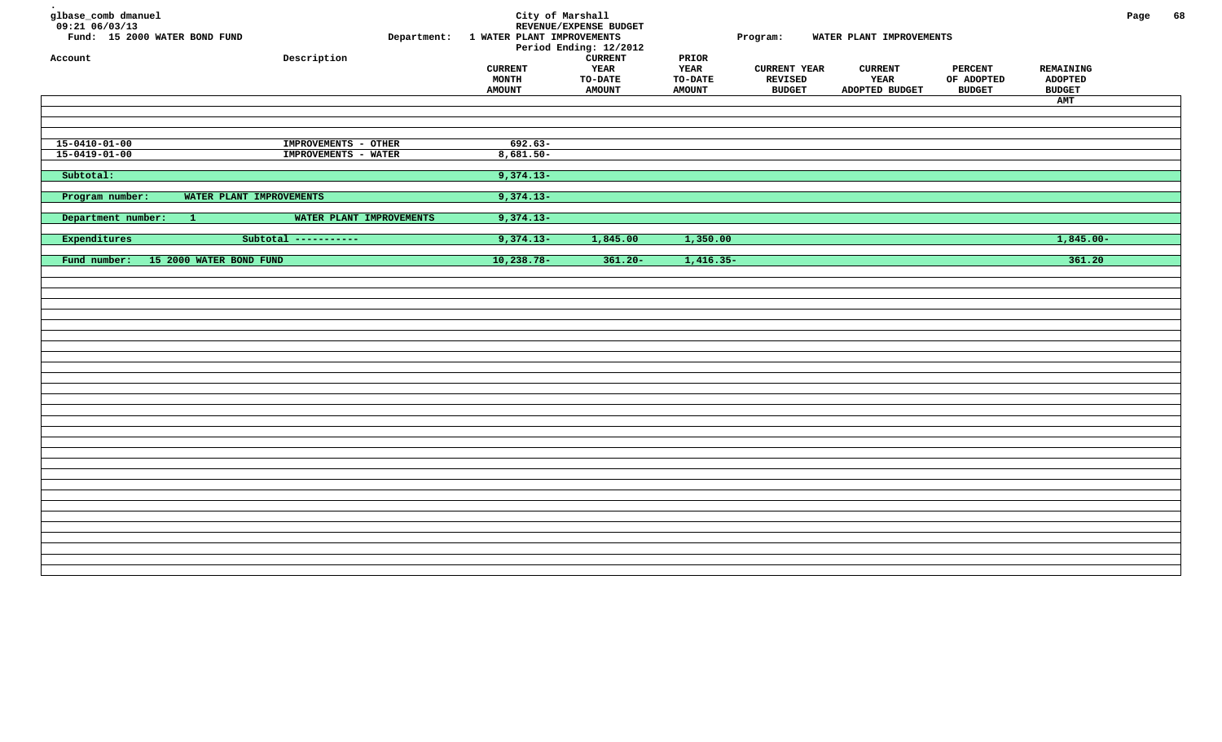glbase_comb dmanuel
09:21 06/03/13

**City of Marshall**
**REVENUE/EXPENSE BUDGET**
**Period Ending: 12/2012**

Fund: 15 2000 WATER BOND FUND
Department: 1 WATER PLANT IMPROVEMENTS
Program: WATER PLANT IMPROVEMENTS

| Account | Description | CURRENT MONTH AMOUNT | CURRENT YEAR TO-DATE AMOUNT | PRIOR YEAR TO-DATE AMOUNT | CURRENT YEAR REVISED BUDGET | CURRENT YEAR ADOPTED BUDGET | PERCENT OF ADOPTED BUDGET | REMAINING ADOPTED BUDGET AMT |
|---|---|---|---|---|---|---|---|---|
| 15-0410-01-00 | IMPROVEMENTS - OTHER | 692.63- | | | | | | |
| 15-0419-01-00 | IMPROVEMENTS - WATER | 8,681.50- | | | | | | |
| Subtotal: | | 9,374.13- | | | | | | |
| Program number: WATER PLANT IMPROVEMENTS | | 9,374.13- | | | | | | |
| Department number: 1 | WATER PLANT IMPROVEMENTS | 9,374.13- | | | | | | |
| Expenditures | Subtotal ----------- | 9,374.13- | 1,845.00 | 1,350.00 | | | | 1,845.00- |
| Fund number: 15 2000 WATER BOND FUND | | 10,238.78- | 361.20- | 1,416.35- | | | | 361.20 |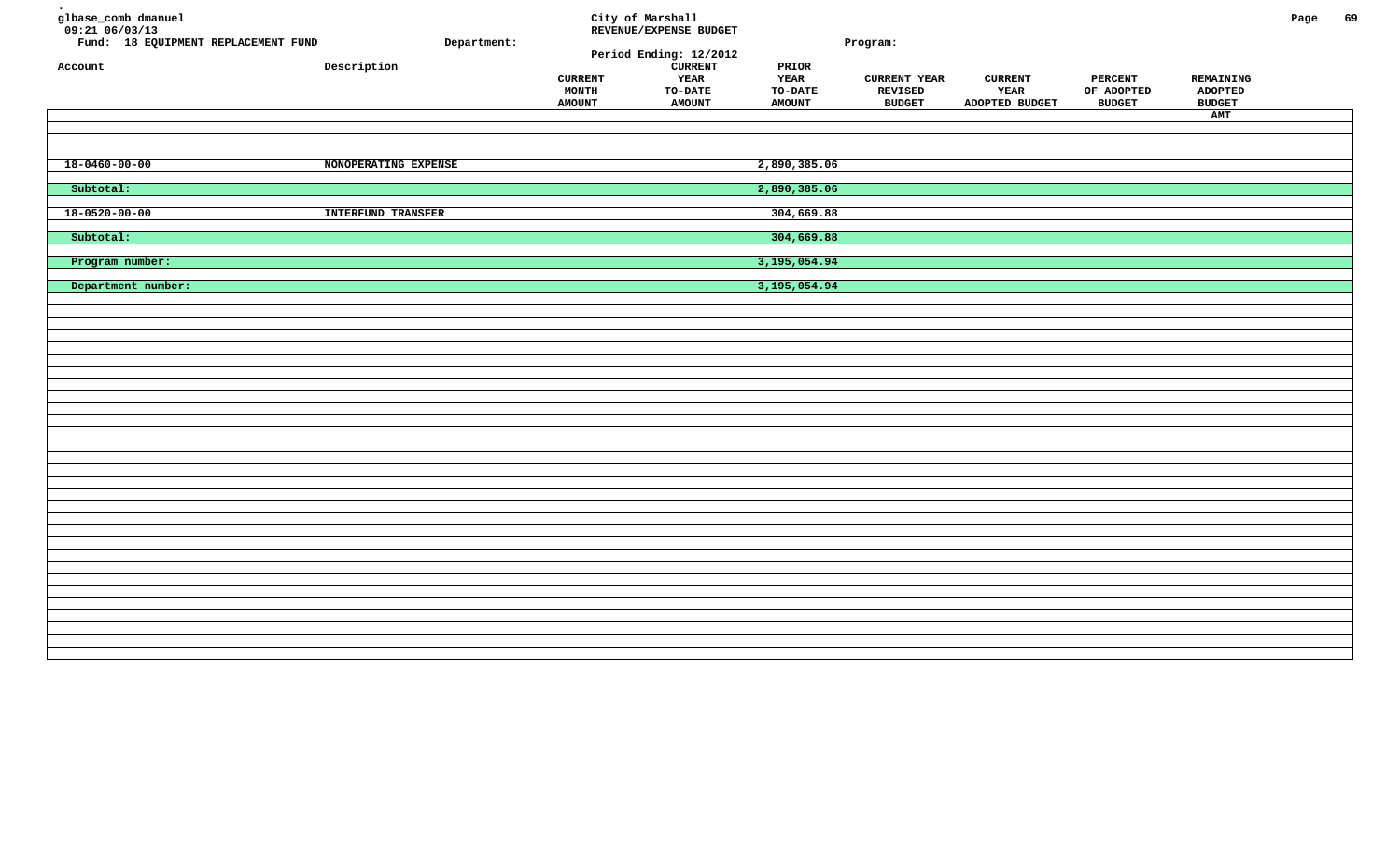glbase_comb dmanuel
09:21 06/03/13
Fund: 18 EQUIPMENT REPLACEMENT FUND

City of Marshall
REVENUE/EXPENSE BUDGET
Period Ending: 12/2012

Department:

Program:

| Account | Description | CURRENT MONTH AMOUNT | CURRENT YEAR TO-DATE AMOUNT | PRIOR YEAR TO-DATE AMOUNT | CURRENT YEAR REVISED BUDGET | CURRENT YEAR ADOPTED BUDGET | PERCENT OF ADOPTED BUDGET | REMAINING ADOPTED BUDGET AMT |
|---|---|---|---|---|---|---|---|---|
| 18-0460-00-00 | NONOPERATING EXPENSE | | | 2,890,385.06 | | | | |
| Subtotal: | | | | 2,890,385.06 | | | | |
| 18-0520-00-00 | INTERFUND TRANSFER | | | 304,669.88 | | | | |
| Subtotal: | | | | 304,669.88 | | | | |
| Program number: | | | | 3,195,054.94 | | | | |
| Department number: | | | | 3,195,054.94 | | | | |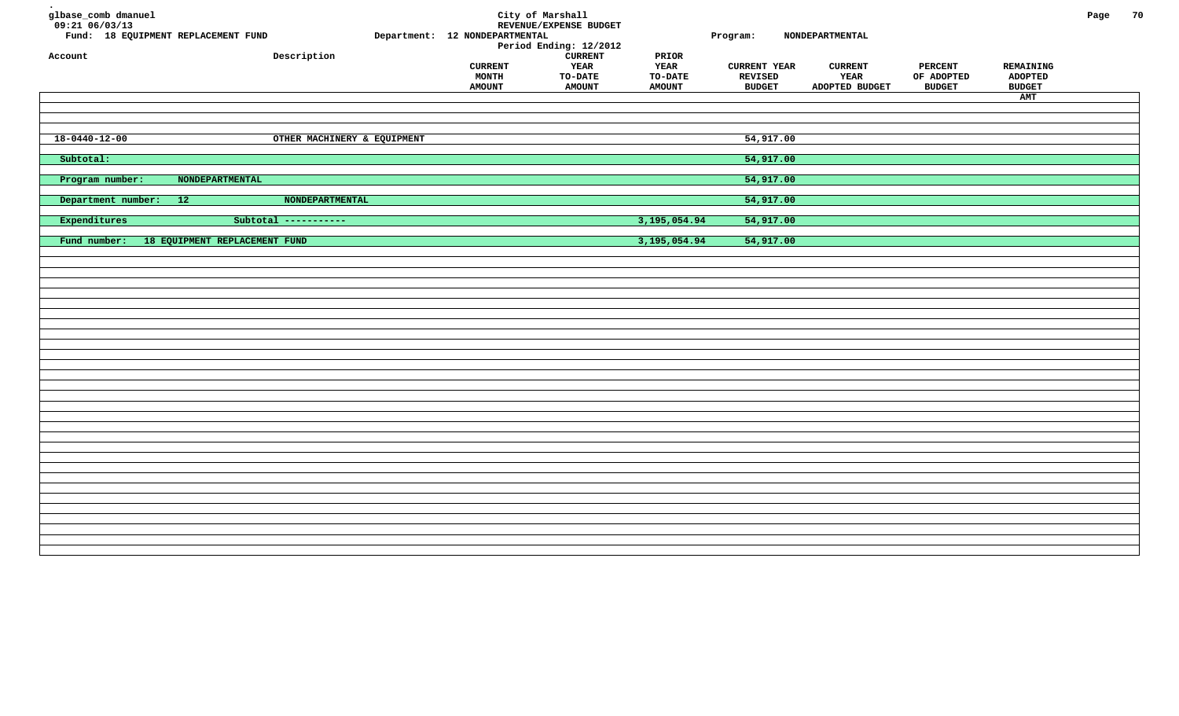glbase_comb dmanuel
09:21 06/03/13

City of Marshall
REVENUE/EXPENSE BUDGET
Period Ending: 12/2012

Fund: 18 EQUIPMENT REPLACEMENT FUND | Department: 12 NONDEPARTMENTAL | Program: NONDEPARTMENTAL

| Account | Description | CURRENT MONTH AMOUNT | CURRENT YEAR TO-DATE AMOUNT | PRIOR YEAR TO-DATE AMOUNT | CURRENT YEAR REVISED BUDGET | CURRENT YEAR ADOPTED BUDGET | PERCENT OF ADOPTED BUDGET | REMAINING ADOPTED BUDGET AMT |
|---|---|---|---|---|---|---|---|---|
| 18-0440-12-00 | OTHER MACHINERY & EQUIPMENT | | | | 54,917.00 | | | |
| Subtotal: | | | | | 54,917.00 | | | |
| Program number: NONDEPARTMENTAL | | | | | 54,917.00 | | | |
| Department number: 12 | NONDEPARTMENTAL | | | | 54,917.00 | | | |
| Expenditures | Subtotal ----------- | | | 3,195,054.94 | 54,917.00 | | | |
| Fund number: 18 EQUIPMENT REPLACEMENT FUND | | | | 3,195,054.94 | 54,917.00 | | | |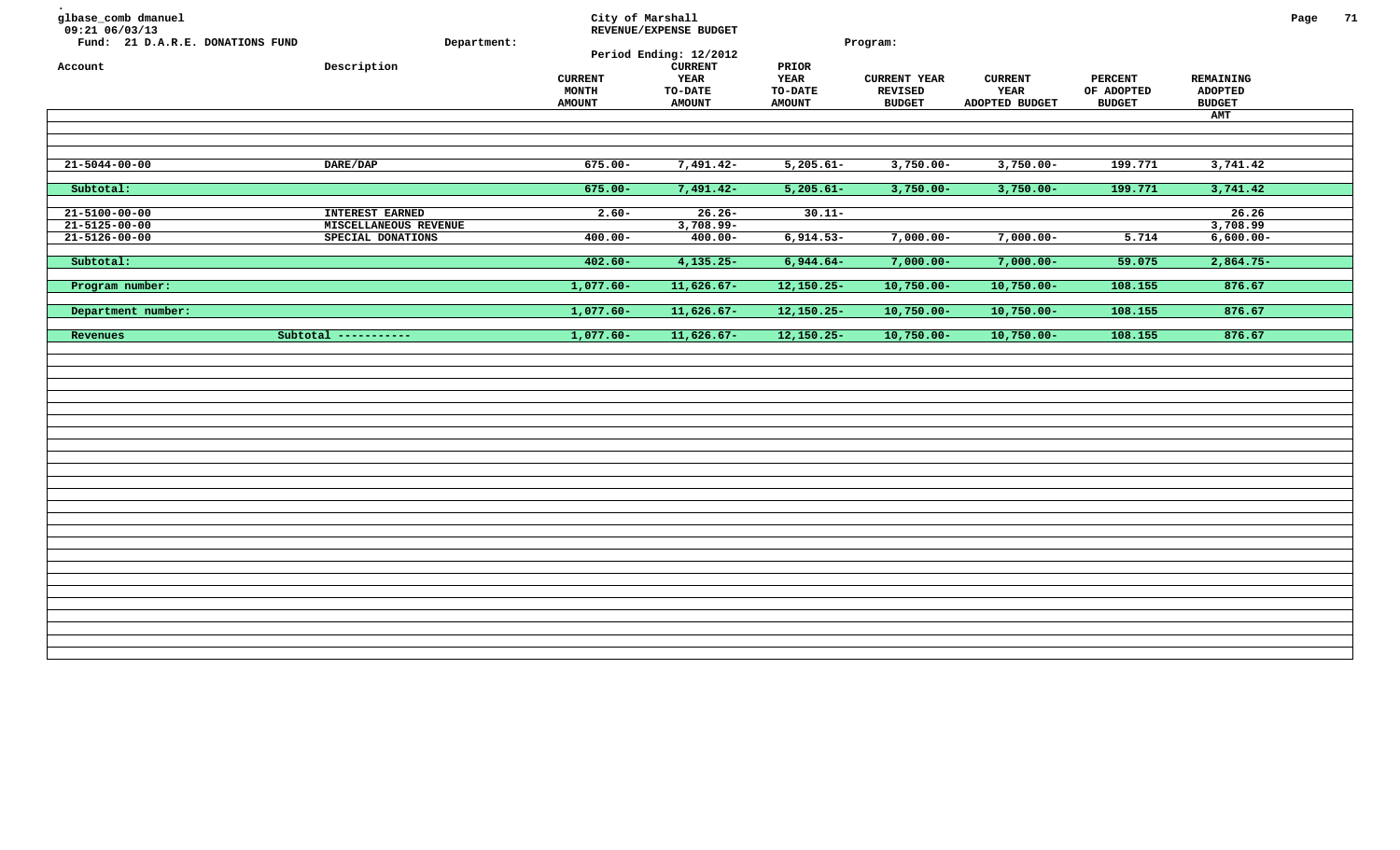glbase_comb dmanuel
09:21 06/03/13
Fund: 21 D.A.R.E. DONATIONS FUND

City of Marshall
REVENUE/EXPENSE BUDGET
Period Ending: 12/2012

Department: 
Program:

| Account | Description | CURRENT MONTH AMOUNT | CURRENT YEAR TO-DATE AMOUNT | PRIOR YEAR TO-DATE AMOUNT | CURRENT YEAR REVISED BUDGET | CURRENT YEAR ADOPTED BUDGET | PERCENT OF ADOPTED BUDGET | REMAINING ADOPTED BUDGET AMT |
|---|---|---|---|---|---|---|---|---|
| 21-5044-00-00 | DARE/DAP | 675.00- | 7,491.42- | 5,205.61- | 3,750.00- | 3,750.00- | 199.771 | 3,741.42 |
| Subtotal: | | 675.00- | 7,491.42- | 5,205.61- | 3,750.00- | 3,750.00- | 199.771 | 3,741.42 |
| 21-5100-00-00 | INTEREST EARNED | 2.60- | 26.26- | 30.11- | | | | 26.26 |
| 21-5125-00-00 | MISCELLANEOUS REVENUE | | 3,708.99- | | | | | 3,708.99 |
| 21-5126-00-00 | SPECIAL DONATIONS | 400.00- | 400.00- | 6,914.53- | 7,000.00- | 7,000.00- | 5.714 | 6,600.00- |
| Subtotal: | | 402.60- | 4,135.25- | 6,944.64- | 7,000.00- | 7,000.00- | 59.075 | 2,864.75- |
| Program number: | | 1,077.60- | 11,626.67- | 12,150.25- | 10,750.00- | 10,750.00- | 108.155 | 876.67 |
| Department number: | | 1,077.60- | 11,626.67- | 12,150.25- | 10,750.00- | 10,750.00- | 108.155 | 876.67 |
| Revenues | Subtotal ----------- | 1,077.60- | 11,626.67- | 12,150.25- | 10,750.00- | 10,750.00- | 108.155 | 876.67 |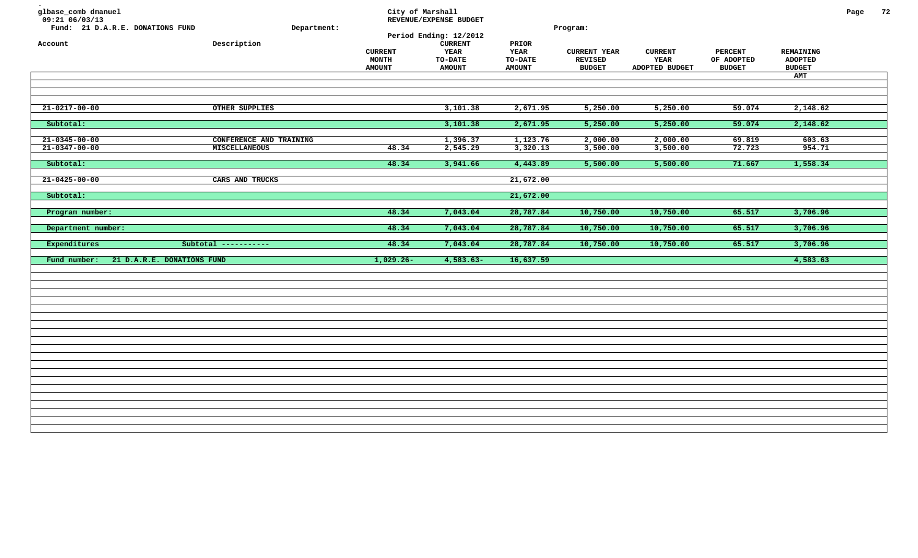glbase_comb dmanuel
09:21 06/03/13

City of Marshall
REVENUE/EXPENSE BUDGET
Period Ending: 12/2012

Fund: 21 D.A.R.E. DONATIONS FUND    Department:    Program:

| Account | Description | CURRENT MONTH AMOUNT | CURRENT YEAR TO-DATE AMOUNT | PRIOR YEAR TO-DATE AMOUNT | CURRENT YEAR REVISED BUDGET | CURRENT YEAR ADOPTED BUDGET | PERCENT OF ADOPTED BUDGET | REMAINING ADOPTED BUDGET AMT |
|---|---|---|---|---|---|---|---|---|
| 21-0217-00-00 | OTHER SUPPLIES | | 3,101.38 | 2,671.95 | 5,250.00 | 5,250.00 | 59.074 | 2,148.62 |
| Subtotal: | | | 3,101.38 | 2,671.95 | 5,250.00 | 5,250.00 | 59.074 | 2,148.62 |
| 21-0345-00-00 | CONFERENCE AND TRAINING | | 1,396.37 | 1,123.76 | 2,000.00 | 2,000.00 | 69.819 | 603.63 |
| 21-0347-00-00 | MISCELLANEOUS | 48.34 | 2,545.29 | 3,320.13 | 3,500.00 | 3,500.00 | 72.723 | 954.71 |
| Subtotal: | | 48.34 | 3,941.66 | 4,443.89 | 5,500.00 | 5,500.00 | 71.667 | 1,558.34 |
| 21-0425-00-00 | CARS AND TRUCKS | | | 21,672.00 | | | | |
| Subtotal: | | | | 21,672.00 | | | | |
| Program number: | | 48.34 | 7,043.04 | 28,787.84 | 10,750.00 | 10,750.00 | 65.517 | 3,706.96 |
| Department number: | | 48.34 | 7,043.04 | 28,787.84 | 10,750.00 | 10,750.00 | 65.517 | 3,706.96 |
| Expenditures | Subtotal ----------- | 48.34 | 7,043.04 | 28,787.84 | 10,750.00 | 10,750.00 | 65.517 | 3,706.96 |
| Fund number: 21 D.A.R.E. DONATIONS FUND | | 1,029.26- | 4,583.63- | 16,637.59 | | | | 4,583.63 |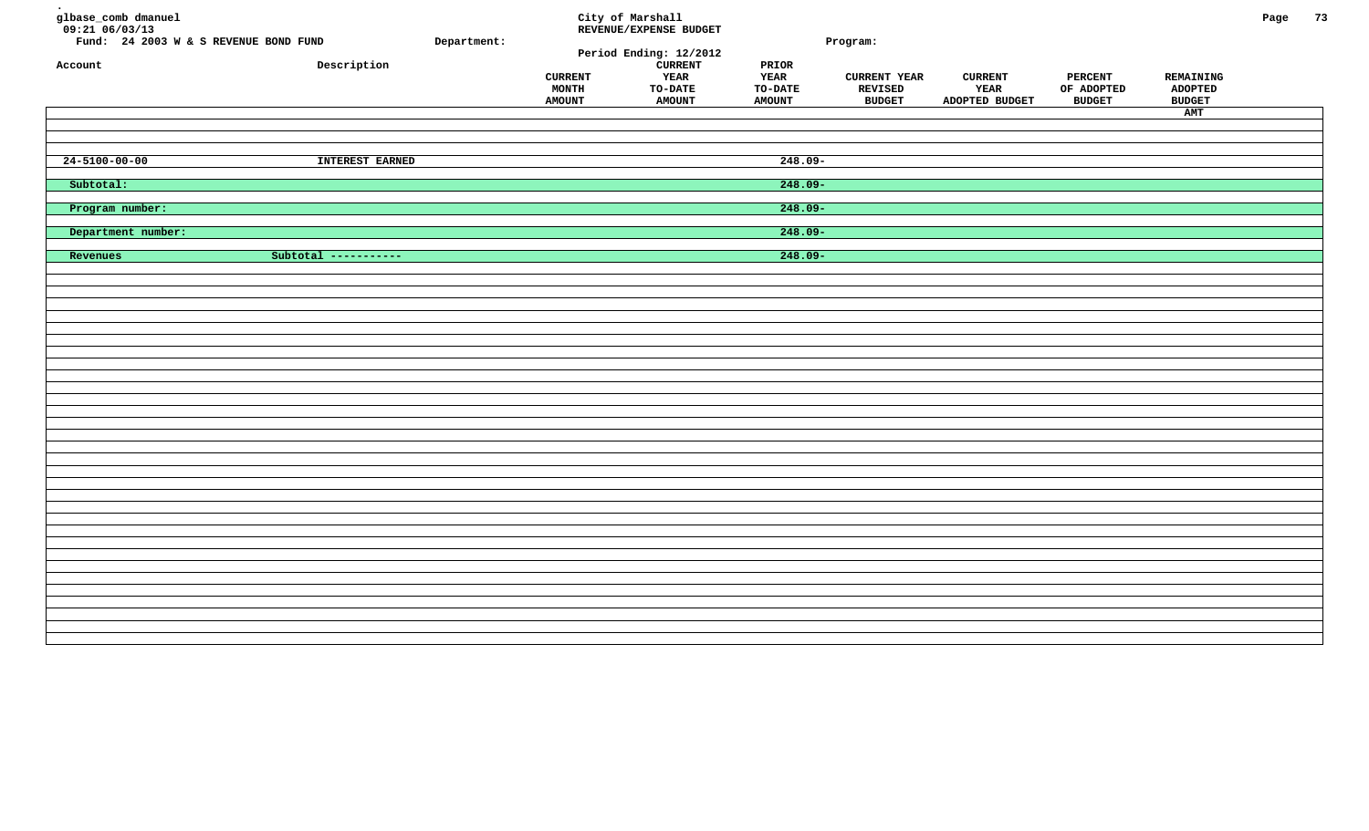glbase_comb dmanuel
09:21 06/03/13

City of Marshall
REVENUE/EXPENSE BUDGET
Period Ending: 12/2012

Fund: 24 2003 W & S REVENUE BOND FUND   Department:   Program:

| Account | Description | CURRENT MONTH AMOUNT | CURRENT YEAR TO-DATE AMOUNT | PRIOR YEAR TO-DATE AMOUNT | CURRENT YEAR REVISED BUDGET | CURRENT YEAR ADOPTED BUDGET | PERCENT OF ADOPTED BUDGET | REMAINING ADOPTED BUDGET AMT |
|---|---|---|---|---|---|---|---|---|
| 24-5100-00-00 | INTEREST EARNED | | | 248.09- | | | | |
| Subtotal: | | | | 248.09- | | | | |
| Program number: | | | | 248.09- | | | | |
| Department number: | | | | 248.09- | | | | |
| Revenues | Subtotal ----------- | | | 248.09- | | | | |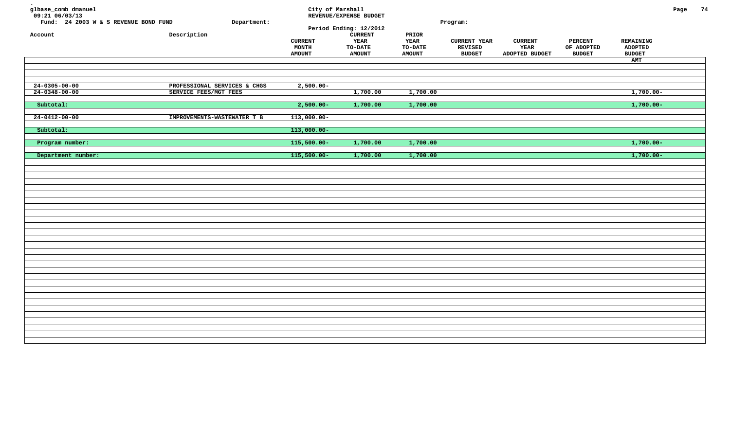glbase_comb dmanuel
09:21 06/03/13
Fund: 24 2003 W & S REVENUE BOND FUND    Department:

City of Marshall
REVENUE/EXPENSE BUDGET
Period Ending: 12/2012

Program:

| Account | Description | CURRENT MONTH AMOUNT | CURRENT YEAR TO-DATE AMOUNT | PRIOR YEAR TO-DATE AMOUNT | CURRENT YEAR REVISED BUDGET | CURRENT YEAR ADOPTED BUDGET | PERCENT OF ADOPTED BUDGET | REMAINING ADOPTED BUDGET AMT |
|---|---|---|---|---|---|---|---|---|
| 24-0305-00-00 | PROFESSIONAL SERVICES & CHGS | 2,500.00- | | | | | | |
| 24-0348-00-00 | SERVICE FEES/MGT FEES | | 1,700.00 | 1,700.00 | | | | 1,700.00- |
| Subtotal: | | 2,500.00- | 1,700.00 | 1,700.00 | | | | 1,700.00- |
| 24-0412-00-00 | IMPROVEMENTS-WASTEWATER T B | 113,000.00- | | | | | | |
| Subtotal: | | 113,000.00- | | | | | | |
| Program number: | | 115,500.00- | 1,700.00 | 1,700.00 | | | | 1,700.00- |
| Department number: | | 115,500.00- | 1,700.00 | 1,700.00 | | | | 1,700.00- |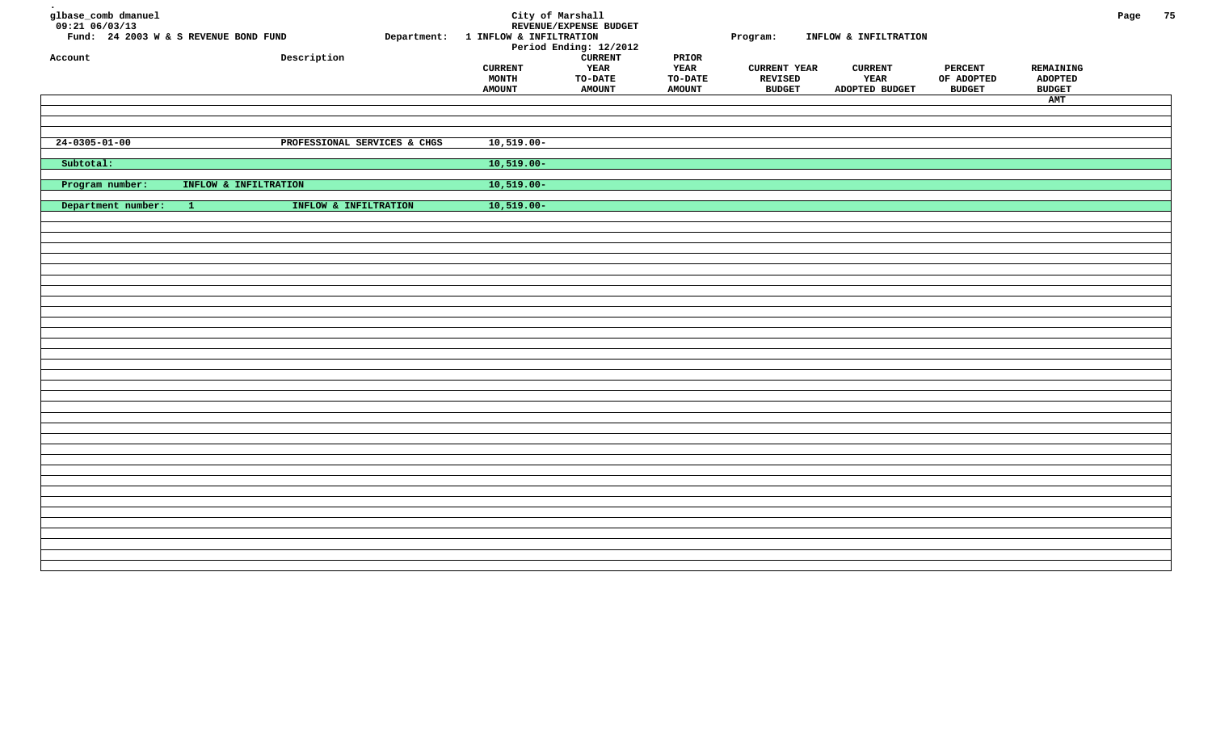glbase_comb dmanuel
09:21 06/03/13

Fund: 24 2003 W & S REVENUE BOND FUND

Department: 1 INFLOW & INFILTRATION

Program: INFLOW & INFILTRATION

**City of Marshall**
**REVENUE/EXPENSE BUDGET**
Period Ending: 12/2012

| Account | Description | CURRENT MONTH AMOUNT | CURRENT YEAR TO-DATE AMOUNT | PRIOR YEAR TO-DATE AMOUNT | CURRENT YEAR REVISED BUDGET | CURRENT YEAR ADOPTED BUDGET | PERCENT OF ADOPTED BUDGET | REMAINING ADOPTED BUDGET AMT |
|---|---|---|---|---|---|---|---|---|
| 24-0305-01-00 | PROFESSIONAL SERVICES & CHGS | 10,519.00- | | | | | | |
| Subtotal: | | 10,519.00- | | | | | | |
| Program number: INFLOW & INFILTRATION | | 10,519.00- | | | | | | |
| Department number: 1 | INFLOW & INFILTRATION | 10,519.00- | | | | | | |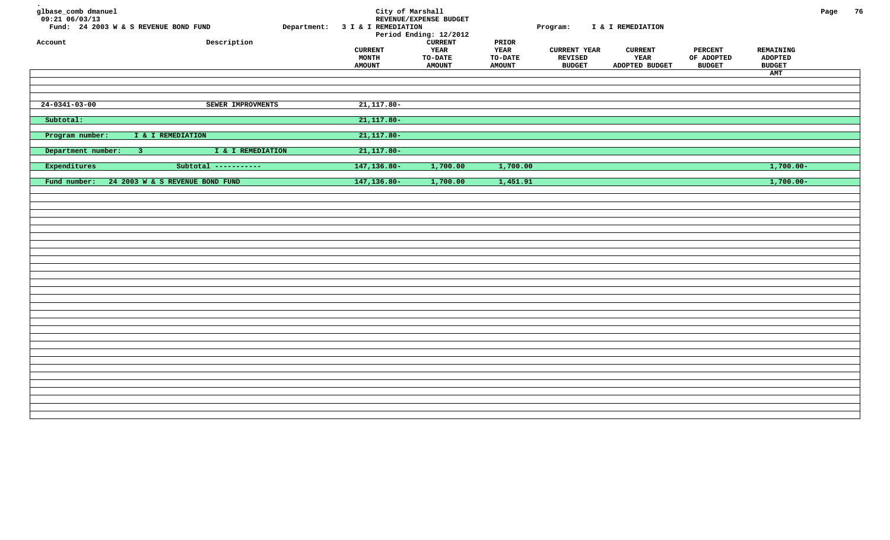glbase_comb dmanuel
09:21 06/03/13

City of Marshall
REVENUE/EXPENSE BUDGET
Period Ending: 12/2012

Fund: 24 2003 W & S REVENUE BOND FUND    Department: 3 I & I REMEDIATION    Program: I & I REMEDIATION

| Account | Description | CURRENT MONTH AMOUNT | CURRENT YEAR TO-DATE AMOUNT | PRIOR YEAR TO-DATE AMOUNT | CURRENT YEAR REVISED BUDGET | CURRENT YEAR ADOPTED BUDGET | PERCENT OF ADOPTED BUDGET | REMAINING ADOPTED BUDGET AMT |
|---|---|---|---|---|---|---|---|---|
| 24-0341-03-00 | SEWER IMPROVMENTS | 21,117.80- | | | | | | |
| Subtotal: | | 21,117.80- | | | | | | |
| Program number: I & I REMEDIATION | | 21,117.80- | | | | | | |
| Department number: 3 | I & I REMEDIATION | 21,117.80- | | | | | | |
| Expenditures | Subtotal ----------- | 147,136.80- | 1,700.00 | 1,700.00 | | | | 1,700.00- |
| Fund number: 24 2003 W & S REVENUE BOND FUND | | 147,136.80- | 1,700.00 | 1,451.91 | | | | 1,700.00- |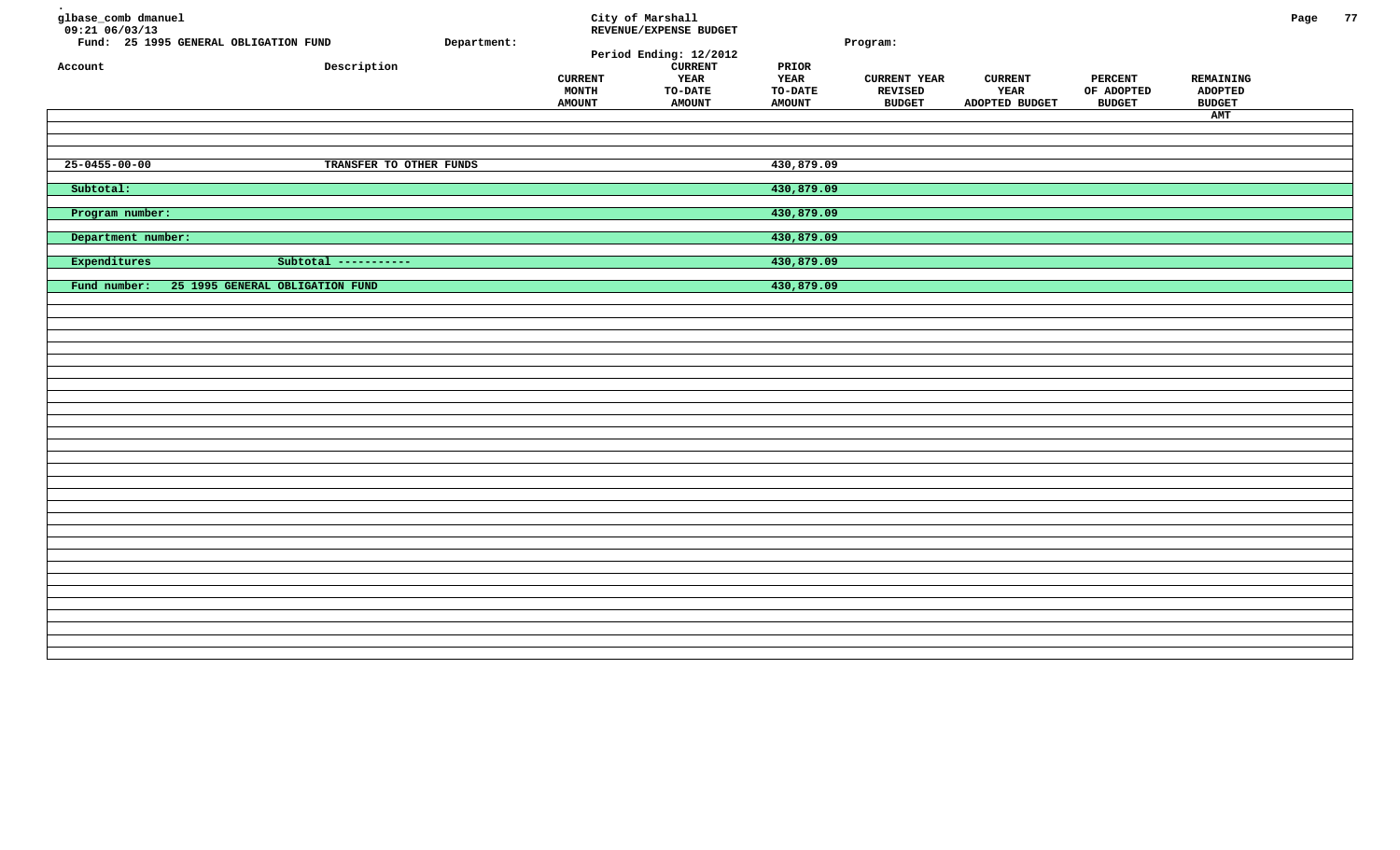glbase_comb dmanuel
09:21 06/03/13

**City of Marshall**
**REVENUE/EXPENSE BUDGET**
Period Ending: 12/2012

Fund: 25 1995 GENERAL OBLIGATION FUND    Department:    Program:

| Account | Description | CURRENT MONTH AMOUNT | CURRENT YEAR TO-DATE AMOUNT | PRIOR YEAR TO-DATE AMOUNT | CURRENT YEAR REVISED BUDGET | CURRENT YEAR ADOPTED BUDGET | PERCENT OF ADOPTED BUDGET | REMAINING ADOPTED BUDGET AMT |
|---|---|---|---|---|---|---|---|---|
| 25-0455-00-00 | TRANSFER TO OTHER FUNDS | | | 430,879.09 | | | | |
| Subtotal: | | | | 430,879.09 | | | | |
| Program number: | | | | 430,879.09 | | | | |
| Department number: | | | | 430,879.09 | | | | |
| Expenditures | Subtotal ----------- | | | 430,879.09 | | | | |
| Fund number: 25 1995 GENERAL OBLIGATION FUND | | | | 430,879.09 | | | | |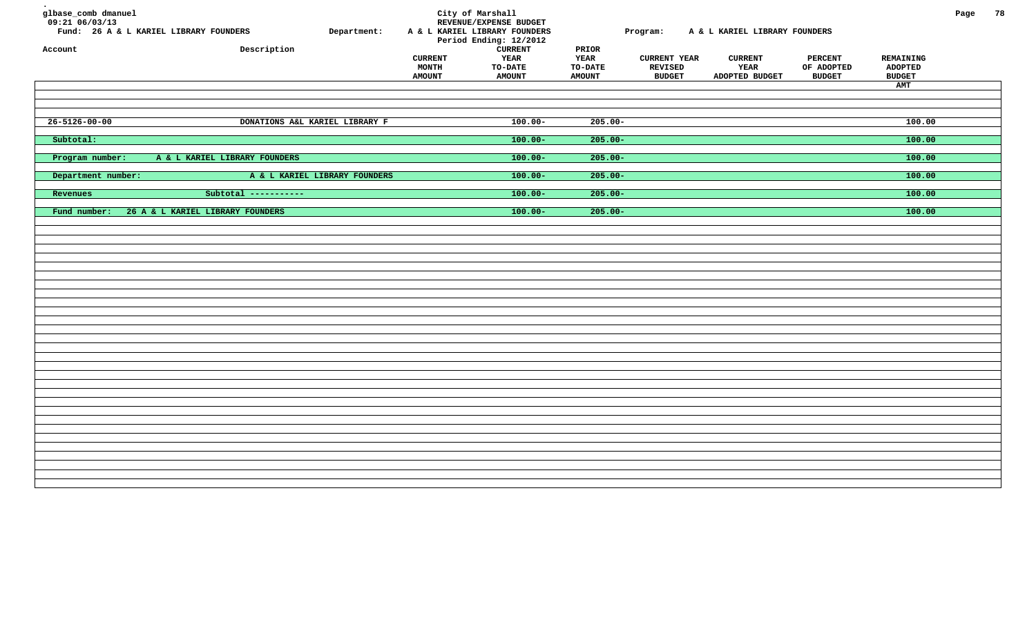glbase_comb dmanuel
09:21 06/03/13

City of Marshall
REVENUE/EXPENSE BUDGET
Period Ending: 12/2012

Fund: 26 A & L KARIEL LIBRARY FOUNDERS | Department: A & L KARIEL LIBRARY FOUNDERS | Program: A & L KARIEL LIBRARY FOUNDERS

| Account | Description | CURRENT MONTH AMOUNT | CURRENT YEAR TO-DATE AMOUNT | PRIOR YEAR TO-DATE AMOUNT | CURRENT YEAR REVISED BUDGET | CURRENT YEAR ADOPTED BUDGET | PERCENT OF ADOPTED BUDGET | REMAINING ADOPTED BUDGET AMT |
|---|---|---|---|---|---|---|---|---|
| 26-5126-00-00 | DONATIONS A&L KARIEL LIBRARY F | | 100.00- | 205.00- | | | | 100.00 |
| Subtotal: | | | 100.00- | 205.00- | | | | 100.00 |
| Program number: | A & L KARIEL LIBRARY FOUNDERS | | 100.00- | 205.00- | | | | 100.00 |
| Department number: | A & L KARIEL LIBRARY FOUNDERS | | 100.00- | 205.00- | | | | 100.00 |
| Revenues | Subtotal ----------- | | 100.00- | 205.00- | | | | 100.00 |
| Fund number: | 26 A & L KARIEL LIBRARY FOUNDERS | | 100.00- | 205.00- | | | | 100.00 |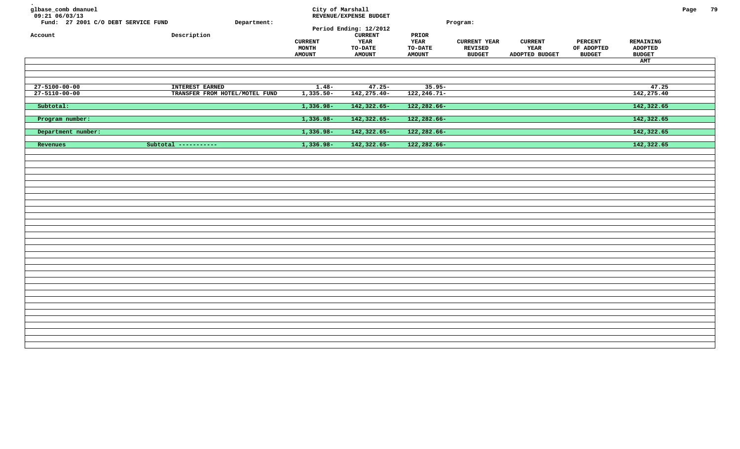glbase_comb dmanuel
09:21 06/03/13

**City of Marshall**
**REVENUE/EXPENSE BUDGET**
**Period Ending: 12/2012**

Fund: 27 2001 C/O DEBT SERVICE FUND | Department: | Program:

| Account | Description | CURRENT MONTH AMOUNT | CURRENT YEAR TO-DATE AMOUNT | PRIOR YEAR TO-DATE AMOUNT | CURRENT YEAR REVISED BUDGET | CURRENT YEAR ADOPTED BUDGET | PERCENT OF ADOPTED BUDGET | REMAINING ADOPTED BUDGET AMT |
|---|---|---|---|---|---|---|---|---|
| 27-5100-00-00 | INTEREST EARNED | 1.48- | 47.25- | 35.95- | | | | 47.25 |
| 27-5110-00-00 | TRANSFER FROM HOTEL/MOTEL FUND | 1,335.50- | 142,275.40- | 122,246.71- | | | | 142,275.40 |
| Subtotal: | | 1,336.98- | 142,322.65- | 122,282.66- | | | | 142,322.65 |
| Program number: | | 1,336.98- | 142,322.65- | 122,282.66- | | | | 142,322.65 |
| Department number: | | 1,336.98- | 142,322.65- | 122,282.66- | | | | 142,322.65 |
| Revenues | Subtotal ----------- | 1,336.98- | 142,322.65- | 122,282.66- | | | | 142,322.65 |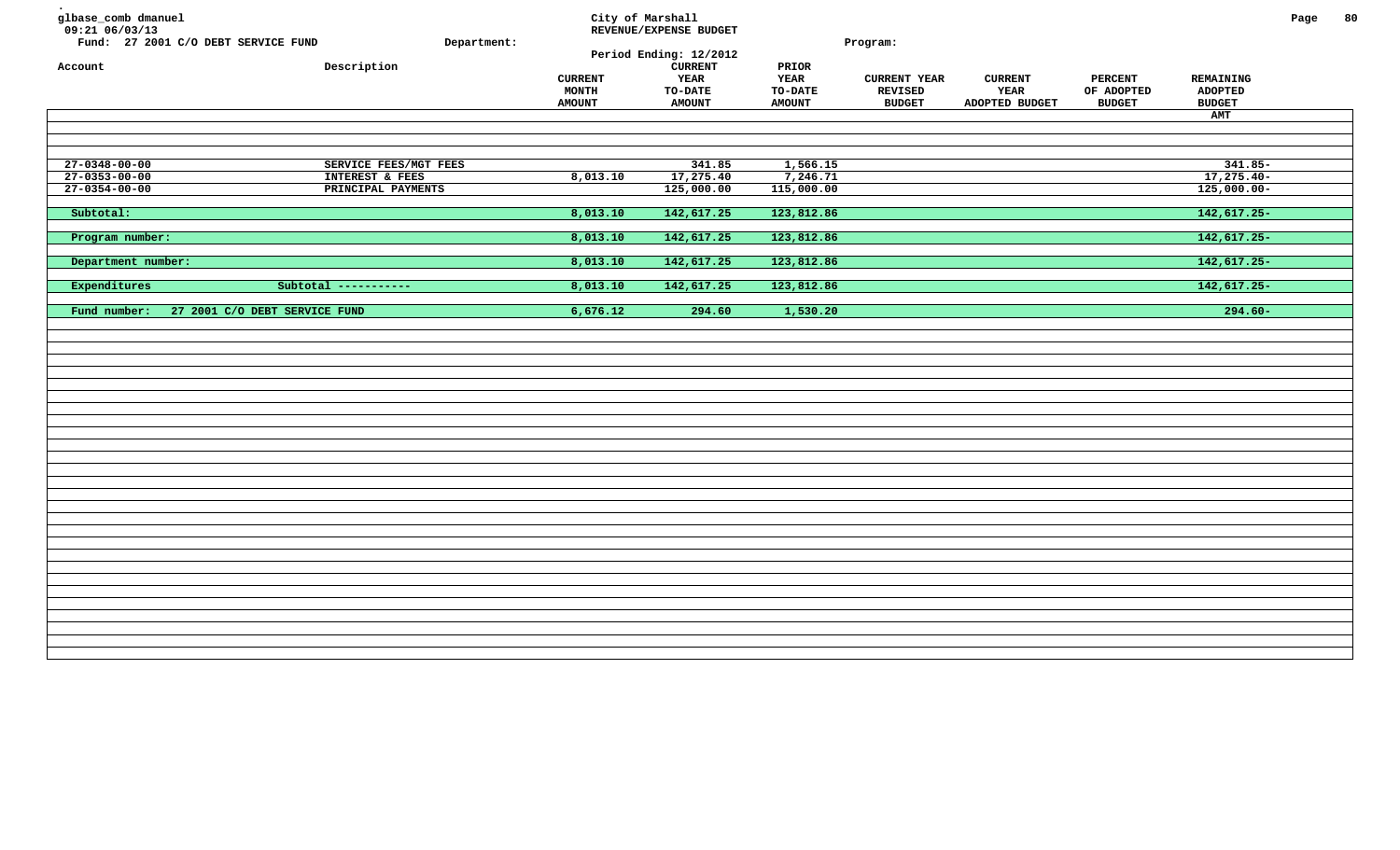glbase_comb dmanuel
09:21 06/03/13

City of Marshall
REVENUE/EXPENSE BUDGET
Period Ending: 12/2012

Fund: 27 2001 C/O DEBT SERVICE FUND    Department:    Program:

| Account | Description | CURRENT MONTH AMOUNT | CURRENT YEAR TO-DATE AMOUNT | PRIOR YEAR TO-DATE AMOUNT | CURRENT YEAR REVISED BUDGET | CURRENT YEAR ADOPTED BUDGET | PERCENT OF ADOPTED BUDGET | REMAINING ADOPTED BUDGET AMT |
|---|---|---|---|---|---|---|---|---|
| 27-0348-00-00 | SERVICE FEES/MGT FEES | | 341.85 | 1,566.15 | | | | 341.85- |
| 27-0353-00-00 | INTEREST & FEES | 8,013.10 | 17,275.40 | 7,246.71 | | | | 17,275.40- |
| 27-0354-00-00 | PRINCIPAL PAYMENTS | | 125,000.00 | 115,000.00 | | | | 125,000.00- |
| Subtotal: | | 8,013.10 | 142,617.25 | 123,812.86 | | | | 142,617.25- |
| Program number: | | 8,013.10 | 142,617.25 | 123,812.86 | | | | 142,617.25- |
| Department number: | | 8,013.10 | 142,617.25 | 123,812.86 | | | | 142,617.25- |
| Expenditures | Subtotal ----------- | 8,013.10 | 142,617.25 | 123,812.86 | | | | 142,617.25- |
| Fund number: 27 2001 C/O DEBT SERVICE FUND | | 6,676.12 | 294.60 | 1,530.20 | | | | 294.60- |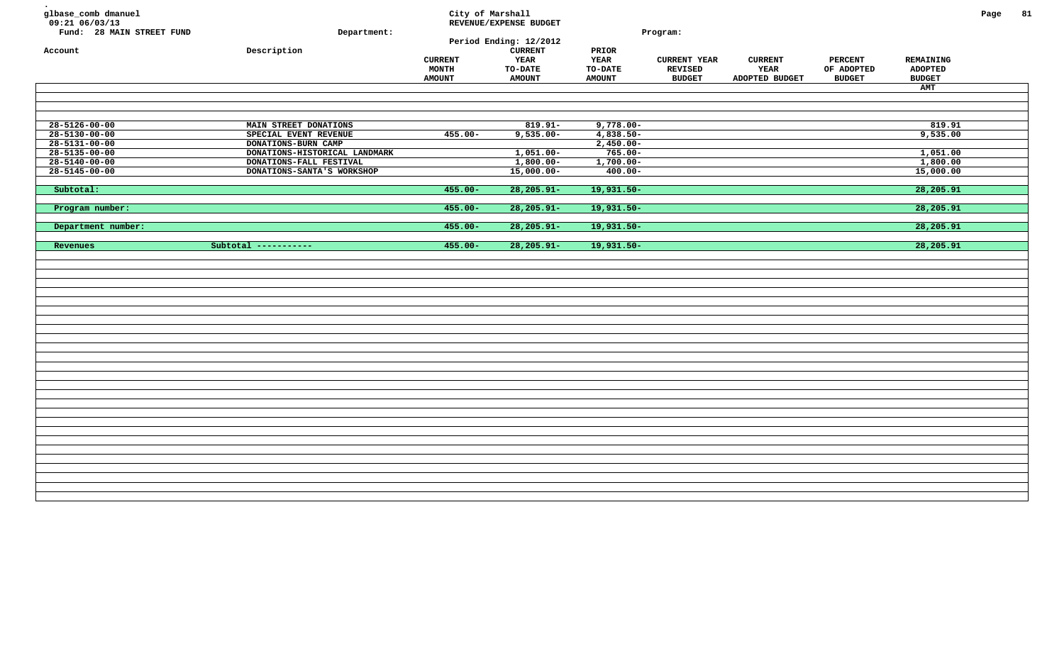glbase_comb dmanuel
09:21 06/03/13

City of Marshall
REVENUE/EXPENSE BUDGET
Period Ending: 12/2012

Fund: 28 MAIN STREET FUND | Department: | Program:

| Account | Description | CURRENT MONTH AMOUNT | CURRENT YEAR TO-DATE AMOUNT | PRIOR YEAR TO-DATE AMOUNT | CURRENT YEAR REVISED BUDGET | CURRENT YEAR ADOPTED BUDGET | PERCENT OF ADOPTED BUDGET | REMAINING ADOPTED BUDGET AMT |
|---|---|---|---|---|---|---|---|---|
| 28-5126-00-00 | MAIN STREET DONATIONS | | 819.91- | 9,778.00- | | | | 819.91 |
| 28-5130-00-00 | SPECIAL EVENT REVENUE | 455.00- | 9,535.00- | 4,838.50- | | | | 9,535.00 |
| 28-5131-00-00 | DONATIONS-BURN CAMP | | | 2,450.00- | | | | |
| 28-5135-00-00 | DONATIONS-HISTORICAL LANDMARK | | 1,051.00- | 765.00- | | | | 1,051.00 |
| 28-5140-00-00 | DONATIONS-FALL FESTIVAL | | 1,800.00- | 1,700.00- | | | | 1,800.00 |
| 28-5145-00-00 | DONATIONS-SANTA'S WORKSHOP | | 15,000.00- | 400.00- | | | | 15,000.00 |
| Subtotal: | | 455.00- | 28,205.91- | 19,931.50- | | | | 28,205.91 |
| Program number: | | 455.00- | 28,205.91- | 19,931.50- | | | | 28,205.91 |
| Department number: | | 455.00- | 28,205.91- | 19,931.50- | | | | 28,205.91 |
| Revenues | Subtotal ----------- | 455.00- | 28,205.91- | 19,931.50- | | | | 28,205.91 |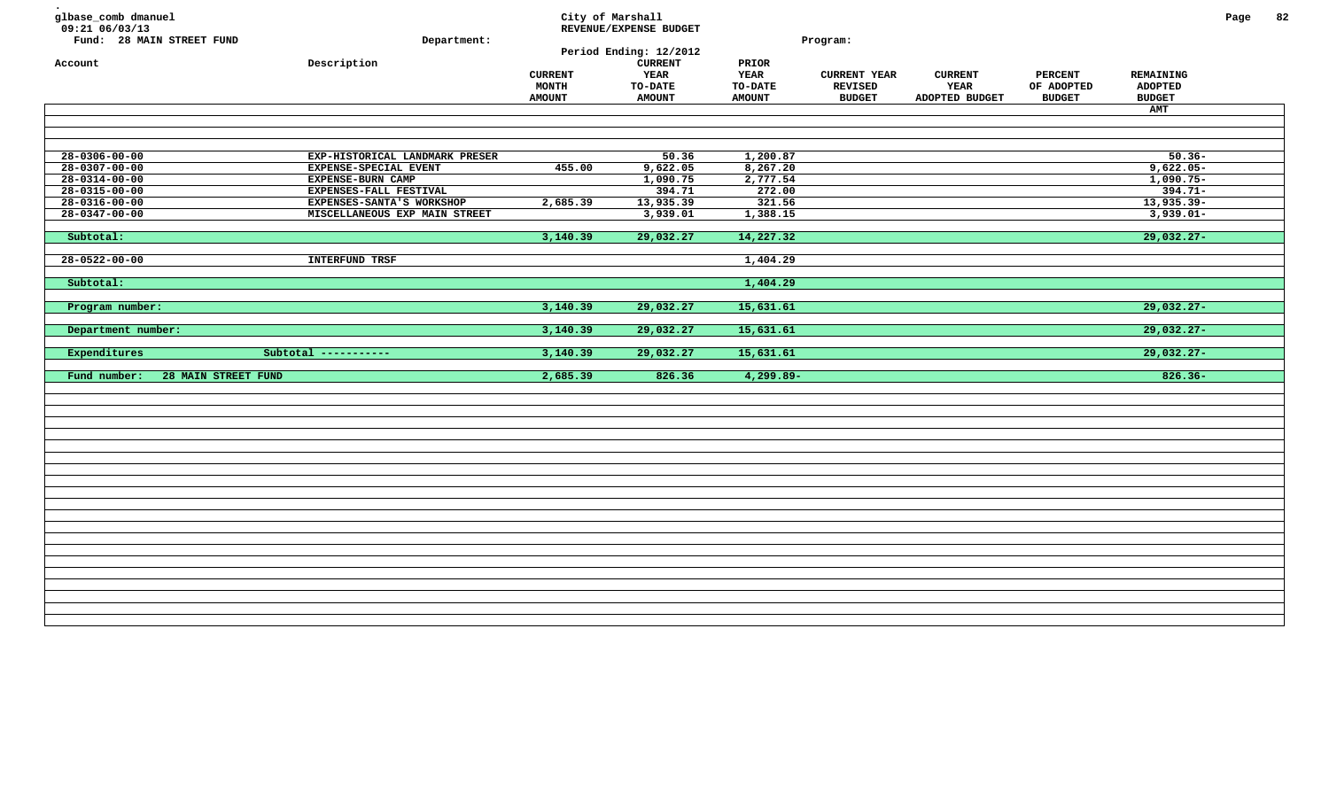glbase_comb dmanuel
09:21 06/03/13

City of Marshall
REVENUE/EXPENSE BUDGET
Period Ending: 12/2012

Fund: 28 MAIN STREET FUND    Department:    Program:

| Account | Description | CURRENT MONTH AMOUNT | CURRENT YEAR TO-DATE AMOUNT | PRIOR YEAR TO-DATE AMOUNT | CURRENT YEAR REVISED BUDGET | CURRENT YEAR ADOPTED BUDGET | PERCENT OF ADOPTED BUDGET | REMAINING ADOPTED BUDGET AMT |
|---|---|---|---|---|---|---|---|---|
| 28-0306-00-00 | EXP-HISTORICAL LANDMARK PRESER | | 50.36 | 1,200.87 | | | | 50.36- |
| 28-0307-00-00 | EXPENSE-SPECIAL EVENT | 455.00 | 9,622.05 | 8,267.20 | | | | 9,622.05- |
| 28-0314-00-00 | EXPENSE-BURN CAMP | | 1,090.75 | 2,777.54 | | | | 1,090.75- |
| 28-0315-00-00 | EXPENSES-FALL FESTIVAL | | 394.71 | 272.00 | | | | 394.71- |
| 28-0316-00-00 | EXPENSES-SANTA'S WORKSHOP | 2,685.39 | 13,935.39 | 321.56 | | | | 13,935.39- |
| 28-0347-00-00 | MISCELLANEOUS EXP MAIN STREET | | 3,939.01 | 1,388.15 | | | | 3,939.01- |
| Subtotal: | | 3,140.39 | 29,032.27 | 14,227.32 | | | | 29,032.27- |
| 28-0522-00-00 | INTERFUND TRSF | | | 1,404.29 | | | | |
| Subtotal: | | | | 1,404.29 | | | | |
| Program number: | | 3,140.39 | 29,032.27 | 15,631.61 | | | | 29,032.27- |
| Department number: | | 3,140.39 | 29,032.27 | 15,631.61 | | | | 29,032.27- |
| Expenditures | Subtotal ----------- | 3,140.39 | 29,032.27 | 15,631.61 | | | | 29,032.27- |
| Fund number: 28 MAIN STREET FUND | | 2,685.39 | 826.36 | 4,299.89- | | | | 826.36- |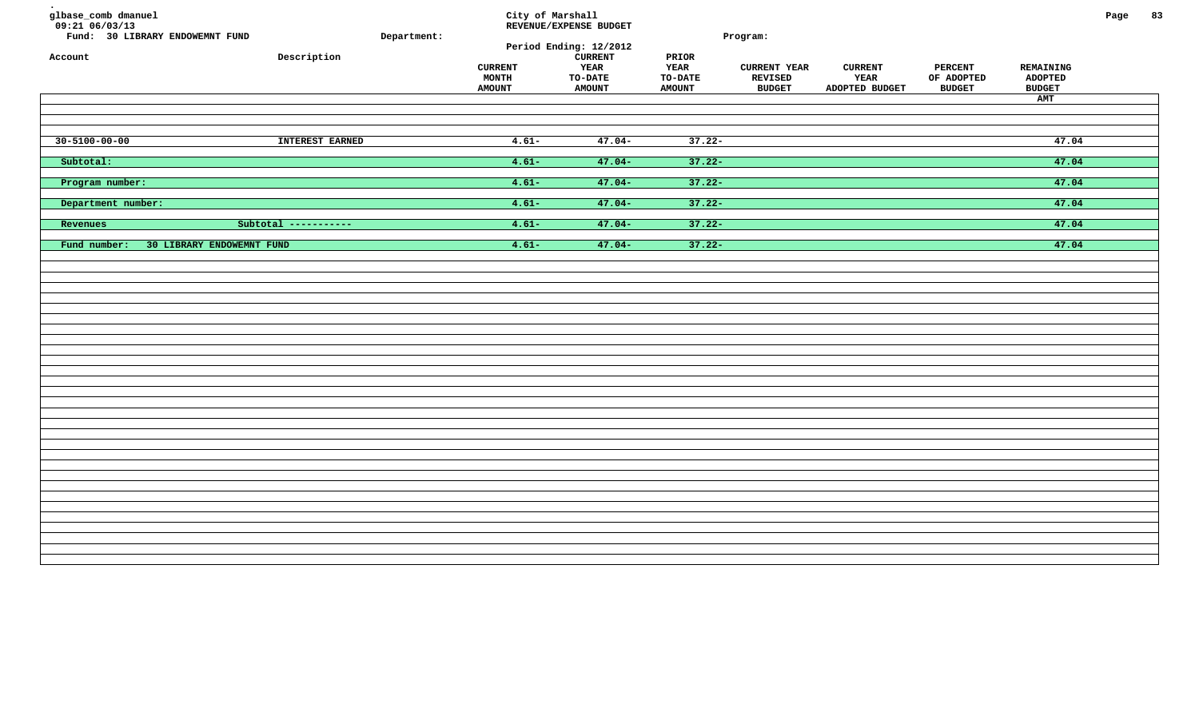City of Marshall

REVENUE/EXPENSE BUDGET

glbase_comb dmanuel
09:21 06/03/13

Fund: 30 LIBRARY ENDOWEMNT FUND | Department: | Program:

Period Ending: 12/2012

| Account | Description | CURRENT MONTH AMOUNT | CURRENT YEAR TO-DATE AMOUNT | PRIOR YEAR TO-DATE AMOUNT | CURRENT YEAR REVISED BUDGET | CURRENT YEAR ADOPTED BUDGET | PERCENT OF ADOPTED BUDGET | REMAINING ADOPTED BUDGET AMT |
|---|---|---|---|---|---|---|---|---|
| 30-5100-00-00 | INTEREST EARNED | 4.61- | 47.04- | 37.22- | | | | 47.04 |
| Subtotal: | | 4.61- | 47.04- | 37.22- | | | | 47.04 |
| Program number: | | 4.61- | 47.04- | 37.22- | | | | 47.04 |
| Department number: | | 4.61- | 47.04- | 37.22- | | | | 47.04 |
| Revenues | Subtotal ----------- | 4.61- | 47.04- | 37.22- | | | | 47.04 |
| Fund number: 30 LIBRARY ENDOWEMNT FUND | | 4.61- | 47.04- | 37.22- | | | | 47.04 |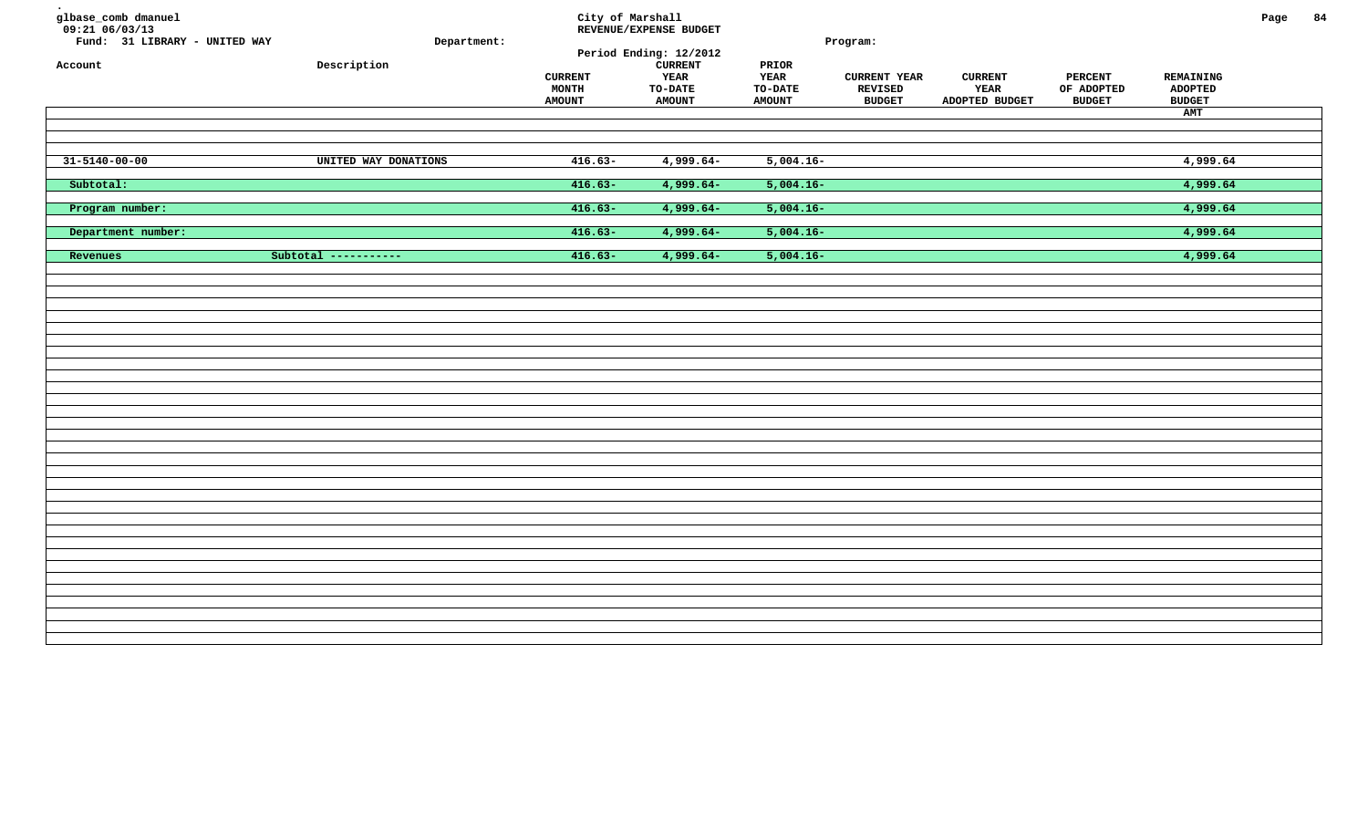glbase_comb dmanuel
09:21 06/03/13
Fund: 31 LIBRARY - UNITED WAY

Department:

# City of Marshall
## REVENUE/EXPENSE BUDGET
Period Ending: 12/2012

Program:

| Account | Description | CURRENT MONTH AMOUNT | CURRENT YEAR TO-DATE AMOUNT | PRIOR YEAR TO-DATE AMOUNT | CURRENT YEAR REVISED BUDGET | CURRENT YEAR ADOPTED BUDGET | PERCENT OF ADOPTED BUDGET | REMAINING ADOPTED BUDGET AMT |
|---|---|---|---|---|---|---|---|---|
| 31-5140-00-00 | UNITED WAY DONATIONS | 416.63- | 4,999.64- | 5,004.16- | | | | 4,999.64 |
| Subtotal: | | 416.63- | 4,999.64- | 5,004.16- | | | | 4,999.64 |
| Program number: | | 416.63- | 4,999.64- | 5,004.16- | | | | 4,999.64 |
| Department number: | | 416.63- | 4,999.64- | 5,004.16- | | | | 4,999.64 |
| Revenues | Subtotal ----------- | 416.63- | 4,999.64- | 5,004.16- | | | | 4,999.64 |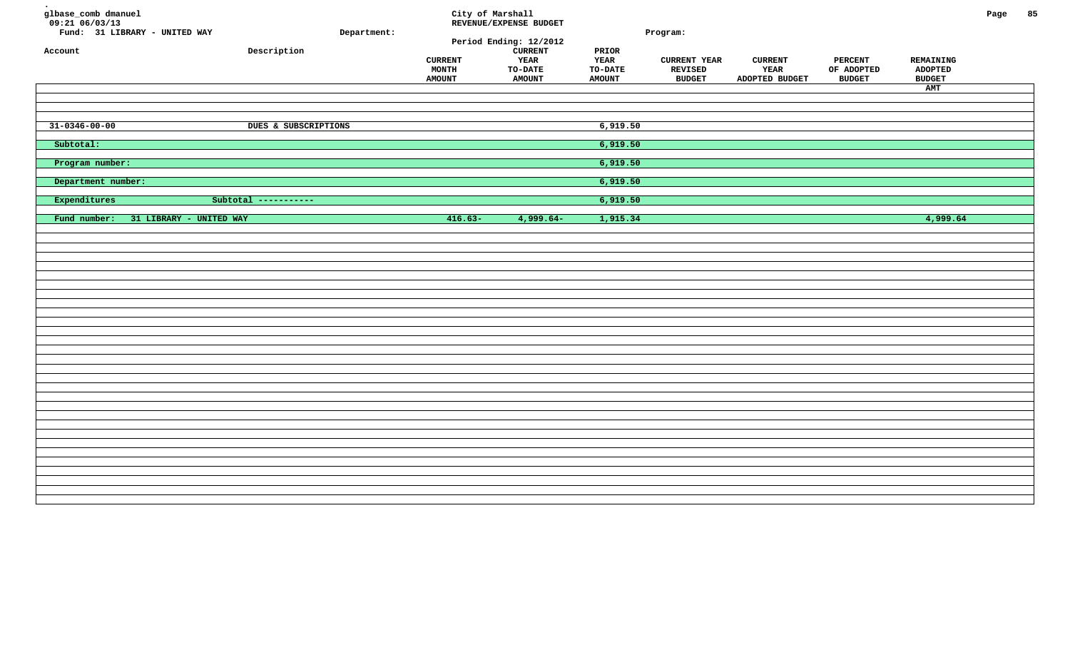glbase_comb dmanuel
09:21 06/03/13

City of Marshall
REVENUE/EXPENSE BUDGET
Period Ending: 12/2012

Fund: 31 LIBRARY - UNITED WAY
Department:
Program:

| Account | Description | CURRENT MONTH AMOUNT | CURRENT YEAR TO-DATE AMOUNT | PRIOR YEAR TO-DATE AMOUNT | CURRENT YEAR REVISED BUDGET | CURRENT YEAR ADOPTED BUDGET | PERCENT OF ADOPTED BUDGET | REMAINING ADOPTED BUDGET AMT |
|---|---|---|---|---|---|---|---|---|
| 31-0346-00-00 | DUES & SUBSCRIPTIONS | | | 6,919.50 | | | | |
| Subtotal: | | | | 6,919.50 | | | | |
| Program number: | | | | 6,919.50 | | | | |
| Department number: | | | | 6,919.50 | | | | |
| Expenditures | Subtotal ----------- | | | 6,919.50 | | | | |
| Fund number: 31 LIBRARY - UNITED WAY | | 416.63- | 4,999.64- | 1,915.34 | | | | 4,999.64 |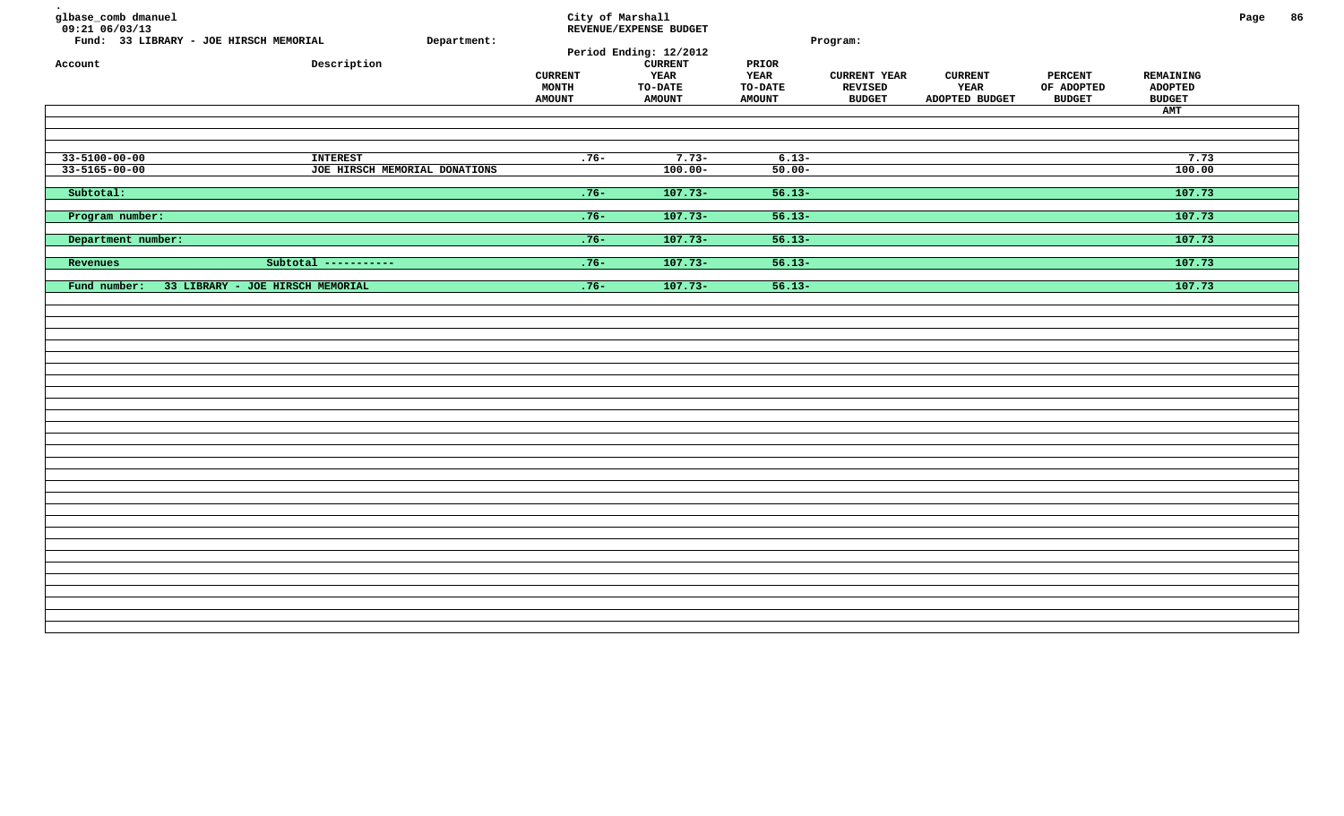glbase_comb dmanuel
09:21 06/03/13

Fund: 33 LIBRARY - JOE HIRSCH MEMORIAL    Department:    Program:

City of Marshall
REVENUE/EXPENSE BUDGET
Period Ending: 12/2012

| Account | Description | CURRENT MONTH AMOUNT | CURRENT YEAR TO-DATE AMOUNT | PRIOR YEAR TO-DATE AMOUNT | CURRENT YEAR REVISED BUDGET | CURRENT YEAR ADOPTED BUDGET | PERCENT OF ADOPTED BUDGET | REMAINING ADOPTED BUDGET AMT |
|---|---|---|---|---|---|---|---|---|
| 33-5100-00-00 | INTEREST | .76- | 7.73- | 6.13- | | | | 7.73 |
| 33-5165-00-00 | JOE HIRSCH MEMORIAL DONATIONS | | 100.00- | 50.00- | | | | 100.00 |
| Subtotal: | | .76- | 107.73- | 56.13- | | | | 107.73 |
| Program number: | | .76- | 107.73- | 56.13- | | | | 107.73 |
| Department number: | | .76- | 107.73- | 56.13- | | | | 107.73 |
| Revenues | Subtotal ----------- | .76- | 107.73- | 56.13- | | | | 107.73 |
| Fund number: 33 LIBRARY - JOE HIRSCH MEMORIAL | | .76- | 107.73- | 56.13- | | | | 107.73 |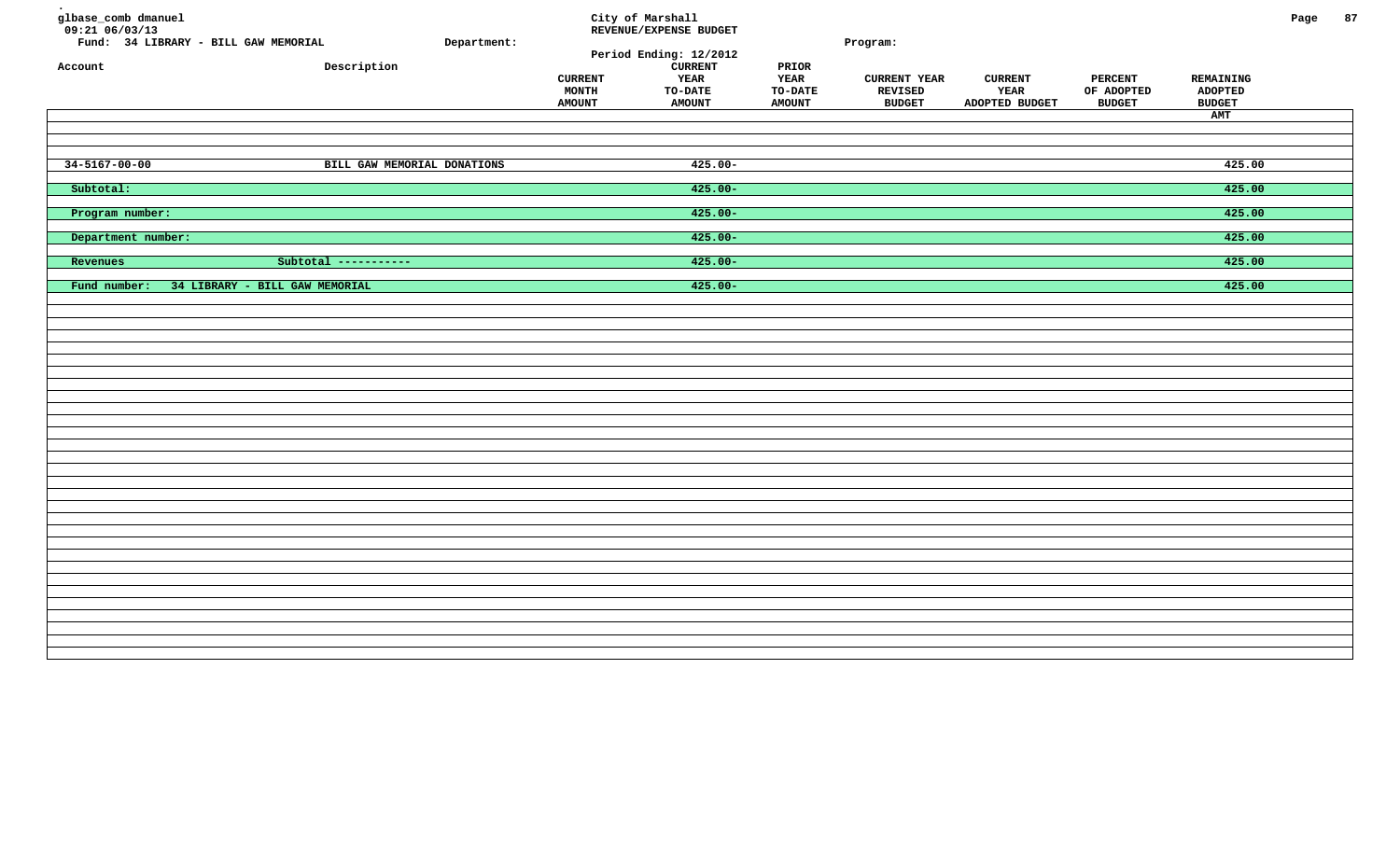glbase_comb dmanuel
09:21 06/03/13

City of Marshall
REVENUE/EXPENSE BUDGET
Period Ending: 12/2012

Fund: 34 LIBRARY - BILL GAW MEMORIAL
Department:
Program:

| Account | Description | CURRENT MONTH AMOUNT | CURRENT YEAR TO-DATE AMOUNT | PRIOR YEAR TO-DATE AMOUNT | CURRENT YEAR REVISED BUDGET | CURRENT YEAR ADOPTED BUDGET | PERCENT OF ADOPTED BUDGET | REMAINING ADOPTED BUDGET AMT |
|---|---|---|---|---|---|---|---|---|
| 34-5167-00-00 | BILL GAW MEMORIAL DONATIONS | | 425.00- | | | | | 425.00 |
| Subtotal: | | | 425.00- | | | | | 425.00 |
| Program number: | | | 425.00- | | | | | 425.00 |
| Department number: | | | 425.00- | | | | | 425.00 |
| Revenues | Subtotal ----------- | | 425.00- | | | | | 425.00 |
| Fund number: 34 LIBRARY - BILL GAW MEMORIAL | | | 425.00- | | | | | 425.00 |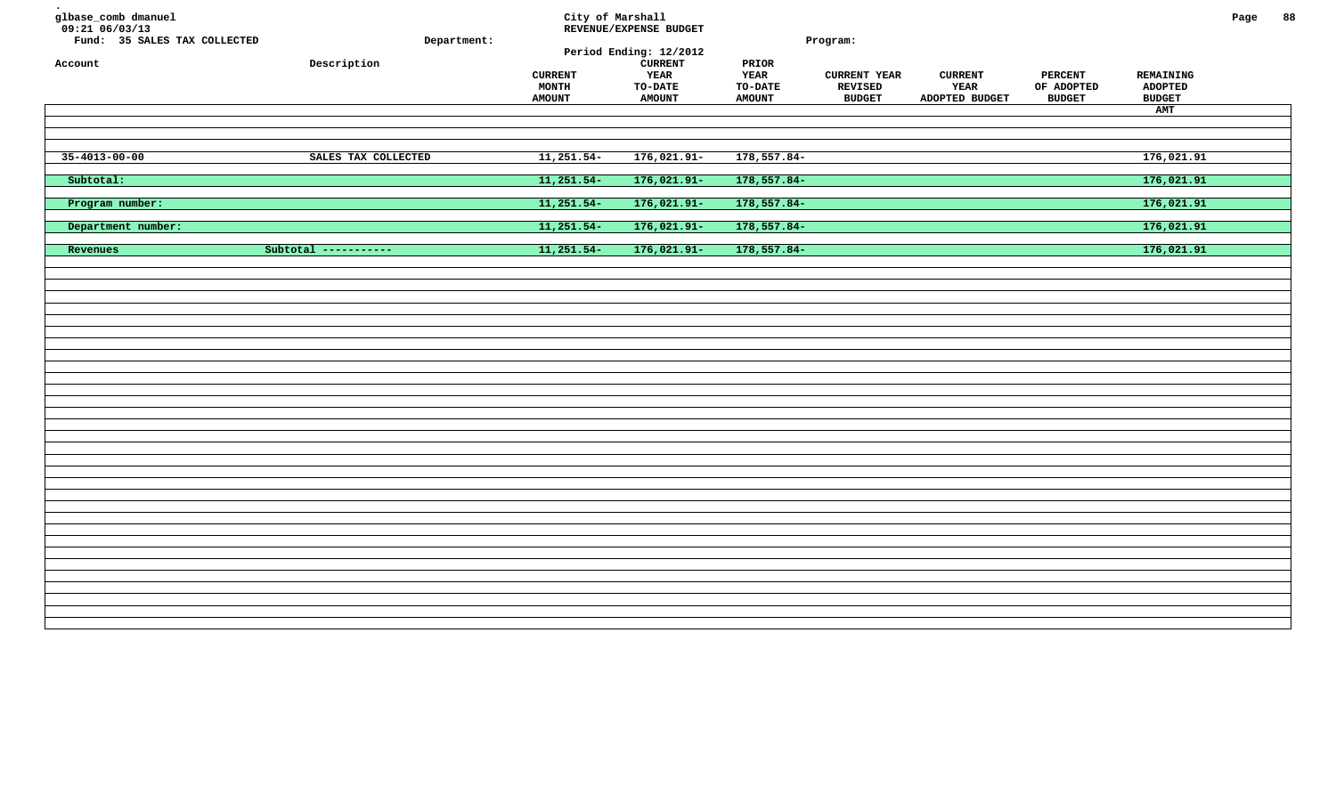glbase_comb dmanuel
09:21 06/03/13

City of Marshall
REVENUE/EXPENSE BUDGET
Period Ending: 12/2012

Fund: 35 SALES TAX COLLECTED    Department:    Program:

| Account | Description | CURRENT MONTH AMOUNT | CURRENT YEAR TO-DATE AMOUNT | PRIOR YEAR TO-DATE AMOUNT | CURRENT YEAR REVISED BUDGET | CURRENT YEAR ADOPTED BUDGET | PERCENT OF ADOPTED BUDGET | REMAINING ADOPTED BUDGET AMT |
|---|---|---|---|---|---|---|---|---|
| 35-4013-00-00 | SALES TAX COLLECTED | 11,251.54- | 176,021.91- | 178,557.84- | | | | 176,021.91 |
| Subtotal: | | 11,251.54- | 176,021.91- | 178,557.84- | | | | 176,021.91 |
| Program number: | | 11,251.54- | 176,021.91- | 178,557.84- | | | | 176,021.91 |
| Department number: | | 11,251.54- | 176,021.91- | 178,557.84- | | | | 176,021.91 |
| Revenues | Subtotal ----------- | 11,251.54- | 176,021.91- | 178,557.84- | | | | 176,021.91 |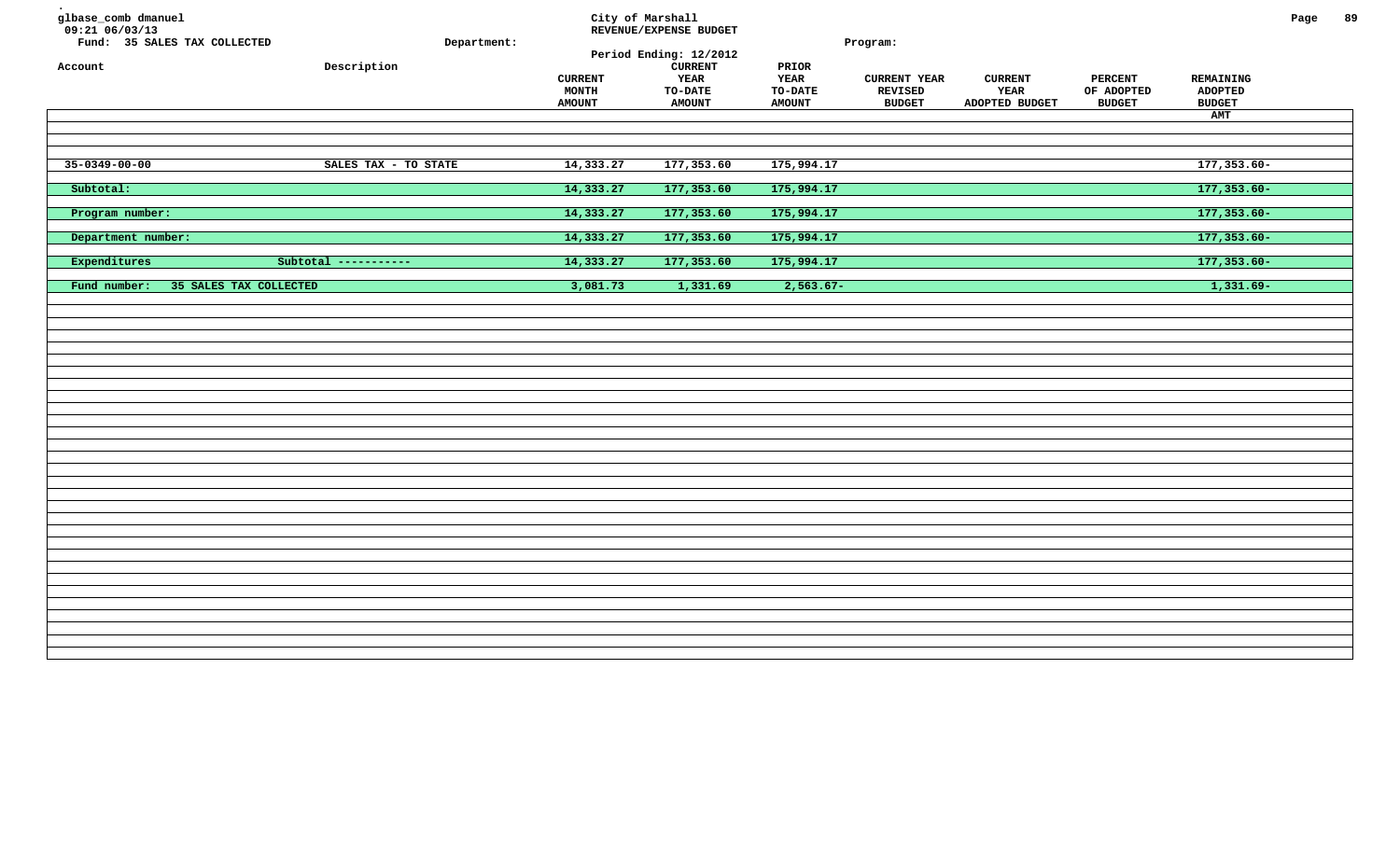glbase_comb dmanuel
09:21 06/03/13
Fund: 35 SALES TAX COLLECTED

City of Marshall
REVENUE/EXPENSE BUDGET
Period Ending: 12/2012

Department:

Program:

| Account | Description | CURRENT MONTH AMOUNT | CURRENT YEAR TO-DATE AMOUNT | PRIOR YEAR TO-DATE AMOUNT | CURRENT YEAR REVISED BUDGET | CURRENT YEAR ADOPTED BUDGET | PERCENT OF ADOPTED BUDGET | REMAINING ADOPTED BUDGET AMT |
|---|---|---|---|---|---|---|---|---|
| 35-0349-00-00 | SALES TAX - TO STATE | 14,333.27 | 177,353.60 | 175,994.17 | | | | 177,353.60- |
| Subtotal: | | 14,333.27 | 177,353.60 | 175,994.17 | | | | 177,353.60- |
| Program number: | | 14,333.27 | 177,353.60 | 175,994.17 | | | | 177,353.60- |
| Department number: | | 14,333.27 | 177,353.60 | 175,994.17 | | | | 177,353.60- |
| Expenditures | Subtotal ----------- | 14,333.27 | 177,353.60 | 175,994.17 | | | | 177,353.60- |
| Fund number: 35 SALES TAX COLLECTED | | 3,081.73 | 1,331.69 | 2,563.67- | | | | 1,331.69- |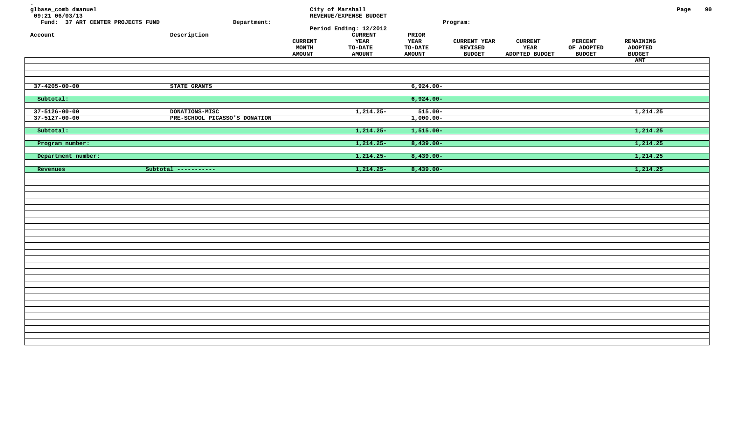glbase_comb dmanuel
09:21 06/03/13

City of Marshall
REVENUE/EXPENSE BUDGET

Fund: 37 ART CENTER PROJECTS FUND | Department: | Program:

Period Ending: 12/2012

| Account | Description | CURRENT MONTH AMOUNT | CURRENT YEAR TO-DATE AMOUNT | PRIOR YEAR TO-DATE AMOUNT | CURRENT YEAR REVISED BUDGET | CURRENT YEAR ADOPTED BUDGET | PERCENT OF ADOPTED BUDGET | REMAINING ADOPTED BUDGET AMT |
|---|---|---|---|---|---|---|---|---|
| 37-4205-00-00 | STATE GRANTS | | | 6,924.00- | | | | |
| Subtotal: | | | | 6,924.00- | | | | |
| 37-5126-00-00 | DONATIONS-MISC | | 1,214.25- | 515.00- | | | | 1,214.25 |
| 37-5127-00-00 | PRE-SCHOOL PICASSO'S DONATION | | | 1,000.00- | | | | |
| Subtotal: | | | 1,214.25- | 1,515.00- | | | | 1,214.25 |
| Program number: | | | 1,214.25- | 8,439.00- | | | | 1,214.25 |
| Department number: | | | 1,214.25- | 8,439.00- | | | | 1,214.25 |
| Revenues | Subtotal ----------- | | 1,214.25- | 8,439.00- | | | | 1,214.25 |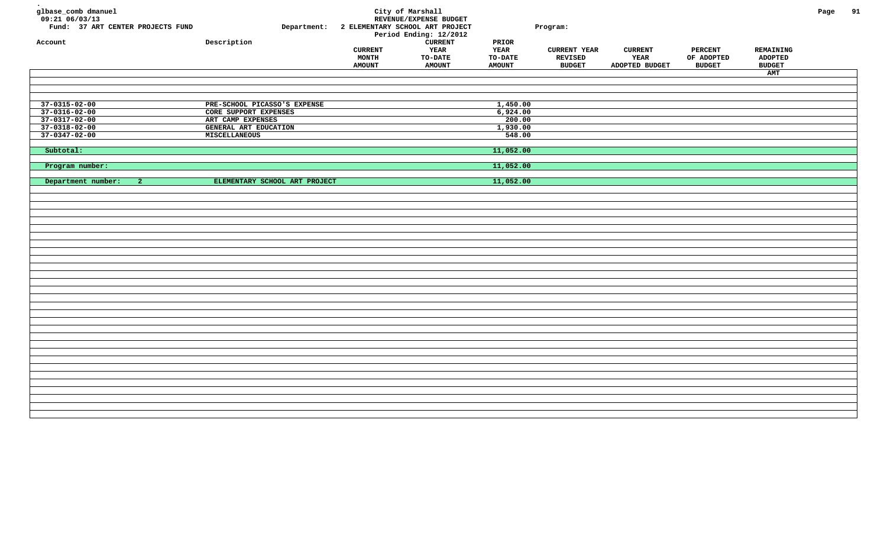glbase_comb dmanuel
09:21 06/03/13

City of Marshall
REVENUE/EXPENSE BUDGET
Period Ending: 12/2012

Fund: 37 ART CENTER PROJECTS FUND

Department: 2 ELEMENTARY SCHOOL ART PROJECT

Program:

| Account | Description | CURRENT MONTH AMOUNT | CURRENT YEAR TO-DATE AMOUNT | PRIOR YEAR TO-DATE AMOUNT | CURRENT YEAR REVISED BUDGET | CURRENT YEAR ADOPTED BUDGET | PERCENT OF ADOPTED BUDGET | REMAINING ADOPTED BUDGET AMT |
|---|---|---|---|---|---|---|---|---|
| 37-0315-02-00 | PRE-SCHOOL PICASSO'S EXPENSE | | | 1,450.00 | | | | |
| 37-0316-02-00 | CORE SUPPORT EXPENSES | | | 6,924.00 | | | | |
| 37-0317-02-00 | ART CAMP EXPENSES | | | 200.00 | | | | |
| 37-0318-02-00 | GENERAL ART EDUCATION | | | 1,930.00 | | | | |
| 37-0347-02-00 | MISCELLANEOUS | | | 548.00 | | | | |
| **Subtotal:** | | | | 11,052.00 | | | | |
| **Program number:** | | | | 11,052.00 | | | | |
| **Department number: 2** | ELEMENTARY SCHOOL ART PROJECT | | | 11,052.00 | | | | |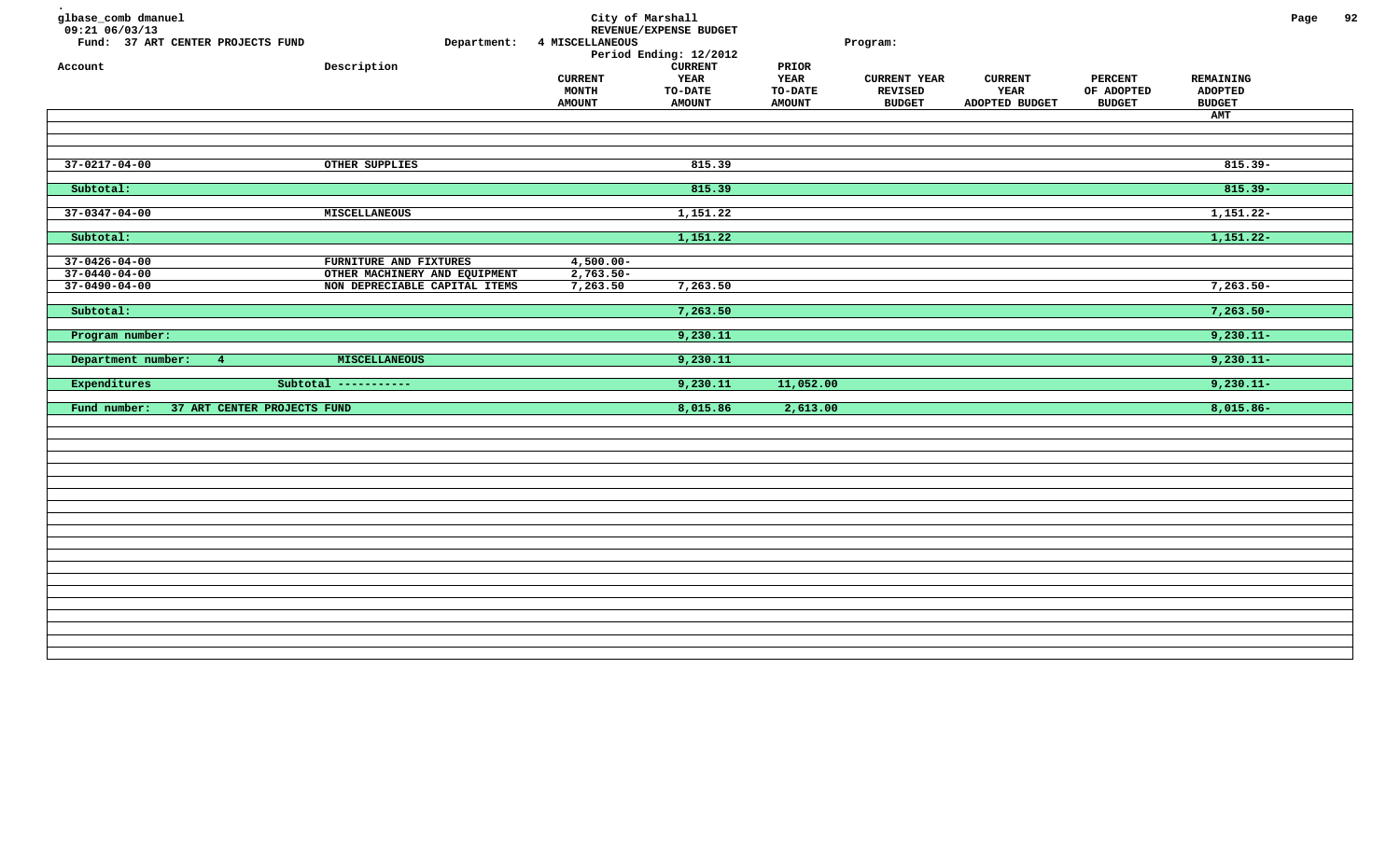glbase_comb dmanuel
09:21 06/03/13
Fund: 37 ART CENTER PROJECTS FUND

City of Marshall
REVENUE/EXPENSE BUDGET
Department: 4 MISCELLANEOUS
Period Ending: 12/2012

Program:

| Account | Description | CURRENT MONTH AMOUNT | CURRENT YEAR TO-DATE AMOUNT | PRIOR YEAR TO-DATE AMOUNT | CURRENT YEAR REVISED BUDGET | CURRENT YEAR ADOPTED BUDGET | PERCENT OF ADOPTED BUDGET | REMAINING ADOPTED BUDGET AMT |
|---|---|---|---|---|---|---|---|---|
| 37-0217-04-00 | OTHER SUPPLIES | | 815.39 | | | | | 815.39- |
| Subtotal: | | | 815.39 | | | | | 815.39- |
| 37-0347-04-00 | MISCELLANEOUS | | 1,151.22 | | | | | 1,151.22- |
| Subtotal: | | | 1,151.22 | | | | | 1,151.22- |
| 37-0426-04-00 | FURNITURE AND FIXTURES | 4,500.00- | | | | | | |
| 37-0440-04-00 | OTHER MACHINERY AND EQUIPMENT | 2,763.50- | | | | | | |
| 37-0490-04-00 | NON DEPRECIABLE CAPITAL ITEMS | 7,263.50 | 7,263.50 | | | | | 7,263.50- |
| Subtotal: | | | 7,263.50 | | | | | 7,263.50- |
| Program number: | | | 9,230.11 | | | | | 9,230.11- |
| Department number: 4 | MISCELLANEOUS | | 9,230.11 | | | | | 9,230.11- |
| Expenditures | Subtotal ----------- | | 9,230.11 | 11,052.00 | | | | 9,230.11- |
| Fund number: 37 ART CENTER PROJECTS FUND | | | 8,015.86 | 2,613.00 | | | | 8,015.86- |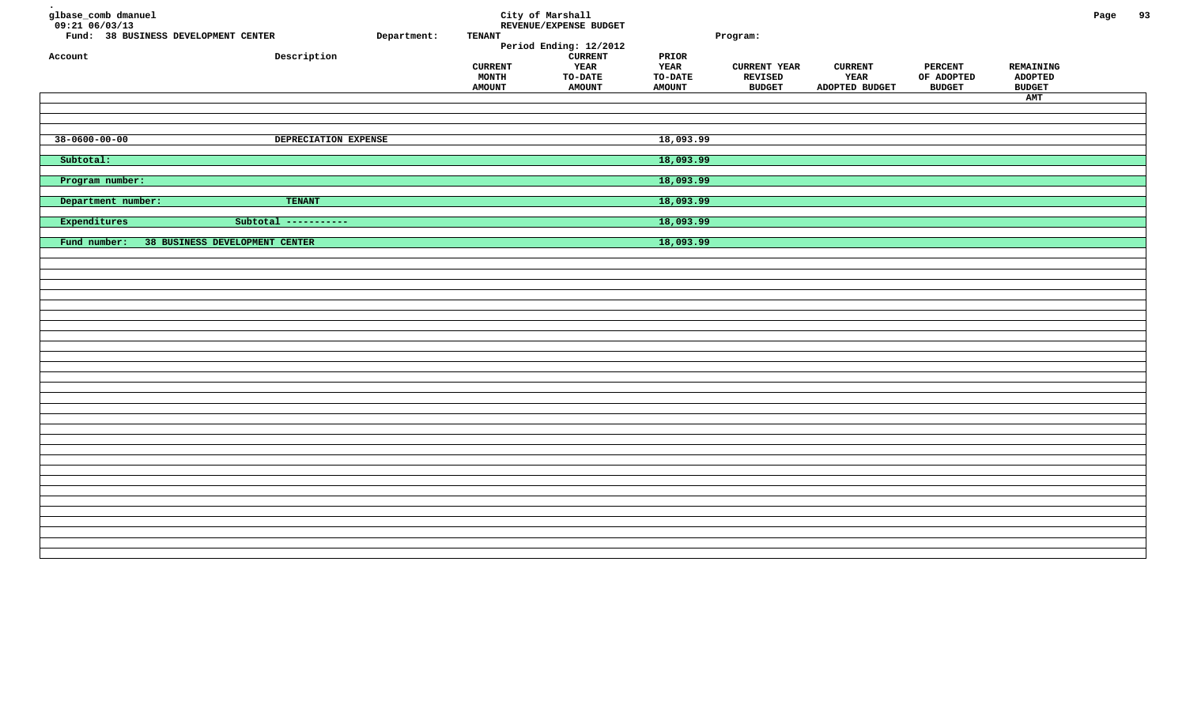glbase_comb dmanuel
09:21 06/03/13

City of Marshall
REVENUE/EXPENSE BUDGET
Period Ending: 12/2012

Fund: 38 BUSINESS DEVELOPMENT CENTER    Department: TENANT    Program:

| Account | Description | CURRENT MONTH AMOUNT | CURRENT YEAR TO-DATE AMOUNT | PRIOR YEAR TO-DATE AMOUNT | CURRENT YEAR REVISED BUDGET | CURRENT YEAR ADOPTED BUDGET | PERCENT OF ADOPTED BUDGET | REMAINING ADOPTED BUDGET AMT |
|---|---|---|---|---|---|---|---|---|
| 38-0600-00-00 | DEPRECIATION EXPENSE | | | 18,093.99 | | | | |
| Subtotal: | | | | 18,093.99 | | | | |
| Program number: | | | | 18,093.99 | | | | |
| Department number: | TENANT | | | 18,093.99 | | | | |
| Expenditures | Subtotal ----------- | | | 18,093.99 | | | | |
| Fund number: 38 BUSINESS DEVELOPMENT CENTER | | | | 18,093.99 | | | | |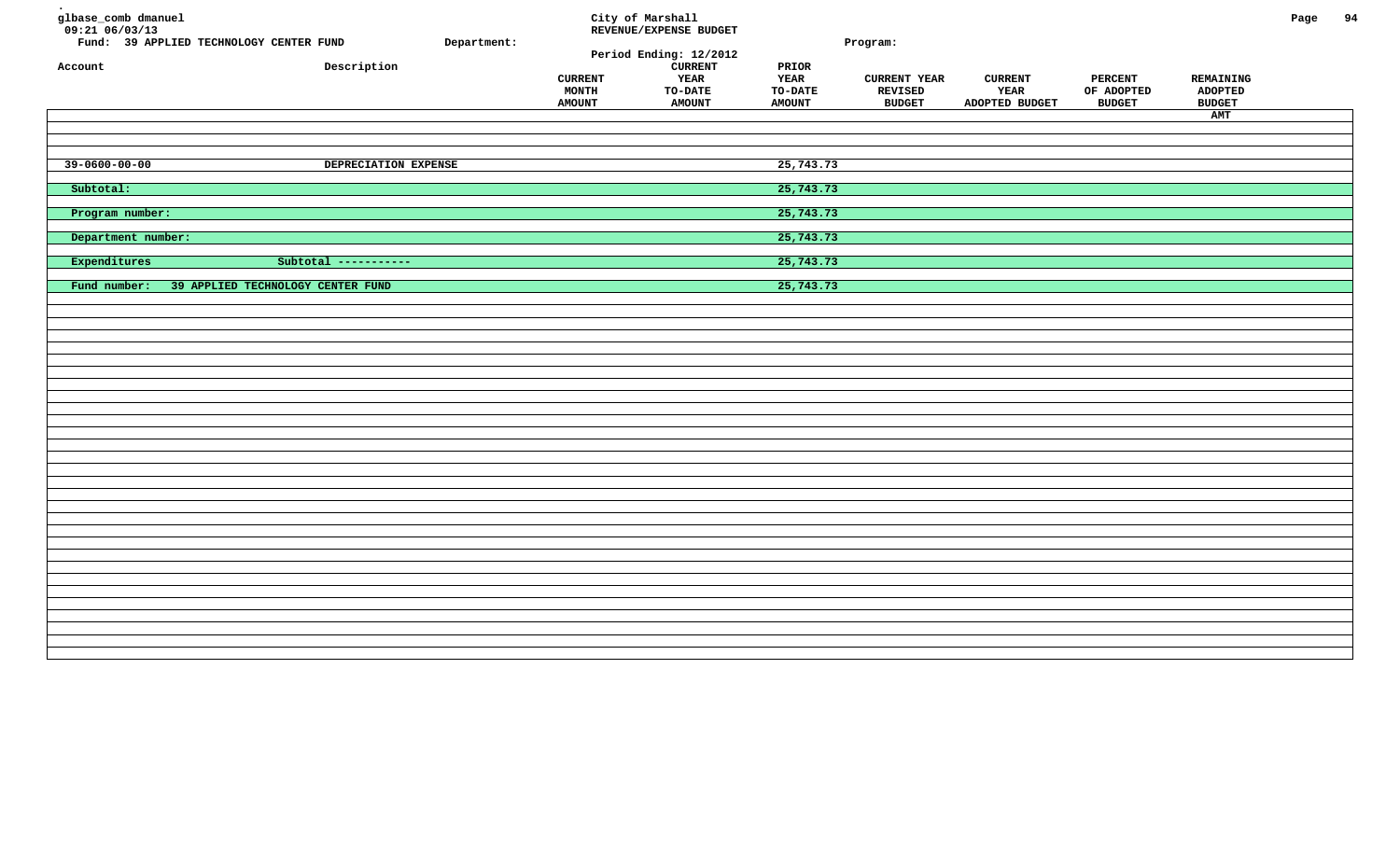glbase_comb dmanuel
09:21 06/03/13

City of Marshall
REVENUE/EXPENSE BUDGET
Period Ending: 12/2012

Fund: 39 APPLIED TECHNOLOGY CENTER FUND    Department:    Program:

| Account | Description | CURRENT MONTH AMOUNT | CURRENT YEAR TO-DATE AMOUNT | PRIOR YEAR TO-DATE AMOUNT | CURRENT YEAR REVISED BUDGET | CURRENT YEAR ADOPTED BUDGET | PERCENT OF ADOPTED BUDGET | REMAINING ADOPTED BUDGET AMT |
|---|---|---|---|---|---|---|---|---|
| 39-0600-00-00 | DEPRECIATION EXPENSE | | | 25,743.73 | | | | |
| Subtotal: | | | | 25,743.73 | | | | |
| Program number: | | | | 25,743.73 | | | | |
| Department number: | | | | 25,743.73 | | | | |
| Expenditures | Subtotal ----------- | | | 25,743.73 | | | | |
| Fund number: 39 APPLIED TECHNOLOGY CENTER FUND | | | | 25,743.73 | | | | |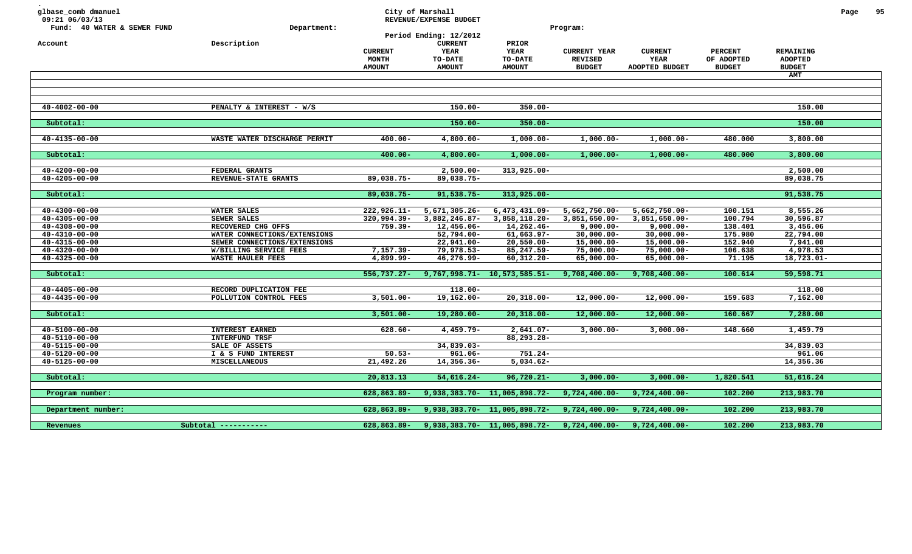glbase_comb dmanuel
09:21 06/03/13
Fund: 40 WATER & SEWER FUND

City of Marshall
REVENUE/EXPENSE BUDGET
Period Ending: 12/2012

Department: Program:

| Account | Description | CURRENT MONTH AMOUNT | CURRENT YEAR TO-DATE AMOUNT | PRIOR YEAR TO-DATE AMOUNT | CURRENT YEAR REVISED BUDGET | CURRENT YEAR ADOPTED BUDGET | PERCENT OF ADOPTED BUDGET | REMAINING ADOPTED BUDGET AMT |
|---|---|---|---|---|---|---|---|---|
| 40-4002-00-00 | PENALTY & INTEREST - W/S | | 150.00- | 350.00- | | | | 150.00 |
| Subtotal: | | | 150.00- | 350.00- | | | | 150.00 |
| 40-4135-00-00 | WASTE WATER DISCHARGE PERMIT | 400.00- | 4,800.00- | 1,000.00- | 1,000.00- | 1,000.00- | 480.000 | 3,800.00 |
| Subtotal: | | 400.00- | 4,800.00- | 1,000.00- | 1,000.00- | 1,000.00- | 480.000 | 3,800.00 |
| 40-4200-00-00 | FEDERAL GRANTS | | 2,500.00- | 313,925.00- | | | | 2,500.00 |
| 40-4205-00-00 | REVENUE-STATE GRANTS | 89,038.75- | 89,038.75- | | | | | 89,038.75 |
| Subtotal: | | 89,038.75- | 91,538.75- | 313,925.00- | | | | 91,538.75 |
| 40-4300-00-00 | WATER SALES | 222,926.11- | 5,671,305.26- | 6,473,431.09- | 5,662,750.00- | 5,662,750.00- | 100.151 | 8,555.26 |
| 40-4305-00-00 | SEWER SALES | 320,994.39- | 3,882,246.87- | 3,858,118.20- | 3,851,650.00- | 3,851,650.00- | 100.794 | 30,596.87 |
| 40-4308-00-00 | RECOVERED CHG OFFS | 759.39- | 12,456.06- | 14,262.46- | 9,000.00- | 9,000.00- | 138.401 | 3,456.06 |
| 40-4310-00-00 | WATER CONNECTIONS/EXTENSIONS | | 52,794.00- | 61,663.97- | 30,000.00- | 30,000.00- | 175.980 | 22,794.00 |
| 40-4315-00-00 | SEWER CONNECTIONS/EXTENSIONS | | 22,941.00- | 20,550.00- | 15,000.00- | 15,000.00- | 152.940 | 7,941.00 |
| 40-4320-00-00 | W/BILLING SERVICE FEES | 7,157.39- | 79,978.53- | 85,247.59- | 75,000.00- | 75,000.00- | 106.638 | 4,978.53 |
| 40-4325-00-00 | WASTE HAULER FEES | 4,899.99- | 46,276.99- | 60,312.20- | 65,000.00- | 65,000.00- | 71.195 | 18,723.01- |
| Subtotal: | | 556,737.27- | 9,767,998.71- | 10,573,585.51- | 9,708,400.00- | 9,708,400.00- | 100.614 | 59,598.71 |
| 40-4405-00-00 | RECORD DUPLICATION FEE | | 118.00- | | | | | 118.00 |
| 40-4435-00-00 | POLLUTION CONTROL FEES | 3,501.00- | 19,162.00- | 20,318.00- | 12,000.00- | 12,000.00- | 159.683 | 7,162.00 |
| Subtotal: | | 3,501.00- | 19,280.00- | 20,318.00- | 12,000.00- | 12,000.00- | 160.667 | 7,280.00 |
| 40-5100-00-00 | INTEREST EARNED | 628.60- | 4,459.79- | 2,641.07- | 3,000.00- | 3,000.00- | 148.660 | 1,459.79 |
| 40-5110-00-00 | INTERFUND TRSF | | | 88,293.28- | | | | |
| 40-5115-00-00 | SALE OF ASSETS | | 34,839.03- | | | | | 34,839.03 |
| 40-5120-00-00 | I & S FUND INTEREST | 50.53- | 961.06- | 751.24- | | | | 961.06 |
| 40-5125-00-00 | MISCELLANEOUS | 21,492.26 | 14,356.36- | 5,034.62- | | | | 14,356.36 |
| Subtotal: | | 20,813.13 | 54,616.24- | 96,720.21- | 3,000.00- | 3,000.00- | 1,820.541 | 51,616.24 |
| Program number: | | 628,863.89- | 9,938,383.70- | 11,005,898.72- | 9,724,400.00- | 9,724,400.00- | 102.200 | 213,983.70 |
| Department number: | | 628,863.89- | 9,938,383.70- | 11,005,898.72- | 9,724,400.00- | 9,724,400.00- | 102.200 | 213,983.70 |
| Revenues | Subtotal ----------- | 628,863.89- | 9,938,383.70- | 11,005,898.72- | 9,724,400.00- | 9,724,400.00- | 102.200 | 213,983.70 |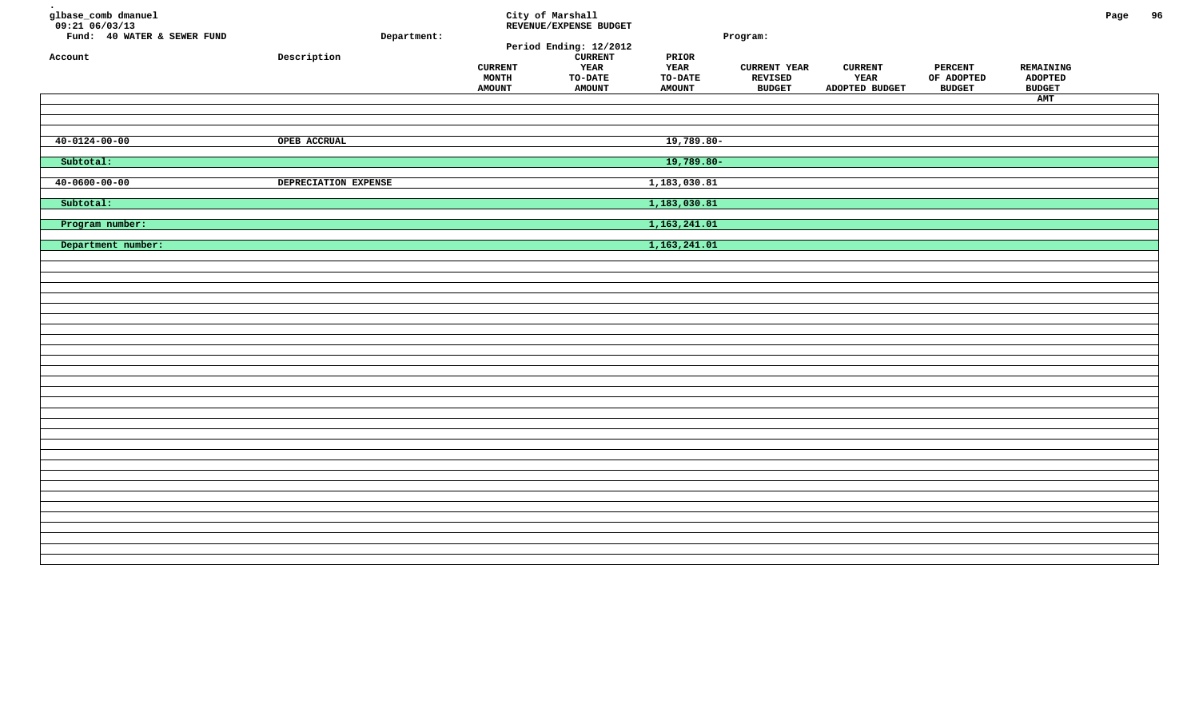glbase_comb dmanuel
09:21 06/03/13
Fund: 40 WATER & SEWER FUND

City of Marshall
REVENUE/EXPENSE BUDGET
Period Ending: 12/2012

Department:
Program:

| Account | Description | CURRENT MONTH AMOUNT | CURRENT YEAR TO-DATE AMOUNT | PRIOR YEAR TO-DATE AMOUNT | CURRENT YEAR REVISED BUDGET | CURRENT YEAR ADOPTED BUDGET | PERCENT OF ADOPTED BUDGET | REMAINING ADOPTED BUDGET AMT |
|---|---|---|---|---|---|---|---|---|
| 40-0124-00-00 | OPEB ACCRUAL | | | 19,789.80- | | | | |
| Subtotal: | | | | 19,789.80- | | | | |
| 40-0600-00-00 | DEPRECIATION EXPENSE | | | 1,183,030.81 | | | | |
| Subtotal: | | | | 1,183,030.81 | | | | |
| Program number: | | | | 1,163,241.01 | | | | |
| Department number: | | | | 1,163,241.01 | | | | |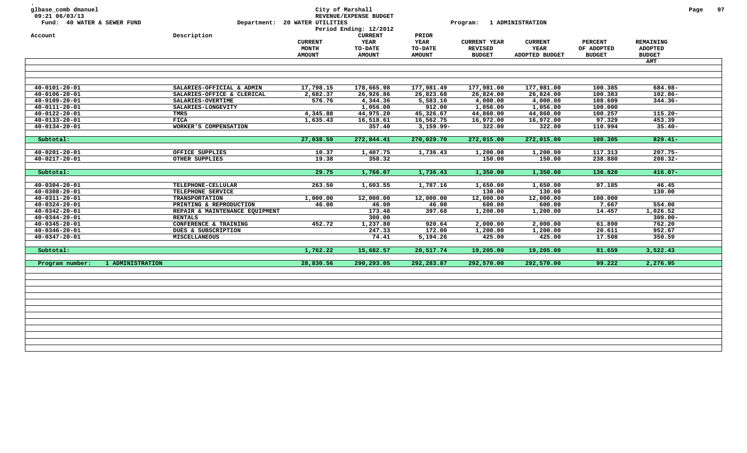glbase_comb dmanuel
09:21 06/03/13
Fund: 40 WATER & SEWER FUND

City of Marshall
REVENUE/EXPENSE BUDGET
Department: 20 WATER UTILITIES
Period Ending: 12/2012

Program: 1 ADMINISTRATION

| Account | Description | CURRENT MONTH AMOUNT | CURRENT YEAR TO-DATE AMOUNT | PRIOR YEAR TO-DATE AMOUNT | CURRENT YEAR REVISED BUDGET | CURRENT YEAR ADOPTED BUDGET | PERCENT OF ADOPTED BUDGET | REMAINING ADOPTED BUDGET AMT |
|---|---|---|---|---|---|---|---|---|
| 40-0101-20-01 | SALARIES-OFFICIAL & ADMIN | 17,798.15 | 178,665.98 | 177,981.49 | 177,981.00 | 177,981.00 | 100.385 | 684.98- |
| 40-0106-20-01 | SALARIES-OFFICE & CLERICAL | 2,682.37 | 26,926.86 | 26,823.68 | 26,824.00 | 26,824.00 | 100.383 | 102.86- |
| 40-0109-20-01 | SALARIES-OVERTIME | 576.76 | 4,344.36 | 5,583.10 | 4,000.00 | 4,000.00 | 108.609 | 344.36- |
| 40-0111-20-01 | SALARIES-LONGEVITY | | 1,056.00 | 912.00 | 1,056.00 | 1,056.00 | 100.000 | |
| 40-0122-20-01 | TMRS | 4,345.88 | 44,975.20 | 45,326.67 | 44,860.00 | 44,860.00 | 100.257 | 115.20- |
| 40-0133-20-01 | FICA | 1,635.43 | 16,518.61 | 16,562.75 | 16,972.00 | 16,972.00 | 97.329 | 453.39 |
| 40-0134-20-01 | WORKER'S COMPENSATION | | 357.40 | 3,159.99- | 322.00 | 322.00 | 110.994 | 35.40- |
| Subtotal: | | 27,038.59 | 272,844.41 | 270,029.70 | 272,015.00 | 272,015.00 | 100.305 | 829.41- |
| 40-0201-20-01 | OFFICE SUPPLIES | 10.37 | 1,407.75 | 1,736.43 | 1,200.00 | 1,200.00 | 117.313 | 207.75- |
| 40-0217-20-01 | OTHER SUPPLIES | 19.38 | 358.32 | | 150.00 | 150.00 | 238.880 | 208.32- |
| Subtotal: | | 29.75 | 1,766.07 | 1,736.43 | 1,350.00 | 1,350.00 | 130.820 | 416.07- |
| 40-0304-20-01 | TELEPHONE-CELLULAR | 263.50 | 1,603.55 | 1,787.16 | 1,650.00 | 1,650.00 | 97.185 | 46.45 |
| 40-0308-20-01 | TELEPHONE SERVICE | | | | 130.00 | 130.00 | | 130.00 |
| 40-0311-20-01 | TRANSPORTATION | 1,000.00 | 12,000.00 | 12,000.00 | 12,000.00 | 12,000.00 | 100.000 | |
| 40-0324-20-01 | PRINTING & REPRODUCTION | 46.00 | 46.00 | 46.00 | 600.00 | 600.00 | 7.667 | 554.00 |
| 40-0342-20-01 | REPAIR & MAINTENANCE EQUIPMENT | | 173.48 | 397.68 | 1,200.00 | 1,200.00 | 14.457 | 1,026.52 |
| 40-0344-20-01 | RENTALS | | 300.00 | | | | | 300.00- |
| 40-0345-20-01 | CONFERENCE & TRAINING | 452.72 | 1,237.80 | 920.64 | 2,000.00 | 2,000.00 | 61.890 | 762.20 |
| 40-0346-20-01 | DUES & SUBSCRIPTION | | 247.33 | 172.00 | 1,200.00 | 1,200.00 | 20.611 | 952.67 |
| 40-0347-20-01 | MISCELLANEOUS | | 74.41 | 5,194.26 | 425.00 | 425.00 | 17.508 | 350.59 |
| Subtotal: | | 1,762.22 | 15,682.57 | 20,517.74 | 19,205.00 | 19,205.00 | 81.659 | 3,522.43 |
| Program number: 1 ADMINISTRATION | | 28,830.56 | 290,293.05 | 292,283.87 | 292,570.00 | 292,570.00 | 99.222 | 2,276.95 |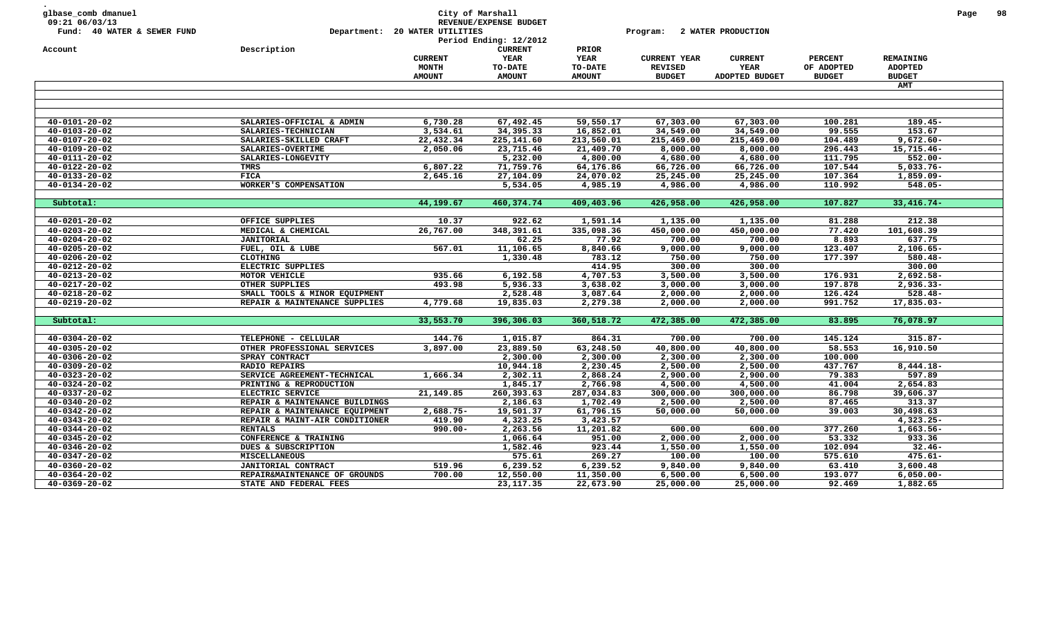glbase_comb dmanuel
09:21 06/03/13
Fund: 40 WATER & SEWER FUND

City of Marshall
REVENUE/EXPENSE BUDGET
Department: 20 WATER UTILITIES
Period Ending: 12/2012

Program: 2 WATER PRODUCTION

| Account | Description | CURRENT MONTH AMOUNT | CURRENT YEAR TO-DATE AMOUNT | PRIOR YEAR TO-DATE AMOUNT | CURRENT YEAR REVISED BUDGET | CURRENT YEAR ADOPTED BUDGET | PERCENT OF ADOPTED BUDGET | REMAINING ADOPTED BUDGET AMT |
|---|---|---|---|---|---|---|---|---|
| 40-0101-20-02 | SALARIES-OFFICIAL & ADMIN | 6,730.28 | 67,492.45 | 59,550.17 | 67,303.00 | 67,303.00 | 100.281 | 189.45- |
| 40-0103-20-02 | SALARIES-TECHNICIAN | 3,534.61 | 34,395.33 | 16,852.01 | 34,549.00 | 34,549.00 | 99.555 | 153.67 |
| 40-0107-20-02 | SALARIES-SKILLED CRAFT | 22,432.34 | 225,141.60 | 213,560.01 | 215,469.00 | 215,469.00 | 104.489 | 9,672.60- |
| 40-0109-20-02 | SALARIES-OVERTIME | 2,050.06 | 23,715.46 | 21,409.70 | 8,000.00 | 8,000.00 | 296.443 | 15,715.46- |
| 40-0111-20-02 | SALARIES-LONGEVITY | | 5,232.00 | 4,800.00 | 4,680.00 | 4,680.00 | 111.795 | 552.00- |
| 40-0122-20-02 | TMRS | 6,807.22 | 71,759.76 | 64,176.86 | 66,726.00 | 66,726.00 | 107.544 | 5,033.76- |
| 40-0133-20-02 | FICA | 2,645.16 | 27,104.09 | 24,070.02 | 25,245.00 | 25,245.00 | 107.364 | 1,859.09- |
| 40-0134-20-02 | WORKER'S COMPENSATION | | 5,534.05 | 4,985.19 | 4,986.00 | 4,986.00 | 110.992 | 548.05- |
| Subtotal: | | 44,199.67 | 460,374.74 | 409,403.96 | 426,958.00 | 426,958.00 | 107.827 | 33,416.74- |
| 40-0201-20-02 | OFFICE SUPPLIES | 10.37 | 922.62 | 1,591.14 | 1,135.00 | 1,135.00 | 81.288 | 212.38 |
| 40-0203-20-02 | MEDICAL & CHEMICAL | 26,767.00 | 348,391.61 | 335,098.36 | 450,000.00 | 450,000.00 | 77.420 | 101,608.39 |
| 40-0204-20-02 | JANITORIAL | | 62.25 | 77.92 | 700.00 | 700.00 | 8.893 | 637.75 |
| 40-0205-20-02 | FUEL, OIL & LUBE | 567.01 | 11,106.65 | 8,840.66 | 9,000.00 | 9,000.00 | 123.407 | 2,106.65- |
| 40-0206-20-02 | CLOTHING | | 1,330.48 | 783.12 | 750.00 | 750.00 | 177.397 | 580.48- |
| 40-0212-20-02 | ELECTRIC SUPPLIES | | | 414.95 | 300.00 | 300.00 | | 300.00 |
| 40-0213-20-02 | MOTOR VEHICLE | 935.66 | 6,192.58 | 4,707.53 | 3,500.00 | 3,500.00 | 176.931 | 2,692.58- |
| 40-0217-20-02 | OTHER SUPPLIES | 493.98 | 5,936.33 | 3,638.02 | 3,000.00 | 3,000.00 | 197.878 | 2,936.33- |
| 40-0218-20-02 | SMALL TOOLS & MINOR EQUIPMENT | | 2,528.48 | 3,087.64 | 2,000.00 | 2,000.00 | 126.424 | 528.48- |
| 40-0219-20-02 | REPAIR & MAINTENANCE SUPPLIES | 4,779.68 | 19,835.03 | 2,279.38 | 2,000.00 | 2,000.00 | 991.752 | 17,835.03- |
| Subtotal: | | 33,553.70 | 396,306.03 | 360,518.72 | 472,385.00 | 472,385.00 | 83.895 | 76,078.97 |
| 40-0304-20-02 | TELEPHONE - CELLULAR | 144.76 | 1,015.87 | 864.31 | 700.00 | 700.00 | 145.124 | 315.87- |
| 40-0305-20-02 | OTHER PROFESSIONAL SERVICES | 3,897.00 | 23,889.50 | 63,248.50 | 40,800.00 | 40,800.00 | 58.553 | 16,910.50 |
| 40-0306-20-02 | SPRAY CONTRACT | | 2,300.00 | 2,300.00 | 2,300.00 | 2,300.00 | 100.000 | |
| 40-0309-20-02 | RADIO REPAIRS | | 10,944.18 | 2,230.45 | 2,500.00 | 2,500.00 | 437.767 | 8,444.18- |
| 40-0323-20-02 | SERVICE AGREEMENT-TECHNICAL | 1,666.34 | 2,302.11 | 2,868.24 | 2,900.00 | 2,900.00 | 79.383 | 597.89 |
| 40-0324-20-02 | PRINTING & REPRODUCTION | | 1,845.17 | 2,766.98 | 4,500.00 | 4,500.00 | 41.004 | 2,654.83 |
| 40-0337-20-02 | ELECTRIC SERVICE | 21,149.85 | 260,393.63 | 287,034.83 | 300,000.00 | 300,000.00 | 86.798 | 39,606.37 |
| 40-0340-20-02 | REPAIR & MAINTENANCE BUILDINGS | | 2,186.63 | 1,702.49 | 2,500.00 | 2,500.00 | 87.465 | 313.37 |
| 40-0342-20-02 | REPAIR & MAINTENANCE EQUIPMENT | 2,688.75- | 19,501.37 | 61,796.15 | 50,000.00 | 50,000.00 | 39.003 | 30,498.63 |
| 40-0343-20-02 | REPAIR & MAINT-AIR CONDITIONER | 419.90 | 4,323.25 | 3,423.57 | | | | 4,323.25- |
| 40-0344-20-02 | RENTALS | 990.00- | 2,263.56 | 11,201.82 | 600.00 | 600.00 | 377.260 | 1,663.56- |
| 40-0345-20-02 | CONFERENCE & TRAINING | | 1,066.64 | 951.00 | 2,000.00 | 2,000.00 | 53.332 | 933.36 |
| 40-0346-20-02 | DUES & SUBSCRIPTION | | 1,582.46 | 923.44 | 1,550.00 | 1,550.00 | 102.094 | 32.46- |
| 40-0347-20-02 | MISCELLANEOUS | | 575.61 | 269.27 | 100.00 | 100.00 | 575.610 | 475.61- |
| 40-0360-20-02 | JANITORIAL CONTRACT | 519.96 | 6,239.52 | 6,239.52 | 9,840.00 | 9,840.00 | 63.410 | 3,600.48 |
| 40-0364-20-02 | REPAIR&MAINTENANCE OF GROUNDS | 700.00 | 12,550.00 | 11,350.00 | 6,500.00 | 6,500.00 | 193.077 | 6,050.00- |
| 40-0369-20-02 | STATE AND FEDERAL FEES | | 23,117.35 | 22,673.90 | 25,000.00 | 25,000.00 | 92.469 | 1,882.65 |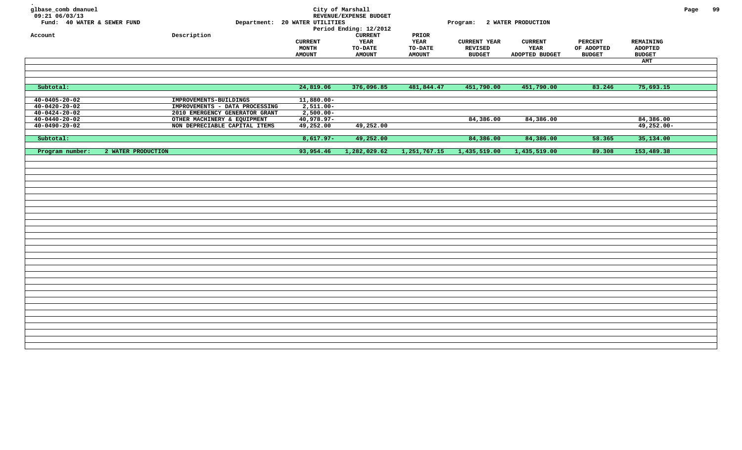glbase_comb dmanuel
09:21 06/03/13

City of Marshall
REVENUE/EXPENSE BUDGET
Period Ending: 12/2012

Fund: 40 WATER & SEWER FUND
Department: 20 WATER UTILITIES
Program: 2 WATER PRODUCTION

| Account | Description | CURRENT MONTH AMOUNT | CURRENT YEAR TO-DATE AMOUNT | PRIOR YEAR TO-DATE AMOUNT | CURRENT YEAR REVISED BUDGET | CURRENT YEAR ADOPTED BUDGET | PERCENT OF ADOPTED BUDGET | REMAINING ADOPTED BUDGET AMT |
|---|---|---|---|---|---|---|---|---|
| Subtotal: | | 24,819.06 | 376,096.85 | 481,844.47 | 451,790.00 | 451,790.00 | 83.246 | 75,693.15 |
| 40-0405-20-02 | IMPROVEMENTS-BUILDINGS | 11,880.00- | | | | | | |
| 40-0420-20-02 | IMPROVEMENTS - DATA PROCESSING | 2,511.00- | | | | | | |
| 40-0424-20-02 | 2010 EMERGENCY GENERATOR GRANT | 2,500.00- | | | | | | |
| 40-0440-20-02 | OTHER MACHINERY & EQUIPMENT | 40,978.97- | | | 84,386.00 | 84,386.00 | | 84,386.00 |
| 40-0490-20-02 | NON DEPRECIABLE CAPITAL ITEMS | 49,252.00 | 49,252.00 | | | | | 49,252.00- |
| Subtotal: | | 8,617.97- | 49,252.00 | | 84,386.00 | 84,386.00 | 58.365 | 35,134.00 |
| Program number: | 2 WATER PRODUCTION | 93,954.46 | 1,282,029.62 | 1,251,767.15 | 1,435,519.00 | 1,435,519.00 | 89.308 | 153,489.38 |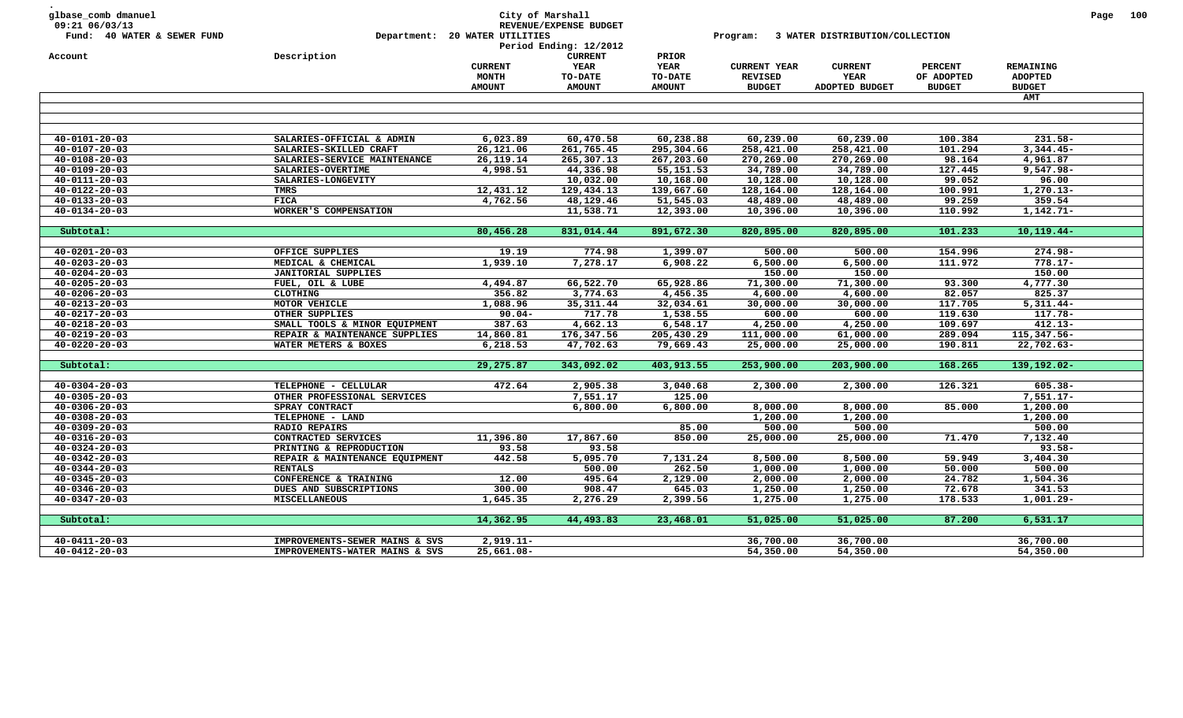glbase_comb dmanuel
09:21 06/03/13
Fund: 40 WATER & SEWER FUND

City of Marshall
REVENUE/EXPENSE BUDGET
Department: 20 WATER UTILITIES
Period Ending: 12/2012

Program: 3 WATER DISTRIBUTION/COLLECTION

| Account | Description | CURRENT MONTH AMOUNT | CURRENT YEAR TO-DATE AMOUNT | PRIOR YEAR TO-DATE AMOUNT | CURRENT YEAR REVISED BUDGET | CURRENT YEAR ADOPTED BUDGET | PERCENT OF ADOPTED BUDGET | REMAINING ADOPTED BUDGET AMT |
|---|---|---|---|---|---|---|---|---|
| 40-0101-20-03 | SALARIES-OFFICIAL & ADMIN | 6,023.89 | 60,470.58 | 60,238.88 | 60,239.00 | 60,239.00 | 100.384 | 231.58- |
| 40-0107-20-03 | SALARIES-SKILLED CRAFT | 26,121.06 | 261,765.45 | 295,304.66 | 258,421.00 | 258,421.00 | 101.294 | 3,344.45- |
| 40-0108-20-03 | SALARIES-SERVICE MAINTENANCE | 26,119.14 | 265,307.13 | 267,203.60 | 270,269.00 | 270,269.00 | 98.164 | 4,961.87 |
| 40-0109-20-03 | SALARIES-OVERTIME | 4,998.51 | 44,336.98 | 55,151.53 | 34,789.00 | 34,789.00 | 127.445 | 9,547.98- |
| 40-0111-20-03 | SALARIES-LONGEVITY | | 10,032.00 | 10,168.00 | 10,128.00 | 10,128.00 | 99.052 | 96.00 |
| 40-0122-20-03 | TMRS | 12,431.12 | 129,434.13 | 139,667.60 | 128,164.00 | 128,164.00 | 100.991 | 1,270.13- |
| 40-0133-20-03 | FICA | 4,762.56 | 48,129.46 | 51,545.03 | 48,489.00 | 48,489.00 | 99.259 | 359.54 |
| 40-0134-20-03 | WORKER'S COMPENSATION | | 11,538.71 | 12,393.00 | 10,396.00 | 10,396.00 | 110.992 | 1,142.71- |
| Subtotal: | | 80,456.28 | 831,014.44 | 891,672.30 | 820,895.00 | 820,895.00 | 101.233 | 10,119.44- |
| 40-0201-20-03 | OFFICE SUPPLIES | 19.19 | 774.98 | 1,399.07 | 500.00 | 500.00 | 154.996 | 274.98- |
| 40-0203-20-03 | MEDICAL & CHEMICAL | 1,939.10 | 7,278.17 | 6,908.22 | 6,500.00 | 6,500.00 | 111.972 | 778.17- |
| 40-0204-20-03 | JANITORIAL SUPPLIES | | | | 150.00 | 150.00 | | 150.00 |
| 40-0205-20-03 | FUEL, OIL & LUBE | 4,494.87 | 66,522.70 | 65,928.86 | 71,300.00 | 71,300.00 | 93.300 | 4,777.30 |
| 40-0206-20-03 | CLOTHING | 356.82 | 3,774.63 | 4,456.35 | 4,600.00 | 4,600.00 | 82.057 | 825.37 |
| 40-0213-20-03 | MOTOR VEHICLE | 1,088.96 | 35,311.44 | 32,034.61 | 30,000.00 | 30,000.00 | 117.705 | 5,311.44- |
| 40-0217-20-03 | OTHER SUPPLIES | 90.04- | 717.78 | 1,538.55 | 600.00 | 600.00 | 119.630 | 117.78- |
| 40-0218-20-03 | SMALL TOOLS & MINOR EQUIPMENT | 387.63 | 4,662.13 | 6,548.17 | 4,250.00 | 4,250.00 | 109.697 | 412.13- |
| 40-0219-20-03 | REPAIR & MAINTENANCE SUPPLIES | 14,860.81 | 176,347.56 | 205,430.29 | 111,000.00 | 61,000.00 | 289.094 | 115,347.56- |
| 40-0220-20-03 | WATER METERS & BOXES | 6,218.53 | 47,702.63 | 79,669.43 | 25,000.00 | 25,000.00 | 190.811 | 22,702.63- |
| Subtotal: | | 29,275.87 | 343,092.02 | 403,913.55 | 253,900.00 | 203,900.00 | 168.265 | 139,192.02- |
| 40-0304-20-03 | TELEPHONE - CELLULAR | 472.64 | 2,905.38 | 3,040.68 | 2,300.00 | 2,300.00 | 126.321 | 605.38- |
| 40-0305-20-03 | OTHER PROFESSIONAL SERVICES | | 7,551.17 | 125.00 | | | | 7,551.17- |
| 40-0306-20-03 | SPRAY CONTRACT | | 6,800.00 | 6,800.00 | 8,000.00 | 8,000.00 | 85.000 | 1,200.00 |
| 40-0308-20-03 | TELEPHONE - LAND | | | | 1,200.00 | 1,200.00 | | 1,200.00 |
| 40-0309-20-03 | RADIO REPAIRS | | | 85.00 | 500.00 | 500.00 | | 500.00 |
| 40-0316-20-03 | CONTRACTED SERVICES | 11,396.80 | 17,867.60 | 850.00 | 25,000.00 | 25,000.00 | 71.470 | 7,132.40 |
| 40-0324-20-03 | PRINTING & REPRODUCTION | 93.58 | 93.58 | | | | | 93.58- |
| 40-0342-20-03 | REPAIR & MAINTENANCE EQUIPMENT | 442.58 | 5,095.70 | 7,131.24 | 8,500.00 | 8,500.00 | 59.949 | 3,404.30 |
| 40-0344-20-03 | RENTALS | | 500.00 | 262.50 | 1,000.00 | 1,000.00 | 50.000 | 500.00 |
| 40-0345-20-03 | CONFERENCE & TRAINING | 12.00 | 495.64 | 2,129.00 | 2,000.00 | 2,000.00 | 24.782 | 1,504.36 |
| 40-0346-20-03 | DUES AND SUBSCRIPTIONS | 300.00 | 908.47 | 645.03 | 1,250.00 | 1,250.00 | 72.678 | 341.53 |
| 40-0347-20-03 | MISCELLANEOUS | 1,645.35 | 2,276.29 | 2,399.56 | 1,275.00 | 1,275.00 | 178.533 | 1,001.29- |
| Subtotal: | | 14,362.95 | 44,493.83 | 23,468.01 | 51,025.00 | 51,025.00 | 87.200 | 6,531.17 |
| 40-0411-20-03 | IMPROVEMENTS-SEWER MAINS & SVS | 2,919.11- | | | 36,700.00 | 36,700.00 | | 36,700.00 |
| 40-0412-20-03 | IMPROVEMENTS-WATER MAINS & SVS | 25,661.08- | | | 54,350.00 | 54,350.00 | | 54,350.00 |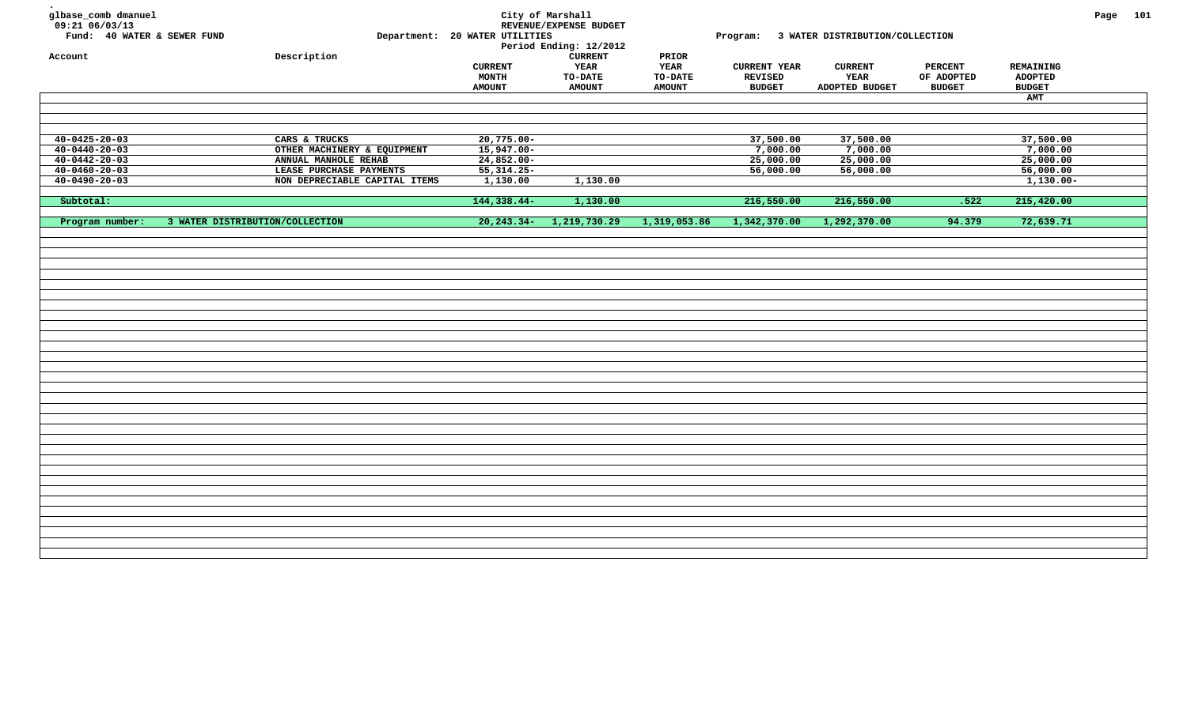glbase_comb dmanuel
09:21 06/03/13
Fund: 40 WATER & SEWER FUND

City of Marshall
REVENUE/EXPENSE BUDGET
Department: 20 WATER UTILITIES
Period Ending: 12/2012
Program: 3 WATER DISTRIBUTION/COLLECTION

| Account | Description | CURRENT MONTH AMOUNT | CURRENT YEAR TO-DATE AMOUNT | PRIOR YEAR TO-DATE AMOUNT | CURRENT YEAR REVISED BUDGET | CURRENT YEAR ADOPTED BUDGET | PERCENT OF ADOPTED BUDGET | REMAINING ADOPTED BUDGET AMT |
|---|---|---|---|---|---|---|---|---|
| 40-0425-20-03 | CARS & TRUCKS | 20,775.00- | | | 37,500.00 | 37,500.00 | | 37,500.00 |
| 40-0440-20-03 | OTHER MACHINERY & EQUIPMENT | 15,947.00- | | | 7,000.00 | 7,000.00 | | 7,000.00 |
| 40-0442-20-03 | ANNUAL MANHOLE REHAB | 24,852.00- | | | 25,000.00 | 25,000.00 | | 25,000.00 |
| 40-0460-20-03 | LEASE PURCHASE PAYMENTS | 55,314.25- | | | 56,000.00 | 56,000.00 | | 56,000.00 |
| 40-0490-20-03 | NON DEPRECIABLE CAPITAL ITEMS | 1,130.00 | 1,130.00 | | | | | 1,130.00- |
| **Subtotal:** | | **144,338.44-** | **1,130.00** | | **216,550.00** | **216,550.00** | **.522** | **215,420.00** |
| **Program number:** | **3 WATER DISTRIBUTION/COLLECTION** | **20,243.34-** | **1,219,730.29** | **1,319,053.86** | **1,342,370.00** | **1,292,370.00** | **94.379** | **72,639.71** |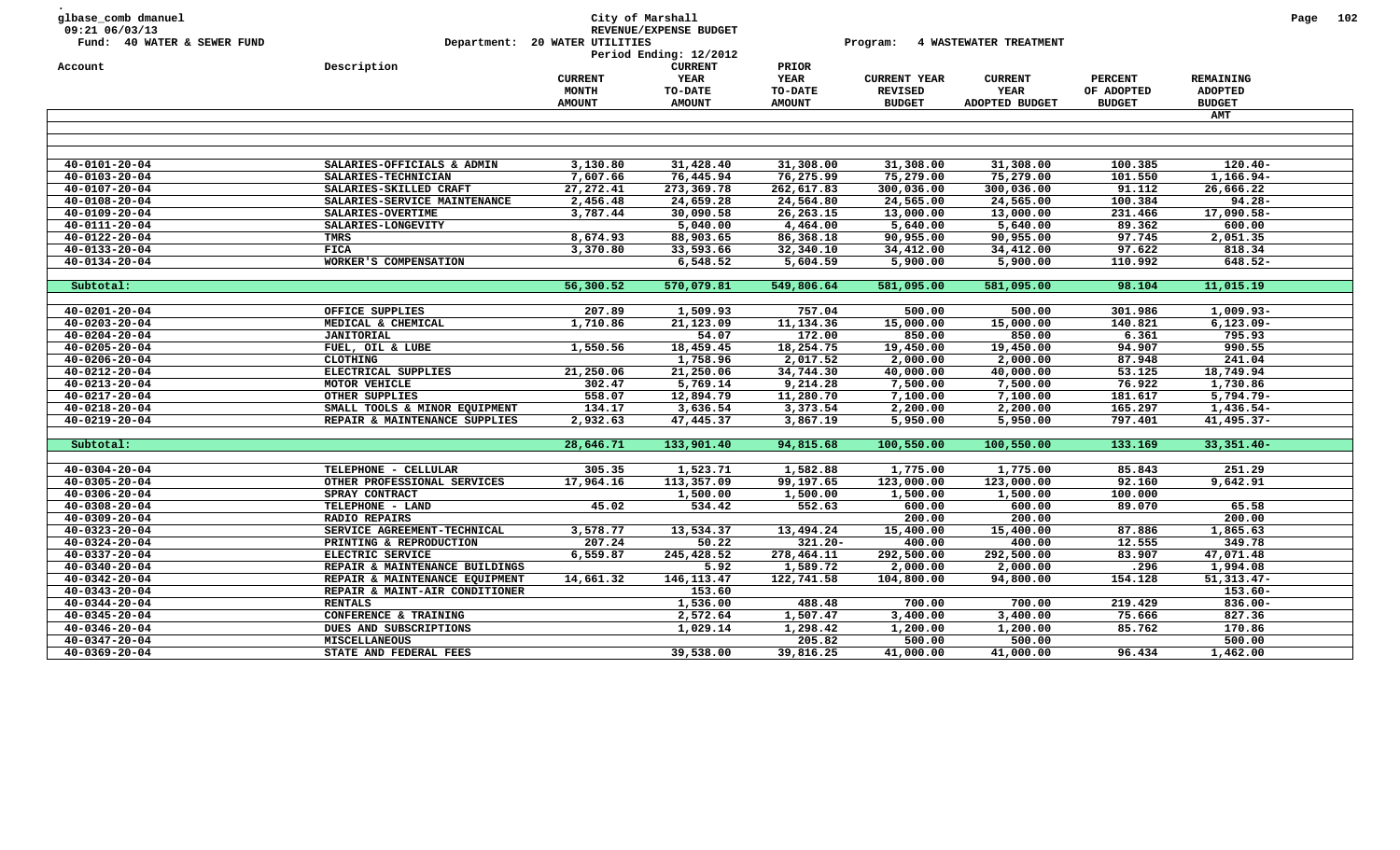glbase_comb dmanuel
09:21 06/03/13
Fund: 40 WATER & SEWER FUND

City of Marshall
REVENUE/EXPENSE BUDGET
Department: 20 WATER UTILITIES
Period Ending: 12/2012

Program: 4 WASTEWATER TREATMENT

| Account | Description | CURRENT MONTH AMOUNT | CURRENT YEAR TO-DATE AMOUNT | PRIOR YEAR TO-DATE AMOUNT | CURRENT YEAR REVISED BUDGET | CURRENT YEAR ADOPTED BUDGET | PERCENT OF ADOPTED BUDGET | REMAINING ADOPTED BUDGET AMT |
|---|---|---|---|---|---|---|---|---|
| 40-0101-20-04 | SALARIES-OFFICIALS & ADMIN | 3,130.80 | 31,428.40 | 31,308.00 | 31,308.00 | 31,308.00 | 100.385 | 120.40- |
| 40-0103-20-04 | SALARIES-TECHNICIAN | 7,607.66 | 76,445.94 | 76,275.99 | 75,279.00 | 75,279.00 | 101.550 | 1,166.94- |
| 40-0107-20-04 | SALARIES-SKILLED CRAFT | 27,272.41 | 273,369.78 | 262,617.83 | 300,036.00 | 300,036.00 | 91.112 | 26,666.22 |
| 40-0108-20-04 | SALARIES-SERVICE MAINTENANCE | 2,456.48 | 24,659.28 | 24,564.80 | 24,565.00 | 24,565.00 | 100.384 | 94.28- |
| 40-0109-20-04 | SALARIES-OVERTIME | 3,787.44 | 30,090.58 | 26,263.15 | 13,000.00 | 13,000.00 | 231.466 | 17,090.58- |
| 40-0111-20-04 | SALARIES-LONGEVITY | | 5,040.00 | 4,464.00 | 5,640.00 | 5,640.00 | 89.362 | 600.00 |
| 40-0122-20-04 | TMRS | 8,674.93 | 88,903.65 | 86,368.18 | 90,955.00 | 90,955.00 | 97.745 | 2,051.35 |
| 40-0133-20-04 | FICA | 3,370.80 | 33,593.66 | 32,340.10 | 34,412.00 | 34,412.00 | 97.622 | 818.34 |
| 40-0134-20-04 | WORKER'S COMPENSATION | | 6,548.52 | 5,604.59 | 5,900.00 | 5,900.00 | 110.992 | 648.52- |
| Subtotal: | | 56,300.52 | 570,079.81 | 549,806.64 | 581,095.00 | 581,095.00 | 98.104 | 11,015.19 |
| 40-0201-20-04 | OFFICE SUPPLIES | 207.89 | 1,509.93 | 757.04 | 500.00 | 500.00 | 301.986 | 1,009.93- |
| 40-0203-20-04 | MEDICAL & CHEMICAL | 1,710.86 | 21,123.09 | 11,134.36 | 15,000.00 | 15,000.00 | 140.821 | 6,123.09- |
| 40-0204-20-04 | JANITORIAL | | 54.07 | 172.00 | 850.00 | 850.00 | 6.361 | 795.93 |
| 40-0205-20-04 | FUEL, OIL & LUBE | 1,550.56 | 18,459.45 | 18,254.75 | 19,450.00 | 19,450.00 | 94.907 | 990.55 |
| 40-0206-20-04 | CLOTHING | | 1,758.96 | 2,017.52 | 2,000.00 | 2,000.00 | 87.948 | 241.04 |
| 40-0212-20-04 | ELECTRICAL SUPPLIES | 21,250.06 | 21,250.06 | 34,744.30 | 40,000.00 | 40,000.00 | 53.125 | 18,749.94 |
| 40-0213-20-04 | MOTOR VEHICLE | 302.47 | 5,769.14 | 9,214.28 | 7,500.00 | 7,500.00 | 76.922 | 1,730.86 |
| 40-0217-20-04 | OTHER SUPPLIES | 558.07 | 12,894.79 | 11,280.70 | 7,100.00 | 7,100.00 | 181.617 | 5,794.79- |
| 40-0218-20-04 | SMALL TOOLS & MINOR EQUIPMENT | 134.17 | 3,636.54 | 3,373.54 | 2,200.00 | 2,200.00 | 165.297 | 1,436.54- |
| 40-0219-20-04 | REPAIR & MAINTENANCE SUPPLIES | 2,932.63 | 47,445.37 | 3,867.19 | 5,950.00 | 5,950.00 | 797.401 | 41,495.37- |
| Subtotal: | | 28,646.71 | 133,901.40 | 94,815.68 | 100,550.00 | 100,550.00 | 133.169 | 33,351.40- |
| 40-0304-20-04 | TELEPHONE - CELLULAR | 305.35 | 1,523.71 | 1,582.88 | 1,775.00 | 1,775.00 | 85.843 | 251.29 |
| 40-0305-20-04 | OTHER PROFESSIONAL SERVICES | 17,964.16 | 113,357.09 | 99,197.65 | 123,000.00 | 123,000.00 | 92.160 | 9,642.91 |
| 40-0306-20-04 | SPRAY CONTRACT | | 1,500.00 | 1,500.00 | 1,500.00 | 1,500.00 | 100.000 | |
| 40-0308-20-04 | TELEPHONE - LAND | 45.02 | 534.42 | 552.63 | 600.00 | 600.00 | 89.070 | 65.58 |
| 40-0309-20-04 | RADIO REPAIRS | | | | 200.00 | 200.00 | | 200.00 |
| 40-0323-20-04 | SERVICE AGREEMENT-TECHNICAL | 3,578.77 | 13,534.37 | 13,494.24 | 15,400.00 | 15,400.00 | 87.886 | 1,865.63 |
| 40-0324-20-04 | PRINTING & REPRODUCTION | 207.24 | 50.22 | 321.20- | 400.00 | 400.00 | 12.555 | 349.78 |
| 40-0337-20-04 | ELECTRIC SERVICE | 6,559.87 | 245,428.52 | 278,464.11 | 292,500.00 | 292,500.00 | 83.907 | 47,071.48 |
| 40-0340-20-04 | REPAIR & MAINTENANCE BUILDINGS | | 5.92 | 1,589.72 | 2,000.00 | 2,000.00 | .296 | 1,994.08 |
| 40-0342-20-04 | REPAIR & MAINTENANCE EQUIPMENT | 14,661.32 | 146,113.47 | 122,741.58 | 104,800.00 | 94,800.00 | 154.128 | 51,313.47- |
| 40-0343-20-04 | REPAIR & MAINT-AIR CONDITIONER | | 153.60 | | | | | 153.60- |
| 40-0344-20-04 | RENTALS | | 1,536.00 | 488.48 | 700.00 | 700.00 | 219.429 | 836.00- |
| 40-0345-20-04 | CONFERENCE & TRAINING | | 2,572.64 | 1,507.47 | 3,400.00 | 3,400.00 | 75.666 | 827.36 |
| 40-0346-20-04 | DUES AND SUBSCRIPTIONS | | 1,029.14 | 1,298.42 | 1,200.00 | 1,200.00 | 85.762 | 170.86 |
| 40-0347-20-04 | MISCELLANEOUS | | | 205.82 | 500.00 | 500.00 | | 500.00 |
| 40-0369-20-04 | STATE AND FEDERAL FEES | | 39,538.00 | 39,816.25 | 41,000.00 | 41,000.00 | 96.434 | 1,462.00 |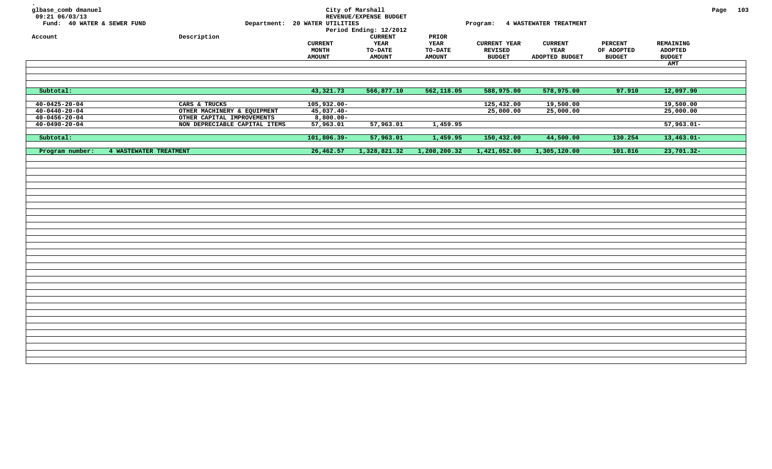glbase_comb dmanuel
09:21 06/03/13
Fund: 40 WATER & SEWER FUND

City of Marshall
REVENUE/EXPENSE BUDGET
Period Ending: 12/2012

Department: 20 WATER UTILITIES

Program: 4 WASTEWATER TREATMENT

| Account | Description | CURRENT MONTH AMOUNT | CURRENT YEAR TO-DATE AMOUNT | PRIOR YEAR TO-DATE AMOUNT | CURRENT YEAR REVISED BUDGET | CURRENT YEAR ADOPTED BUDGET | PERCENT OF ADOPTED BUDGET | REMAINING ADOPTED BUDGET AMT |
|---|---|---|---|---|---|---|---|---|
| Subtotal: | | 43,321.73 | 566,877.10 | 562,118.05 | 588,975.00 | 578,975.00 | 97.910 | 12,097.90 |
| 40-0425-20-04 | CARS & TRUCKS | 105,932.00- | | | 125,432.00 | 19,500.00 | | 19,500.00 |
| 40-0440-20-04 | OTHER MACHINERY & EQUIPMENT | 45,037.40- | | | 25,000.00 | 25,000.00 | | 25,000.00 |
| 40-0456-20-04 | OTHER CAPITAL IMPROVEMENTS | 8,800.00- | | | | | | |
| 40-0490-20-04 | NON DEPRECIABLE CAPITAL ITEMS | 57,963.01 | 57,963.01 | 1,459.95 | | | | 57,963.01- |
| Subtotal: | | 101,806.39- | 57,963.01 | 1,459.95 | 150,432.00 | 44,500.00 | 130.254 | 13,463.01- |
| Program number: | 4 WASTEWATER TREATMENT | 26,462.57 | 1,328,821.32 | 1,208,200.32 | 1,421,052.00 | 1,305,120.00 | 101.816 | 23,701.32- |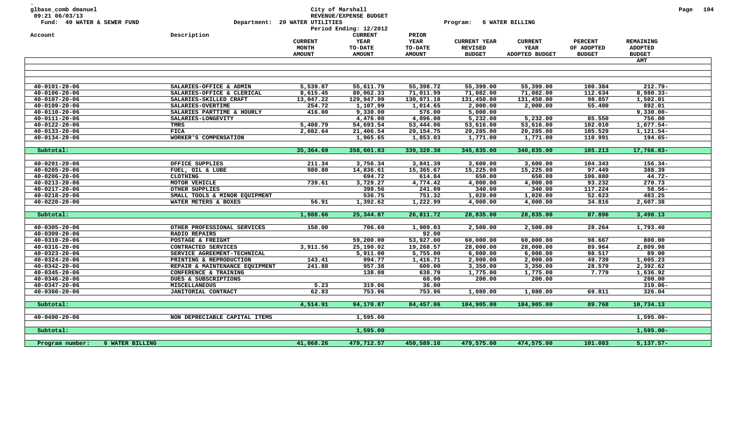glbase_comb dmanuel
09:21 06/03/13
Fund: 40 WATER & SEWER FUND

City of Marshall
REVENUE/EXPENSE BUDGET
Department: 20 WATER UTILITIES
Period Ending: 12/2012

Program: 6 WATER BILLING

| Account | Description | CURRENT MONTH AMOUNT | CURRENT YEAR TO-DATE AMOUNT | PRIOR YEAR TO-DATE AMOUNT | CURRENT YEAR REVISED BUDGET | CURRENT YEAR ADOPTED BUDGET | PERCENT OF ADOPTED BUDGET | REMAINING ADOPTED BUDGET AMT |
|---|---|---|---|---|---|---|---|---|
| 40-0101-20-06 | SALARIES-OFFICE & ADMIN | 5,539.87 | 55,611.79 | 55,398.72 | 55,399.00 | 55,399.00 | 100.384 | 212.79- |
| 40-0106-20-06 | SALARIES-OFFICE & CLERICAL | 8,615.45 | 80,062.33 | 71,011.99 | 71,082.00 | 71,082.00 | 112.634 | 8,980.33- |
| 40-0107-20-06 | SALARIES-SKILLED CRAFT | 13,047.22 | 129,947.99 | 130,971.18 | 131,450.00 | 131,450.00 | 98.857 | 1,502.01 |
| 40-0109-20-06 | SALARIES-OVERTIME | 254.72 | 1,107.99 | 1,014.65 | 2,000.00 | 2,000.00 | 55.400 | 892.01 |
| 40-0110-20-06 | SALARIES PARTTIME & HOURLY | 416.00 | 9,330.00 | 576.00 | 5,000.00 | | | 9,330.00- |
| 40-0111-20-06 | SALARIES-LONGEVITY | | 4,476.00 | 4,896.00 | 5,232.00 | 5,232.00 | 85.550 | 756.00 |
| 40-0122-20-06 | TMRS | 5,408.79 | 54,693.54 | 53,444.06 | 53,616.00 | 53,616.00 | 102.010 | 1,077.54- |
| 40-0133-20-06 | FICA | 2,082.64 | 21,406.54 | 20,154.75 | 20,285.00 | 20,285.00 | 105.529 | 1,121.54- |
| 40-0134-20-06 | WORKER'S COMPENSATION | | 1,965.65 | 1,853.03 | 1,771.00 | 1,771.00 | 110.991 | 194.65- |
| Subtotal: | | 35,364.69 | 358,601.83 | 339,320.38 | 345,835.00 | 340,835.00 | 105.213 | 17,766.83- |
| 40-0201-20-06 | OFFICE SUPPLIES | 211.34 | 3,756.34 | 3,841.39 | 3,600.00 | 3,600.00 | 104.343 | 156.34- |
| 40-0205-20-06 | FUEL, OIL & LUBE | 980.80 | 14,836.61 | 15,365.67 | 15,225.00 | 15,225.00 | 97.449 | 388.39 |
| 40-0206-20-06 | CLOTHING | | 694.72 | 614.84 | 650.00 | 650.00 | 106.880 | 44.72- |
| 40-0213-20-06 | MOTOR VEHICLE | 739.61 | 3,729.27 | 4,774.42 | 4,000.00 | 4,000.00 | 93.232 | 270.73 |
| 40-0217-20-06 | OTHER SUPPLIES | | 398.56 | 241.09 | 340.00 | 340.00 | 117.224 | 58.56- |
| 40-0218-20-06 | SMALL TOOLS & MINOR EQUIPMENT | | 536.75 | 751.32 | 1,020.00 | 1,020.00 | 52.623 | 483.25 |
| 40-0220-20-06 | WATER METERS & BOXES | 56.91 | 1,392.62 | 1,222.99 | 4,000.00 | 4,000.00 | 34.816 | 2,607.38 |
| Subtotal: | | 1,988.66 | 25,344.87 | 26,811.72 | 28,835.00 | 28,835.00 | 87.896 | 3,490.13 |
| 40-0305-20-06 | OTHER PROFESSIONAL SERVICES | 150.00 | 706.60 | 1,909.03 | 2,500.00 | 2,500.00 | 28.264 | 1,793.40 |
| 40-0309-20-06 | RADIO REPAIRS | | | 92.00 | | | | |
| 40-0310-20-06 | POSTAGE & FREIGHT | | 59,200.00 | 53,927.00 | 60,000.00 | 60,000.00 | 98.667 | 800.00 |
| 40-0316-20-06 | CONTRACTED SERVICES | 3,911.56 | 25,190.02 | 19,268.57 | 28,000.00 | 28,000.00 | 89.964 | 2,809.98 |
| 40-0323-20-06 | SERVICE AGREEMENT-TECHNICAL | | 5,911.00 | 5,755.00 | 6,000.00 | 6,000.00 | 98.517 | 89.00 |
| 40-0324-20-06 | PRINTING & REPRODUCTION | 143.41 | 994.77 | 1,416.71 | 2,000.00 | 2,000.00 | 49.739 | 1,005.23 |
| 40-0342-20-06 | REPAIR & MAINTENANCE EQUIPMENT | 241.88 | 957.38 | 600.00 | 3,350.00 | 3,350.00 | 28.579 | 2,392.62 |
| 40-0345-20-06 | CONFERENCE & TRAINING | | 138.08 | 638.79 | 1,775.00 | 1,775.00 | 7.779 | 1,636.92 |
| 40-0346-20-06 | DUES & SUBSCRIPTIONS | | | 60.00 | 200.00 | 200.00 | | 200.00 |
| 40-0347-20-06 | MISCELLANEOUS | 5.23 | 319.06 | 36.00 | | | | 319.06- |
| 40-0360-20-06 | JANITORIAL CONTRACT | 62.83 | 753.96 | 753.96 | 1,080.00 | 1,080.00 | 69.811 | 326.04 |
| Subtotal: | | 4,514.91 | 94,170.87 | 84,457.06 | 104,905.00 | 104,905.00 | 89.768 | 10,734.13 |
| 40-0490-20-06 | NON DEPRECIABLE CAPITAL ITEMS | | 1,595.00 | | | | | 1,595.00- |
| Subtotal: | | | 1,595.00 | | | | | 1,595.00- |
| Program number: | 6 WATER BILLING | 41,868.26 | 479,712.57 | 450,589.16 | 479,575.00 | 474,575.00 | 101.083 | 5,137.57- |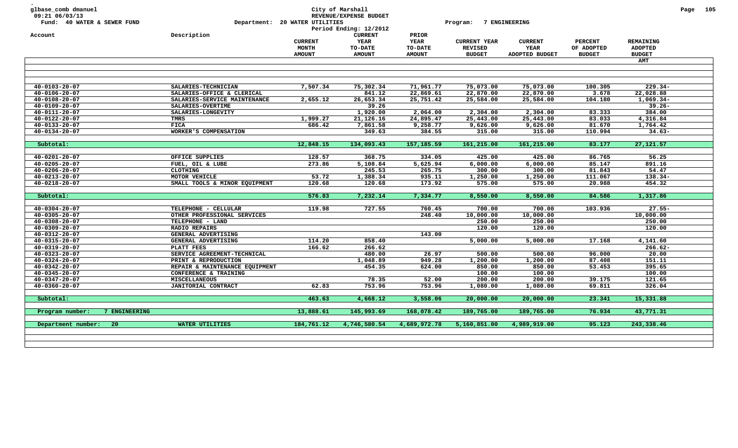glbase_comb dmanuel
09:21 06/03/13

Fund: 40 WATER & SEWER FUND

City of Marshall
REVENUE/EXPENSE BUDGET
Department: 20 WATER UTILITIES
Period Ending: 12/2012

Program: 7 ENGINEERING

| Account | Description | CURRENT MONTH AMOUNT | CURRENT YEAR TO-DATE AMOUNT | PRIOR YEAR TO-DATE AMOUNT | CURRENT YEAR REVISED BUDGET | CURRENT YEAR ADOPTED BUDGET | PERCENT OF ADOPTED BUDGET | REMAINING ADOPTED BUDGET AMT |
|---|---|---|---|---|---|---|---|---|
| 40-0103-20-07 | SALARIES-TECHNICIAN | 7,507.34 | 75,302.34 | 71,961.77 | 75,073.00 | 75,073.00 | 100.305 | 229.34- |
| 40-0106-20-07 | SALARIES-OFFICE & CLERICAL | | 841.12 | 22,869.61 | 22,870.00 | 22,870.00 | 3.678 | 22,028.88 |
| 40-0108-20-07 | SALARIES-SERVICE MAINTENANCE | 2,655.12 | 26,653.34 | 25,751.42 | 25,584.00 | 25,584.00 | 104.180 | 1,069.34- |
| 40-0109-20-07 | SALARIES-OVERTIME | | 39.26 | | | | | 39.26- |
| 40-0111-20-07 | SALARIES-LONGEVITY | | 1,920.00 | 2,064.00 | 2,304.00 | 2,304.00 | 83.333 | 384.00 |
| 40-0122-20-07 | TMRS | 1,999.27 | 21,126.16 | 24,895.47 | 25,443.00 | 25,443.00 | 83.033 | 4,316.84 |
| 40-0133-20-07 | FICA | 686.42 | 7,861.58 | 9,258.77 | 9,626.00 | 9,626.00 | 81.670 | 1,764.42 |
| 40-0134-20-07 | WORKER'S COMPENSATION | | 349.63 | 384.55 | 315.00 | 315.00 | 110.994 | 34.63- |
| Subtotal: | | 12,848.15 | 134,093.43 | 157,185.59 | 161,215.00 | 161,215.00 | 83.177 | 27,121.57 |
| 40-0201-20-07 | OFFICE SUPPLIES | 128.57 | 368.75 | 334.05 | 425.00 | 425.00 | 86.765 | 56.25 |
| 40-0205-20-07 | FUEL, OIL & LUBE | 273.86 | 5,108.84 | 5,625.94 | 6,000.00 | 6,000.00 | 85.147 | 891.16 |
| 40-0206-20-07 | CLOTHING | | 245.53 | 265.75 | 300.00 | 300.00 | 81.843 | 54.47 |
| 40-0213-20-07 | MOTOR VEHICLE | 53.72 | 1,388.34 | 935.11 | 1,250.00 | 1,250.00 | 111.067 | 138.34- |
| 40-0218-20-07 | SMALL TOOLS & MINOR EQUIPMENT | 120.68 | 120.68 | 173.92 | 575.00 | 575.00 | 20.988 | 454.32 |
| Subtotal: | | 576.83 | 7,232.14 | 7,334.77 | 8,550.00 | 8,550.00 | 84.586 | 1,317.86 |
| 40-0304-20-07 | TELEPHONE - CELLULAR | 119.98 | 727.55 | 760.45 | 700.00 | 700.00 | 103.936 | 27.55- |
| 40-0305-20-07 | OTHER PROFESSIONAL SERVICES | | | 248.40 | 10,000.00 | 10,000.00 | | 10,000.00 |
| 40-0308-20-07 | TELEPHONE - LAND | | | | 250.00 | 250.00 | | 250.00 |
| 40-0309-20-07 | RADIO REPAIRS | | | | 120.00 | 120.00 | | 120.00 |
| 40-0312-20-07 | GENERAL ADVERTISING | | | 143.00 | | | | |
| 40-0315-20-07 | GENERAL ADVERTISING | 114.20 | 858.40 | | 5,000.00 | 5,000.00 | 17.168 | 4,141.60 |
| 40-0319-20-07 | PLATT FEES | 166.62 | 266.62 | | | | | 266.62- |
| 40-0323-20-07 | SERVICE AGREEMENT-TECHNICAL | | 480.00 | 26.97 | 500.00 | 500.00 | 96.000 | 20.00 |
| 40-0324-20-07 | PRINT & REPRODUCTION | | 1,048.89 | 949.28 | 1,200.00 | 1,200.00 | 87.408 | 151.11 |
| 40-0342-20-07 | REPAIR & MAINTENANCE EQUIPMENT | | 454.35 | 624.00 | 850.00 | 850.00 | 53.453 | 395.65 |
| 40-0345-20-07 | CONFERENCE & TRAINING | | | | 100.00 | 100.00 | | 100.00 |
| 40-0347-20-07 | MISCELLANEOUS | | 78.35 | 52.00 | 200.00 | 200.00 | 39.175 | 121.65 |
| 40-0360-20-07 | JANITORIAL CONTRACT | 62.83 | 753.96 | 753.96 | 1,080.00 | 1,080.00 | 69.811 | 326.04 |
| Subtotal: | | 463.63 | 4,668.12 | 3,558.06 | 20,000.00 | 20,000.00 | 23.341 | 15,331.88 |
| Program number: 7 ENGINEERING | | 13,888.61 | 145,993.69 | 168,078.42 | 189,765.00 | 189,765.00 | 76.934 | 43,771.31 |
| Department number: 20 | WATER UTILITIES | 184,761.12 | 4,746,580.54 | 4,689,972.78 | 5,160,851.00 | 4,989,919.00 | 95.123 | 243,338.46 |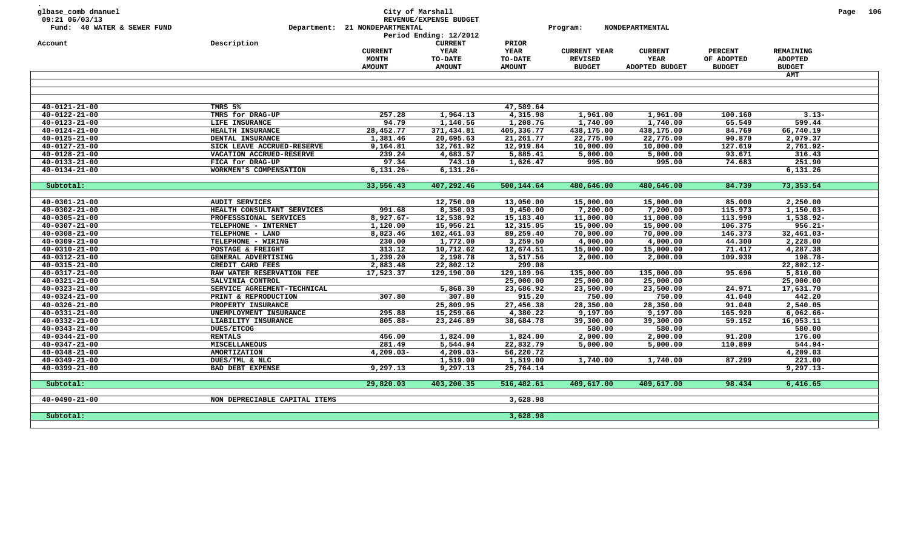glbase_comb dmanuel
09:21 06/03/13
Fund: 40 WATER & SEWER FUND

City of Marshall
REVENUE/EXPENSE BUDGET
Department: 21 NONDEPARTMENTAL
Period Ending: 12/2012

Program: NONDEPARTMENTAL

| Account | Description | CURRENT MONTH AMOUNT | CURRENT YEAR TO-DATE AMOUNT | PRIOR YEAR TO-DATE AMOUNT | CURRENT YEAR REVISED BUDGET | CURRENT YEAR ADOPTED BUDGET | PERCENT OF ADOPTED BUDGET | REMAINING ADOPTED BUDGET AMT |
|---|---|---|---|---|---|---|---|---|
| 40-0121-21-00 | TMRS 5% | | | 47,589.64 | | | | |
| 40-0122-21-00 | TMRS for DRAG-UP | 257.28 | 1,964.13 | 4,315.98 | 1,961.00 | 1,961.00 | 100.160 | 3.13- |
| 40-0123-21-00 | LIFE INSURANCE | 94.79 | 1,140.56 | 1,208.76 | 1,740.00 | 1,740.00 | 65.549 | 599.44 |
| 40-0124-21-00 | HEALTH INSURANCE | 28,452.77 | 371,434.81 | 405,336.77 | 438,175.00 | 438,175.00 | 84.769 | 66,740.19 |
| 40-0125-21-00 | DENTAL INSURANCE | 1,381.46 | 20,695.63 | 21,261.77 | 22,775.00 | 22,775.00 | 90.870 | 2,079.37 |
| 40-0127-21-00 | SICK LEAVE ACCRUED-RESERVE | 9,164.81 | 12,761.92 | 12,919.84 | 10,000.00 | 10,000.00 | 127.619 | 2,761.92- |
| 40-0128-21-00 | VACATION ACCRUED-RESERVE | 239.24 | 4,683.57 | 5,885.41 | 5,000.00 | 5,000.00 | 93.671 | 316.43 |
| 40-0133-21-00 | FICA for DRAG-UP | 97.34 | 743.10 | 1,626.47 | 995.00 | 995.00 | 74.683 | 251.90 |
| 40-0134-21-00 | WORKMEN'S COMPENSATION | 6,131.26- | 6,131.26- | | | | | 6,131.26 |
| Subtotal: | | 33,556.43 | 407,292.46 | 500,144.64 | 480,646.00 | 480,646.00 | 84.739 | 73,353.54 |
| 40-0301-21-00 | AUDIT SERVICES | | 12,750.00 | 13,050.00 | 15,000.00 | 15,000.00 | 85.000 | 2,250.00 |
| 40-0302-21-00 | HEALTH CONSULTANT SERVICES | 991.68 | 8,350.03 | 9,450.00 | 7,200.00 | 7,200.00 | 115.973 | 1,150.03- |
| 40-0305-21-00 | PROFESSSIONAL SERVICES | 8,927.67- | 12,538.92 | 15,183.40 | 11,000.00 | 11,000.00 | 113.990 | 1,538.92- |
| 40-0307-21-00 | TELEPHONE - INTERNET | 1,120.00 | 15,956.21 | 12,315.05 | 15,000.00 | 15,000.00 | 106.375 | 956.21- |
| 40-0308-21-00 | TELEPHONE - LAND | 8,823.46 | 102,461.03 | 89,259.40 | 70,000.00 | 70,000.00 | 146.373 | 32,461.03- |
| 40-0309-21-00 | TELEPHONE - WIRING | 230.00 | 1,772.00 | 3,259.50 | 4,000.00 | 4,000.00 | 44.300 | 2,228.00 |
| 40-0310-21-00 | POSTAGE & FREIGHT | 313.12 | 10,712.62 | 12,674.51 | 15,000.00 | 15,000.00 | 71.417 | 4,287.38 |
| 40-0312-21-00 | GENERAL ADVERTISING | 1,239.20 | 2,198.78 | 3,517.56 | 2,000.00 | 2,000.00 | 109.939 | 198.78- |
| 40-0315-21-00 | CREDIT CARD FEES | 2,883.48 | 22,802.12 | 299.08 | | | | 22,802.12- |
| 40-0317-21-00 | RAW WATER RESERVATION FEE | 17,523.37 | 129,190.00 | 129,189.96 | 135,000.00 | 135,000.00 | 95.696 | 5,810.00 |
| 40-0321-21-00 | SALVINIA CONTROL | | | 25,000.00 | 25,000.00 | 25,000.00 | | 25,000.00 |
| 40-0323-21-00 | SERVICE AGREEMENT-TECHNICAL | | 5,868.30 | 23,686.92 | 23,500.00 | 23,500.00 | 24.971 | 17,631.70 |
| 40-0324-21-00 | PRINT & REPRODUCTION | 307.80 | 307.80 | 915.20 | 750.00 | 750.00 | 41.040 | 442.20 |
| 40-0326-21-00 | PROPERTY INSURANCE | | 25,809.95 | 27,456.38 | 28,350.00 | 28,350.00 | 91.040 | 2,540.05 |
| 40-0331-21-00 | UNEMPLOYMENT INSURANCE | 295.88 | 15,259.66 | 4,380.22 | 9,197.00 | 9,197.00 | 165.920 | 6,062.66- |
| 40-0332-21-00 | LIABILITY INSURANCE | 805.88- | 23,246.89 | 38,684.78 | 39,300.00 | 39,300.00 | 59.152 | 16,053.11 |
| 40-0343-21-00 | DUES/ETCOG | | | | 580.00 | 580.00 | | 580.00 |
| 40-0344-21-00 | RENTALS | 456.00 | 1,824.00 | 1,824.00 | 2,000.00 | 2,000.00 | 91.200 | 176.00 |
| 40-0347-21-00 | MISCELLANEOUS | 281.49 | 5,544.94 | 22,832.79 | 5,000.00 | 5,000.00 | 110.899 | 544.94- |
| 40-0348-21-00 | AMORTIZATION | 4,209.03- | 4,209.03- | 56,220.72 | | | | 4,209.03 |
| 40-0349-21-00 | DUES/TML & NLC | | 1,519.00 | 1,519.00 | 1,740.00 | 1,740.00 | 87.299 | 221.00 |
| 40-0399-21-00 | BAD DEBT EXPENSE | 9,297.13 | 9,297.13 | 25,764.14 | | | | 9,297.13- |
| Subtotal: | | 29,820.03 | 403,200.35 | 516,482.61 | 409,617.00 | 409,617.00 | 98.434 | 6,416.65 |
| 40-0490-21-00 | NON DEPRECIABLE CAPITAL ITEMS | | | 3,628.98 | | | | |
| Subtotal: | | | | 3,628.98 | | | | |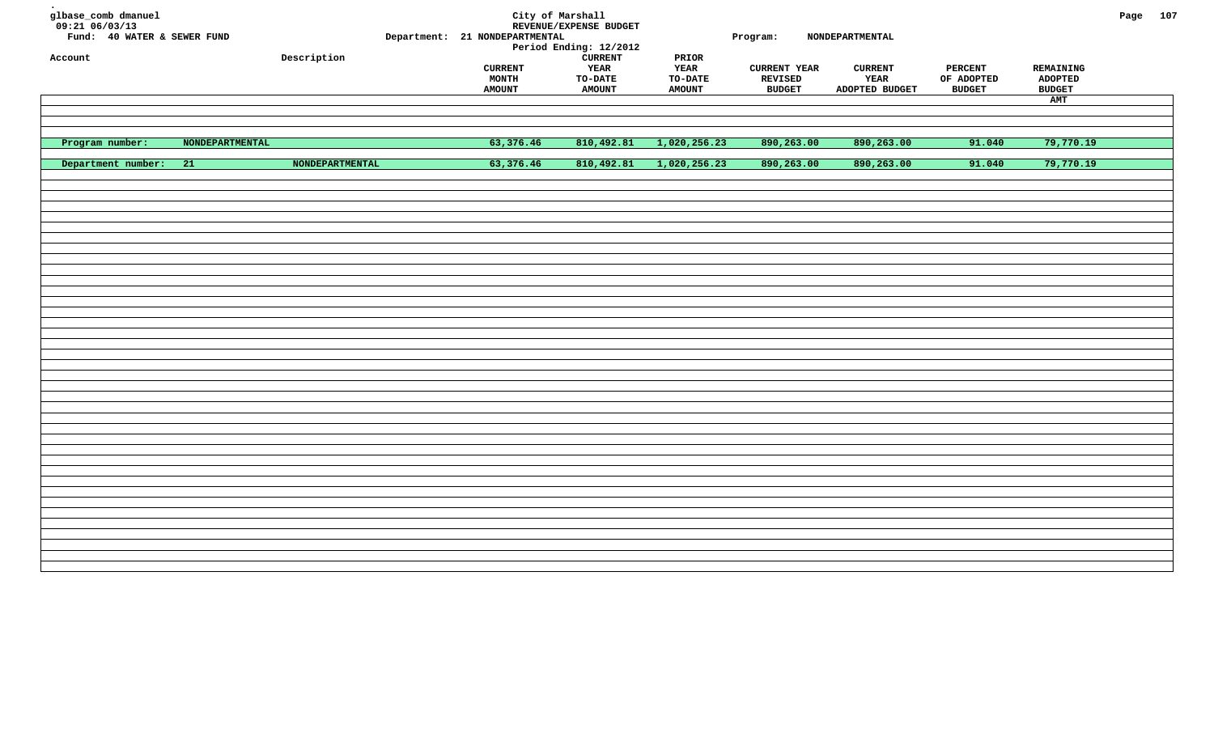glbase_comb dmanuel
09:21 06/03/13
Fund: 40 WATER & SEWER FUND

City of Marshall
REVENUE/EXPENSE BUDGET
Department: 21 NONDEPARTMENTAL
Period Ending: 12/2012
Program: NONDEPARTMENTAL

| Account | Description | CURRENT MONTH AMOUNT | CURRENT YEAR TO-DATE AMOUNT | PRIOR YEAR TO-DATE AMOUNT | CURRENT YEAR REVISED BUDGET | CURRENT YEAR ADOPTED BUDGET | PERCENT OF ADOPTED BUDGET | REMAINING ADOPTED BUDGET AMT |
|---|---|---|---|---|---|---|---|---|
| Program number: NONDEPARTMENTAL | | 63,376.46 | 810,492.81 | 1,020,256.23 | 890,263.00 | 890,263.00 | 91.040 | 79,770.19 |
| Department number: 21 | NONDEPARTMENTAL | 63,376.46 | 810,492.81 | 1,020,256.23 | 890,263.00 | 890,263.00 | 91.040 | 79,770.19 |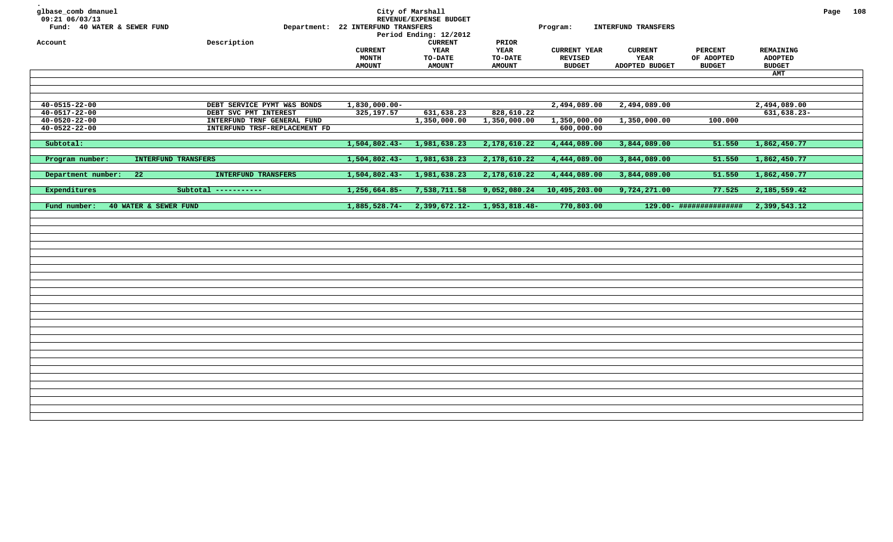glbase_comb dmanuel
09:21 06/03/13

**City of Marshall**
**REVENUE/EXPENSE BUDGET**
Period Ending: 12/2012

Fund: 40 WATER & SEWER FUND
Department: 22 INTERFUND TRANSFERS
Program: INTERFUND TRANSFERS

| Account | Description | CURRENT MONTH AMOUNT | CURRENT YEAR TO-DATE AMOUNT | PRIOR YEAR TO-DATE AMOUNT | CURRENT YEAR REVISED BUDGET | CURRENT YEAR ADOPTED BUDGET | PERCENT OF ADOPTED BUDGET | REMAINING ADOPTED BUDGET AMT |
|---|---|---|---|---|---|---|---|---|
| 40-0515-22-00 | DEBT SERVICE PYMT W&S BONDS | 1,830,000.00- | | | 2,494,089.00 | 2,494,089.00 | | 2,494,089.00 |
| 40-0517-22-00 | DEBT SVC PMT INTEREST | 325,197.57 | 631,638.23 | 828,610.22 | | | | 631,638.23- |
| 40-0520-22-00 | INTERFUND TRNF GENERAL FUND | | 1,350,000.00 | 1,350,000.00 | 1,350,000.00 | 1,350,000.00 | 100.000 | |
| 40-0522-22-00 | INTERFUND TRSF-REPLACEMENT FD | | | | 600,000.00 | | | |
| Subtotal: | | 1,504,802.43- | 1,981,638.23 | 2,178,610.22 | 4,444,089.00 | 3,844,089.00 | 51.550 | 1,862,450.77 |
| Program number: INTERFUND TRANSFERS | | 1,504,802.43- | 1,981,638.23 | 2,178,610.22 | 4,444,089.00 | 3,844,089.00 | 51.550 | 1,862,450.77 |
| Department number: 22 | INTERFUND TRANSFERS | 1,504,802.43- | 1,981,638.23 | 2,178,610.22 | 4,444,089.00 | 3,844,089.00 | 51.550 | 1,862,450.77 |
| Expenditures | Subtotal ----------- | 1,256,664.85- | 7,538,711.58 | 9,052,080.24 | 10,495,203.00 | 9,724,271.00 | 77.525 | 2,185,559.42 |
| Fund number: 40 WATER & SEWER FUND | | 1,885,528.74- | 2,399,672.12- | 1,953,818.48- | 770,803.00 | 129.00- | ############### | 2,399,543.12 |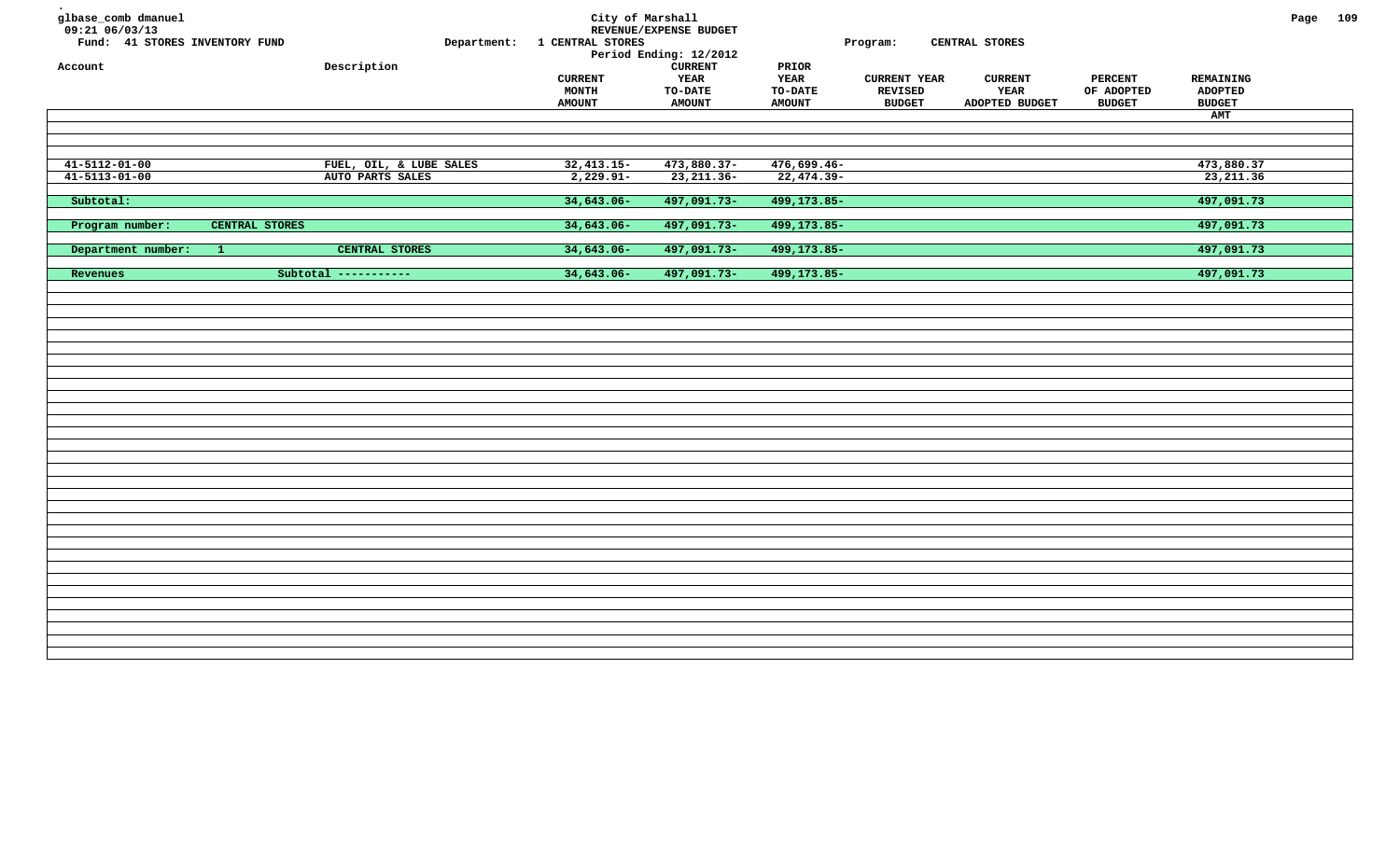glbase_comb dmanuel
09:21 06/03/13

City of Marshall
REVENUE/EXPENSE BUDGET

Fund: 41 STORES INVENTORY FUND

Department: 1 CENTRAL STORES

Program: CENTRAL STORES

Period Ending: 12/2012

| Account | Description | CURRENT MONTH AMOUNT | CURRENT YEAR TO-DATE AMOUNT | PRIOR YEAR TO-DATE AMOUNT | CURRENT YEAR REVISED BUDGET | CURRENT YEAR ADOPTED BUDGET | PERCENT OF ADOPTED BUDGET | REMAINING ADOPTED BUDGET AMT |
|---|---|---|---|---|---|---|---|---|
| 41-5112-01-00 | FUEL, OIL, & LUBE SALES | 32,413.15- | 473,880.37- | 476,699.46- | | | | 473,880.37 |
| 41-5113-01-00 | AUTO PARTS SALES | 2,229.91- | 23,211.36- | 22,474.39- | | | | 23,211.36 |
| Subtotal: | | 34,643.06- | 497,091.73- | 499,173.85- | | | | 497,091.73 |
| Program number: CENTRAL STORES | | 34,643.06- | 497,091.73- | 499,173.85- | | | | 497,091.73 |
| Department number: 1 | CENTRAL STORES | 34,643.06- | 497,091.73- | 499,173.85- | | | | 497,091.73 |
| Revenues | Subtotal ----------- | 34,643.06- | 497,091.73- | 499,173.85- | | | | 497,091.73 |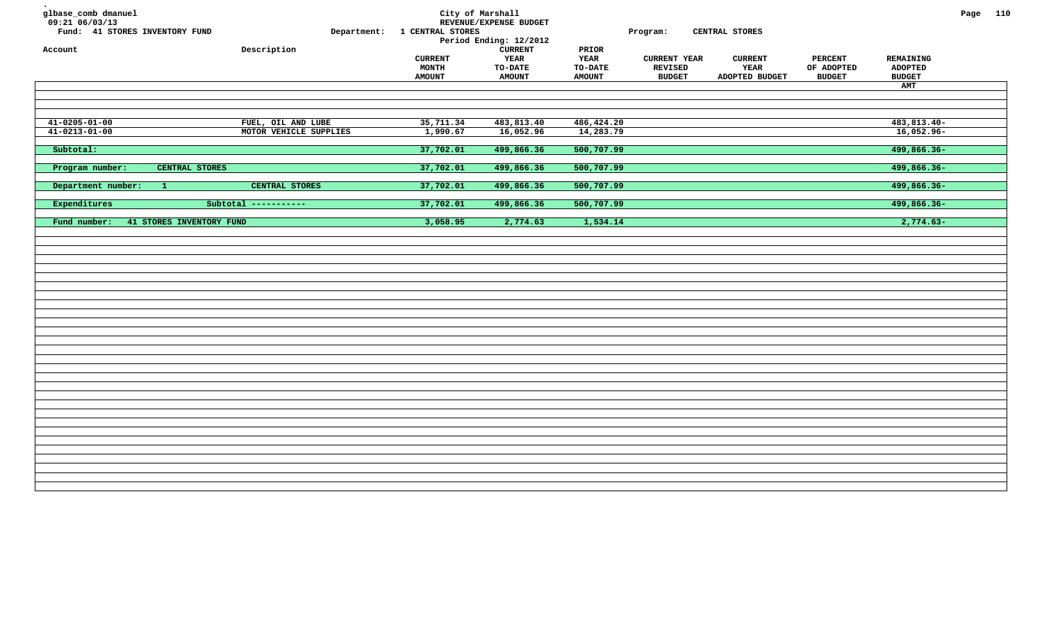glbase_comb dmanuel
09:21 06/03/13

City of Marshall
REVENUE/EXPENSE BUDGET
Period Ending: 12/2012

Fund: 41 STORES INVENTORY FUND
Department: 1 CENTRAL STORES
Program: CENTRAL STORES

| Account | Description | CURRENT MONTH AMOUNT | CURRENT YEAR TO-DATE AMOUNT | PRIOR YEAR TO-DATE AMOUNT | CURRENT YEAR REVISED BUDGET | CURRENT YEAR ADOPTED BUDGET | PERCENT OF ADOPTED BUDGET | REMAINING ADOPTED BUDGET AMT |
|---|---|---|---|---|---|---|---|---|
| 41-0205-01-00 | FUEL, OIL AND LUBE | 35,711.34 | 483,813.40 | 486,424.20 | | | | 483,813.40- |
| 41-0213-01-00 | MOTOR VEHICLE SUPPLIES | 1,990.67 | 16,052.96 | 14,283.79 | | | | 16,052.96- |
| Subtotal: | | 37,702.01 | 499,866.36 | 500,707.99 | | | | 499,866.36- |
| Program number: CENTRAL STORES | | 37,702.01 | 499,866.36 | 500,707.99 | | | | 499,866.36- |
| Department number: 1 | CENTRAL STORES | 37,702.01 | 499,866.36 | 500,707.99 | | | | 499,866.36- |
| Expenditures | Subtotal ----------- | 37,702.01 | 499,866.36 | 500,707.99 | | | | 499,866.36- |
| Fund number: 41 STORES INVENTORY FUND | | 3,058.95 | 2,774.63 | 1,534.14 | | | | 2,774.63- |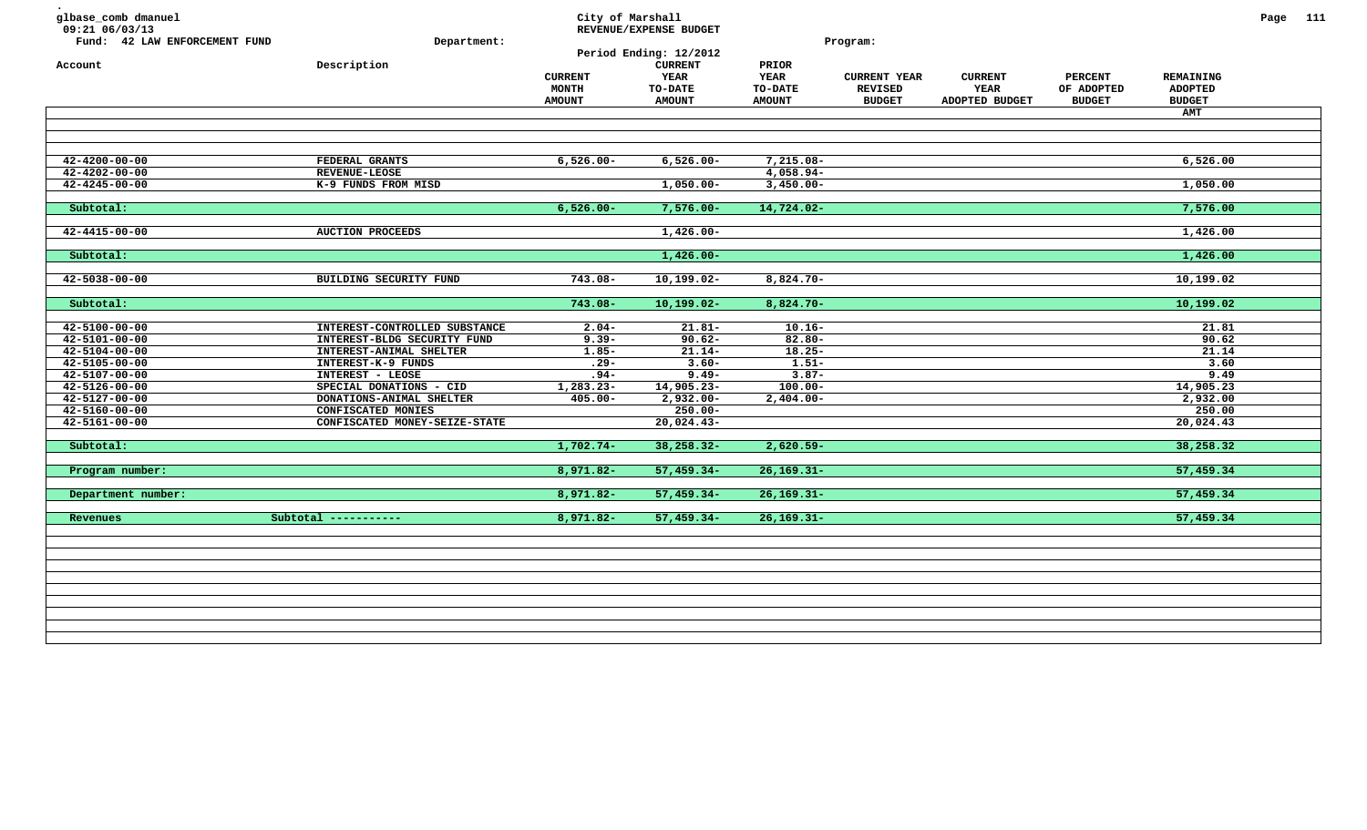glbase_comb dmanuel
09:21 06/03/13
Fund: 42 LAW ENFORCEMENT FUND

City of Marshall
REVENUE/EXPENSE BUDGET
Period Ending: 12/2012

Department: Program:

| Account | Description | CURRENT MONTH AMOUNT | CURRENT YEAR TO-DATE AMOUNT | PRIOR YEAR TO-DATE AMOUNT | CURRENT YEAR REVISED BUDGET | CURRENT YEAR ADOPTED BUDGET | PERCENT OF ADOPTED BUDGET | REMAINING ADOPTED BUDGET AMT |
|---|---|---|---|---|---|---|---|---|
| 42-4200-00-00 | FEDERAL GRANTS | 6,526.00- | 6,526.00- | 7,215.08- | | | | 6,526.00 |
| 42-4202-00-00 | REVENUE-LEOSE | | | 4,058.94- | | | | |
| 42-4245-00-00 | K-9 FUNDS FROM MISD | | 1,050.00- | 3,450.00- | | | | 1,050.00 |
| Subtotal: | | 6,526.00- | 7,576.00- | 14,724.02- | | | | 7,576.00 |
| 42-4415-00-00 | AUCTION PROCEEDS | | 1,426.00- | | | | | 1,426.00 |
| Subtotal: | | | 1,426.00- | | | | | 1,426.00 |
| 42-5038-00-00 | BUILDING SECURITY FUND | 743.08- | 10,199.02- | 8,824.70- | | | | 10,199.02 |
| Subtotal: | | 743.08- | 10,199.02- | 8,824.70- | | | | 10,199.02 |
| 42-5100-00-00 | INTEREST-CONTROLLED SUBSTANCE | 2.04- | 21.81- | 10.16- | | | | 21.81 |
| 42-5101-00-00 | INTEREST-BLDG SECURITY FUND | 9.39- | 90.62- | 82.80- | | | | 90.62 |
| 42-5104-00-00 | INTEREST-ANIMAL SHELTER | 1.85- | 21.14- | 18.25- | | | | 21.14 |
| 42-5105-00-00 | INTEREST-K-9 FUNDS | .29- | 3.60- | 1.51- | | | | 3.60 |
| 42-5107-00-00 | INTEREST - LEOSE | .94- | 9.49- | 3.87- | | | | 9.49 |
| 42-5126-00-00 | SPECIAL DONATIONS - CID | 1,283.23- | 14,905.23- | 100.00- | | | | 14,905.23 |
| 42-5127-00-00 | DONATIONS-ANIMAL SHELTER | 405.00- | 2,932.00- | 2,404.00- | | | | 2,932.00 |
| 42-5160-00-00 | CONFISCATED MONIES | | 250.00- | | | | | 250.00 |
| 42-5161-00-00 | CONFISCATED MONEY-SEIZE-STATE | | 20,024.43- | | | | | 20,024.43 |
| Subtotal: | | 1,702.74- | 38,258.32- | 2,620.59- | | | | 38,258.32 |
| Program number: | | 8,971.82- | 57,459.34- | 26,169.31- | | | | 57,459.34 |
| Department number: | | 8,971.82- | 57,459.34- | 26,169.31- | | | | 57,459.34 |
| Revenues | Subtotal ----------- | 8,971.82- | 57,459.34- | 26,169.31- | | | | 57,459.34 |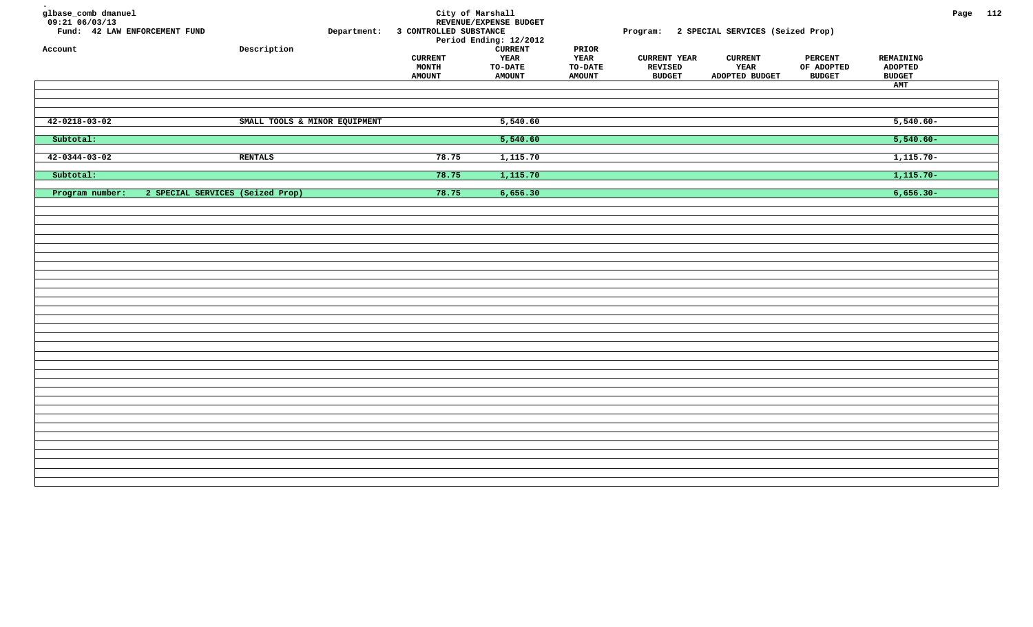glbase_comb dmanuel
09:21 06/03/13

Fund: 42 LAW ENFORCEMENT FUND

City of Marshall
REVENUE/EXPENSE BUDGET
Period Ending: 12/2012

Department: 3 CONTROLLED SUBSTANCE

Program: 2 SPECIAL SERVICES (Seized Prop)

| Account | Description | CURRENT MONTH AMOUNT | CURRENT YEAR TO-DATE AMOUNT | PRIOR YEAR TO-DATE AMOUNT | CURRENT YEAR REVISED BUDGET | CURRENT YEAR ADOPTED BUDGET | PERCENT OF ADOPTED BUDGET | REMAINING ADOPTED BUDGET AMT |
|---|---|---|---|---|---|---|---|---|
| 42-0218-03-02 | SMALL TOOLS & MINOR EQUIPMENT | | 5,540.60 | | | | | 5,540.60- |
| Subtotal: | | | 5,540.60 | | | | | 5,540.60- |
| 42-0344-03-02 | RENTALS | 78.75 | 1,115.70 | | | | | 1,115.70- |
| Subtotal: | | 78.75 | 1,115.70 | | | | | 1,115.70- |
| Program number: | 2 SPECIAL SERVICES (Seized Prop) | 78.75 | 6,656.30 | | | | | 6,656.30- |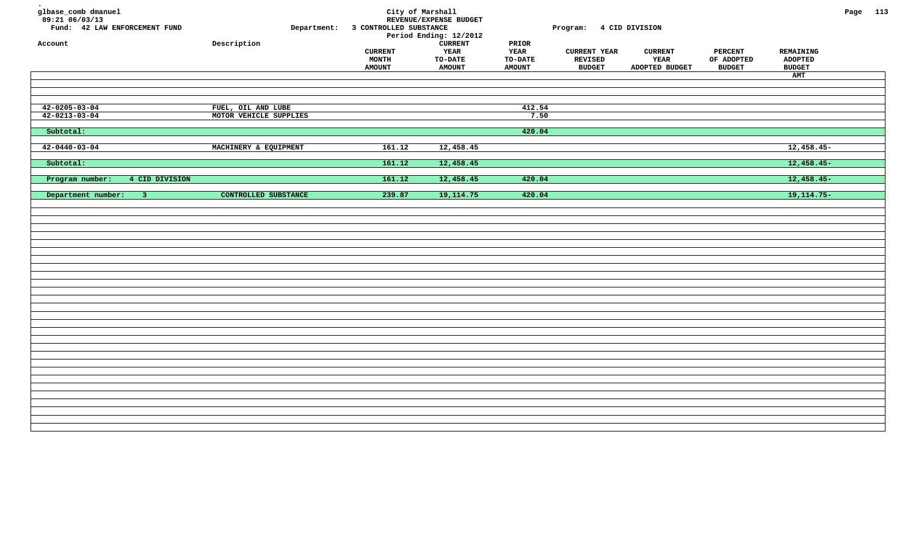glbase_comb dmanuel
09:21 06/03/13

City of Marshall
REVENUE/EXPENSE BUDGET
Period Ending: 12/2012

Fund: 42 LAW ENFORCEMENT FUND
Department: 3 CONTROLLED SUBSTANCE
Program: 4 CID DIVISION

| Account | Description | CURRENT MONTH AMOUNT | CURRENT YEAR TO-DATE AMOUNT | PRIOR YEAR TO-DATE AMOUNT | CURRENT YEAR REVISED BUDGET | CURRENT YEAR ADOPTED BUDGET | PERCENT OF ADOPTED BUDGET | REMAINING ADOPTED BUDGET AMT |
|---|---|---|---|---|---|---|---|---|
| 42-0205-03-04 | FUEL, OIL AND LUBE | | | 412.54 | | | | |
| 42-0213-03-04 | MOTOR VEHICLE SUPPLIES | | | 7.50 | | | | |
| Subtotal: | | | | 420.04 | | | | |
| 42-0440-03-04 | MACHINERY & EQUIPMENT | 161.12 | 12,458.45 | | | | | 12,458.45- |
| Subtotal: | | 161.12 | 12,458.45 | | | | | 12,458.45- |
| Program number: 4 CID DIVISION | | 161.12 | 12,458.45 | 420.04 | | | | 12,458.45- |
| Department number: 3 | CONTROLLED SUBSTANCE | 239.87 | 19,114.75 | 420.04 | | | | 19,114.75- |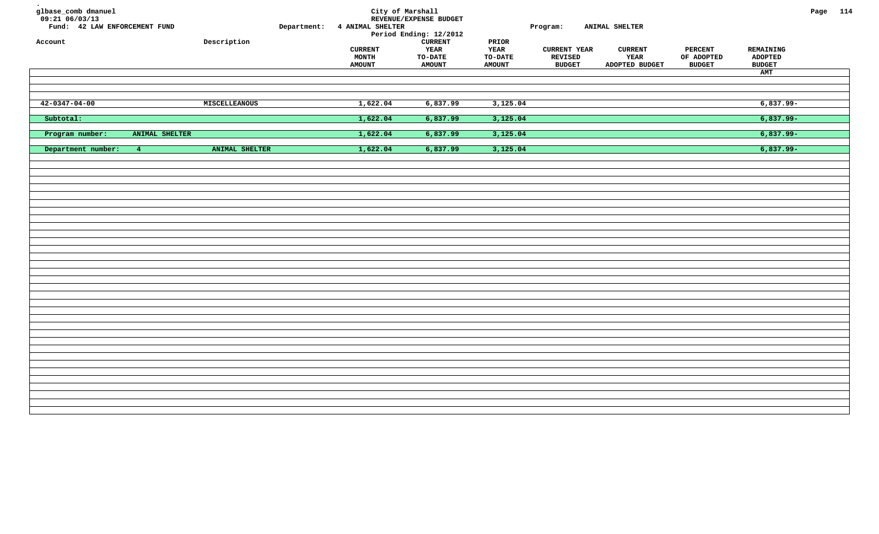glbase_comb dmanuel
09:21 06/03/13
Fund: 42 LAW ENFORCEMENT FUND

# City of Marshall
## REVENUE/EXPENSE BUDGET

Department: 4 ANIMAL SHELTER
Period Ending: 12/2012
Program: ANIMAL SHELTER

| Account | Description | CURRENT MONTH AMOUNT | CURRENT YEAR TO-DATE AMOUNT | PRIOR YEAR TO-DATE AMOUNT | CURRENT YEAR REVISED BUDGET | CURRENT YEAR ADOPTED BUDGET | PERCENT OF ADOPTED BUDGET | REMAINING ADOPTED BUDGET AMT |
|---|---|---|---|---|---|---|---|---|
| 42-0347-04-00 | MISCELLEANOUS | 1,622.04 | 6,837.99 | 3,125.04 | | | | 6,837.99- |
| Subtotal: | | 1,622.04 | 6,837.99 | 3,125.04 | | | | 6,837.99- |
| Program number: ANIMAL SHELTER | | 1,622.04 | 6,837.99 | 3,125.04 | | | | 6,837.99- |
| Department number: 4 | ANIMAL SHELTER | 1,622.04 | 6,837.99 | 3,125.04 | | | | 6,837.99- |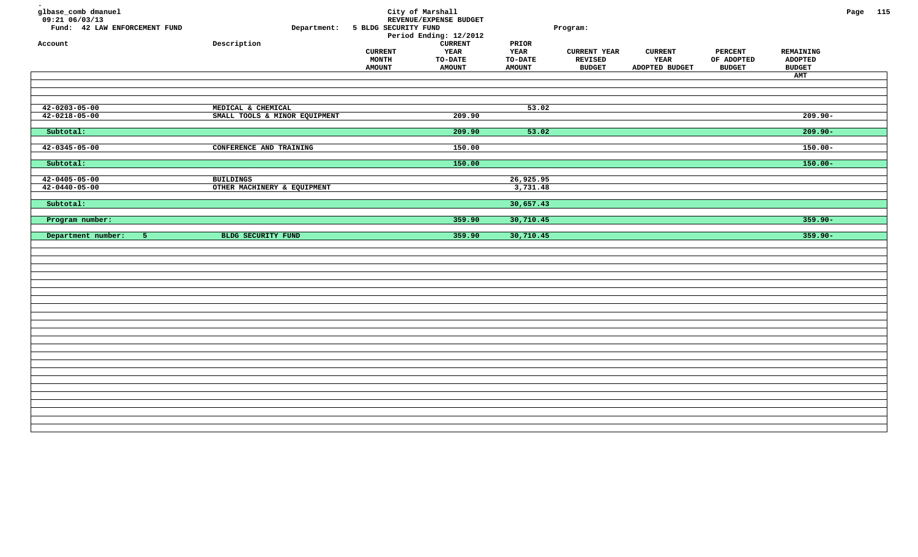glbase_comb dmanuel
09:21 06/03/13
Fund: 42 LAW ENFORCEMENT FUND

City of Marshall
REVENUE/EXPENSE BUDGET
Period Ending: 12/2012

Department: 5 BLDG SECURITY FUND

Program:

| Account | Description | CURRENT MONTH AMOUNT | CURRENT YEAR TO-DATE AMOUNT | PRIOR YEAR TO-DATE AMOUNT | CURRENT YEAR REVISED BUDGET | CURRENT YEAR ADOPTED BUDGET | PERCENT OF ADOPTED BUDGET | REMAINING ADOPTED BUDGET AMT |
|---|---|---|---|---|---|---|---|---|
| 42-0203-05-00 | MEDICAL & CHEMICAL | | | 53.02 | | | | |
| 42-0218-05-00 | SMALL TOOLS & MINOR EQUIPMENT | | 209.90 | | | | | 209.90- |
| Subtotal: | | | 209.90 | 53.02 | | | | 209.90- |
| 42-0345-05-00 | CONFERENCE AND TRAINING | | 150.00 | | | | | 150.00- |
| Subtotal: | | | 150.00 | | | | | 150.00- |
| 42-0405-05-00 | BUILDINGS | | | 26,925.95 | | | | |
| 42-0440-05-00 | OTHER MACHINERY & EQUIPMENT | | | 3,731.48 | | | | |
| Subtotal: | | | | 30,657.43 | | | | |
| Program number: | | | 359.90 | 30,710.45 | | | | 359.90- |
| Department number: 5 | BLDG SECURITY FUND | | 359.90 | 30,710.45 | | | | 359.90- |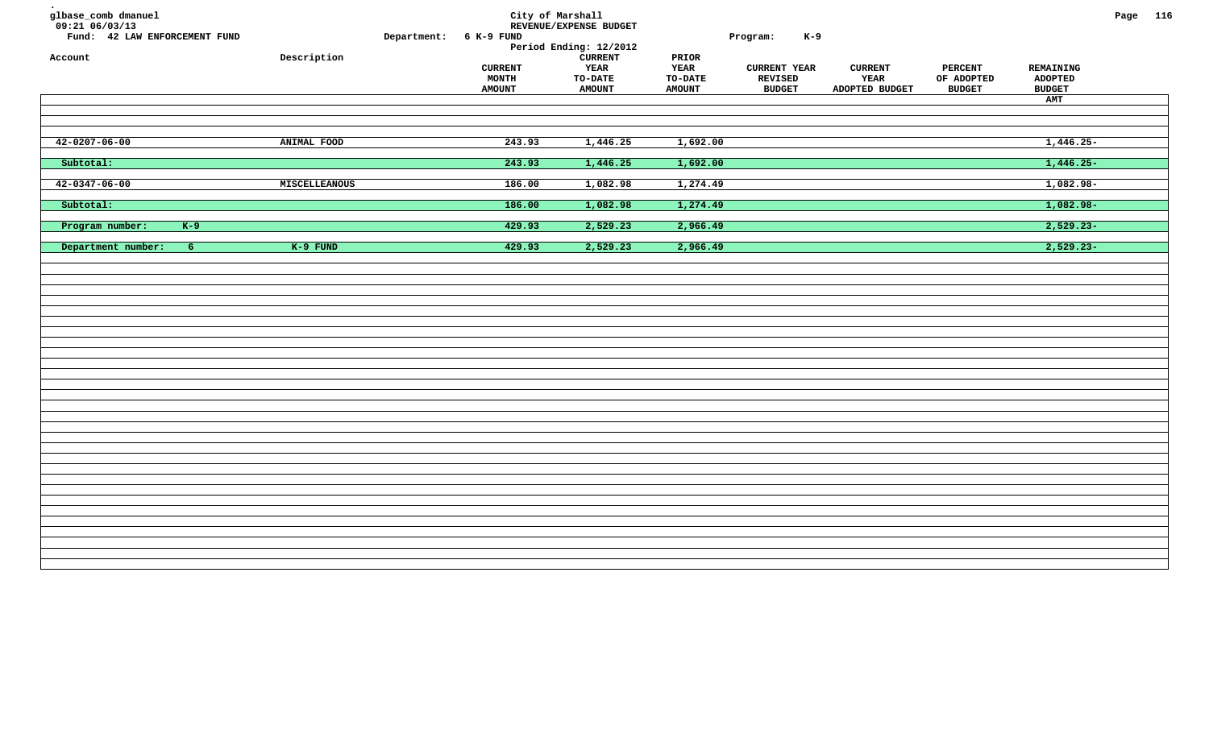City of Marshall

REVENUE/EXPENSE BUDGET

glbase_comb dmanuel
09:21 06/03/13

Fund: 42 LAW ENFORCEMENT FUND | Department: 6 K-9 FUND | Program: K-9

Period Ending: 12/2012

| Account | Description | CURRENT MONTH AMOUNT | CURRENT YEAR TO-DATE AMOUNT | PRIOR YEAR TO-DATE AMOUNT | CURRENT YEAR REVISED BUDGET | CURRENT YEAR ADOPTED BUDGET | PERCENT OF ADOPTED BUDGET | REMAINING ADOPTED BUDGET AMT |
|---|---|---|---|---|---|---|---|---|
| 42-0207-06-00 | ANIMAL FOOD | 243.93 | 1,446.25 | 1,692.00 | | | | 1,446.25- |
| Subtotal: | | 243.93 | 1,446.25 | 1,692.00 | | | | 1,446.25- |
| 42-0347-06-00 | MISCELLEANOUS | 186.00 | 1,082.98 | 1,274.49 | | | | 1,082.98- |
| Subtotal: | | 186.00 | 1,082.98 | 1,274.49 | | | | 1,082.98- |
| Program number: K-9 | | 429.93 | 2,529.23 | 2,966.49 | | | | 2,529.23- |
| Department number: 6 | K-9 FUND | 429.93 | 2,529.23 | 2,966.49 | | | | 2,529.23- |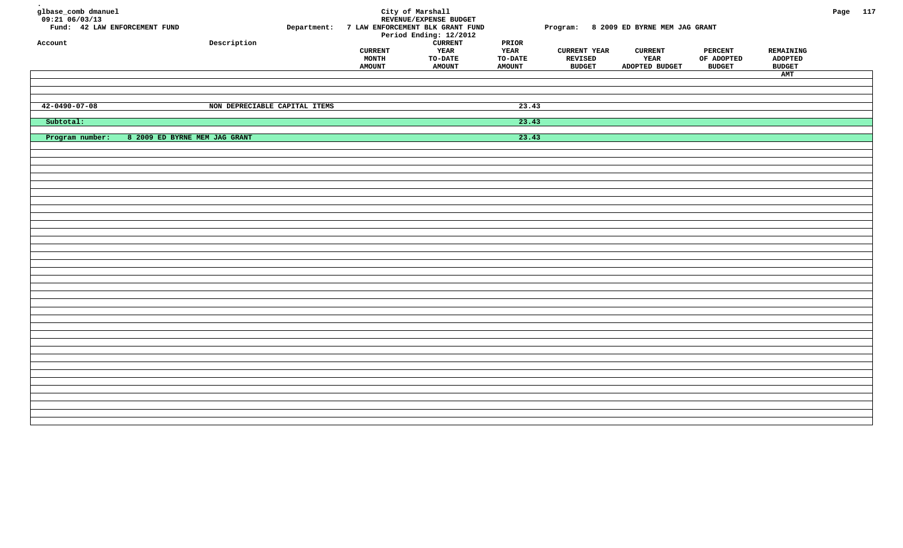City of Marshall
REVENUE/EXPENSE BUDGET
Period Ending: 12/2012

glbase_comb dmanuel
09:21 06/03/13

Fund: 42 LAW ENFORCEMENT FUND

Department: 7 LAW ENFORCEMENT BLK GRANT FUND

Program: 8 2009 ED BYRNE MEM JAG GRANT

| Account | Description | CURRENT MONTH AMOUNT | CURRENT YEAR TO-DATE AMOUNT | PRIOR YEAR TO-DATE AMOUNT | CURRENT YEAR REVISED BUDGET | CURRENT YEAR ADOPTED BUDGET | PERCENT OF ADOPTED BUDGET | REMAINING ADOPTED BUDGET AMT |
|---|---|---|---|---|---|---|---|---|
| 42-0490-07-08 | NON DEPRECIABLE CAPITAL ITEMS | | | 23.43 | | | | |
| Subtotal: | | | | 23.43 | | | | |
| Program number: | 8 2009 ED BYRNE MEM JAG GRANT | | | 23.43 | | | | |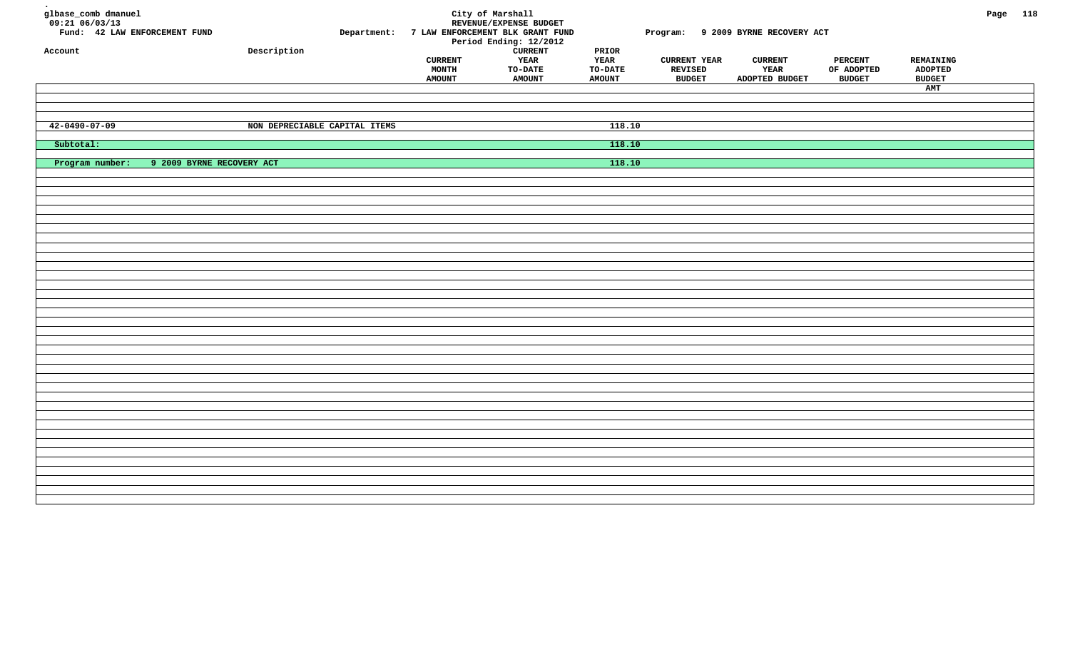City of Marshall
REVENUE/EXPENSE BUDGET
Period Ending: 12/2012

glbase_comb dmanuel
09:21 06/03/13

Fund: 42 LAW ENFORCEMENT FUND

Department: 7 LAW ENFORCEMENT BLK GRANT FUND

Program: 9 2009 BYRNE RECOVERY ACT

| Account | Description | CURRENT MONTH AMOUNT | CURRENT YEAR TO-DATE AMOUNT | PRIOR YEAR TO-DATE AMOUNT | CURRENT YEAR REVISED BUDGET | CURRENT YEAR ADOPTED BUDGET | PERCENT OF ADOPTED BUDGET | REMAINING ADOPTED BUDGET AMT |
|---|---|---|---|---|---|---|---|---|
| 42-0490-07-09 | NON DEPRECIABLE CAPITAL ITEMS | | | 118.10 | | | | |
| Subtotal: | | | | 118.10 | | | | |
| Program number: | 9 2009 BYRNE RECOVERY ACT | | | 118.10 | | | | |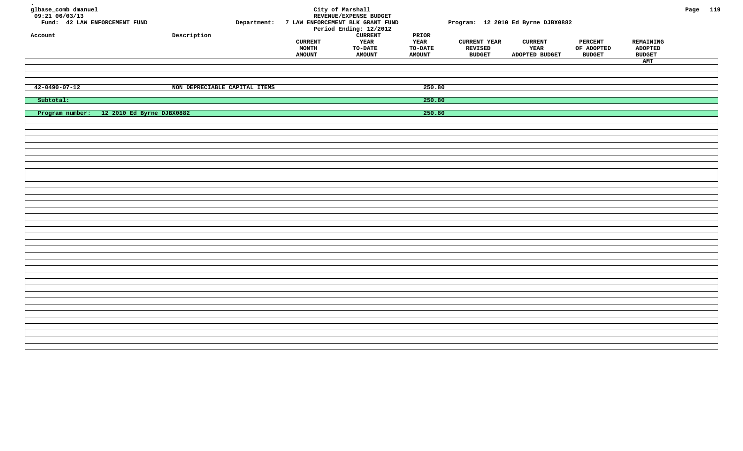glbase_comb dmanuel
09:21 06/03/13
Fund: 42 LAW ENFORCEMENT FUND

City of Marshall
REVENUE/EXPENSE BUDGET
Department: 7 LAW ENFORCEMENT BLK GRANT FUND
Period Ending: 12/2012

Program: 12 2010 Ed Byrne DJBX0882

| Account | Description | CURRENT MONTH AMOUNT | CURRENT YEAR TO-DATE AMOUNT | PRIOR YEAR TO-DATE AMOUNT | CURRENT YEAR REVISED BUDGET | CURRENT YEAR ADOPTED BUDGET | PERCENT OF ADOPTED BUDGET | REMAINING ADOPTED BUDGET AMT |
|---|---|---|---|---|---|---|---|---|
| 42-0490-07-12 | NON DEPRECIABLE CAPITAL ITEMS | | | 250.80 | | | | |
| Subtotal: | | | | 250.80 | | | | |
| Program number: 12 2010 Ed Byrne DJBX0882 | | | | 250.80 | | | | |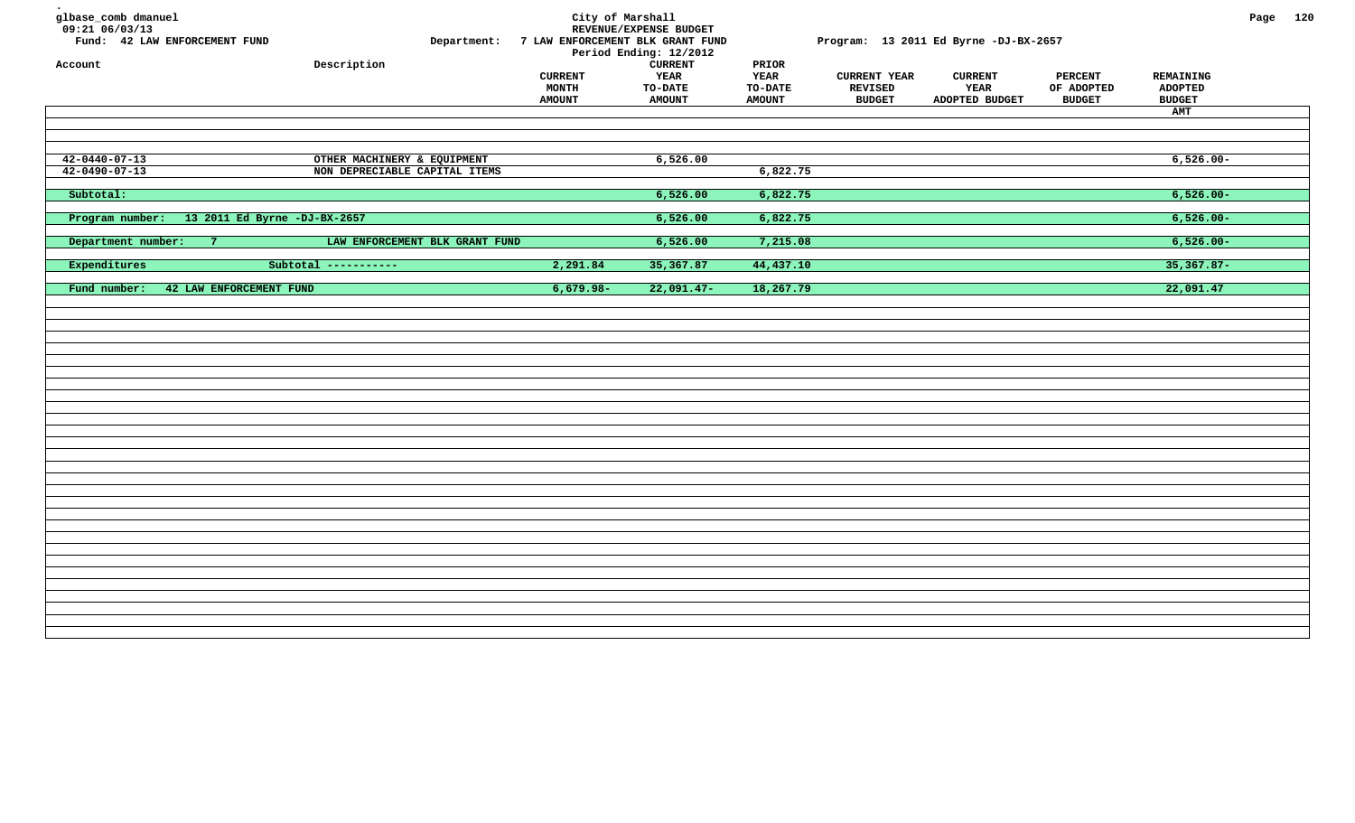glbase_comb dmanuel
09:21 06/03/13
Fund: 42 LAW ENFORCEMENT FUND

City of Marshall
REVENUE/EXPENSE BUDGET
Department: 7 LAW ENFORCEMENT BLK GRANT FUND
Period Ending: 12/2012
Program: 13 2011 Ed Byrne -DJ-BX-2657

| Account | Description | CURRENT MONTH AMOUNT | CURRENT YEAR TO-DATE AMOUNT | PRIOR YEAR TO-DATE AMOUNT | CURRENT YEAR REVISED BUDGET | CURRENT YEAR ADOPTED BUDGET | PERCENT OF ADOPTED BUDGET | REMAINING ADOPTED BUDGET AMT |
|---|---|---|---|---|---|---|---|---|
| 42-0440-07-13 | OTHER MACHINERY & EQUIPMENT | | 6,526.00 | | | | | 6,526.00- |
| 42-0490-07-13 | NON DEPRECIABLE CAPITAL ITEMS | | | 6,822.75 | | | | |
| Subtotal: | | | 6,526.00 | 6,822.75 | | | | 6,526.00- |
| Program number: 13 2011 Ed Byrne -DJ-BX-2657 | | | 6,526.00 | 6,822.75 | | | | 6,526.00- |
| Department number: 7 | LAW ENFORCEMENT BLK GRANT FUND | | 6,526.00 | 7,215.08 | | | | 6,526.00- |
| Expenditures | Subtotal ----------- | 2,291.84 | 35,367.87 | 44,437.10 | | | | 35,367.87- |
| Fund number: 42 LAW ENFORCEMENT FUND | | 6,679.98- | 22,091.47- | 18,267.79 | | | | 22,091.47 |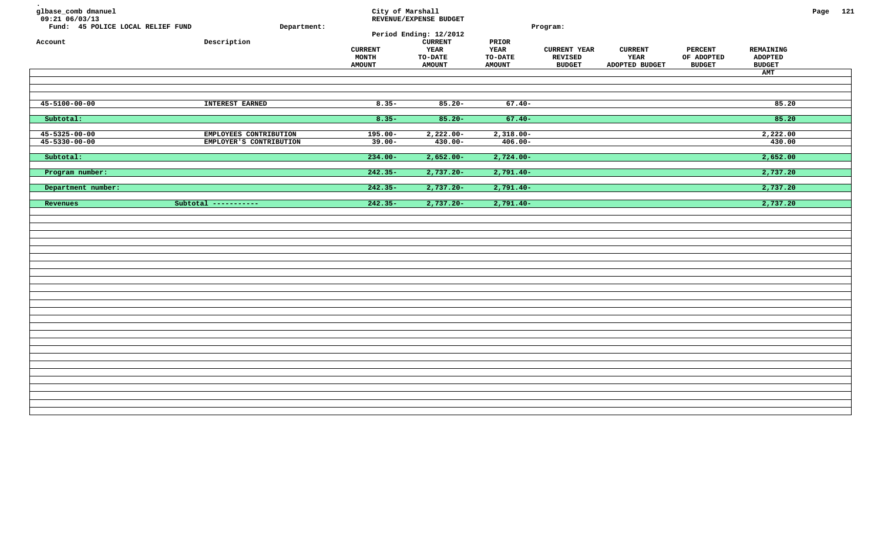glbase_comb dmanuel
09:21 06/03/13
Fund: 45 POLICE LOCAL RELIEF FUND | Department: | Program:

City of Marshall
REVENUE/EXPENSE BUDGET
Period Ending: 12/2012

| Account | Description | CURRENT MONTH AMOUNT | CURRENT YEAR TO-DATE AMOUNT | PRIOR YEAR TO-DATE AMOUNT | CURRENT YEAR REVISED BUDGET | CURRENT YEAR ADOPTED BUDGET | PERCENT OF ADOPTED BUDGET | REMAINING ADOPTED BUDGET AMT |
|---|---|---|---|---|---|---|---|---|
| 45-5100-00-00 | INTEREST EARNED | 8.35- | 85.20- | 67.40- | | | | 85.20 |
| Subtotal: | | 8.35- | 85.20- | 67.40- | | | | 85.20 |
| 45-5325-00-00 | EMPLOYEES CONTRIBUTION | 195.00- | 2,222.00- | 2,318.00- | | | | 2,222.00 |
| 45-5330-00-00 | EMPLOYER'S CONTRIBUTION | 39.00- | 430.00- | 406.00- | | | | 430.00 |
| Subtotal: | | 234.00- | 2,652.00- | 2,724.00- | | | | 2,652.00 |
| Program number: | | 242.35- | 2,737.20- | 2,791.40- | | | | 2,737.20 |
| Department number: | | 242.35- | 2,737.20- | 2,791.40- | | | | 2,737.20 |
| Revenues | Subtotal ----------- | 242.35- | 2,737.20- | 2,791.40- | | | | 2,737.20 |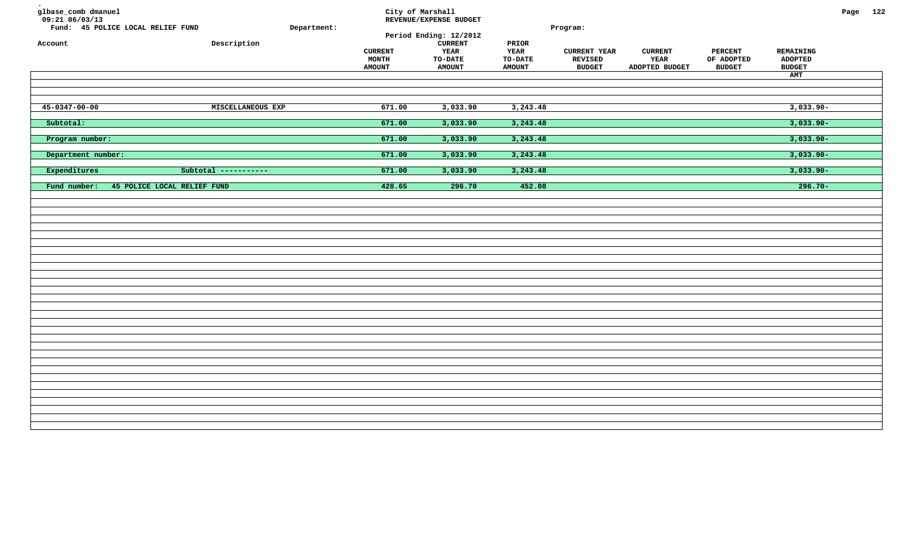glbase_comb dmanuel
09:21 06/03/13

City of Marshall
REVENUE/EXPENSE BUDGET
Period Ending: 12/2012

Fund: 45 POLICE LOCAL RELIEF FUND    Department:    Program:

| Account | Description | CURRENT MONTH AMOUNT | CURRENT YEAR TO-DATE AMOUNT | PRIOR YEAR TO-DATE AMOUNT | CURRENT YEAR REVISED BUDGET | CURRENT YEAR ADOPTED BUDGET | PERCENT OF ADOPTED BUDGET | REMAINING ADOPTED BUDGET AMT |
|---|---|---|---|---|---|---|---|---|
| 45-0347-00-00 | MISCELLANEOUS EXP | 671.00 | 3,033.90 | 3,243.48 | | | | 3,033.90- |
| Subtotal: | | 671.00 | 3,033.90 | 3,243.48 | | | | 3,033.90- |
| Program number: | | 671.00 | 3,033.90 | 3,243.48 | | | | 3,033.90- |
| Department number: | | 671.00 | 3,033.90 | 3,243.48 | | | | 3,033.90- |
| Expenditures | Subtotal ----------- | 671.00 | 3,033.90 | 3,243.48 | | | | 3,033.90- |
| Fund number: 45 POLICE LOCAL RELIEF FUND | | 428.65 | 296.70 | 452.08 | | | | 296.70- |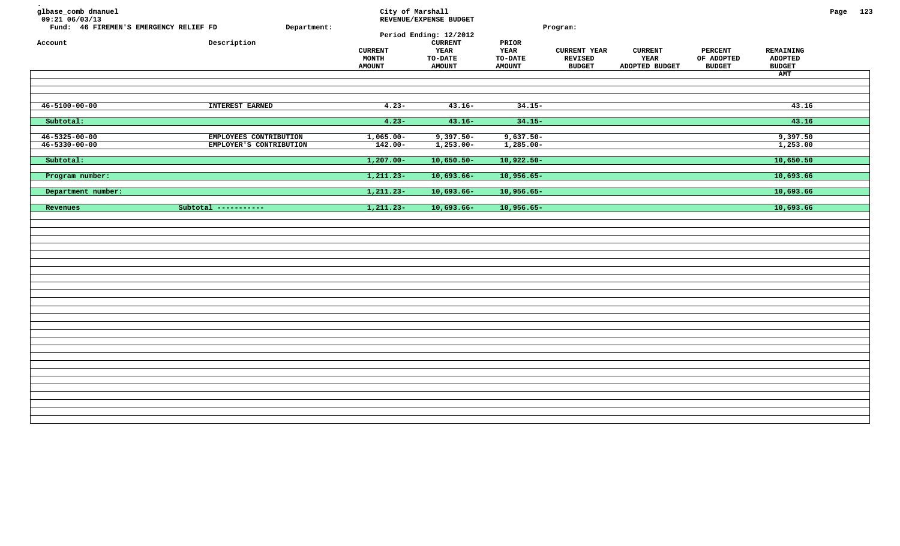glbase_comb dmanuel
09:21 06/03/13

City of Marshall
REVENUE/EXPENSE BUDGET
Period Ending: 12/2012

Fund: 46 FIREMEN'S EMERGENCY RELIEF FD Department: Program:

| Account | Description | CURRENT MONTH AMOUNT | CURRENT YEAR TO-DATE AMOUNT | PRIOR YEAR TO-DATE AMOUNT | CURRENT YEAR REVISED BUDGET | CURRENT YEAR ADOPTED BUDGET | PERCENT OF ADOPTED BUDGET | REMAINING ADOPTED BUDGET AMT |
|---|---|---|---|---|---|---|---|---|
| 46-5100-00-00 | INTEREST EARNED | 4.23- | 43.16- | 34.15- | | | | 43.16 |
| Subtotal: | | 4.23- | 43.16- | 34.15- | | | | 43.16 |
| 46-5325-00-00 | EMPLOYEES CONTRIBUTION | 1,065.00- | 9,397.50- | 9,637.50- | | | | 9,397.50 |
| 46-5330-00-00 | EMPLOYER'S CONTRIBUTION | 142.00- | 1,253.00- | 1,285.00- | | | | 1,253.00 |
| Subtotal: | | 1,207.00- | 10,650.50- | 10,922.50- | | | | 10,650.50 |
| Program number: | | 1,211.23- | 10,693.66- | 10,956.65- | | | | 10,693.66 |
| Department number: | | 1,211.23- | 10,693.66- | 10,956.65- | | | | 10,693.66 |
| Revenues | Subtotal ----------- | 1,211.23- | 10,693.66- | 10,956.65- | | | | 10,693.66 |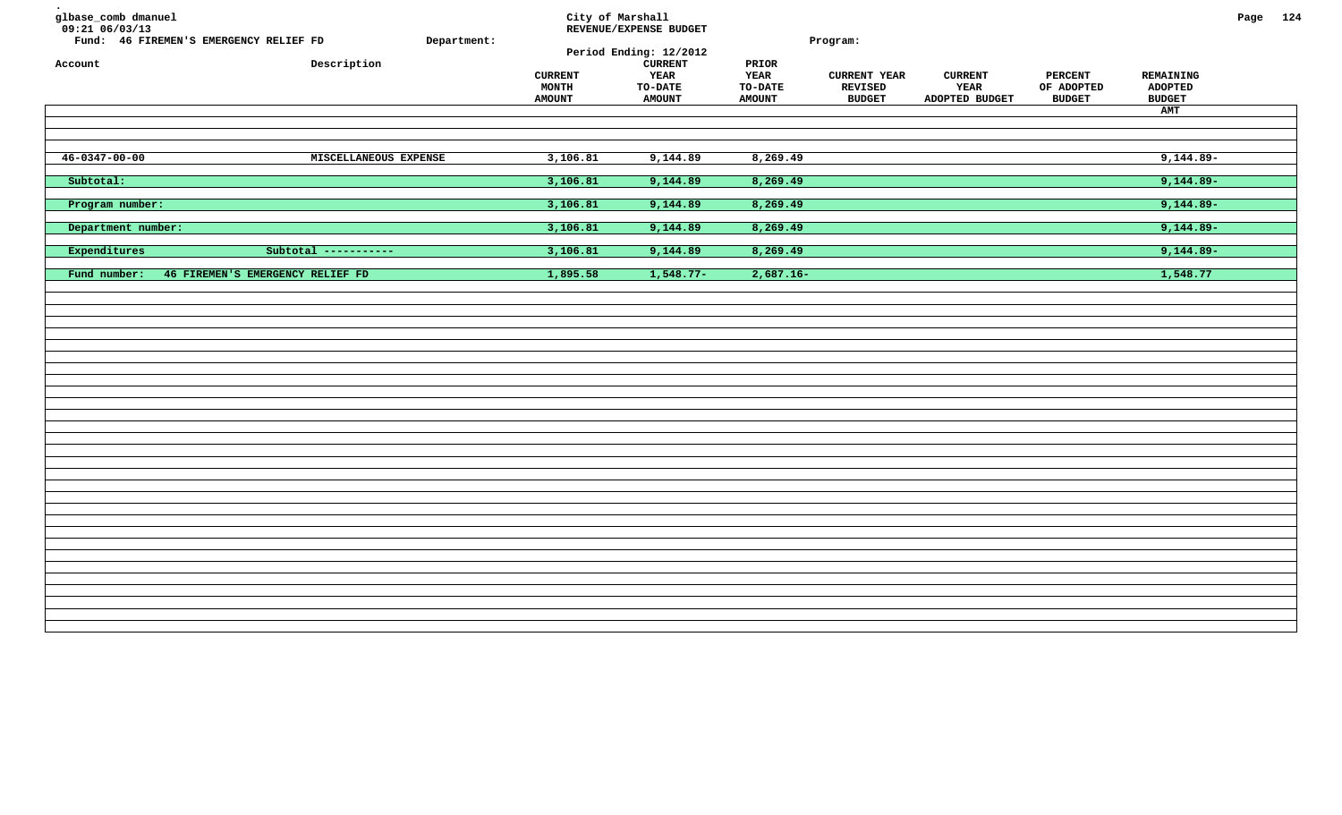glbase_comb dmanuel
09:21 06/03/13
Fund: 46 FIREMEN'S EMERGENCY RELIEF FD

City of Marshall
REVENUE/EXPENSE BUDGET
Period Ending: 12/2012

Department:
Program:

| Account | Description | CURRENT MONTH AMOUNT | CURRENT YEAR TO-DATE AMOUNT | PRIOR YEAR TO-DATE AMOUNT | CURRENT YEAR REVISED BUDGET | CURRENT YEAR ADOPTED BUDGET | PERCENT OF ADOPTED BUDGET | REMAINING ADOPTED BUDGET AMT |
|---|---|---|---|---|---|---|---|---|
| 46-0347-00-00 | MISCELLANEOUS EXPENSE | 3,106.81 | 9,144.89 | 8,269.49 | | | | 9,144.89- |
| Subtotal: | | 3,106.81 | 9,144.89 | 8,269.49 | | | | 9,144.89- |
| Program number: | | 3,106.81 | 9,144.89 | 8,269.49 | | | | 9,144.89- |
| Department number: | | 3,106.81 | 9,144.89 | 8,269.49 | | | | 9,144.89- |
| Expenditures | Subtotal ----------- | 3,106.81 | 9,144.89 | 8,269.49 | | | | 9,144.89- |
| Fund number: 46 FIREMEN'S EMERGENCY RELIEF FD | | 1,895.58 | 1,548.77- | 2,687.16- | | | | 1,548.77 |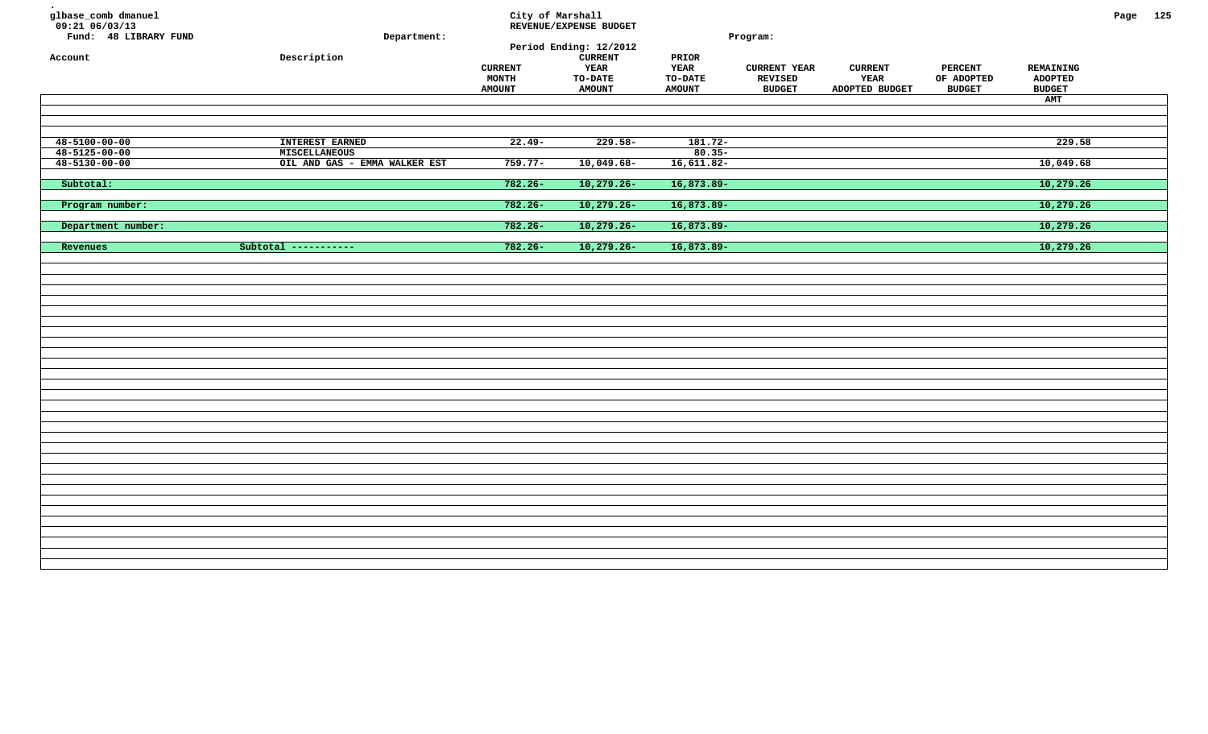glbase_comb dmanuel
09:21 06/03/13
Fund: 48 LIBRARY FUND

**City of Marshall**
**REVENUE/EXPENSE BUDGET**
Period Ending: 12/2012

Department:
Program:

| Account | Description | CURRENT MONTH AMOUNT | CURRENT YEAR TO-DATE AMOUNT | PRIOR YEAR TO-DATE AMOUNT | CURRENT YEAR REVISED BUDGET | CURRENT YEAR ADOPTED BUDGET | PERCENT OF ADOPTED BUDGET | REMAINING ADOPTED BUDGET AMT |
|---|---|---|---|---|---|---|---|---|
| 48-5100-00-00 | INTEREST EARNED | 22.49- | 229.58- | 181.72- | | | | 229.58 |
| 48-5125-00-00 | MISCELLANEOUS | | | 80.35- | | | | |
| 48-5130-00-00 | OIL AND GAS - EMMA WALKER EST | 759.77- | 10,049.68- | 16,611.82- | | | | 10,049.68 |
| Subtotal: | | 782.26- | 10,279.26- | 16,873.89- | | | | 10,279.26 |
| Program number: | | 782.26- | 10,279.26- | 16,873.89- | | | | 10,279.26 |
| Department number: | | 782.26- | 10,279.26- | 16,873.89- | | | | 10,279.26 |
| Revenues | Subtotal ----------- | 782.26- | 10,279.26- | 16,873.89- | | | | 10,279.26 |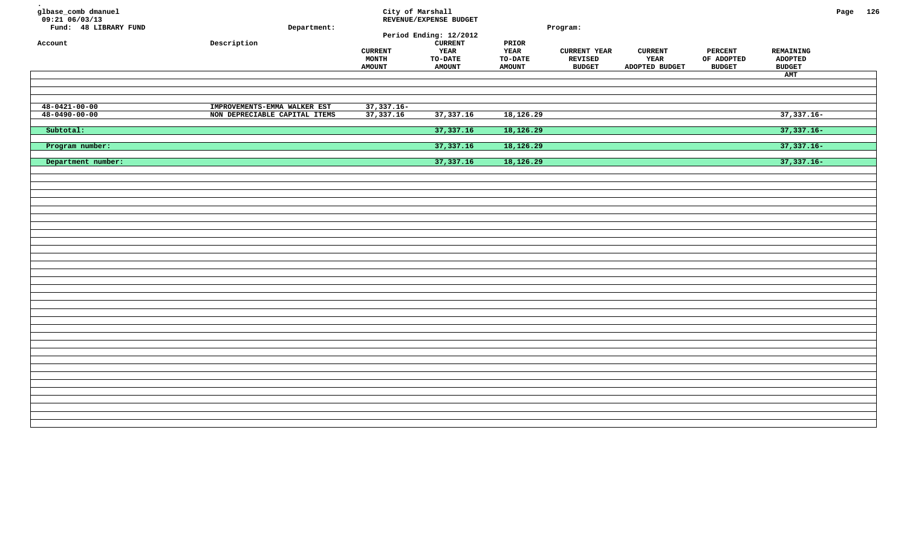glbase_comb dmanuel
09:21 06/03/13
Fund: 48 LIBRARY FUND

City of Marshall
REVENUE/EXPENSE BUDGET
Period Ending: 12/2012

Department:

Program:

| Account | Description | CURRENT MONTH AMOUNT | CURRENT YEAR TO-DATE AMOUNT | PRIOR YEAR TO-DATE AMOUNT | CURRENT YEAR REVISED BUDGET | CURRENT YEAR ADOPTED BUDGET | PERCENT OF ADOPTED BUDGET | REMAINING ADOPTED BUDGET AMT |
|---|---|---|---|---|---|---|---|---|
| 48-0421-00-00 | IMPROVEMENTS-EMMA WALKER EST | 37,337.16- | | | | | | |
| 48-0490-00-00 | NON DEPRECIABLE CAPITAL ITEMS | 37,337.16 | 37,337.16 | 18,126.29 | | | | 37,337.16- |
| Subtotal: | | | 37,337.16 | 18,126.29 | | | | 37,337.16- |
| Program number: | | | 37,337.16 | 18,126.29 | | | | 37,337.16- |
| Department number: | | | 37,337.16 | 18,126.29 | | | | 37,337.16- |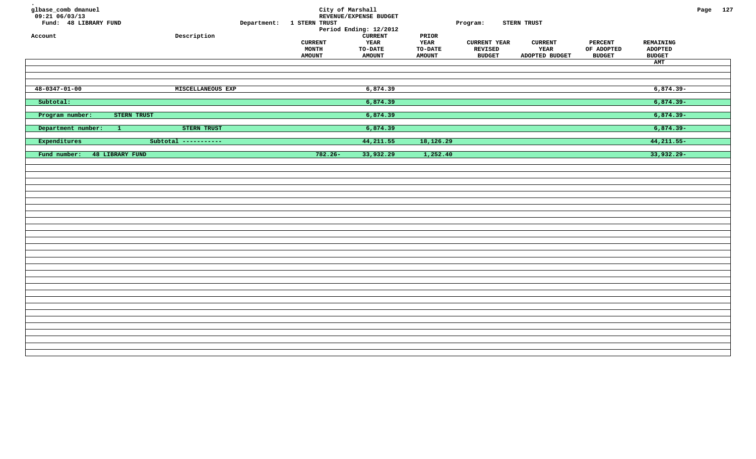glbase_comb dmanuel
09:21 06/03/13
Fund: 48 LIBRARY FUND

City of Marshall
REVENUE/EXPENSE BUDGET
Department: 1 STERN TRUST
Period Ending: 12/2012
Program: STERN TRUST

| Account | Description | CURRENT MONTH AMOUNT | CURRENT YEAR TO-DATE AMOUNT | PRIOR YEAR TO-DATE AMOUNT | CURRENT YEAR REVISED BUDGET | CURRENT YEAR ADOPTED BUDGET | PERCENT OF ADOPTED BUDGET | REMAINING ADOPTED BUDGET AMT |
|---|---|---|---|---|---|---|---|---|
| 48-0347-01-00 | MISCELLANEOUS EXP | | 6,874.39 | | | | | 6,874.39- |
| Subtotal: | | | 6,874.39 | | | | | 6,874.39- |
| Program number: STERN TRUST | | | 6,874.39 | | | | | 6,874.39- |
| Department number: 1 | STERN TRUST | | 6,874.39 | | | | | 6,874.39- |
| Expenditures | Subtotal ----------- | | 44,211.55 | 18,126.29 | | | | 44,211.55- |
| Fund number: 48 LIBRARY FUND | | 782.26- | 33,932.29 | 1,252.40 | | | | 33,932.29- |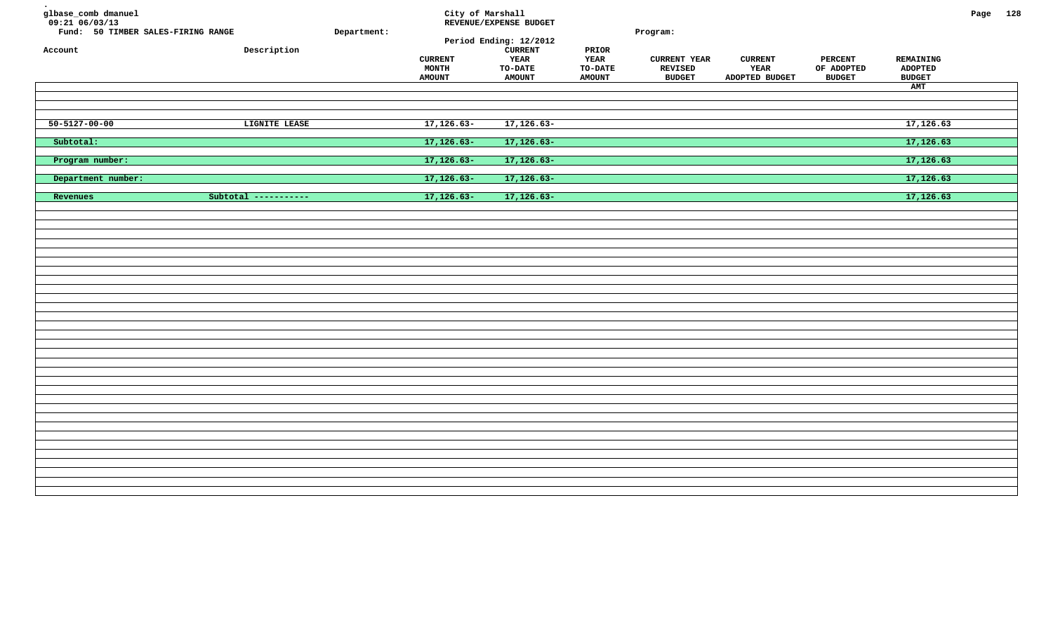glbase_comb dmanuel
09:21 06/03/13

**City of Marshall**
**REVENUE/EXPENSE BUDGET**
Period Ending: 12/2012

Fund: 50 TIMBER SALES-FIRING RANGE
Department:
Program:

| Account | Description | CURRENT MONTH AMOUNT | CURRENT YEAR TO-DATE AMOUNT | PRIOR YEAR TO-DATE AMOUNT | CURRENT YEAR REVISED BUDGET | CURRENT YEAR ADOPTED BUDGET | PERCENT OF ADOPTED BUDGET | REMAINING ADOPTED BUDGET AMT |
|---|---|---|---|---|---|---|---|---|
| 50-5127-00-00 | LIGNITE LEASE | 17,126.63- | 17,126.63- | | | | | 17,126.63 |
| Subtotal: | | 17,126.63- | 17,126.63- | | | | | 17,126.63 |
| Program number: | | 17,126.63- | 17,126.63- | | | | | 17,126.63 |
| Department number: | | 17,126.63- | 17,126.63- | | | | | 17,126.63 |
| Revenues | Subtotal ----------- | 17,126.63- | 17,126.63- | | | | | 17,126.63 |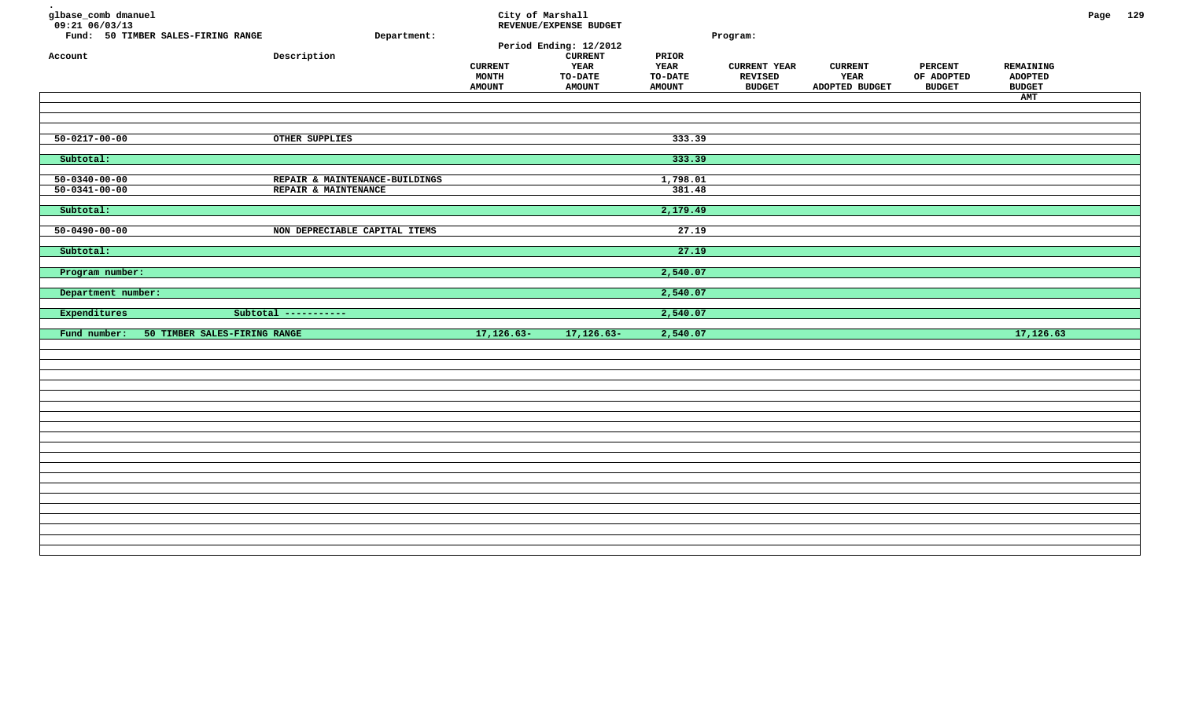glbase_comb dmanuel
09:21 06/03/13
Fund: 50 TIMBER SALES-FIRING RANGE

Department:

City of Marshall
REVENUE/EXPENSE BUDGET
Period Ending: 12/2012

Program:

| Account | Description | CURRENT MONTH AMOUNT | CURRENT YEAR TO-DATE AMOUNT | PRIOR YEAR TO-DATE AMOUNT | CURRENT YEAR REVISED BUDGET | CURRENT YEAR ADOPTED BUDGET | PERCENT OF ADOPTED BUDGET | REMAINING ADOPTED BUDGET AMT |
|---|---|---|---|---|---|---|---|---|
| 50-0217-00-00 | OTHER SUPPLIES | | | 333.39 | | | | |
| Subtotal: | | | | 333.39 | | | | |
| 50-0340-00-00 | REPAIR & MAINTENANCE-BUILDINGS | | | 1,798.01 | | | | |
| 50-0341-00-00 | REPAIR & MAINTENANCE | | | 381.48 | | | | |
| Subtotal: | | | | 2,179.49 | | | | |
| 50-0490-00-00 | NON DEPRECIABLE CAPITAL ITEMS | | | 27.19 | | | | |
| Subtotal: | | | | 27.19 | | | | |
| Program number: | | | | 2,540.07 | | | | |
| Department number: | | | | 2,540.07 | | | | |
| Expenditures | Subtotal ----------- | | | 2,540.07 | | | | |
| Fund number: 50 TIMBER SALES-FIRING RANGE | | 17,126.63- | 17,126.63- | 2,540.07 | | | | 17,126.63 |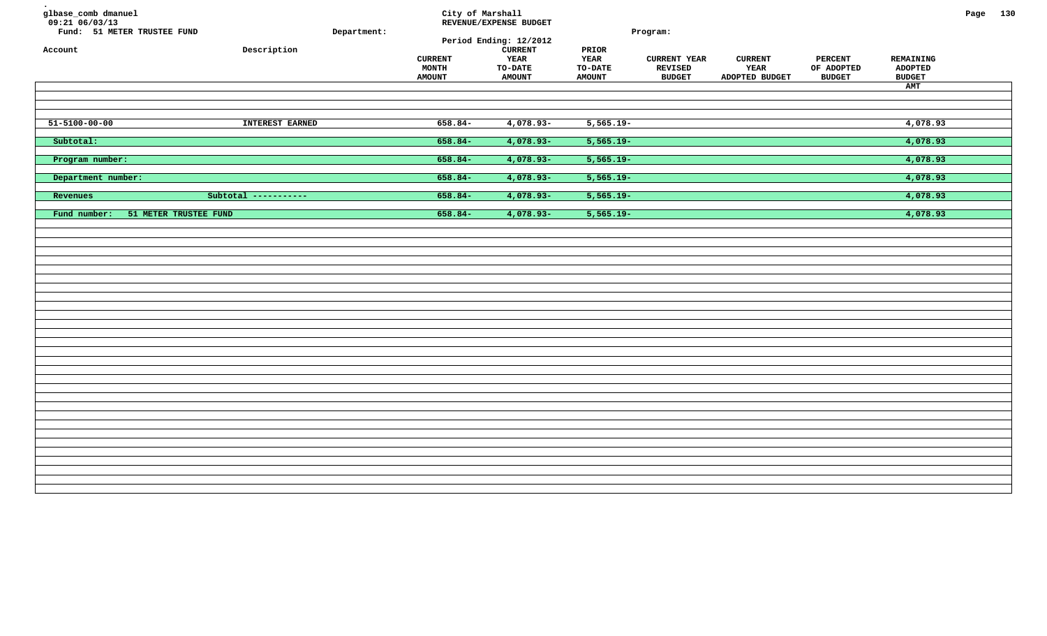glbase_comb dmanuel
09:21 06/03/13
Fund: 51 METER TRUSTEE FUND

Department:

City of Marshall
REVENUE/EXPENSE BUDGET
Period Ending: 12/2012

Program:

| Account | Description | CURRENT MONTH AMOUNT | CURRENT YEAR TO-DATE AMOUNT | PRIOR YEAR TO-DATE AMOUNT | CURRENT YEAR REVISED BUDGET | CURRENT YEAR ADOPTED BUDGET | PERCENT OF ADOPTED BUDGET | REMAINING ADOPTED BUDGET AMT |
|---|---|---|---|---|---|---|---|---|
| 51-5100-00-00 | INTEREST EARNED | 658.84- | 4,078.93- | 5,565.19- | | | | 4,078.93 |
| Subtotal: | | 658.84- | 4,078.93- | 5,565.19- | | | | 4,078.93 |
| Program number: | | 658.84- | 4,078.93- | 5,565.19- | | | | 4,078.93 |
| Department number: | | 658.84- | 4,078.93- | 5,565.19- | | | | 4,078.93 |
| Revenues | Subtotal ----------- | 658.84- | 4,078.93- | 5,565.19- | | | | 4,078.93 |
| Fund number: 51 METER TRUSTEE FUND | | 658.84- | 4,078.93- | 5,565.19- | | | | 4,078.93 |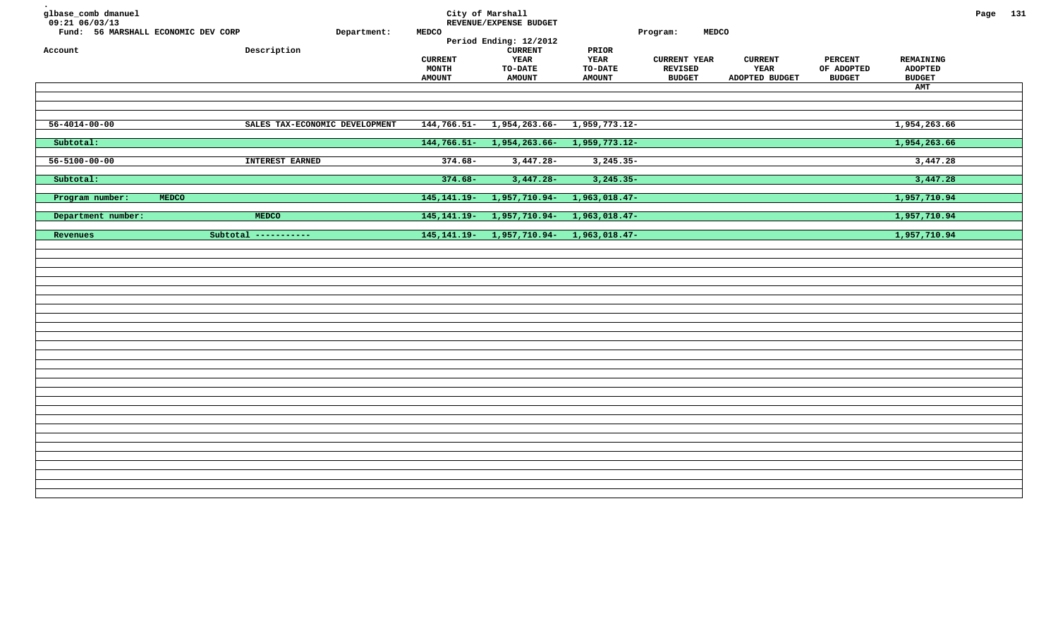glbase_comb dmanuel
09:21 06/03/13

**City of Marshall**
**REVENUE/EXPENSE BUDGET**
**Period Ending: 12/2012**

Fund: 56 MARSHALL ECONOMIC DEV CORP
Department: MEDCO
Program: MEDCO

| Account | Description | CURRENT MONTH AMOUNT | CURRENT YEAR TO-DATE AMOUNT | PRIOR YEAR TO-DATE AMOUNT | CURRENT YEAR REVISED BUDGET | CURRENT YEAR ADOPTED BUDGET | PERCENT OF ADOPTED BUDGET | REMAINING ADOPTED BUDGET AMT |
|---|---|---|---|---|---|---|---|---|
| 56-4014-00-00 | SALES TAX-ECONOMIC DEVELOPMENT | 144,766.51- | 1,954,263.66- | 1,959,773.12- | | | | 1,954,263.66 |
| Subtotal: | | 144,766.51- | 1,954,263.66- | 1,959,773.12- | | | | 1,954,263.66 |
| 56-5100-00-00 | INTEREST EARNED | 374.68- | 3,447.28- | 3,245.35- | | | | 3,447.28 |
| Subtotal: | | 374.68- | 3,447.28- | 3,245.35- | | | | 3,447.28 |
| Program number: MEDCO | | 145,141.19- | 1,957,710.94- | 1,963,018.47- | | | | 1,957,710.94 |
| Department number: | MEDCO | 145,141.19- | 1,957,710.94- | 1,963,018.47- | | | | 1,957,710.94 |
| Revenues | Subtotal ----------- | 145,141.19- | 1,957,710.94- | 1,963,018.47- | | | | 1,957,710.94 |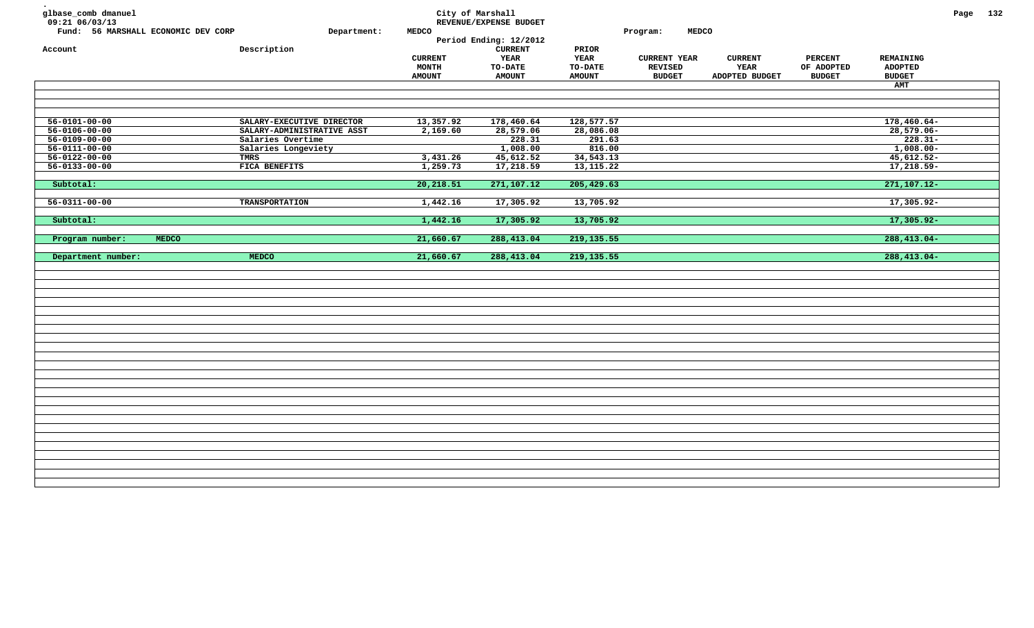glbase_comb dmanuel
09:21 06/03/13

City of Marshall
REVENUE/EXPENSE BUDGET
Period Ending: 12/2012

Fund: 56 MARSHALL ECONOMIC DEV CORP　　Department: MEDCO　　Program: MEDCO

| Account | Description | CURRENT MONTH AMOUNT | CURRENT YEAR TO-DATE AMOUNT | PRIOR YEAR TO-DATE AMOUNT | CURRENT YEAR REVISED BUDGET | CURRENT YEAR ADOPTED BUDGET | PERCENT OF ADOPTED BUDGET | REMAINING ADOPTED BUDGET AMT |
|---|---|---|---|---|---|---|---|---|
| 56-0101-00-00 | SALARY-EXECUTIVE DIRECTOR | 13,357.92 | 178,460.64 | 128,577.57 | | | | 178,460.64- |
| 56-0106-00-00 | SALARY-ADMINISTRATIVE ASST | 2,169.60 | 28,579.06 | 28,086.08 | | | | 28,579.06- |
| 56-0109-00-00 | Salaries Overtime | | 228.31 | 291.63 | | | | 228.31- |
| 56-0111-00-00 | Salaries Longeviety | | 1,008.00 | 816.00 | | | | 1,008.00- |
| 56-0122-00-00 | TMRS | 3,431.26 | 45,612.52 | 34,543.13 | | | | 45,612.52- |
| 56-0133-00-00 | FICA BENEFITS | 1,259.73 | 17,218.59 | 13,115.22 | | | | 17,218.59- |
| Subtotal: | | 20,218.51 | 271,107.12 | 205,429.63 | | | | 271,107.12- |
| 56-0311-00-00 | TRANSPORTATION | 1,442.16 | 17,305.92 | 13,705.92 | | | | 17,305.92- |
| Subtotal: | | 1,442.16 | 17,305.92 | 13,705.92 | | | | 17,305.92- |
| Program number: MEDCO | | 21,660.67 | 288,413.04 | 219,135.55 | | | | 288,413.04- |
| Department number: | MEDCO | 21,660.67 | 288,413.04 | 219,135.55 | | | | 288,413.04- |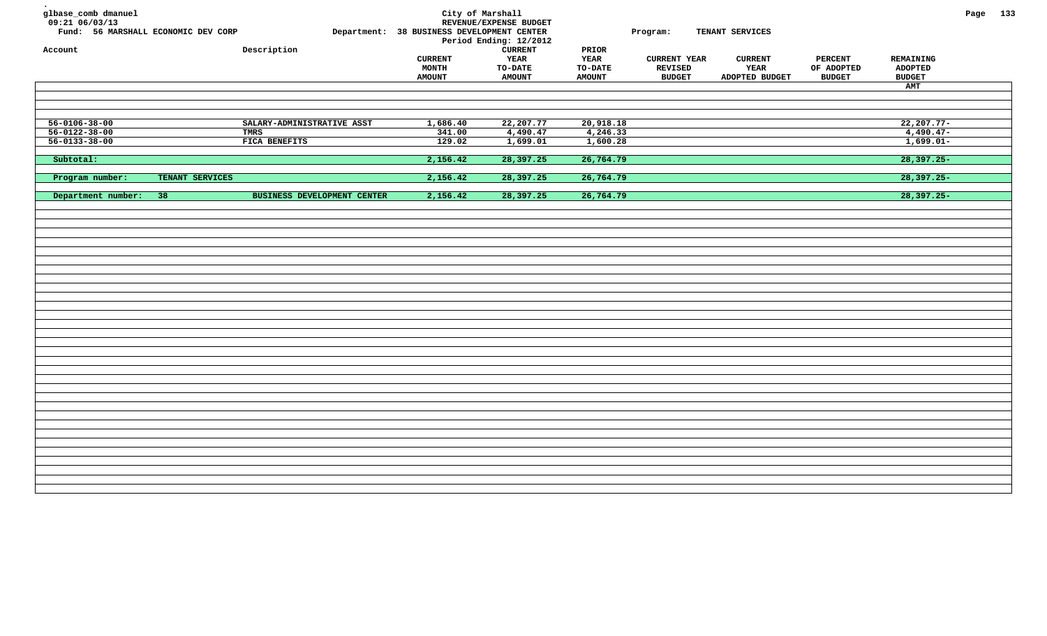glbase_comb dmanuel
09:21 06/03/13

City of Marshall
REVENUE/EXPENSE BUDGET
Period Ending: 12/2012

Fund: 56 MARSHALL ECONOMIC DEV CORP    Department: 38 BUSINESS DEVELOPMENT CENTER    Program: TENANT SERVICES

| Account | Description | CURRENT MONTH AMOUNT | CURRENT YEAR TO-DATE AMOUNT | PRIOR YEAR TO-DATE AMOUNT | CURRENT YEAR REVISED BUDGET | CURRENT YEAR ADOPTED BUDGET | PERCENT OF ADOPTED BUDGET | REMAINING ADOPTED BUDGET AMT |
|---|---|---|---|---|---|---|---|---|
| 56-0106-38-00 | SALARY-ADMINISTRATIVE ASST | 1,686.40 | 22,207.77 | 20,918.18 | | | | 22,207.77- |
| 56-0122-38-00 | TMRS | 341.00 | 4,490.47 | 4,246.33 | | | | 4,490.47- |
| 56-0133-38-00 | FICA BENEFITS | 129.02 | 1,699.01 | 1,600.28 | | | | 1,699.01- |
| **Subtotal:** | | **2,156.42** | **28,397.25** | **26,764.79** | | | | **28,397.25-** |
| **Program number: TENANT SERVICES** | | **2,156.42** | **28,397.25** | **26,764.79** | | | | **28,397.25-** |
| **Department number: 38** | **BUSINESS DEVELOPMENT CENTER** | **2,156.42** | **28,397.25** | **26,764.79** | | | | **28,397.25-** |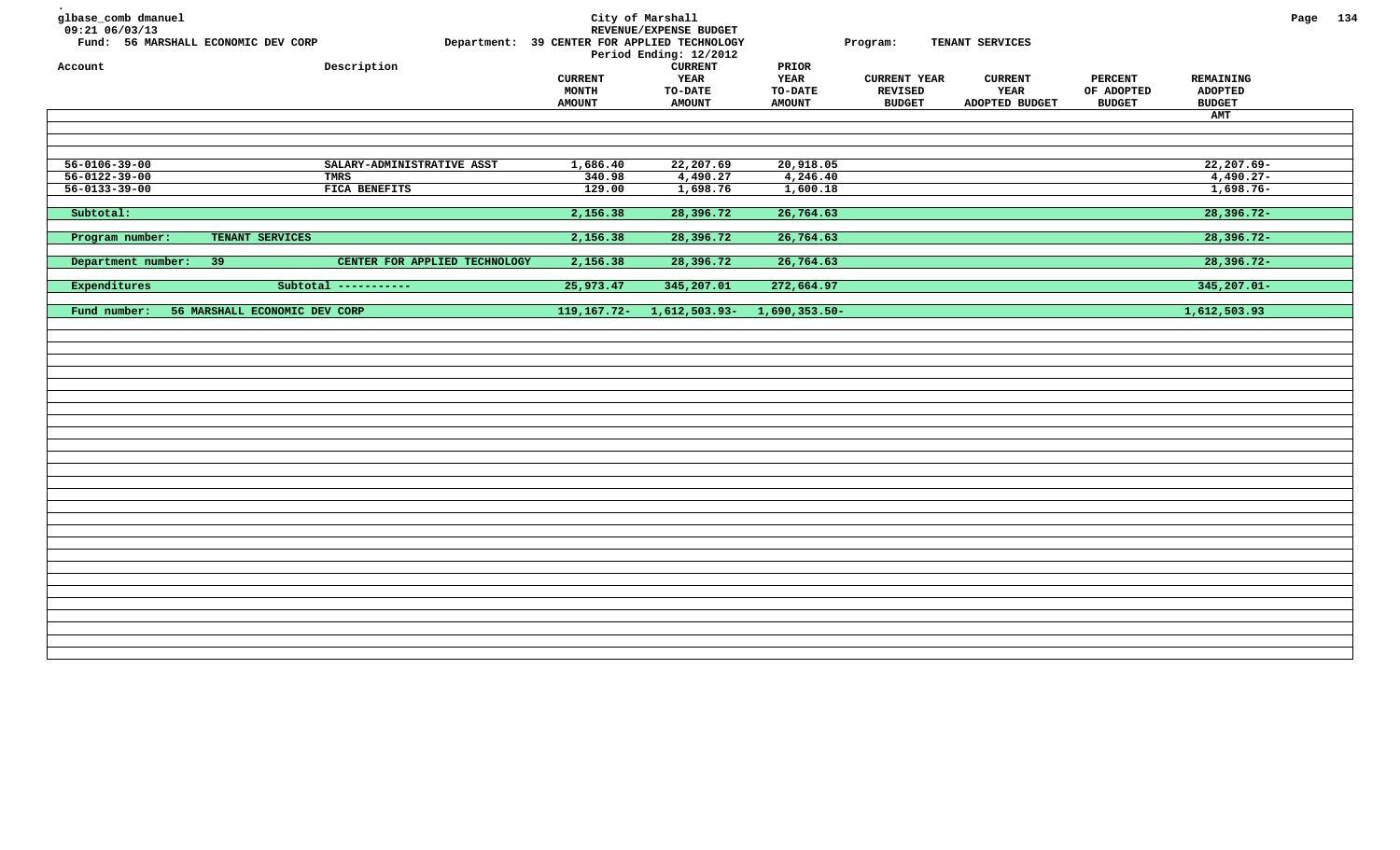glbase_comb dmanuel
09:21 06/03/13

Fund: 56 MARSHALL ECONOMIC DEV CORP

City of Marshall
REVENUE/EXPENSE BUDGET
Department: 39 CENTER FOR APPLIED TECHNOLOGY
Period Ending: 12/2012

Program: TENANT SERVICES

| Account | Description | CURRENT MONTH AMOUNT | CURRENT YEAR TO-DATE AMOUNT | PRIOR YEAR TO-DATE AMOUNT | CURRENT YEAR REVISED BUDGET | CURRENT YEAR ADOPTED BUDGET | PERCENT OF ADOPTED BUDGET | REMAINING ADOPTED BUDGET AMT |
|---|---|---|---|---|---|---|---|---|
| 56-0106-39-00 | SALARY-ADMINISTRATIVE ASST | 1,686.40 | 22,207.69 | 20,918.05 | | | | 22,207.69- |
| 56-0122-39-00 | TMRS | 340.98 | 4,490.27 | 4,246.40 | | | | 4,490.27- |
| 56-0133-39-00 | FICA BENEFITS | 129.00 | 1,698.76 | 1,600.18 | | | | 1,698.76- |
| Subtotal: | | 2,156.38 | 28,396.72 | 26,764.63 | | | | 28,396.72- |
| Program number: TENANT SERVICES | | 2,156.38 | 28,396.72 | 26,764.63 | | | | 28,396.72- |
| Department number: 39 | CENTER FOR APPLIED TECHNOLOGY | 2,156.38 | 28,396.72 | 26,764.63 | | | | 28,396.72- |
| Expenditures | Subtotal ----------- | 25,973.47 | 345,207.01 | 272,664.97 | | | | 345,207.01- |
| Fund number: 56 MARSHALL ECONOMIC DEV CORP | | 119,167.72- | 1,612,503.93- | 1,690,353.50- | | | | 1,612,503.93 |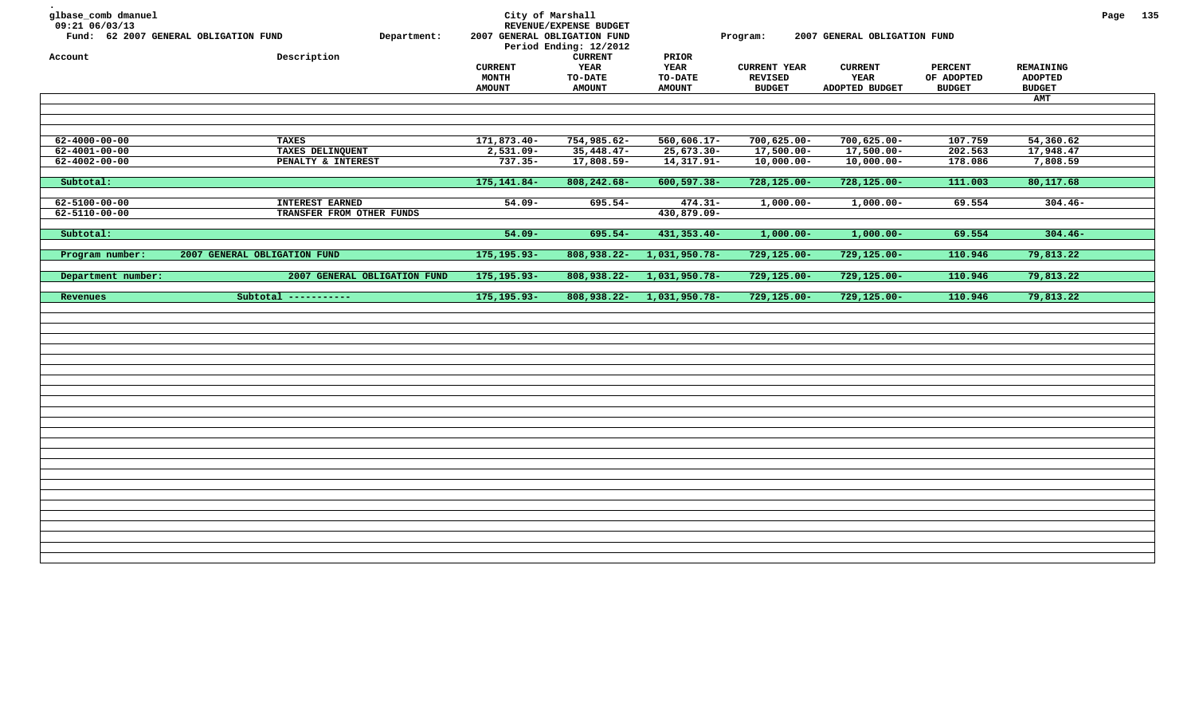glbase_comb dmanuel
09:21 06/03/13

City of Marshall
REVENUE/EXPENSE BUDGET
Period Ending: 12/2012

Fund: 62 2007 GENERAL OBLIGATION FUND    Department: 2007 GENERAL OBLIGATION FUND    Program: 2007 GENERAL OBLIGATION FUND

| Account | Description | CURRENT MONTH AMOUNT | CURRENT YEAR TO-DATE AMOUNT | PRIOR YEAR TO-DATE AMOUNT | CURRENT YEAR REVISED BUDGET | CURRENT YEAR ADOPTED BUDGET | PERCENT OF ADOPTED BUDGET | REMAINING ADOPTED BUDGET AMT |
|---|---|---|---|---|---|---|---|---|
| 62-4000-00-00 | TAXES | 171,873.40- | 754,985.62- | 560,606.17- | 700,625.00- | 700,625.00- | 107.759 | 54,360.62 |
| 62-4001-00-00 | TAXES DELINQUENT | 2,531.09- | 35,448.47- | 25,673.30- | 17,500.00- | 17,500.00- | 202.563 | 17,948.47 |
| 62-4002-00-00 | PENALTY & INTEREST | 737.35- | 17,808.59- | 14,317.91- | 10,000.00- | 10,000.00- | 178.086 | 7,808.59 |
| Subtotal: | | 175,141.84- | 808,242.68- | 600,597.38- | 728,125.00- | 728,125.00- | 111.003 | 80,117.68 |
| 62-5100-00-00 | INTEREST EARNED | 54.09- | 695.54- | 474.31- | 1,000.00- | 1,000.00- | 69.554 | 304.46- |
| 62-5110-00-00 | TRANSFER FROM OTHER FUNDS | | | 430,879.09- | | | | |
| Subtotal: | | 54.09- | 695.54- | 431,353.40- | 1,000.00- | 1,000.00- | 69.554 | 304.46- |
| Program number: | 2007 GENERAL OBLIGATION FUND | 175,195.93- | 808,938.22- | 1,031,950.78- | 729,125.00- | 729,125.00- | 110.946 | 79,813.22 |
| Department number: | 2007 GENERAL OBLIGATION FUND | 175,195.93- | 808,938.22- | 1,031,950.78- | 729,125.00- | 729,125.00- | 110.946 | 79,813.22 |
| Revenues | Subtotal ---------- | 175,195.93- | 808,938.22- | 1,031,950.78- | 729,125.00- | 729,125.00- | 110.946 | 79,813.22 |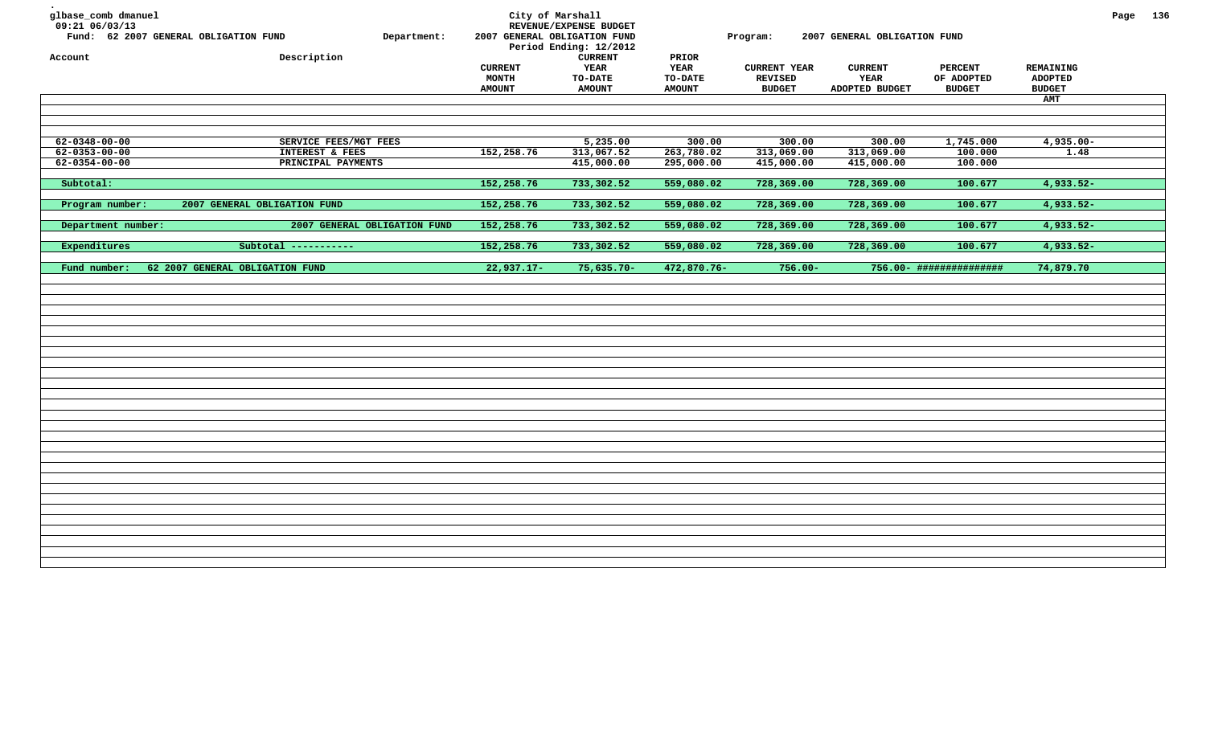glbase_comb dmanuel
09:21 06/03/13
Fund: 62 2007 GENERAL OBLIGATION FUND

Department: 2007 GENERAL OBLIGATION FUND

City of Marshall
REVENUE/EXPENSE BUDGET
Period Ending: 12/2012

Program: 2007 GENERAL OBLIGATION FUND

| Account | Description | CURRENT MONTH AMOUNT | CURRENT YEAR TO-DATE AMOUNT | PRIOR YEAR TO-DATE AMOUNT | CURRENT YEAR REVISED BUDGET | CURRENT YEAR ADOPTED BUDGET | PERCENT OF ADOPTED BUDGET | REMAINING ADOPTED BUDGET AMT |
|---|---|---|---|---|---|---|---|---|
| 62-0348-00-00 | SERVICE FEES/MGT FEES | | 5,235.00 | 300.00 | 300.00 | 300.00 | 1,745.000 | 4,935.00- |
| 62-0353-00-00 | INTEREST & FEES | 152,258.76 | 313,067.52 | 263,780.02 | 313,069.00 | 313,069.00 | 100.000 | 1.48 |
| 62-0354-00-00 | PRINCIPAL PAYMENTS | | 415,000.00 | 295,000.00 | 415,000.00 | 415,000.00 | 100.000 | |
| Subtotal: | | 152,258.76 | 733,302.52 | 559,080.02 | 728,369.00 | 728,369.00 | 100.677 | 4,933.52- |
| Program number: | 2007 GENERAL OBLIGATION FUND | 152,258.76 | 733,302.52 | 559,080.02 | 728,369.00 | 728,369.00 | 100.677 | 4,933.52- |
| Department number: | 2007 GENERAL OBLIGATION FUND | 152,258.76 | 733,302.52 | 559,080.02 | 728,369.00 | 728,369.00 | 100.677 | 4,933.52- |
| Expenditures | Subtotal ----------- | 152,258.76 | 733,302.52 | 559,080.02 | 728,369.00 | 728,369.00 | 100.677 | 4,933.52- |
| Fund number: | 62 2007 GENERAL OBLIGATION FUND | 22,937.17- | 75,635.70- | 472,870.76- | 756.00- | 756.00- | ############### | 74,879.70 |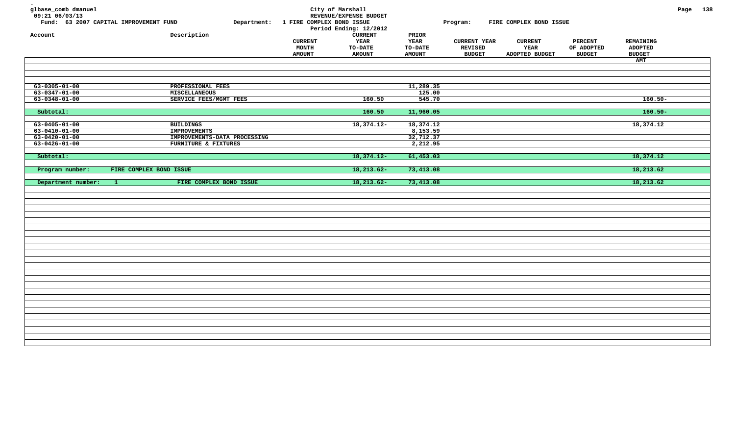glbase_comb dmanuel
09:21 06/03/13

City of Marshall
REVENUE/EXPENSE BUDGET
Period Ending: 12/2012

Fund: 63 2007 CAPITAL IMPROVEMENT FUND    Department: 1 FIRE COMPLEX BOND ISSUE    Program: FIRE COMPLEX BOND ISSUE

| Account | Description | CURRENT MONTH AMOUNT | CURRENT YEAR TO-DATE AMOUNT | PRIOR YEAR TO-DATE AMOUNT | CURRENT YEAR REVISED BUDGET | CURRENT YEAR ADOPTED BUDGET | PERCENT OF ADOPTED BUDGET | REMAINING ADOPTED BUDGET AMT |
|---|---|---|---|---|---|---|---|---|
| 63-0305-01-00 | PROFESSIONAL FEES | | | 11,289.35 | | | | |
| 63-0347-01-00 | MISCELLANEOUS | | | 125.00 | | | | |
| 63-0348-01-00 | SERVICE FEES/MGMT FEES | | 160.50 | 545.70 | | | | 160.50- |
| Subtotal: | | | 160.50 | 11,960.05 | | | | 160.50- |
| 63-0405-01-00 | BUILDINGS | | 18,374.12- | 18,374.12 | | | | 18,374.12 |
| 63-0410-01-00 | IMPROVEMENTS | | | 8,153.59 | | | | |
| 63-0420-01-00 | IMPROVEMENTS-DATA PROCESSING | | | 32,712.37 | | | | |
| 63-0426-01-00 | FURNITURE & FIXTURES | | | 2,212.95 | | | | |
| Subtotal: | | | 18,374.12- | 61,453.03 | | | | 18,374.12 |
| Program number: | FIRE COMPLEX BOND ISSUE | | 18,213.62- | 73,413.08 | | | | 18,213.62 |
| Department number: 1 | FIRE COMPLEX BOND ISSUE | | 18,213.62- | 73,413.08 | | | | 18,213.62 |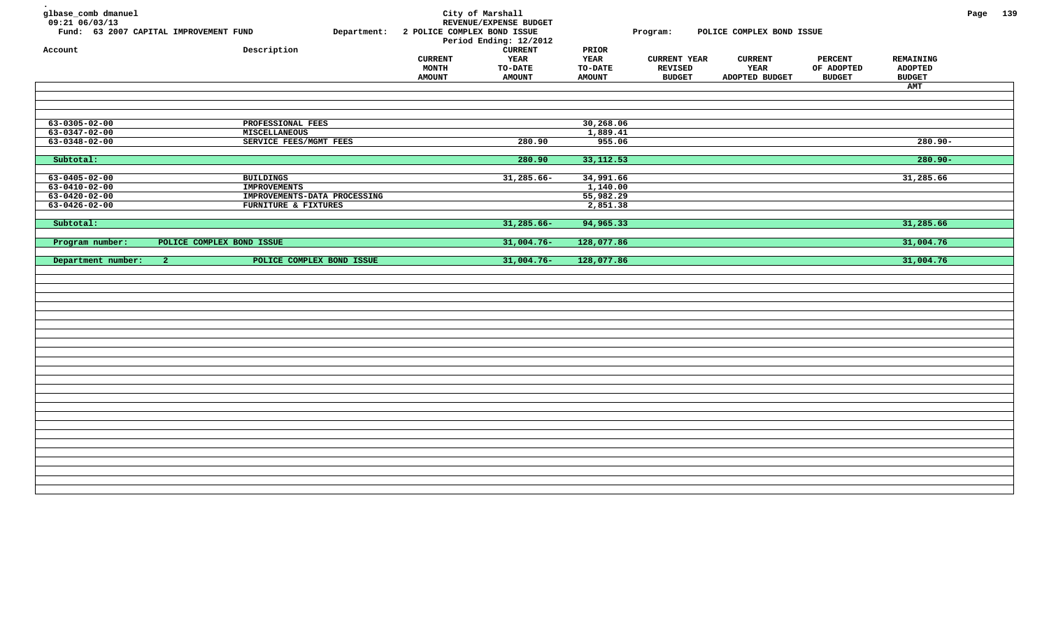glbase_comb dmanuel
09:21 06/03/13

City of Marshall
REVENUE/EXPENSE BUDGET
Period Ending: 12/2012

Fund: 63 2007 CAPITAL IMPROVEMENT FUND
Department: 2 POLICE COMPLEX BOND ISSUE
Program: POLICE COMPLEX BOND ISSUE

| Account | Description | CURRENT MONTH AMOUNT | CURRENT YEAR TO-DATE AMOUNT | PRIOR YEAR TO-DATE AMOUNT | CURRENT YEAR REVISED BUDGET | CURRENT YEAR ADOPTED BUDGET | PERCENT OF ADOPTED BUDGET | REMAINING ADOPTED BUDGET AMT |
|---|---|---|---|---|---|---|---|---|
| 63-0305-02-00 | PROFESSIONAL FEES | | | 30,268.06 | | | | |
| 63-0347-02-00 | MISCELLANEOUS | | | 1,889.41 | | | | |
| 63-0348-02-00 | SERVICE FEES/MGMT FEES | | 280.90 | 955.06 | | | | 280.90- |
| Subtotal: | | | 280.90 | 33,112.53 | | | | 280.90- |
| 63-0405-02-00 | BUILDINGS | | 31,285.66- | 34,991.66 | | | | 31,285.66 |
| 63-0410-02-00 | IMPROVEMENTS | | | 1,140.00 | | | | |
| 63-0420-02-00 | IMPROVEMENTS-DATA PROCESSING | | | 55,982.29 | | | | |
| 63-0426-02-00 | FURNITURE & FIXTURES | | | 2,851.38 | | | | |
| Subtotal: | | | 31,285.66- | 94,965.33 | | | | 31,285.66 |
| Program number: | POLICE COMPLEX BOND ISSUE | | 31,004.76- | 128,077.86 | | | | 31,004.76 |
| Department number: 2 | POLICE COMPLEX BOND ISSUE | | 31,004.76- | 128,077.86 | | | | 31,004.76 |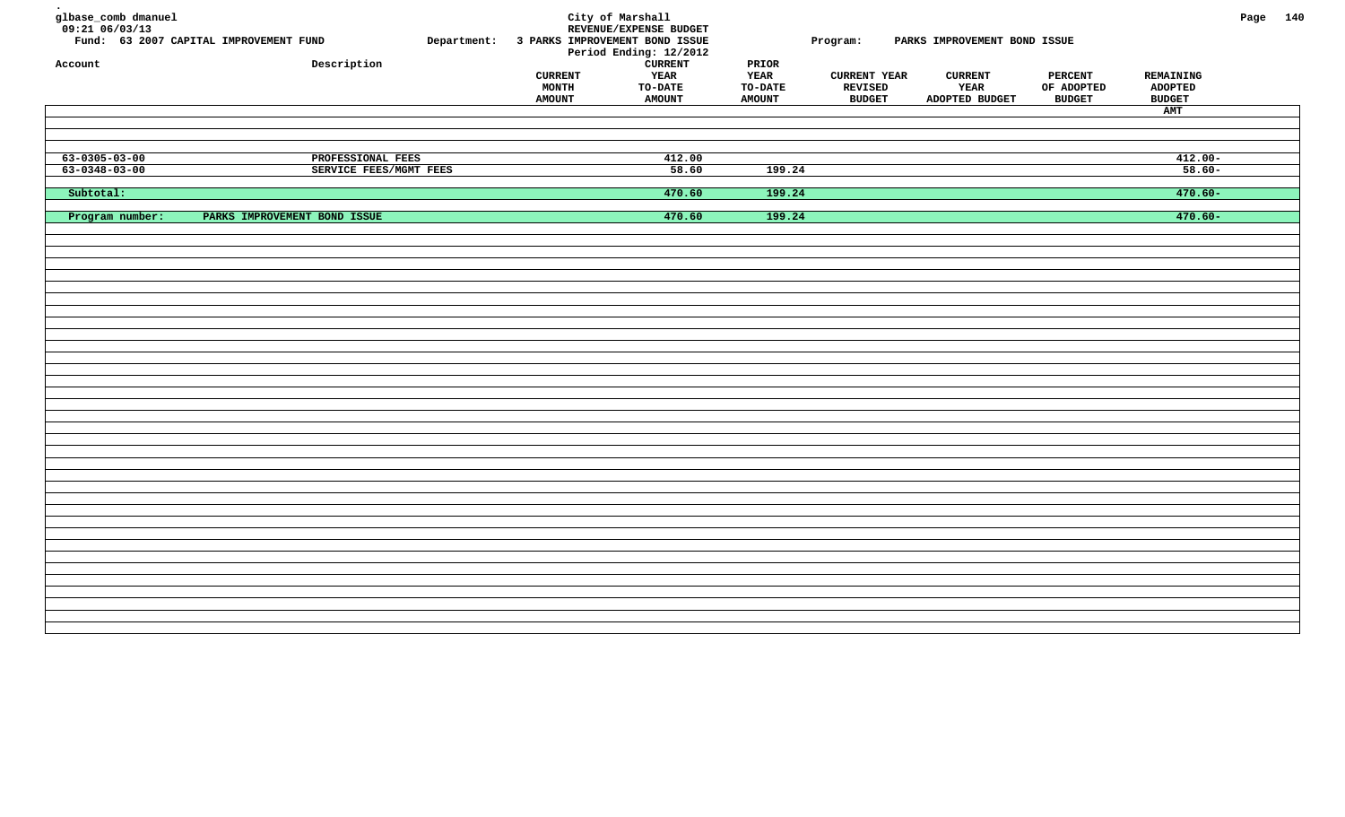glbase_comb dmanuel
09:21 06/03/13

City of Marshall
REVENUE/EXPENSE BUDGET
Period Ending: 12/2012

Fund: 63 2007 CAPITAL IMPROVEMENT FUND

Department: 3 PARKS IMPROVEMENT BOND ISSUE

Program: PARKS IMPROVEMENT BOND ISSUE

| Account | Description | CURRENT MONTH AMOUNT | CURRENT YEAR TO-DATE AMOUNT | PRIOR YEAR TO-DATE AMOUNT | CURRENT YEAR REVISED BUDGET | CURRENT YEAR ADOPTED BUDGET | PERCENT OF ADOPTED BUDGET | REMAINING ADOPTED BUDGET AMT |
|---|---|---|---|---|---|---|---|---|
| 63-0305-03-00 | PROFESSIONAL FEES | | 412.00 | | | | | 412.00- |
| 63-0348-03-00 | SERVICE FEES/MGMT FEES | | 58.60 | 199.24 | | | | 58.60- |
| **Subtotal:** | | | **470.60** | **199.24** | | | | **470.60-** |
| **Program number:** | **PARKS IMPROVEMENT BOND ISSUE** | | **470.60** | **199.24** | | | | **470.60-** |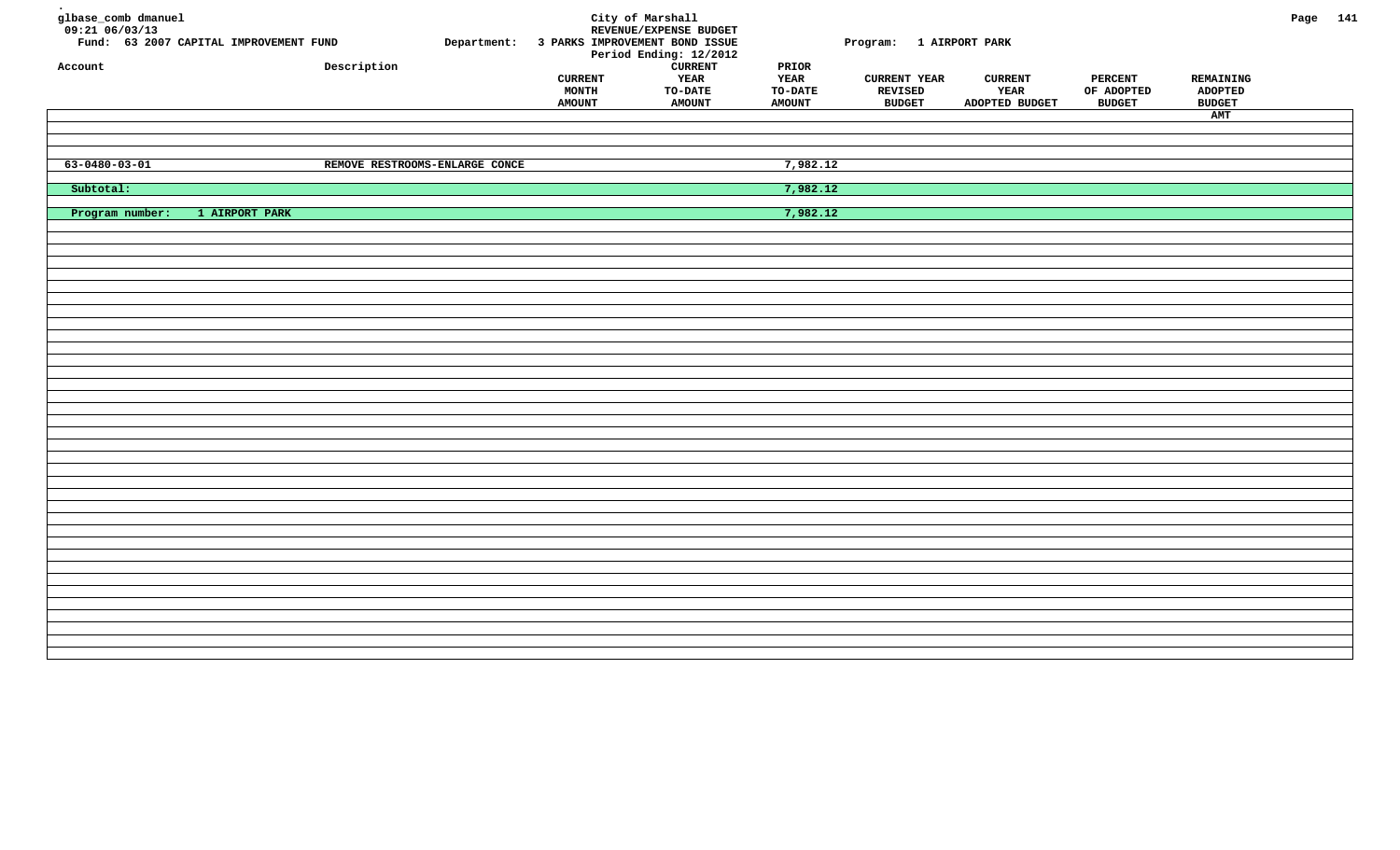glbase_comb dmanuel
09:21 06/03/13

City of Marshall
REVENUE/EXPENSE BUDGET
Period Ending: 12/2012

Fund: 63 2007 CAPITAL IMPROVEMENT FUND    Department: 3 PARKS IMPROVEMENT BOND ISSUE    Program: 1 AIRPORT PARK

| Account | Description | CURRENT MONTH AMOUNT | CURRENT YEAR TO-DATE AMOUNT | PRIOR YEAR TO-DATE AMOUNT | CURRENT YEAR REVISED BUDGET | CURRENT YEAR ADOPTED BUDGET | PERCENT OF ADOPTED BUDGET | REMAINING ADOPTED BUDGET AMT |
|---|---|---|---|---|---|---|---|---|
| 63-0480-03-01 | REMOVE RESTROOMS-ENLARGE CONCE | | | 7,982.12 | | | | |
| Subtotal: | | | | 7,982.12 | | | | |
| Program number: 1 AIRPORT PARK | | | | 7,982.12 | | | | |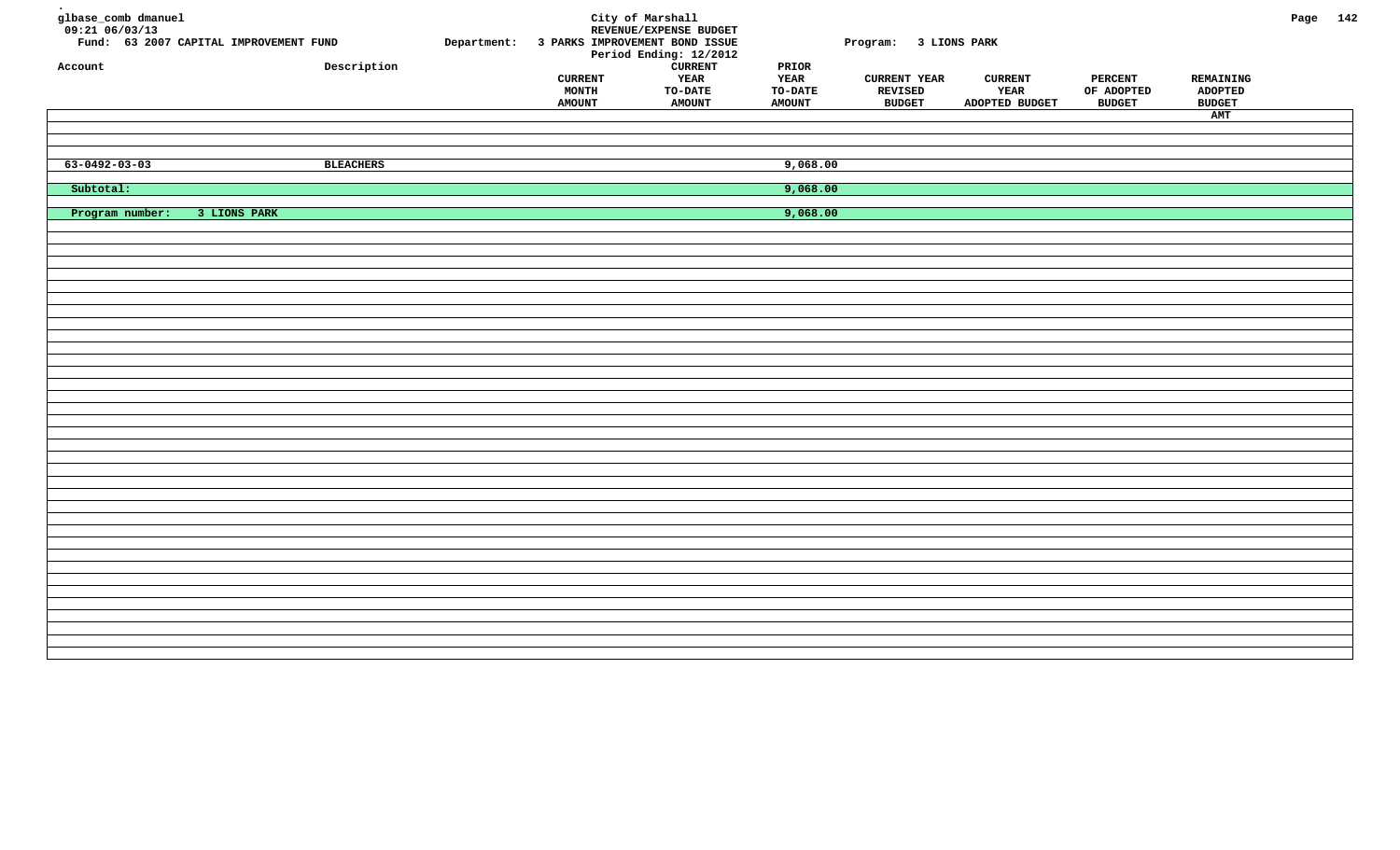glbase_comb dmanuel
09:21 06/03/13

City of Marshall
REVENUE/EXPENSE BUDGET
Period Ending: 12/2012

Fund: 63 2007 CAPITAL IMPROVEMENT FUND | Department: 3 PARKS IMPROVEMENT BOND ISSUE | Program: 3 LIONS PARK

| Account | Description | CURRENT MONTH AMOUNT | CURRENT YEAR TO-DATE AMOUNT | PRIOR YEAR TO-DATE AMOUNT | CURRENT YEAR REVISED BUDGET | CURRENT YEAR ADOPTED BUDGET | PERCENT OF ADOPTED BUDGET | REMAINING ADOPTED BUDGET AMT |
|---|---|---|---|---|---|---|---|---|
| 63-0492-03-03 | BLEACHERS | | | 9,068.00 | | | | |
| Subtotal: | | | | 9,068.00 | | | | |
| Program number: 3 LIONS PARK | | | | 9,068.00 | | | | |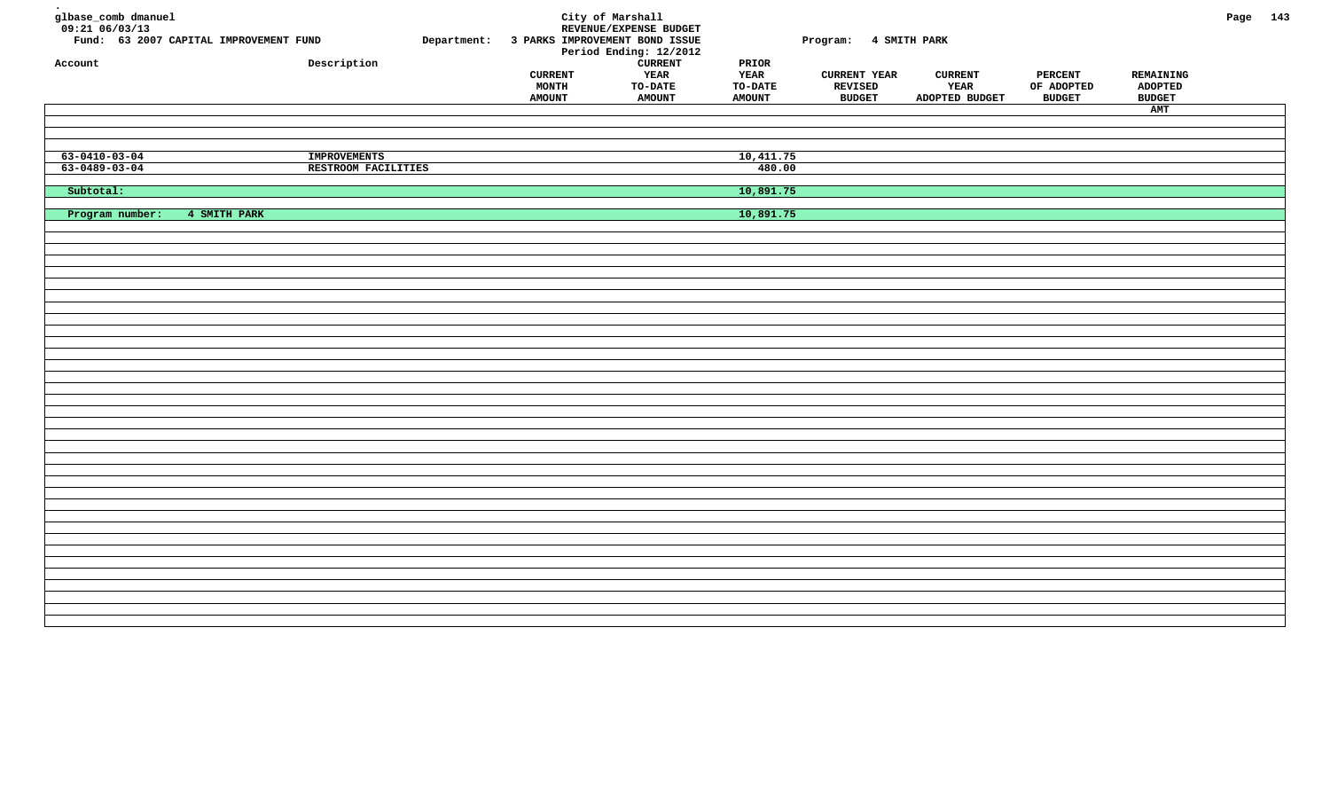glbase_comb dmanuel
09:21 06/03/13

**City of Marshall**
**REVENUE/EXPENSE BUDGET**
**Period Ending: 12/2012**

Fund: 63 2007 CAPITAL IMPROVEMENT FUND
Department: 3 PARKS IMPROVEMENT BOND ISSUE
Program: 4 SMITH PARK

| Account | Description | CURRENT MONTH AMOUNT | CURRENT YEAR TO-DATE AMOUNT | PRIOR YEAR TO-DATE AMOUNT | CURRENT YEAR REVISED BUDGET | CURRENT YEAR ADOPTED BUDGET | PERCENT OF ADOPTED BUDGET | REMAINING ADOPTED BUDGET AMT |
|---|---|---|---|---|---|---|---|---|
| 63-0410-03-04 | IMPROVEMENTS | | | 10,411.75 | | | | |
| 63-0489-03-04 | RESTROOM FACILITIES | | | 480.00 | | | | |
| Subtotal: | | | | 10,891.75 | | | | |
| Program number: 4 SMITH PARK | | | | 10,891.75 | | | | |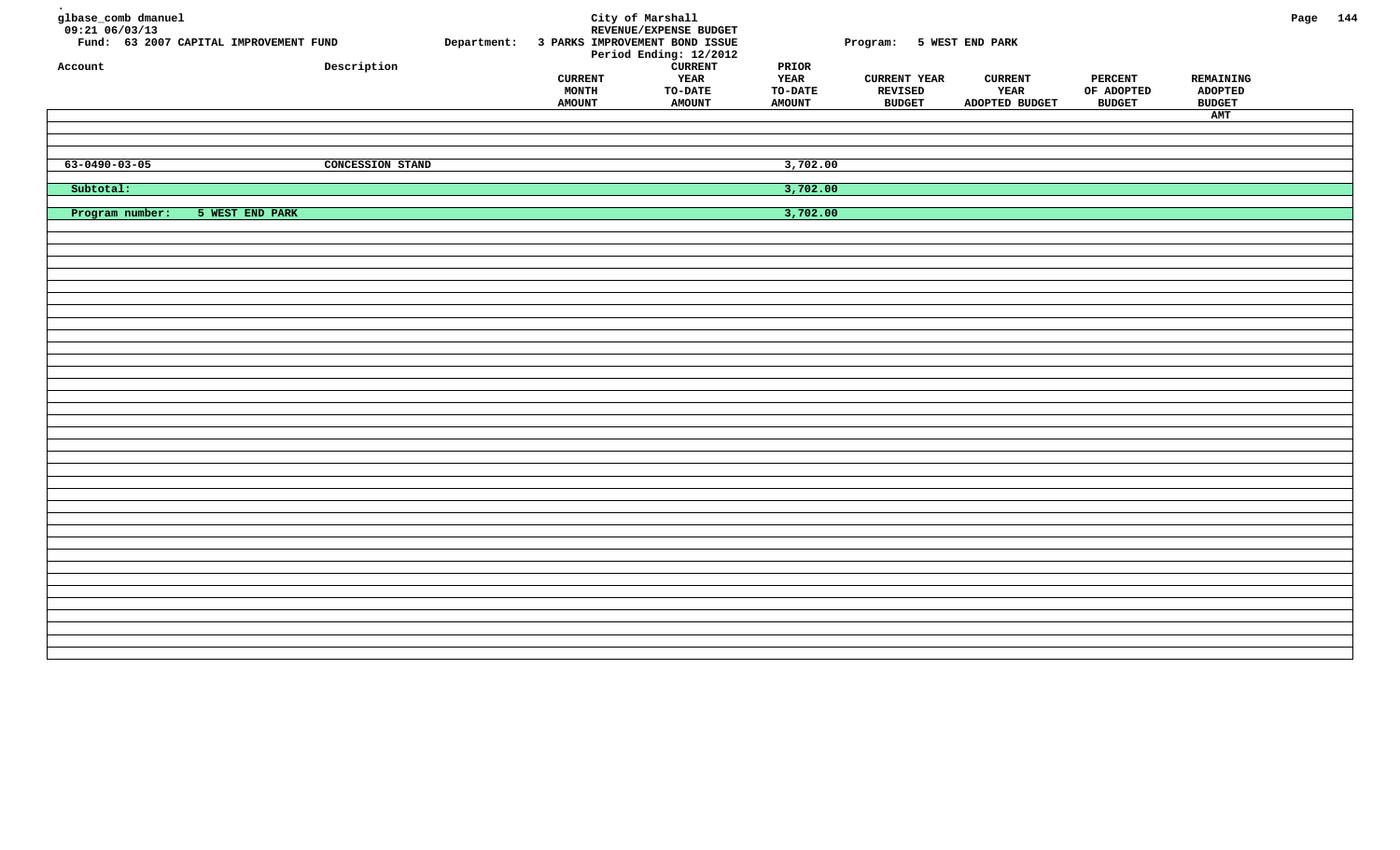City of Marshall
REVENUE/EXPENSE BUDGET
Period Ending: 12/2012

glbase_comb dmanuel
09:21 06/03/13

Fund: 63 2007 CAPITAL IMPROVEMENT FUND
Department: 3 PARKS IMPROVEMENT BOND ISSUE
Program: 5 WEST END PARK

| Account | Description | CURRENT MONTH AMOUNT | CURRENT YEAR TO-DATE AMOUNT | PRIOR YEAR TO-DATE AMOUNT | CURRENT YEAR REVISED BUDGET | CURRENT YEAR ADOPTED BUDGET | PERCENT OF ADOPTED BUDGET | REMAINING ADOPTED BUDGET AMT |
|---|---|---|---|---|---|---|---|---|
| 63-0490-03-05 | CONCESSION STAND | | | 3,702.00 | | | | |
| Subtotal: | | | | 3,702.00 | | | | |
| Program number: 5 WEST END PARK | | | | 3,702.00 | | | | |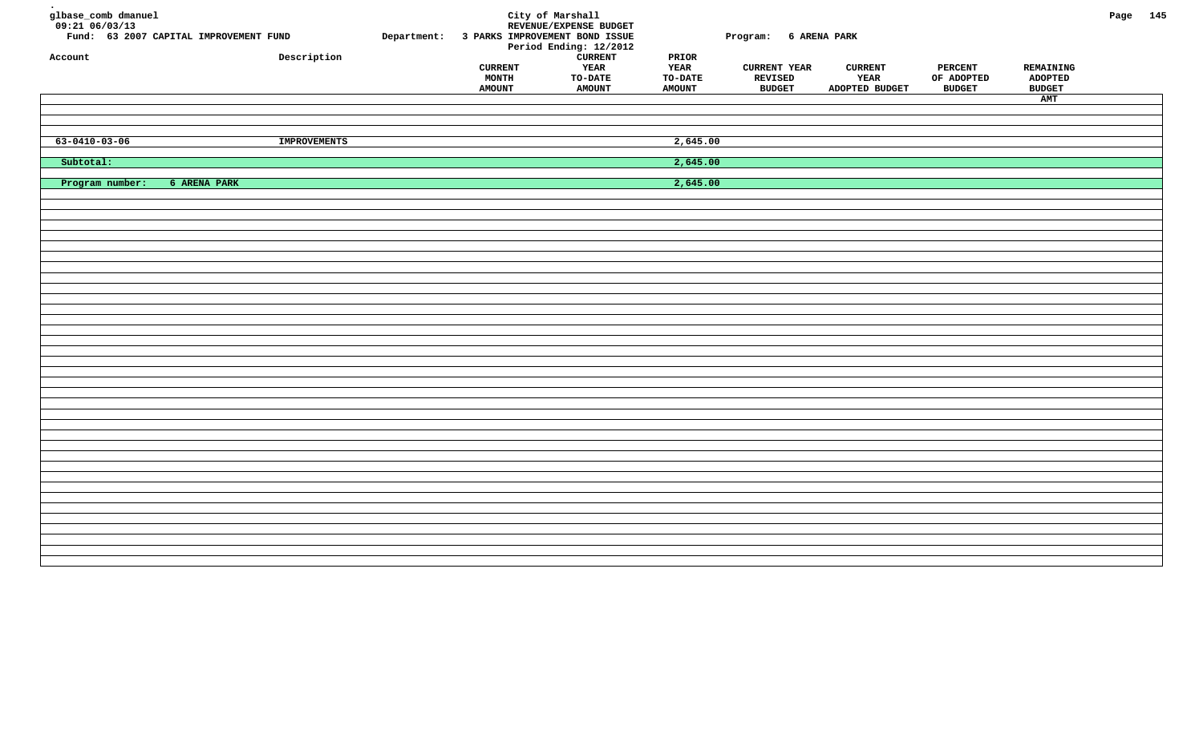glbase_comb dmanuel
09:21 06/03/13
Fund: 63 2007 CAPITAL IMPROVEMENT FUND

City of Marshall
REVENUE/EXPENSE BUDGET

Department: 3 PARKS IMPROVEMENT BOND ISSUE
Period Ending: 12/2012

Program: 6 ARENA PARK

| Account | Description | CURRENT MONTH AMOUNT | CURRENT YEAR TO-DATE AMOUNT | PRIOR YEAR TO-DATE AMOUNT | CURRENT YEAR REVISED BUDGET | CURRENT YEAR ADOPTED BUDGET | PERCENT OF ADOPTED BUDGET | REMAINING ADOPTED BUDGET AMT |
|---|---|---|---|---|---|---|---|---|
| 63-0410-03-06 | IMPROVEMENTS | | | 2,645.00 | | | | |
| Subtotal: | | | | 2,645.00 | | | | |
| Program number: 6 ARENA PARK | | | | 2,645.00 | | | | |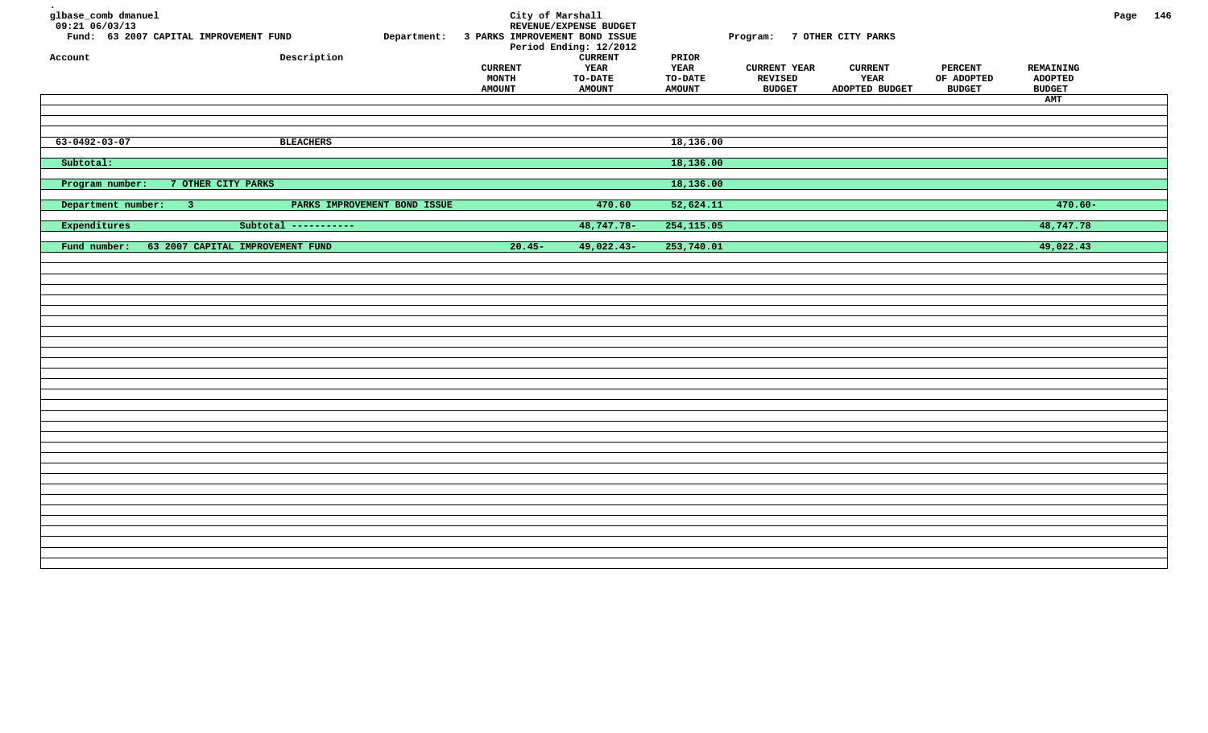City of Marshall
REVENUE/EXPENSE BUDGET

Fund: 63 2007 CAPITAL IMPROVEMENT FUND
Department: 3 PARKS IMPROVEMENT BOND ISSUE
Program: 7 OTHER CITY PARKS
Period Ending: 12/2012

| Account | Description | CURRENT MONTH AMOUNT | CURRENT YEAR TO-DATE AMOUNT | PRIOR YEAR TO-DATE AMOUNT | CURRENT YEAR REVISED BUDGET | CURRENT YEAR ADOPTED BUDGET | PERCENT OF ADOPTED BUDGET | REMAINING ADOPTED BUDGET AMT |
|---|---|---|---|---|---|---|---|---|
| 63-0492-03-07 | BLEACHERS | | | 18,136.00 | | | | |
| Subtotal: | | | | 18,136.00 | | | | |
| Program number: 7 OTHER CITY PARKS | | | | 18,136.00 | | | | |
| Department number: 3 | PARKS IMPROVEMENT BOND ISSUE | | 470.60 | 52,624.11 | | | | 470.60- |
| Expenditures | Subtotal ----------- | | 48,747.78- | 254,115.05 | | | | 48,747.78 |
| Fund number: 63 2007 CAPITAL IMPROVEMENT FUND | | 20.45- | 49,022.43- | 253,740.01 | | | | 49,022.43 |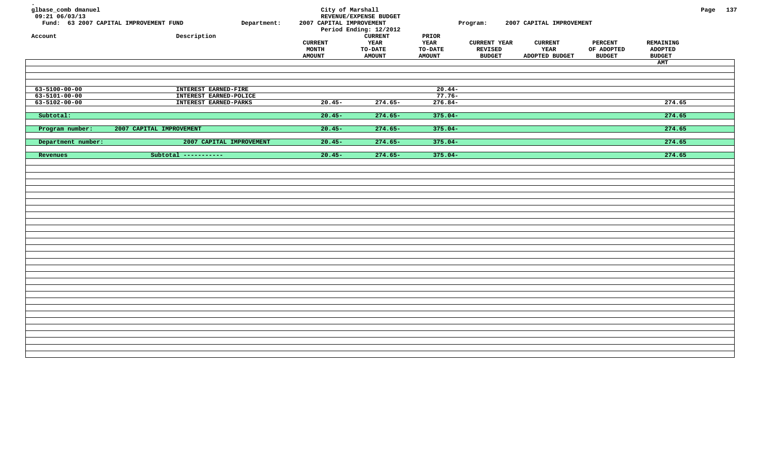glbase_comb dmanuel
09:21 06/03/13
Fund: 63 2007 CAPITAL IMPROVEMENT FUND

City of Marshall
REVENUE/EXPENSE BUDGET
Department: 2007 CAPITAL IMPROVEMENT
Program: 2007 CAPITAL IMPROVEMENT
Period Ending: 12/2012

| Account | Description | CURRENT MONTH AMOUNT | CURRENT YEAR TO-DATE AMOUNT | PRIOR YEAR TO-DATE AMOUNT | CURRENT YEAR REVISED BUDGET | CURRENT YEAR ADOPTED BUDGET | PERCENT OF ADOPTED BUDGET | REMAINING ADOPTED BUDGET AMT |
|---|---|---|---|---|---|---|---|---|
| 63-5100-00-00 | INTEREST EARNED-FIRE | | | 20.44- | | | | |
| 63-5101-00-00 | INTEREST EARNED-POLICE | | | 77.76- | | | | |
| 63-5102-00-00 | INTEREST EARNED-PARKS | 20.45- | 274.65- | 276.84- | | | | 274.65 |
| Subtotal: | | 20.45- | 274.65- | 375.04- | | | | 274.65 |
| Program number: | 2007 CAPITAL IMPROVEMENT | 20.45- | 274.65- | 375.04- | | | | 274.65 |
| Department number: | 2007 CAPITAL IMPROVEMENT | 20.45- | 274.65- | 375.04- | | | | 274.65 |
| Revenues | Subtotal ----------- | 20.45- | 274.65- | 375.04- | | | | 274.65 |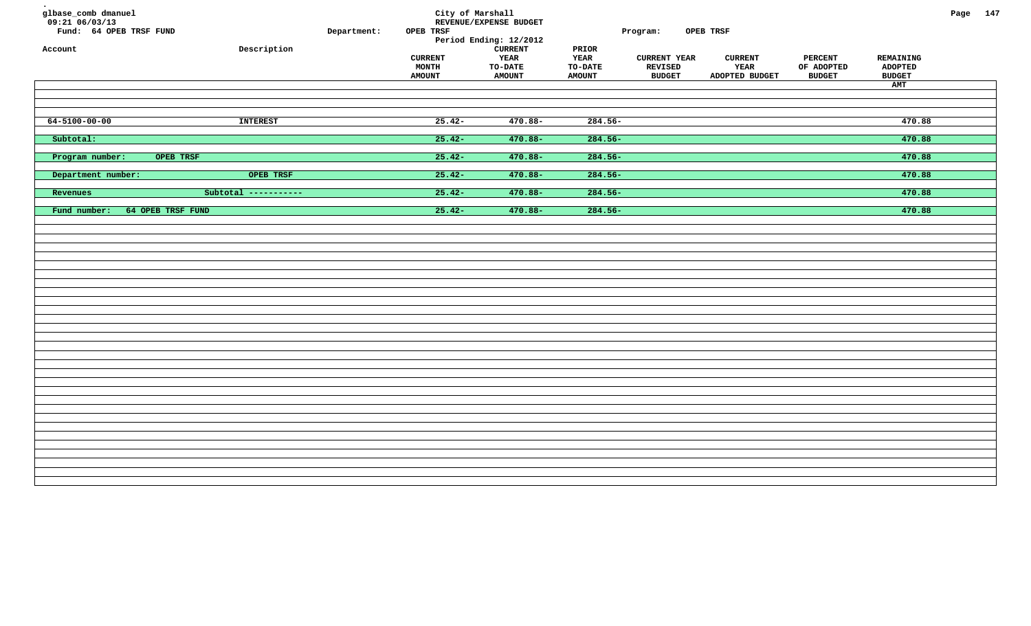glbase_comb dmanuel
09:21 06/03/13
Fund: 64 OPEB TRSF FUND

City of Marshall
REVENUE/EXPENSE BUDGET
Period Ending: 12/2012

Department: OPEB TRSF
Program: OPEB TRSF

| Account | Description | CURRENT MONTH AMOUNT | CURRENT YEAR TO-DATE AMOUNT | PRIOR YEAR TO-DATE AMOUNT | CURRENT YEAR REVISED BUDGET | CURRENT YEAR ADOPTED BUDGET | PERCENT OF ADOPTED BUDGET | REMAINING ADOPTED BUDGET AMT |
|---|---|---|---|---|---|---|---|---|
| 64-5100-00-00 | INTEREST | 25.42- | 470.88- | 284.56- | | | | 470.88 |
| Subtotal: | | 25.42- | 470.88- | 284.56- | | | | 470.88 |
| Program number: OPEB TRSF | | 25.42- | 470.88- | 284.56- | | | | 470.88 |
| Department number: | OPEB TRSF | 25.42- | 470.88- | 284.56- | | | | 470.88 |
| Revenues | Subtotal ----------- | 25.42- | 470.88- | 284.56- | | | | 470.88 |
| Fund number: 64 OPEB TRSF FUND | | 25.42- | 470.88- | 284.56- | | | | 470.88 |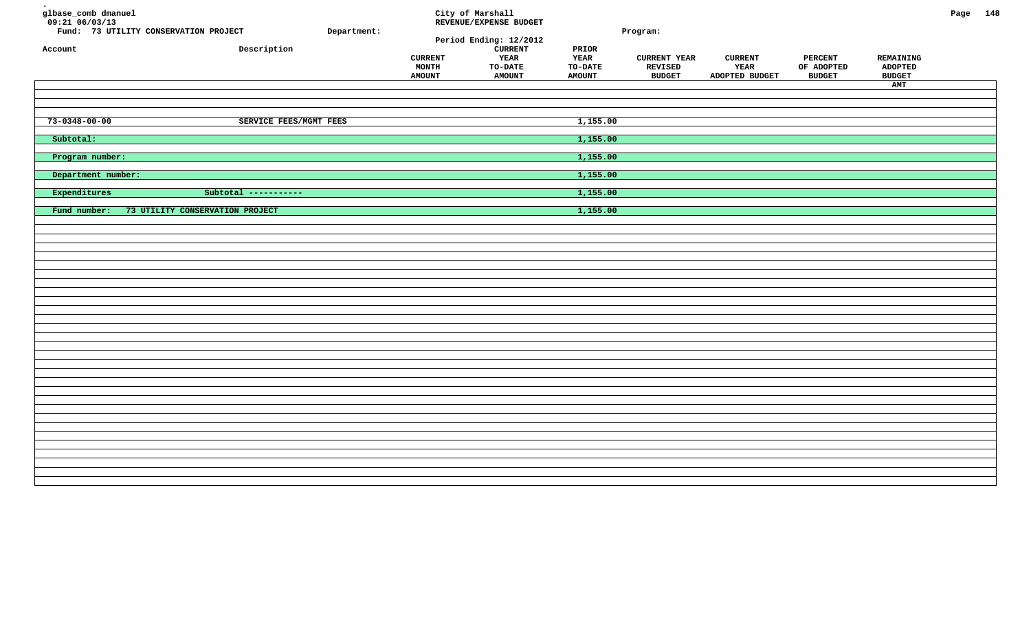glbase_comb dmanuel
09:21 06/03/13

**City of Marshall**
**REVENUE/EXPENSE BUDGET**
Period Ending: 12/2012

Fund: 73 UTILITY CONSERVATION PROJECT | Department: | Program:

| Account | Description | CURRENT MONTH AMOUNT | CURRENT YEAR TO-DATE AMOUNT | PRIOR YEAR TO-DATE AMOUNT | CURRENT YEAR REVISED BUDGET | CURRENT YEAR ADOPTED BUDGET | PERCENT OF ADOPTED BUDGET | REMAINING ADOPTED BUDGET AMT |
|---|---|---|---|---|---|---|---|---|
| 73-0348-00-00 | SERVICE FEES/MGMT FEES | | | 1,155.00 | | | | |
| Subtotal: | | | | 1,155.00 | | | | |
| Program number: | | | | 1,155.00 | | | | |
| Department number: | | | | 1,155.00 | | | | |
| Expenditures | Subtotal ----------- | | | 1,155.00 | | | | |
| Fund number: 73 UTILITY CONSERVATION PROJECT | | | | 1,155.00 | | | | |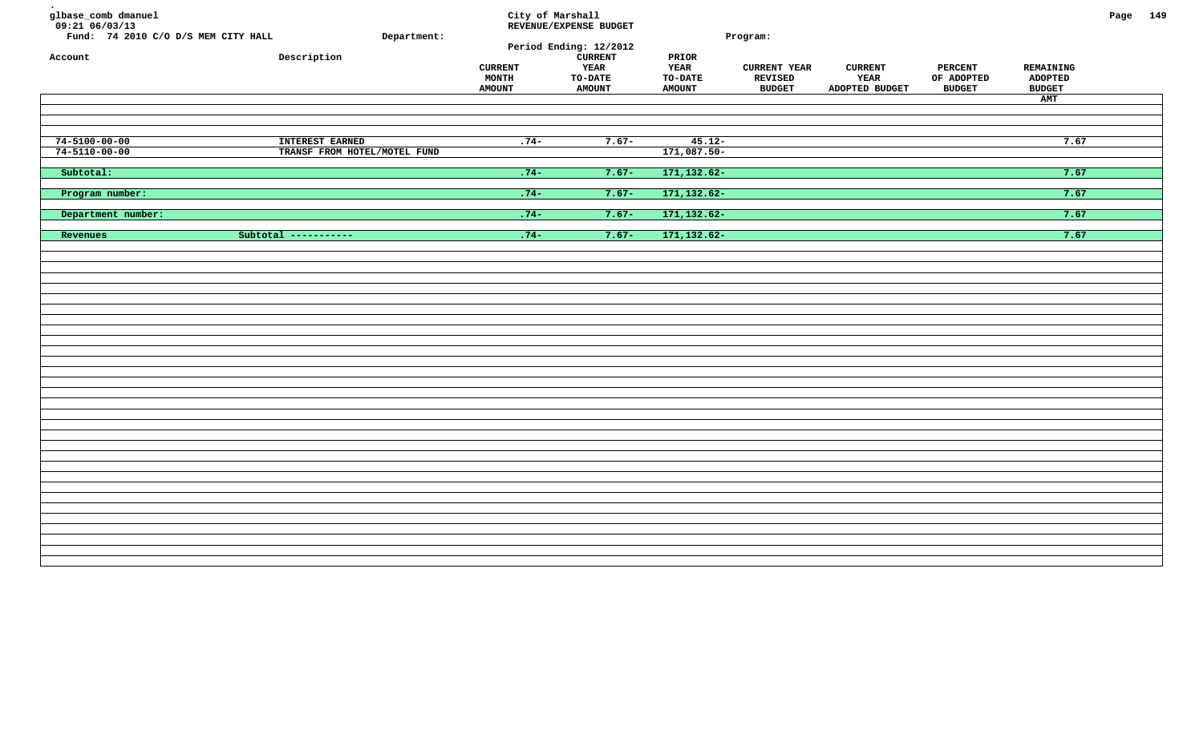glbase_comb dmanuel
09:21 06/03/13

City of Marshall
REVENUE/EXPENSE BUDGET
Period Ending: 12/2012

Fund: 74 2010 C/O D/S MEM CITY HALL    Department:    Program:

| Account | Description | CURRENT MONTH AMOUNT | CURRENT YEAR TO-DATE AMOUNT | PRIOR YEAR TO-DATE AMOUNT | CURRENT YEAR REVISED BUDGET | CURRENT YEAR ADOPTED BUDGET | PERCENT OF ADOPTED BUDGET | REMAINING ADOPTED BUDGET AMT |
|---|---|---|---|---|---|---|---|---|
| 74-5100-00-00 | INTEREST EARNED | .74- | 7.67- | 45.12- | | | | 7.67 |
| 74-5110-00-00 | TRANSF FROM HOTEL/MOTEL FUND | | | 171,087.50- | | | | |
| Subtotal: | | .74- | 7.67- | 171,132.62- | | | | 7.67 |
| Program number: | | .74- | 7.67- | 171,132.62- | | | | 7.67 |
| Department number: | | .74- | 7.67- | 171,132.62- | | | | 7.67 |
| Revenues | Subtotal ----------- | .74- | 7.67- | 171,132.62- | | | | 7.67 |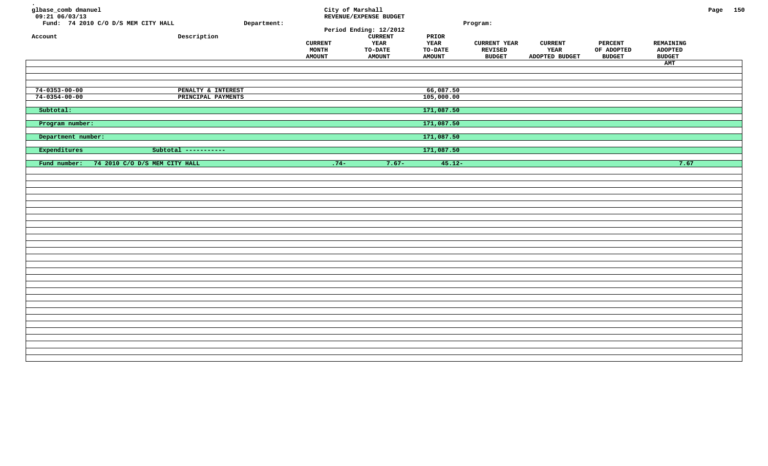glbase_comb dmanuel
09:21 06/03/13

City of Marshall
REVENUE/EXPENSE BUDGET
Period Ending: 12/2012

Fund: 74 2010 C/O D/S MEM CITY HALL　　Department:　　Program:

| Account | Description | CURRENT MONTH AMOUNT | CURRENT YEAR TO-DATE AMOUNT | PRIOR YEAR TO-DATE AMOUNT | CURRENT YEAR REVISED BUDGET | CURRENT YEAR ADOPTED BUDGET | PERCENT OF ADOPTED BUDGET | REMAINING ADOPTED BUDGET AMT |
|---|---|---|---|---|---|---|---|---|
| 74-0353-00-00 | PENALTY & INTEREST | | | 66,087.50 | | | | |
| 74-0354-00-00 | PRINCIPAL PAYMENTS | | | 105,000.00 | | | | |
| Subtotal: | | | | 171,087.50 | | | | |
| Program number: | | | | 171,087.50 | | | | |
| Department number: | | | | 171,087.50 | | | | |
| Expenditures | Subtotal ----------- | | | 171,087.50 | | | | |
| Fund number: 74 2010 C/O D/S MEM CITY HALL | | .74- | 7.67- | 45.12- | | | | 7.67 |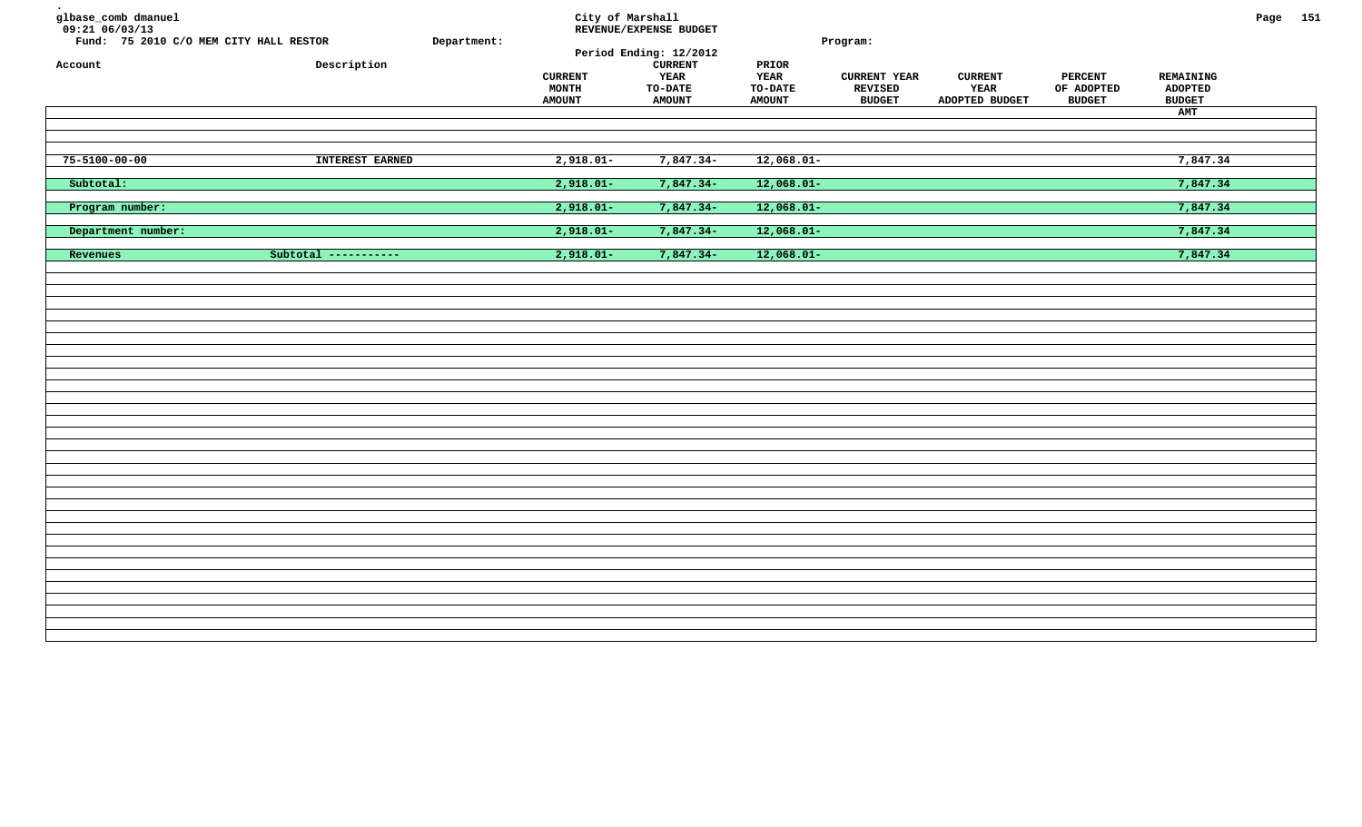glbase_comb dmanuel
09:21 06/03/13

**City of Marshall**
**REVENUE/EXPENSE BUDGET**
Period Ending: 12/2012

Fund: 75 2010 C/O MEM CITY HALL RESTOR    Department:    Program:

| Account | Description | CURRENT MONTH AMOUNT | CURRENT YEAR TO-DATE AMOUNT | PRIOR YEAR TO-DATE AMOUNT | CURRENT YEAR REVISED BUDGET | CURRENT YEAR ADOPTED BUDGET | PERCENT OF ADOPTED BUDGET | REMAINING ADOPTED BUDGET AMT |
|---|---|---|---|---|---|---|---|---|
| 75-5100-00-00 | INTEREST EARNED | 2,918.01- | 7,847.34- | 12,068.01- | | | | 7,847.34 |
| Subtotal: | | 2,918.01- | 7,847.34- | 12,068.01- | | | | 7,847.34 |
| Program number: | | 2,918.01- | 7,847.34- | 12,068.01- | | | | 7,847.34 |
| Department number: | | 2,918.01- | 7,847.34- | 12,068.01- | | | | 7,847.34 |
| Revenues | Subtotal ----------- | 2,918.01- | 7,847.34- | 12,068.01- | | | | 7,847.34 |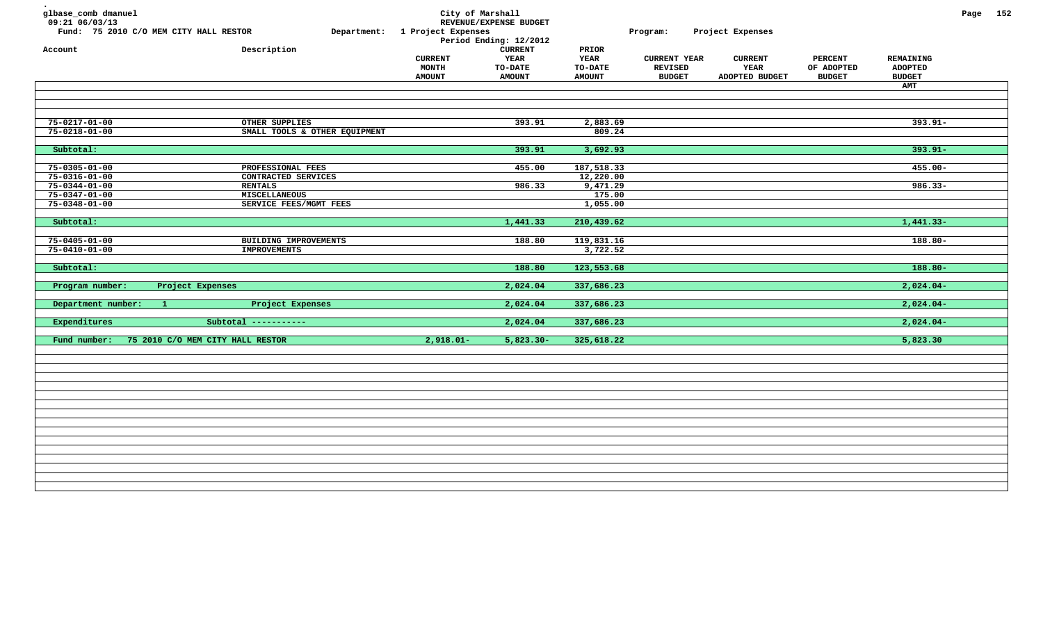glbase_comb dmanuel
09:21 06/03/13

# City of Marshall
## REVENUE/EXPENSE BUDGET

Fund: 75 2010 C/O MEM CITY HALL RESTOR  Department: 1 Project Expenses  Program: Project Expenses

Period Ending: 12/2012

| Account | Description | CURRENT MONTH AMOUNT | CURRENT YEAR TO-DATE AMOUNT | PRIOR YEAR TO-DATE AMOUNT | CURRENT YEAR REVISED BUDGET | CURRENT YEAR ADOPTED BUDGET | PERCENT OF ADOPTED BUDGET | REMAINING ADOPTED BUDGET AMT |
|---|---|---|---|---|---|---|---|---|
| 75-0217-01-00 | OTHER SUPPLIES | | 393.91 | 2,883.69 | | | | 393.91- |
| 75-0218-01-00 | SMALL TOOLS & OTHER EQUIPMENT | | | 809.24 | | | | |
| Subtotal: | | | 393.91 | 3,692.93 | | | | 393.91- |
| 75-0305-01-00 | PROFESSIONAL FEES | | 455.00 | 187,518.33 | | | | 455.00- |
| 75-0316-01-00 | CONTRACTED SERVICES | | | 12,220.00 | | | | |
| 75-0344-01-00 | RENTALS | | 986.33 | 9,471.29 | | | | 986.33- |
| 75-0347-01-00 | MISCELLANEOUS | | | 175.00 | | | | |
| 75-0348-01-00 | SERVICE FEES/MGMT FEES | | | 1,055.00 | | | | |
| Subtotal: | | | 1,441.33 | 210,439.62 | | | | 1,441.33- |
| 75-0405-01-00 | BUILDING IMPROVEMENTS | | 188.80 | 119,831.16 | | | | 188.80- |
| 75-0410-01-00 | IMPROVEMENTS | | | 3,722.52 | | | | |
| Subtotal: | | | 188.80 | 123,553.68 | | | | 188.80- |
| Program number: | Project Expenses | | 2,024.04 | 337,686.23 | | | | 2,024.04- |
| Department number: 1 | Project Expenses | | 2,024.04 | 337,686.23 | | | | 2,024.04- |
| Expenditures | Subtotal ----------- | | 2,024.04 | 337,686.23 | | | | 2,024.04- |
| Fund number: | 75 2010 C/O MEM CITY HALL RESTOR | 2,918.01- | 5,823.30- | 325,618.22 | | | | 5,823.30 |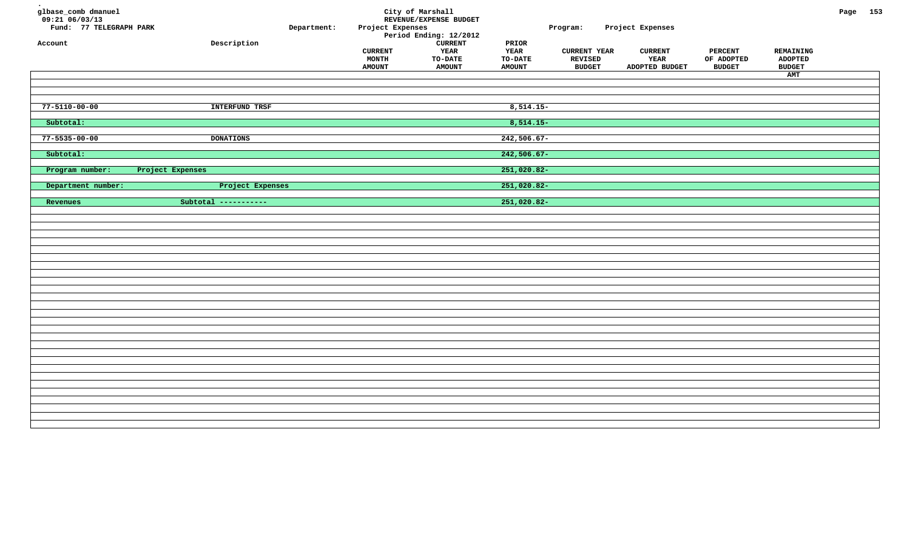glbase_comb dmanuel
09:21 06/03/13
Fund: 77 TELEGRAPH PARK

City of Marshall
REVENUE/EXPENSE BUDGET
Period Ending: 12/2012

Department: Project Expenses
Program: Project Expenses

| Account | Description | CURRENT MONTH AMOUNT | CURRENT YEAR TO-DATE AMOUNT | PRIOR YEAR TO-DATE AMOUNT | CURRENT YEAR REVISED BUDGET | CURRENT YEAR ADOPTED BUDGET | PERCENT OF ADOPTED BUDGET | REMAINING ADOPTED BUDGET AMT |
|---|---|---|---|---|---|---|---|---|
| 77-5110-00-00 | INTERFUND TRSF | | | 8,514.15- | | | | |
| Subtotal: | | | | 8,514.15- | | | | |
| 77-5535-00-00 | DONATIONS | | | 242,506.67- | | | | |
| Subtotal: | | | | 242,506.67- | | | | |
| Program number: Project Expenses | | | | 251,020.82- | | | | |
| Department number: | Project Expenses | | | 251,020.82- | | | | |
| Revenues | Subtotal ----------- | | | 251,020.82- | | | | |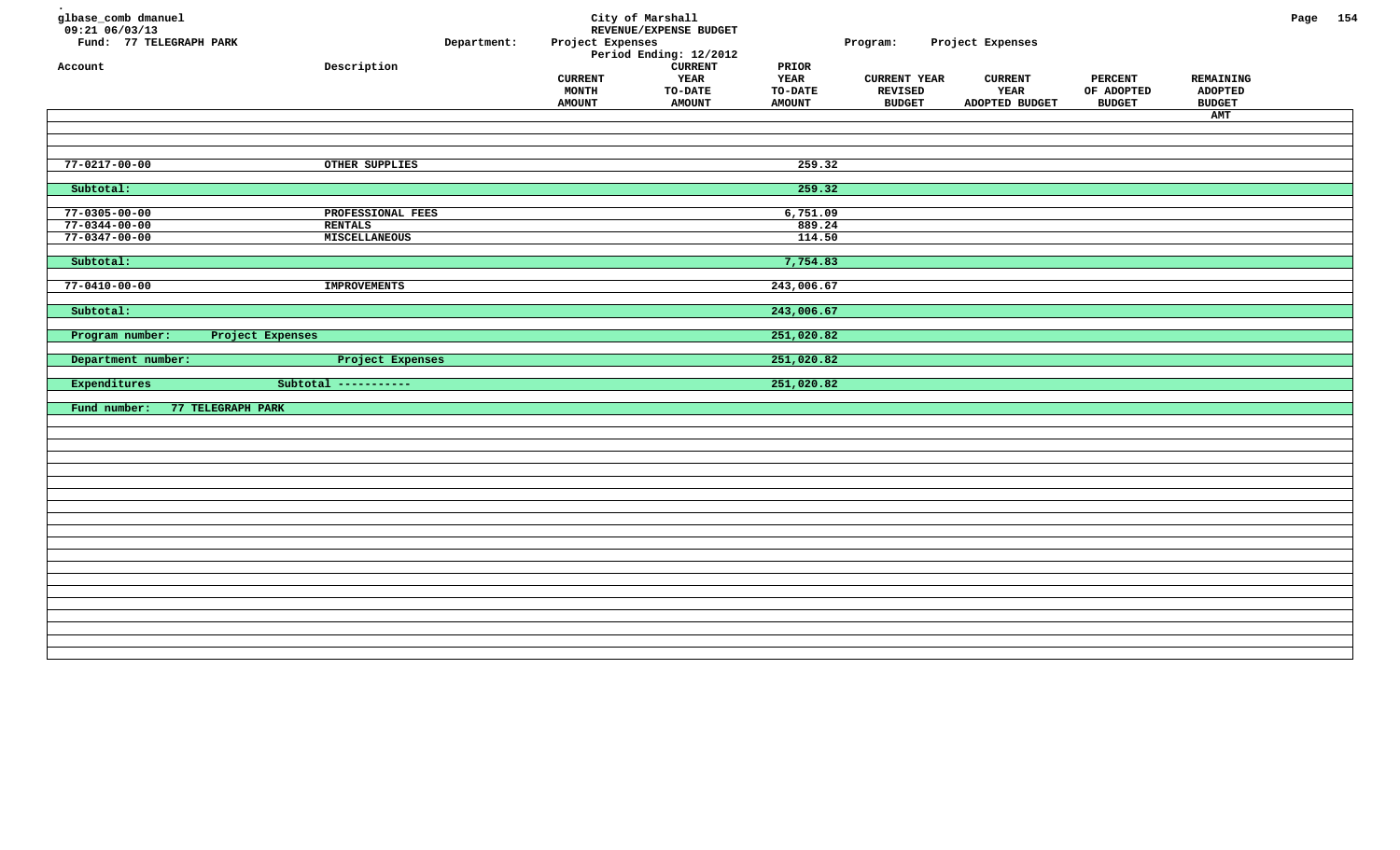glbase_comb dmanuel
09:21 06/03/13
Fund: 77 TELEGRAPH PARK

City of Marshall
REVENUE/EXPENSE BUDGET
Period Ending: 12/2012

Department: Project Expenses
Program: Project Expenses

| Account | Description | CURRENT MONTH AMOUNT | CURRENT YEAR TO-DATE AMOUNT | PRIOR YEAR TO-DATE AMOUNT | CURRENT YEAR REVISED BUDGET | CURRENT YEAR ADOPTED BUDGET | PERCENT OF ADOPTED BUDGET | REMAINING ADOPTED BUDGET AMT |
|---|---|---|---|---|---|---|---|---|
| 77-0217-00-00 | OTHER SUPPLIES | | | 259.32 | | | | |
| Subtotal: | | | | 259.32 | | | | |
| 77-0305-00-00 | PROFESSIONAL FEES | | | 6,751.09 | | | | |
| 77-0344-00-00 | RENTALS | | | 889.24 | | | | |
| 77-0347-00-00 | MISCELLANEOUS | | | 114.50 | | | | |
| Subtotal: | | | | 7,754.83 | | | | |
| 77-0410-00-00 | IMPROVEMENTS | | | 243,006.67 | | | | |
| Subtotal: | | | | 243,006.67 | | | | |
| Program number: Project Expenses | | | | 251,020.82 | | | | |
| Department number: | Project Expenses | | | 251,020.82 | | | | |
| Expenditures | Subtotal ----------- | | | 251,020.82 | | | | |
| Fund number: 77 TELEGRAPH PARK | | | | | | | | |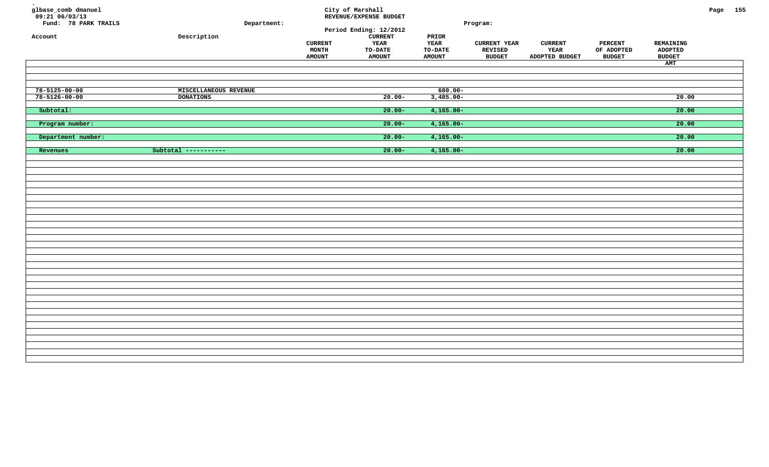glbase_comb dmanuel
09:21 06/03/13
Fund: 78 PARK TRAILS

City of Marshall
REVENUE/EXPENSE BUDGET
Period Ending: 12/2012

Department:

Program:

| Account | Description | CURRENT MONTH AMOUNT | CURRENT YEAR TO-DATE AMOUNT | PRIOR YEAR TO-DATE AMOUNT | CURRENT YEAR REVISED BUDGET | CURRENT YEAR ADOPTED BUDGET | PERCENT OF ADOPTED BUDGET | REMAINING ADOPTED BUDGET AMT |
|---|---|---|---|---|---|---|---|---|
| 78-5125-00-00 | MISCELLANEOUS REVENUE | | | 680.00- | | | | |
| 78-5126-00-00 | DONATIONS | | 20.00- | 3,485.00- | | | | 20.00 |
| Subtotal: | | | 20.00- | 4,165.00- | | | | 20.00 |
| Program number: | | | 20.00- | 4,165.00- | | | | 20.00 |
| Department number: | | | 20.00- | 4,165.00- | | | | 20.00 |
| Revenues | Subtotal ----------- | | 20.00- | 4,165.00- | | | | 20.00 |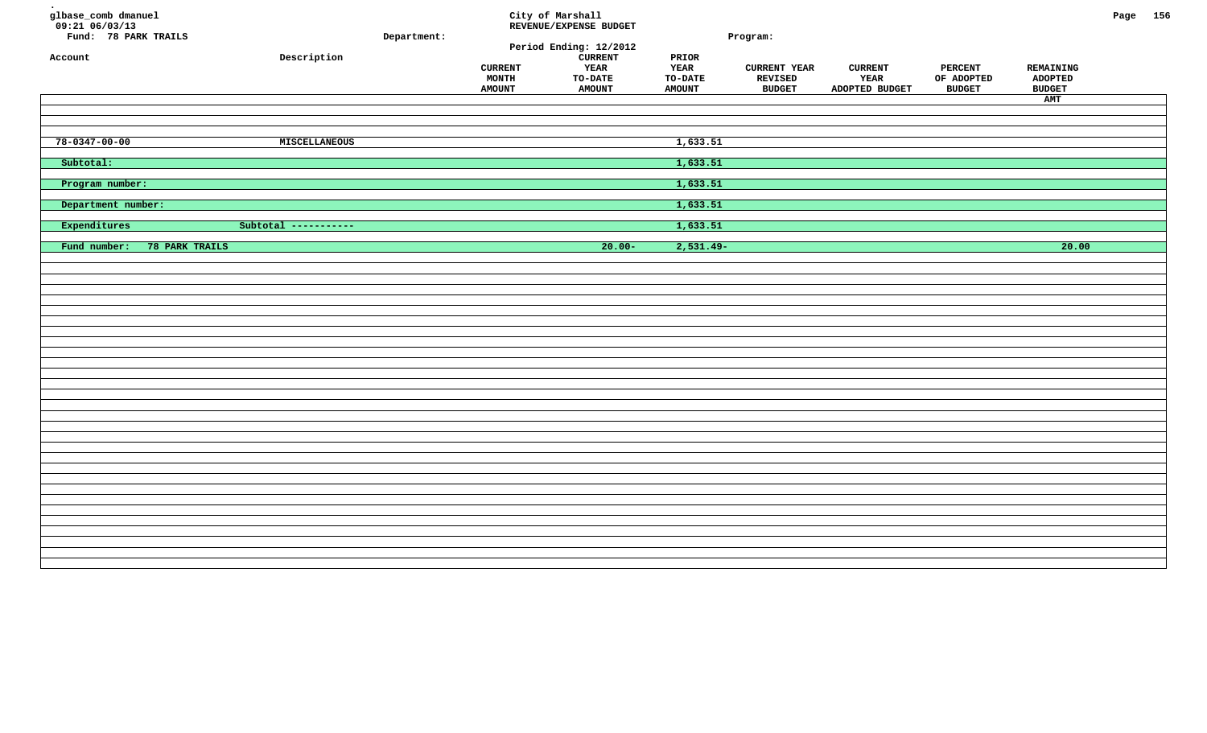glbase_comb dmanuel
09:21 06/03/13
Fund: 78 PARK TRAILS

Department:

City of Marshall
REVENUE/EXPENSE BUDGET
Period Ending: 12/2012

Program:

| Account | Description | CURRENT MONTH AMOUNT | CURRENT YEAR TO-DATE AMOUNT | PRIOR YEAR TO-DATE AMOUNT | CURRENT YEAR REVISED BUDGET | CURRENT YEAR ADOPTED BUDGET | PERCENT OF ADOPTED BUDGET | REMAINING ADOPTED BUDGET AMT |
|---|---|---|---|---|---|---|---|---|
| 78-0347-00-00 | MISCELLANEOUS | | | 1,633.51 | | | | |
| Subtotal: | | | | 1,633.51 | | | | |
| Program number: | | | | 1,633.51 | | | | |
| Department number: | | | | 1,633.51 | | | | |
| Expenditures | Subtotal ----------- | | | 1,633.51 | | | | |
| Fund number: 78 PARK TRAILS | | | 20.00- | 2,531.49- | | | | 20.00 |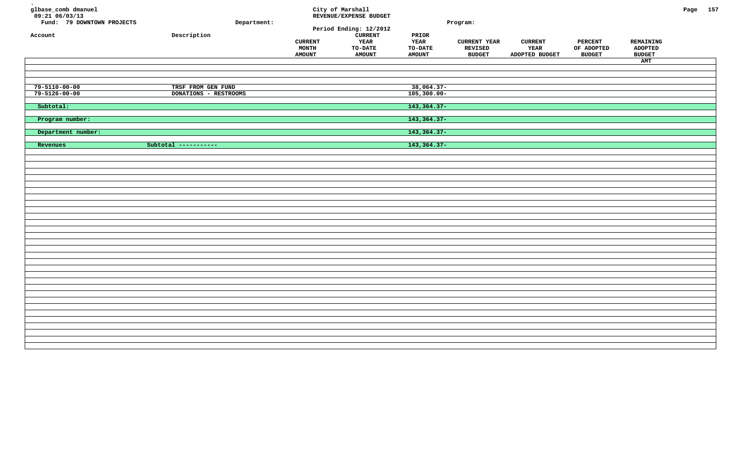City of Marshall
REVENUE/EXPENSE BUDGET
Period Ending: 12/2012

glbase_comb dmanuel
09:21 06/03/13

Fund: 79 DOWNTOWN PROJECTS    Department:    Program:

| Account | Description | CURRENT MONTH AMOUNT | CURRENT YEAR TO-DATE AMOUNT | PRIOR YEAR TO-DATE AMOUNT | CURRENT YEAR REVISED BUDGET | CURRENT YEAR ADOPTED BUDGET | PERCENT OF ADOPTED BUDGET | REMAINING ADOPTED BUDGET AMT |
|---|---|---|---|---|---|---|---|---|
| 79-5110-00-00 | TRSF FROM GEN FUND | | | 38,064.37- | | | | |
| 79-5126-00-00 | DONATIONS - RESTROOMS | | | 105,300.00- | | | | |
| Subtotal: | | | | 143,364.37- | | | | |
| Program number: | | | | 143,364.37- | | | | |
| Department number: | | | | 143,364.37- | | | | |
| Revenues | Subtotal ----------- | | | 143,364.37- | | | | |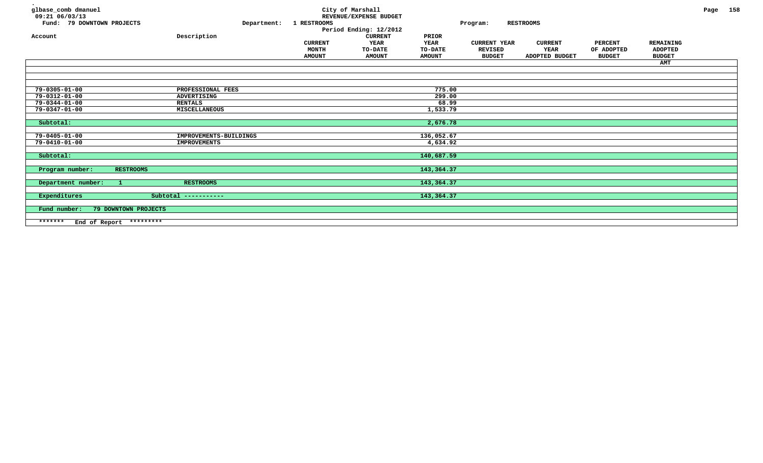glbase_comb dmanuel
09:21 06/03/13
Fund: 79 DOWNTOWN PROJECTS

City of Marshall
REVENUE/EXPENSE BUDGET
Period Ending: 12/2012

Department: 1 RESTROOMS
Program: RESTROOMS

| Account | Description | CURRENT MONTH AMOUNT | CURRENT YEAR TO-DATE AMOUNT | PRIOR YEAR TO-DATE AMOUNT | CURRENT YEAR REVISED BUDGET | CURRENT YEAR ADOPTED BUDGET | PERCENT OF ADOPTED BUDGET | REMAINING ADOPTED BUDGET AMT |
|---|---|---|---|---|---|---|---|---|
| 79-0305-01-00 | PROFESSIONAL FEES | | | 775.00 | | | | |
| 79-0312-01-00 | ADVERTISING | | | 299.00 | | | | |
| 79-0344-01-00 | RENTALS | | | 68.99 | | | | |
| 79-0347-01-00 | MISCELLANEOUS | | | 1,533.79 | | | | |
| Subtotal: | | | | 2,676.78 | | | | |
| 79-0405-01-00 | IMPROVEMENTS-BUILDINGS | | | 136,052.67 | | | | |
| 79-0410-01-00 | IMPROVEMENTS | | | 4,634.92 | | | | |
| Subtotal: | | | | 140,687.59 | | | | |
| Program number: RESTROOMS | | | | 143,364.37 | | | | |
| Department number: 1 | RESTROOMS | | | 143,364.37 | | | | |
| Expenditures | Subtotal ----------- | | | 143,364.37 | | | | |
| Fund number: 79 DOWNTOWN PROJECTS | | | | | | | | |

******* End of Report *********